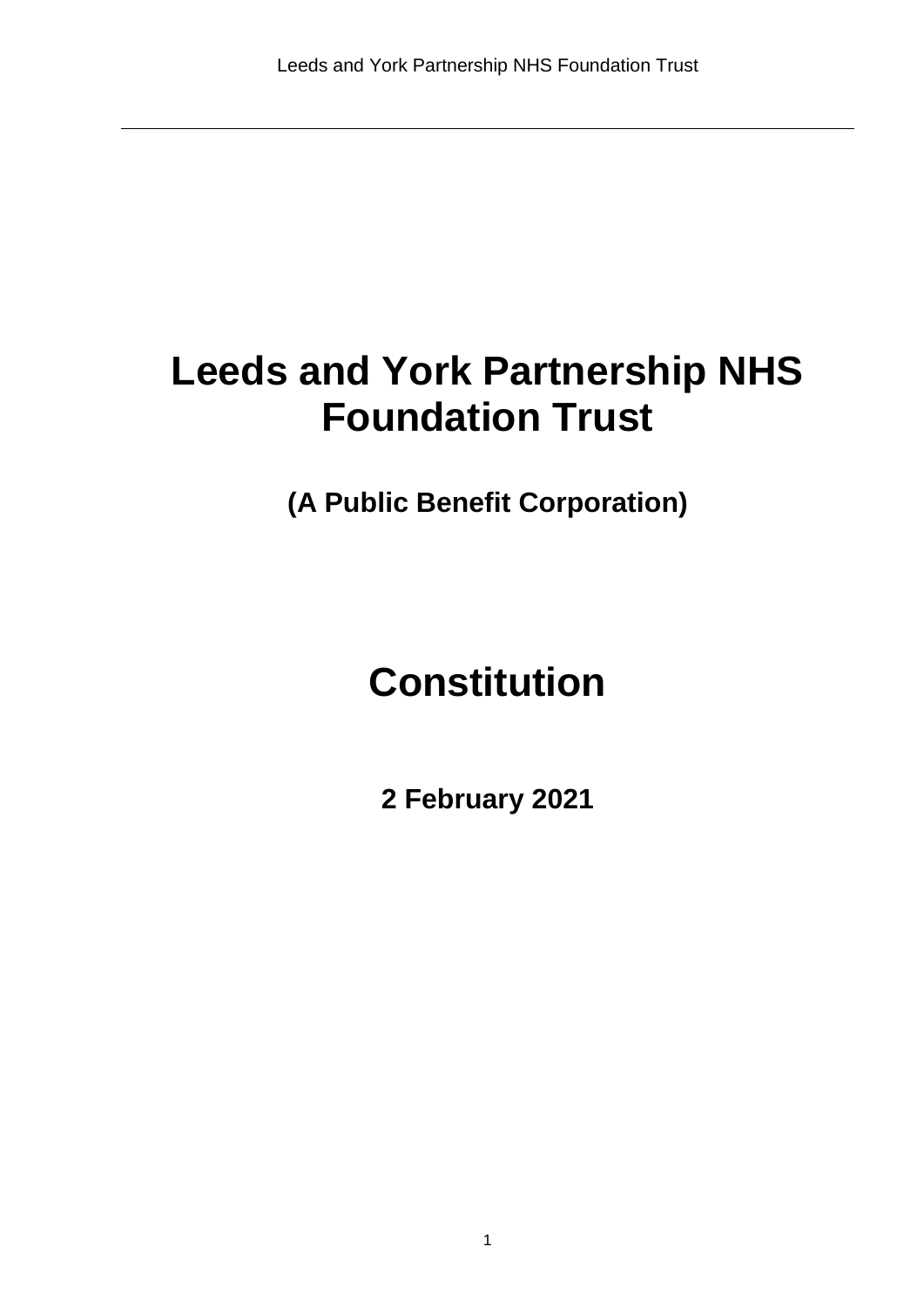# Leeds and York Partnership NHS Foundation Trust

**(A Public Benefit Corporation)**

# Constitution

**2 February 2021**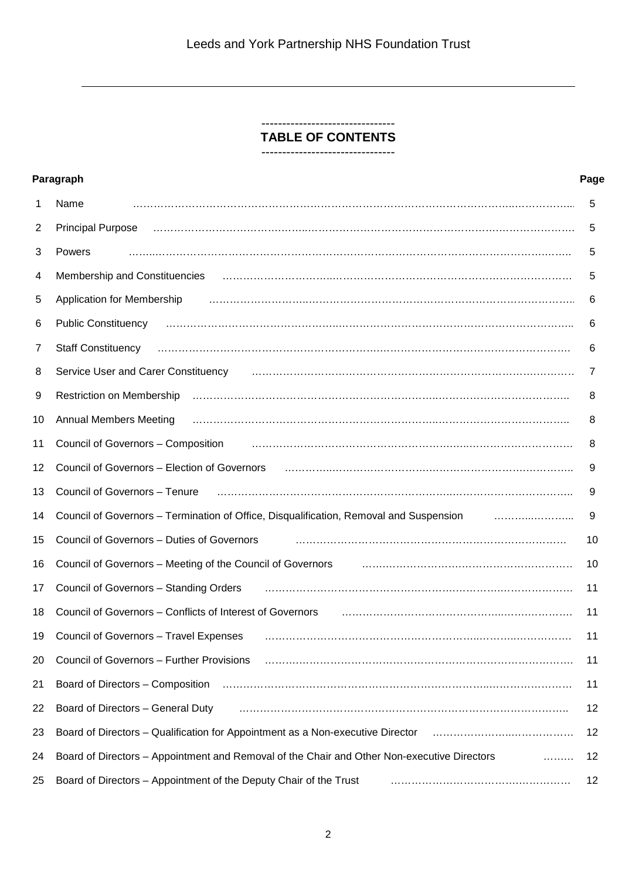Leeds and York Partnership NHS Foundation Trust

---

# TABLE OF CONTENTS

| Paragraph | | Page |
|---|---|---|
| 1 | Name | 5 |
| 2 | Principal Purpose | 5 |
| 3 | Powers | 5 |
| 4 | Membership and Constituencies | 5 |
| 5 | Application for Membership | 6 |
| 6 | Public Constituency | 6 |
| 7 | Staff Constituency | 6 |
| 8 | Service User and Carer Constituency | 7 |
| 9 | Restriction on Membership | 8 |
| 10 | Annual Members Meeting | 8 |
| 11 | Council of Governors – Composition | 8 |
| 12 | Council of Governors – Election of Governors | 9 |
| 13 | Council of Governors – Tenure | 9 |
| 14 | Council of Governors – Termination of Office, Disqualification, Removal and Suspension | 9 |
| 15 | Council of Governors – Duties of Governors | 10 |
| 16 | Council of Governors – Meeting of the Council of Governors | 10 |
| 17 | Council of Governors – Standing Orders | 11 |
| 18 | Council of Governors – Conflicts of Interest of Governors | 11 |
| 19 | Council of Governors – Travel Expenses | 11 |
| 20 | Council of Governors – Further Provisions | 11 |
| 21 | Board of Directors – Composition | 11 |
| 22 | Board of Directors – General Duty | 12 |
| 23 | Board of Directors – Qualification for Appointment as a Non-executive Director | 12 |
| 24 | Board of Directors – Appointment and Removal of the Chair and Other Non-executive Directors | 12 |
| 25 | Board of Directors – Appointment of the Deputy Chair of the Trust | 12 |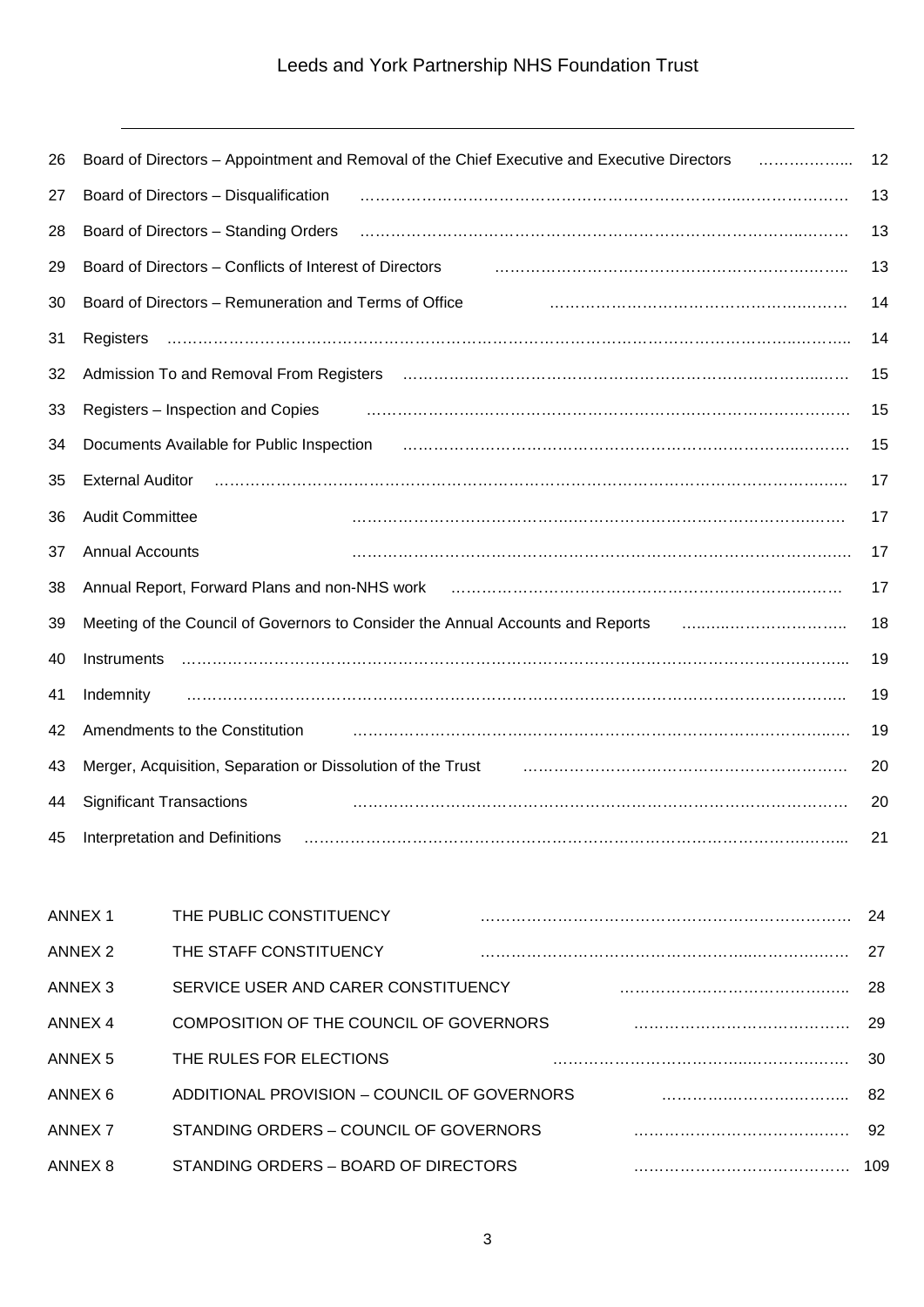| | | |
|---|---|---|
| 26 | Board of Directors – Appointment and Removal of the Chief Executive and Executive Directors | 12 |
| 27 | Board of Directors – Disqualification | 13 |
| 28 | Board of Directors – Standing Orders | 13 |
| 29 | Board of Directors – Conflicts of Interest of Directors | 13 |
| 30 | Board of Directors – Remuneration and Terms of Office | 14 |
| 31 | Registers | 14 |
| 32 | Admission To and Removal From Registers | 15 |
| 33 | Registers – Inspection and Copies | 15 |
| 34 | Documents Available for Public Inspection | 15 |
| 35 | External Auditor | 17 |
| 36 | Audit Committee | 17 |
| 37 | Annual Accounts | 17 |
| 38 | Annual Report, Forward Plans and non-NHS work | 17 |
| 39 | Meeting of the Council of Governors to Consider the Annual Accounts and Reports | 18 |
| 40 | Instruments | 19 |
| 41 | Indemnity | 19 |
| 42 | Amendments to the Constitution | 19 |
| 43 | Merger, Acquisition, Separation or Dissolution of the Trust | 20 |
| 44 | Significant Transactions | 20 |
| 45 | Interpretation and Definitions | 21 |

| | | |
|---|---|---|
| ANNEX 1 | THE PUBLIC CONSTITUENCY | 24 |
| ANNEX 2 | THE STAFF CONSTITUENCY | 27 |
| ANNEX 3 | SERVICE USER AND CARER CONSTITUENCY | 28 |
| ANNEX 4 | COMPOSITION OF THE COUNCIL OF GOVERNORS | 29 |
| ANNEX 5 | THE RULES FOR ELECTIONS | 30 |
| ANNEX 6 | ADDITIONAL PROVISION – COUNCIL OF GOVERNORS | 82 |
| ANNEX 7 | STANDING ORDERS – COUNCIL OF GOVERNORS | 92 |
| ANNEX 8 | STANDING ORDERS – BOARD OF DIRECTORS | 109 |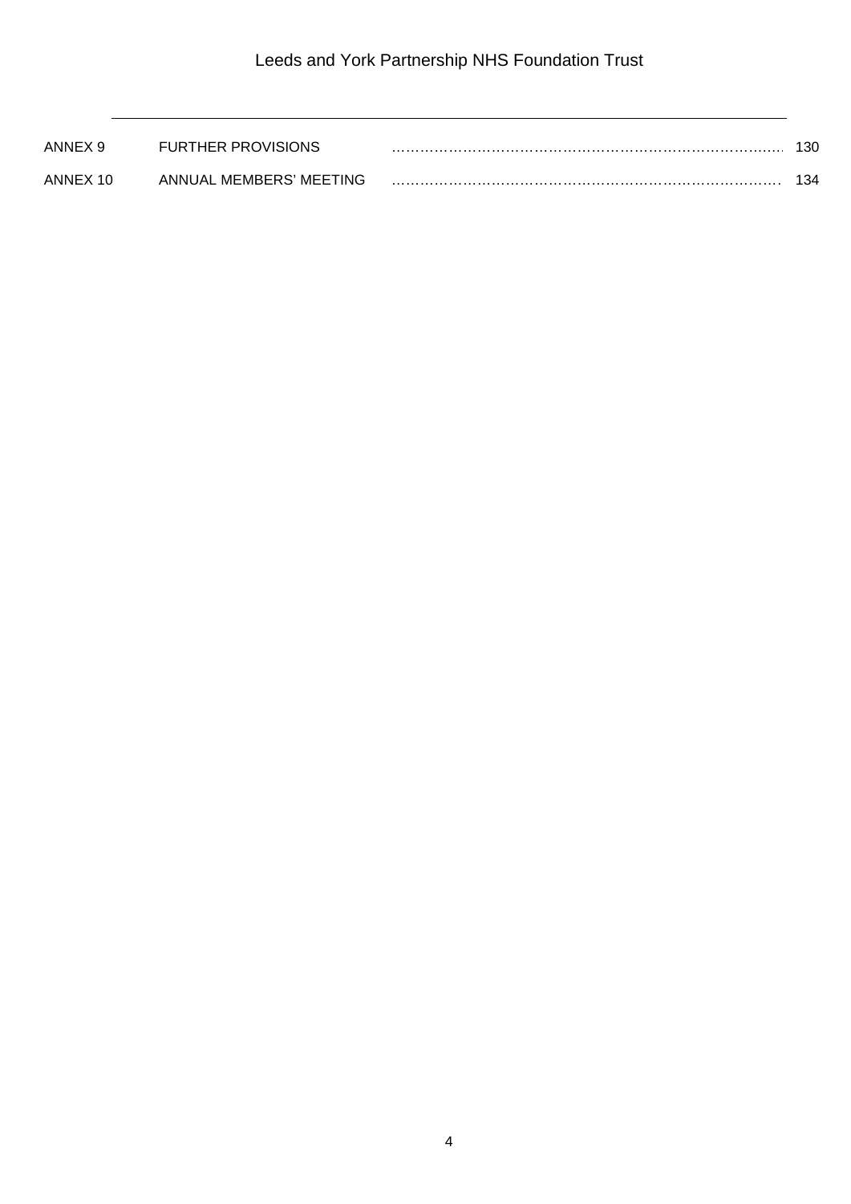| | | |
|---|---|---|
| ANNEX 9 | FURTHER PROVISIONS | 130 |
| ANNEX 10 | ANNUAL MEMBERS' MEETING | 134 |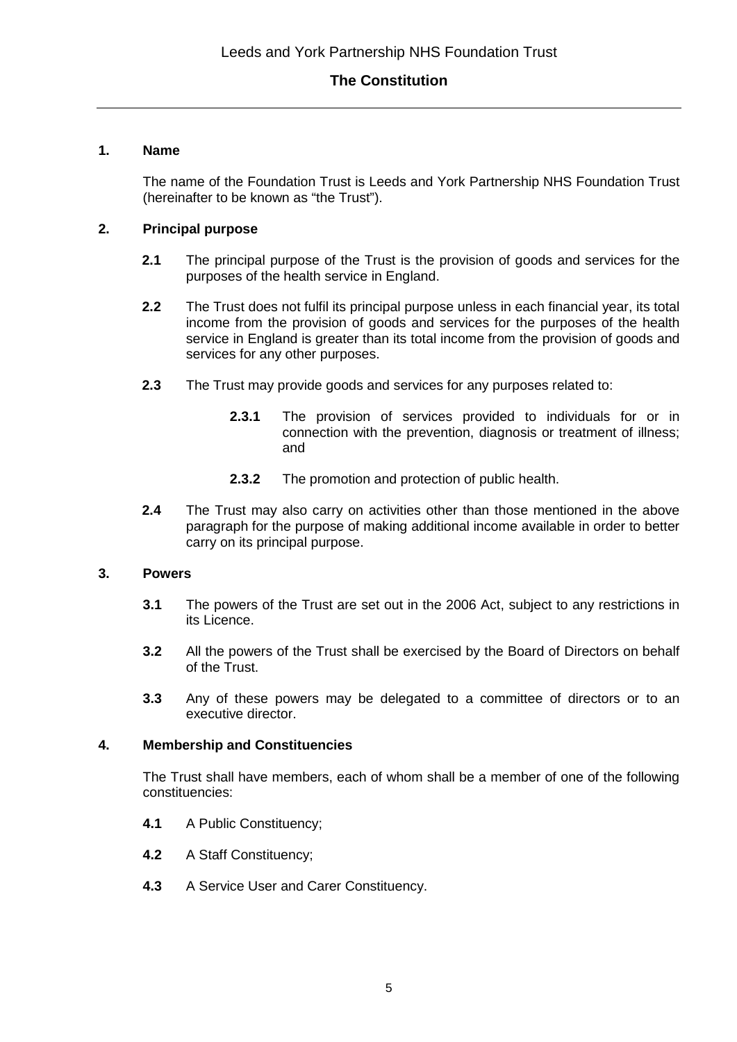# The Constitution

## 1. Name

The name of the Foundation Trust is Leeds and York Partnership NHS Foundation Trust (hereinafter to be known as "the Trust").

## 2. Principal purpose

**2.1** The principal purpose of the Trust is the provision of goods and services for the purposes of the health service in England.

**2.2** The Trust does not fulfil its principal purpose unless in each financial year, its total income from the provision of goods and services for the purposes of the health service in England is greater than its total income from the provision of goods and services for any other purposes.

**2.3** The Trust may provide goods and services for any purposes related to:

> **2.3.1** The provision of services provided to individuals for or in connection with the prevention, diagnosis or treatment of illness; and
>
> **2.3.2** The promotion and protection of public health.

**2.4** The Trust may also carry on activities other than those mentioned in the above paragraph for the purpose of making additional income available in order to better carry on its principal purpose.

## 3. Powers

**3.1** The powers of the Trust are set out in the 2006 Act, subject to any restrictions in its Licence.

**3.2** All the powers of the Trust shall be exercised by the Board of Directors on behalf of the Trust.

**3.3** Any of these powers may be delegated to a committee of directors or to an executive director.

## 4. Membership and Constituencies

The Trust shall have members, each of whom shall be a member of one of the following constituencies:

**4.1** A Public Constituency;

**4.2** A Staff Constituency;

**4.3** A Service User and Carer Constituency.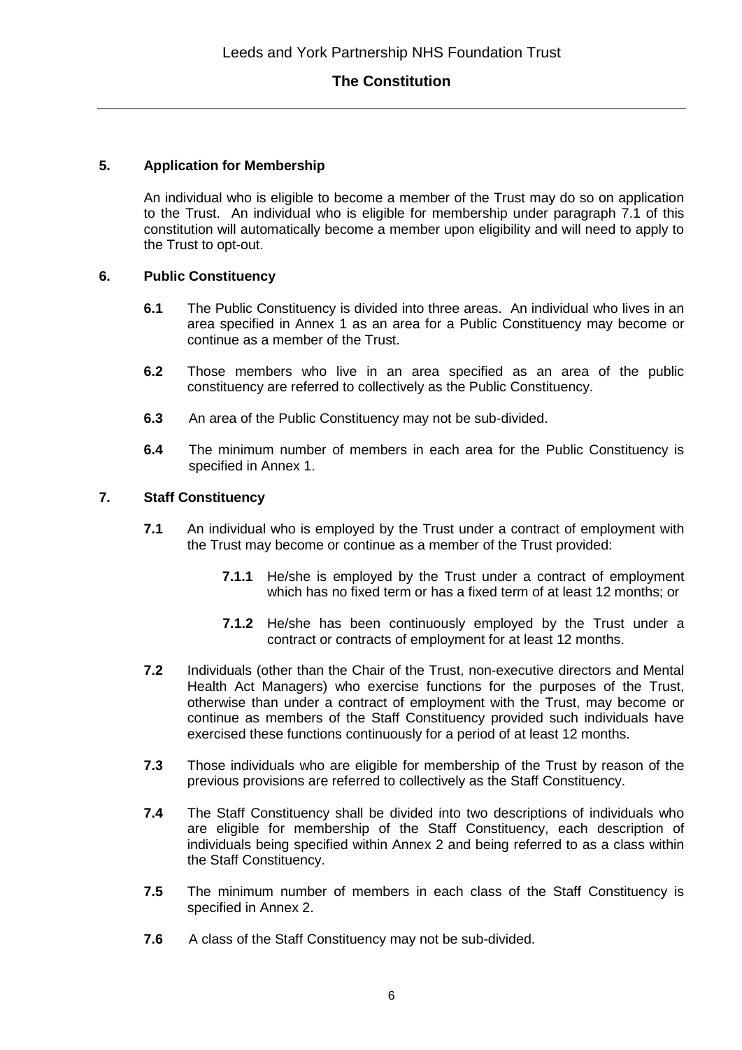## 5. Application for Membership

An individual who is eligible to become a member of the Trust may do so on application to the Trust. An individual who is eligible for membership under paragraph 7.1 of this constitution will automatically become a member upon eligibility and will need to apply to the Trust to opt-out.

## 6. Public Constituency

**6.1** The Public Constituency is divided into three areas. An individual who lives in an area specified in Annex 1 as an area for a Public Constituency may become or continue as a member of the Trust.

**6.2** Those members who live in an area specified as an area of the public constituency are referred to collectively as the Public Constituency.

**6.3** An area of the Public Constituency may not be sub-divided.

**6.4** The minimum number of members in each area for the Public Constituency is specified in Annex 1.

## 7. Staff Constituency

**7.1** An individual who is employed by the Trust under a contract of employment with the Trust may become or continue as a member of the Trust provided:

> **7.1.1** He/she is employed by the Trust under a contract of employment which has no fixed term or has a fixed term of at least 12 months; or
>
> **7.1.2** He/she has been continuously employed by the Trust under a contract or contracts of employment for at least 12 months.

**7.2** Individuals (other than the Chair of the Trust, non-executive directors and Mental Health Act Managers) who exercise functions for the purposes of the Trust, otherwise than under a contract of employment with the Trust, may become or continue as members of the Staff Constituency provided such individuals have exercised these functions continuously for a period of at least 12 months.

**7.3** Those individuals who are eligible for membership of the Trust by reason of the previous provisions are referred to collectively as the Staff Constituency.

**7.4** The Staff Constituency shall be divided into two descriptions of individuals who are eligible for membership of the Staff Constituency, each description of individuals being specified within Annex 2 and being referred to as a class within the Staff Constituency.

**7.5** The minimum number of members in each class of the Staff Constituency is specified in Annex 2.

**7.6** A class of the Staff Constituency may not be sub-divided.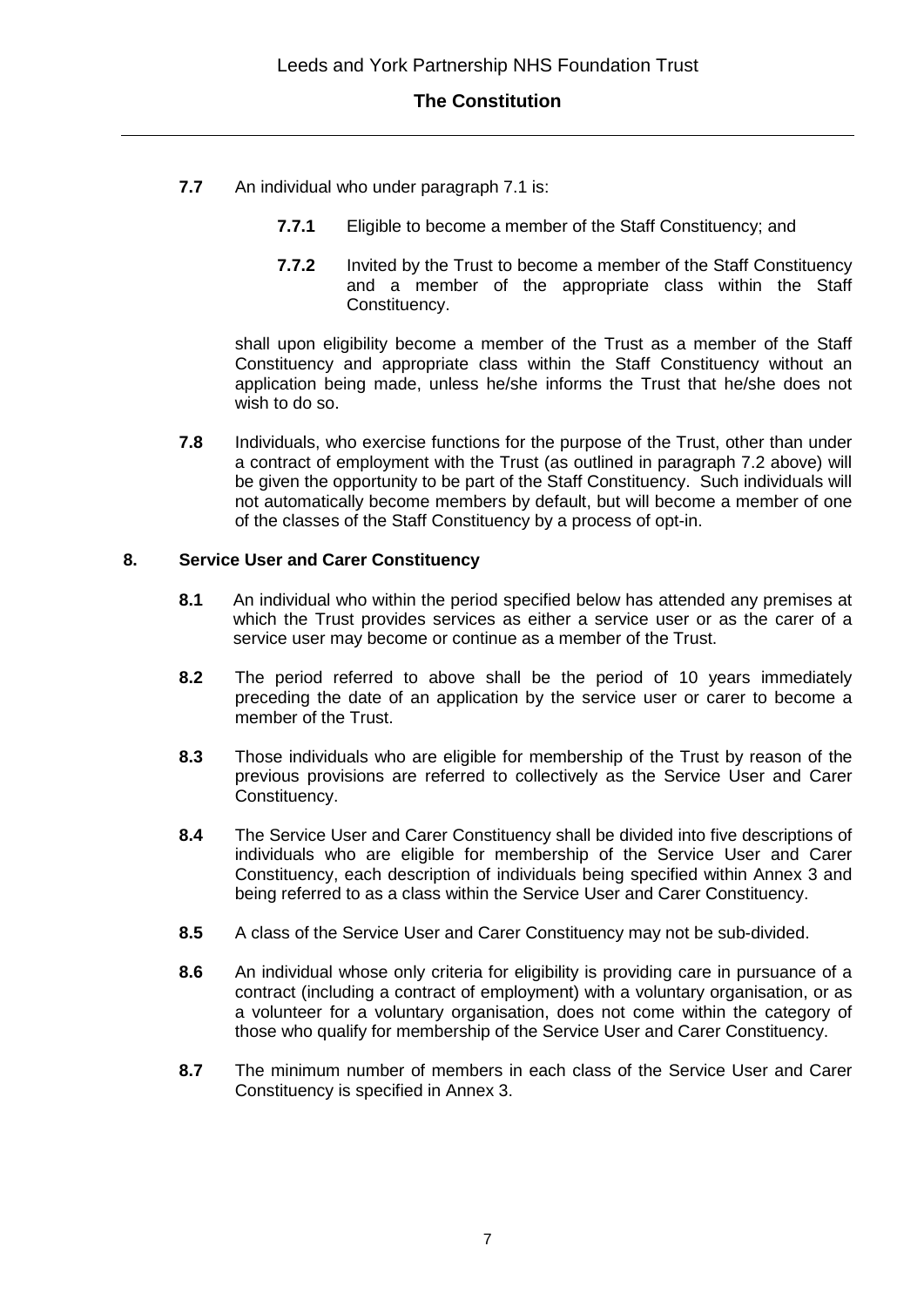**7.7** An individual who under paragraph 7.1 is:

**7.7.1** Eligible to become a member of the Staff Constituency; and

**7.7.2** Invited by the Trust to become a member of the Staff Constituency and a member of the appropriate class within the Staff Constituency.

shall upon eligibility become a member of the Trust as a member of the Staff Constituency and appropriate class within the Staff Constituency without an application being made, unless he/she informs the Trust that he/she does not wish to do so.

**7.8** Individuals, who exercise functions for the purpose of the Trust, other than under a contract of employment with the Trust (as outlined in paragraph 7.2 above) will be given the opportunity to be part of the Staff Constituency. Such individuals will not automatically become members by default, but will become a member of one of the classes of the Staff Constituency by a process of opt-in.

## 8. Service User and Carer Constituency

**8.1** An individual who within the period specified below has attended any premises at which the Trust provides services as either a service user or as the carer of a service user may become or continue as a member of the Trust.

**8.2** The period referred to above shall be the period of 10 years immediately preceding the date of an application by the service user or carer to become a member of the Trust.

**8.3** Those individuals who are eligible for membership of the Trust by reason of the previous provisions are referred to collectively as the Service User and Carer Constituency.

**8.4** The Service User and Carer Constituency shall be divided into five descriptions of individuals who are eligible for membership of the Service User and Carer Constituency, each description of individuals being specified within Annex 3 and being referred to as a class within the Service User and Carer Constituency.

**8.5** A class of the Service User and Carer Constituency may not be sub-divided.

**8.6** An individual whose only criteria for eligibility is providing care in pursuance of a contract (including a contract of employment) with a voluntary organisation, or as a volunteer for a voluntary organisation, does not come within the category of those who qualify for membership of the Service User and Carer Constituency.

**8.7** The minimum number of members in each class of the Service User and Carer Constituency is specified in Annex 3.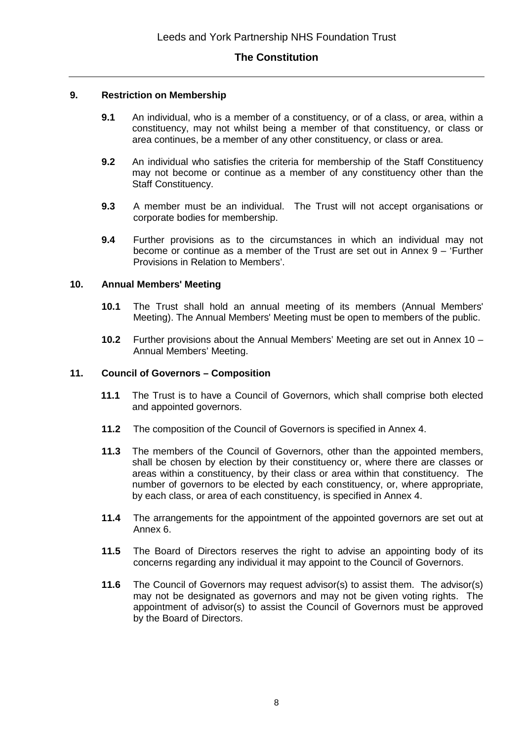## 9. Restriction on Membership

**9.1** An individual, who is a member of a constituency, or of a class, or area, within a constituency, may not whilst being a member of that constituency, or class or area continues, be a member of any other constituency, or class or area.

**9.2** An individual who satisfies the criteria for membership of the Staff Constituency may not become or continue as a member of any constituency other than the Staff Constituency.

**9.3** A member must be an individual. The Trust will not accept organisations or corporate bodies for membership.

**9.4** Further provisions as to the circumstances in which an individual may not become or continue as a member of the Trust are set out in Annex 9 – 'Further Provisions in Relation to Members'.

## 10. Annual Members' Meeting

**10.1** The Trust shall hold an annual meeting of its members (Annual Members' Meeting). The Annual Members' Meeting must be open to members of the public.

**10.2** Further provisions about the Annual Members' Meeting are set out in Annex 10 – Annual Members' Meeting.

## 11. Council of Governors – Composition

**11.1** The Trust is to have a Council of Governors, which shall comprise both elected and appointed governors.

**11.2** The composition of the Council of Governors is specified in Annex 4.

**11.3** The members of the Council of Governors, other than the appointed members, shall be chosen by election by their constituency or, where there are classes or areas within a constituency, by their class or area within that constituency. The number of governors to be elected by each constituency, or, where appropriate, by each class, or area of each constituency, is specified in Annex 4.

**11.4** The arrangements for the appointment of the appointed governors are set out at Annex 6.

**11.5** The Board of Directors reserves the right to advise an appointing body of its concerns regarding any individual it may appoint to the Council of Governors.

**11.6** The Council of Governors may request advisor(s) to assist them. The advisor(s) may not be designated as governors and may not be given voting rights. The appointment of advisor(s) to assist the Council of Governors must be approved by the Board of Directors.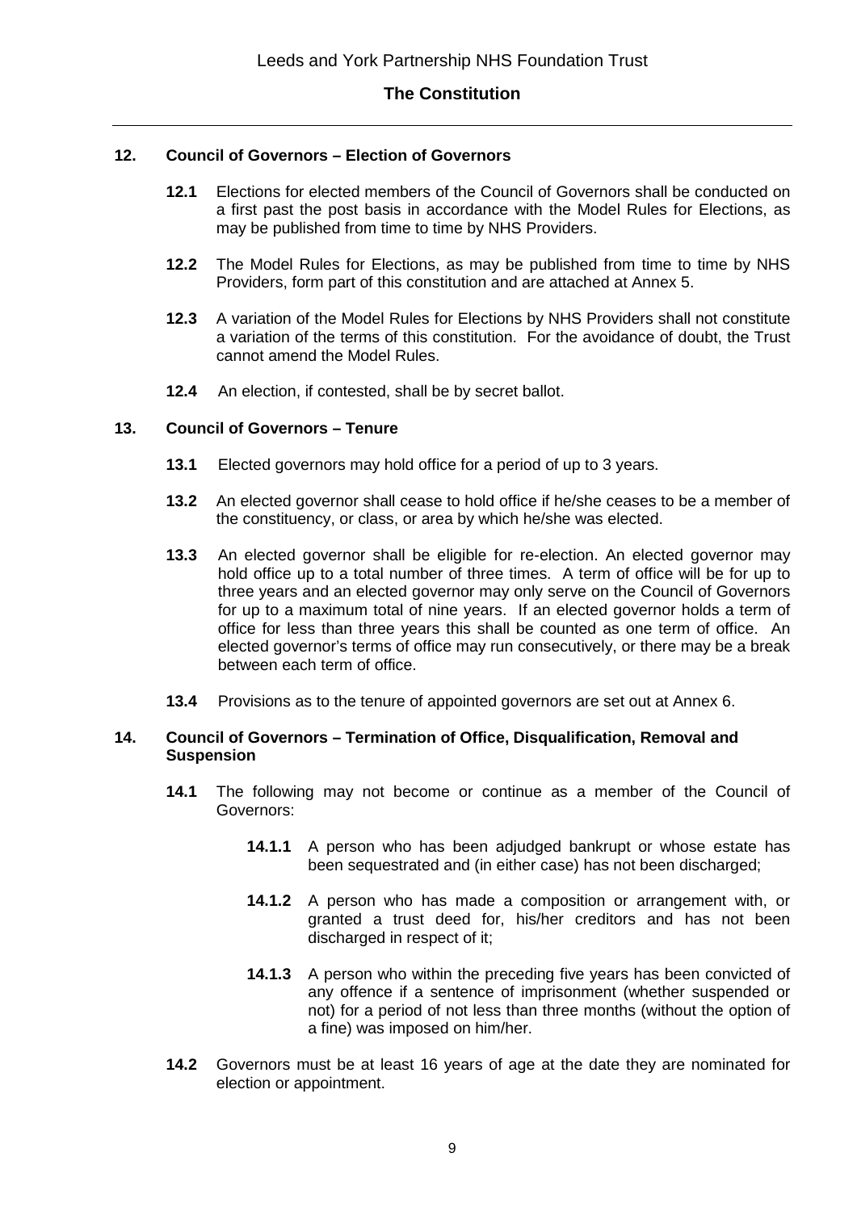## 12. Council of Governors – Election of Governors

**12.1** Elections for elected members of the Council of Governors shall be conducted on a first past the post basis in accordance with the Model Rules for Elections, as may be published from time to time by NHS Providers.

**12.2** The Model Rules for Elections, as may be published from time to time by NHS Providers, form part of this constitution and are attached at Annex 5.

**12.3** A variation of the Model Rules for Elections by NHS Providers shall not constitute a variation of the terms of this constitution. For the avoidance of doubt, the Trust cannot amend the Model Rules.

**12.4** An election, if contested, shall be by secret ballot.

## 13. Council of Governors – Tenure

**13.1** Elected governors may hold office for a period of up to 3 years.

**13.2** An elected governor shall cease to hold office if he/she ceases to be a member of the constituency, or class, or area by which he/she was elected.

**13.3** An elected governor shall be eligible for re-election. An elected governor may hold office up to a total number of three times. A term of office will be for up to three years and an elected governor may only serve on the Council of Governors for up to a maximum total of nine years. If an elected governor holds a term of office for less than three years this shall be counted as one term of office. An elected governor's terms of office may run consecutively, or there may be a break between each term of office.

**13.4** Provisions as to the tenure of appointed governors are set out at Annex 6.

## 14. Council of Governors – Termination of Office, Disqualification, Removal and Suspension

**14.1** The following may not become or continue as a member of the Council of Governors:

**14.1.1** A person who has been adjudged bankrupt or whose estate has been sequestrated and (in either case) has not been discharged;

**14.1.2** A person who has made a composition or arrangement with, or granted a trust deed for, his/her creditors and has not been discharged in respect of it;

**14.1.3** A person who within the preceding five years has been convicted of any offence if a sentence of imprisonment (whether suspended or not) for a period of not less than three months (without the option of a fine) was imposed on him/her.

**14.2** Governors must be at least 16 years of age at the date they are nominated for election or appointment.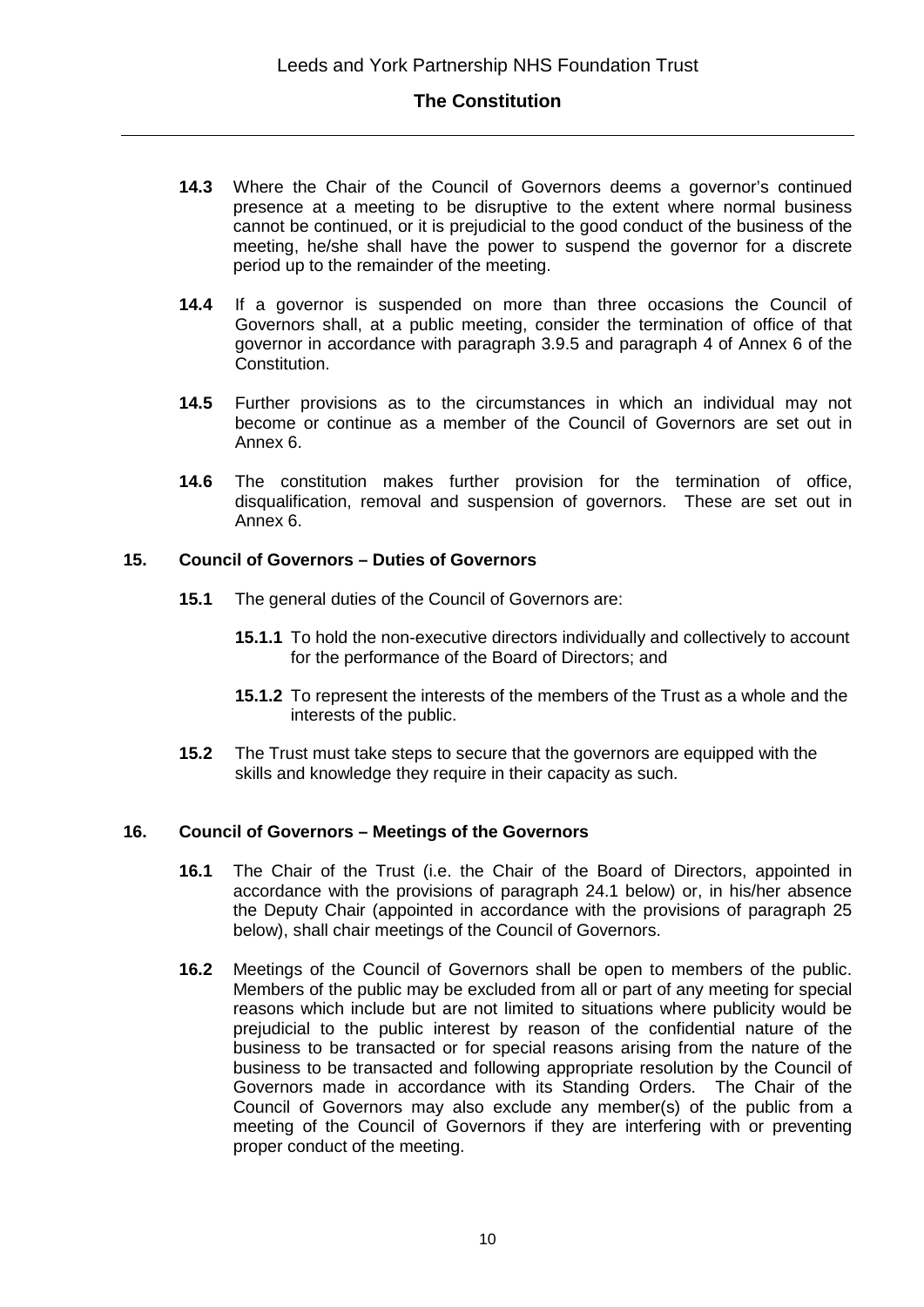**14.3** Where the Chair of the Council of Governors deems a governor's continued presence at a meeting to be disruptive to the extent where normal business cannot be continued, or it is prejudicial to the good conduct of the business of the meeting, he/she shall have the power to suspend the governor for a discrete period up to the remainder of the meeting.

**14.4** If a governor is suspended on more than three occasions the Council of Governors shall, at a public meeting, consider the termination of office of that governor in accordance with paragraph 3.9.5 and paragraph 4 of Annex 6 of the Constitution.

**14.5** Further provisions as to the circumstances in which an individual may not become or continue as a member of the Council of Governors are set out in Annex 6.

**14.6** The constitution makes further provision for the termination of office, disqualification, removal and suspension of governors. These are set out in Annex 6.

## 15. Council of Governors – Duties of Governors

**15.1** The general duties of the Council of Governors are:

**15.1.1** To hold the non-executive directors individually and collectively to account for the performance of the Board of Directors; and

**15.1.2** To represent the interests of the members of the Trust as a whole and the interests of the public.

**15.2** The Trust must take steps to secure that the governors are equipped with the skills and knowledge they require in their capacity as such.

## 16. Council of Governors – Meetings of the Governors

**16.1** The Chair of the Trust (i.e. the Chair of the Board of Directors, appointed in accordance with the provisions of paragraph 24.1 below) or, in his/her absence the Deputy Chair (appointed in accordance with the provisions of paragraph 25 below), shall chair meetings of the Council of Governors.

**16.2** Meetings of the Council of Governors shall be open to members of the public. Members of the public may be excluded from all or part of any meeting for special reasons which include but are not limited to situations where publicity would be prejudicial to the public interest by reason of the confidential nature of the business to be transacted or for special reasons arising from the nature of the business to be transacted and following appropriate resolution by the Council of Governors made in accordance with its Standing Orders. The Chair of the Council of Governors may also exclude any member(s) of the public from a meeting of the Council of Governors if they are interfering with or preventing proper conduct of the meeting.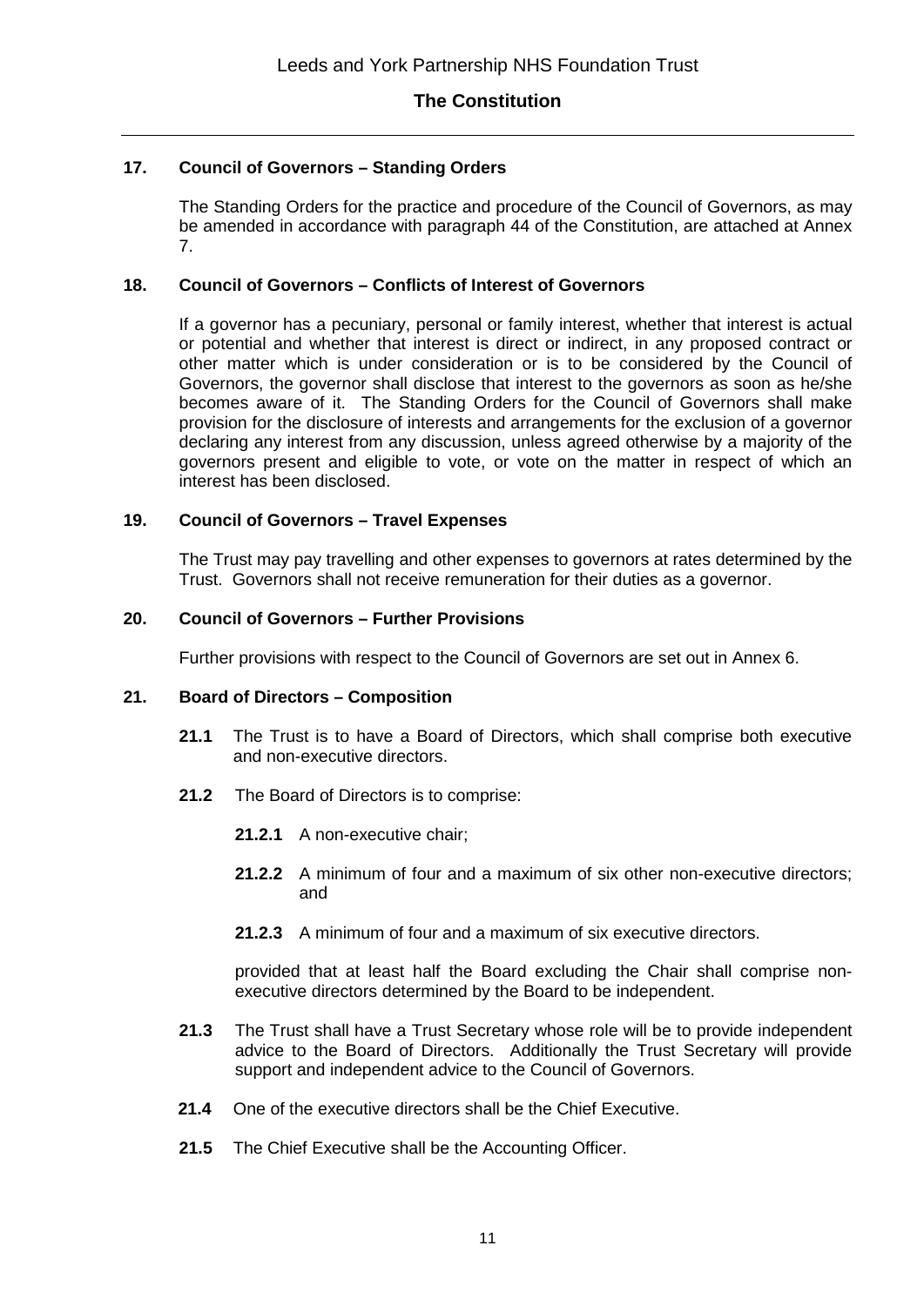### 17. Council of Governors – Standing Orders

The Standing Orders for the practice and procedure of the Council of Governors, as may be amended in accordance with paragraph 44 of the Constitution, are attached at Annex 7.

### 18. Council of Governors – Conflicts of Interest of Governors

If a governor has a pecuniary, personal or family interest, whether that interest is actual or potential and whether that interest is direct or indirect, in any proposed contract or other matter which is under consideration or is to be considered by the Council of Governors, the governor shall disclose that interest to the governors as soon as he/she becomes aware of it. The Standing Orders for the Council of Governors shall make provision for the disclosure of interests and arrangements for the exclusion of a governor declaring any interest from any discussion, unless agreed otherwise by a majority of the governors present and eligible to vote, or vote on the matter in respect of which an interest has been disclosed.

### 19. Council of Governors – Travel Expenses

The Trust may pay travelling and other expenses to governors at rates determined by the Trust. Governors shall not receive remuneration for their duties as a governor.

### 20. Council of Governors – Further Provisions

Further provisions with respect to the Council of Governors are set out in Annex 6.

### 21. Board of Directors – Composition

**21.1** The Trust is to have a Board of Directors, which shall comprise both executive and non-executive directors.

**21.2** The Board of Directors is to comprise:

**21.2.1** A non-executive chair;

**21.2.2** A minimum of four and a maximum of six other non-executive directors; and

**21.2.3** A minimum of four and a maximum of six executive directors.

provided that at least half the Board excluding the Chair shall comprise non-executive directors determined by the Board to be independent.

**21.3** The Trust shall have a Trust Secretary whose role will be to provide independent advice to the Board of Directors. Additionally the Trust Secretary will provide support and independent advice to the Council of Governors.

**21.4** One of the executive directors shall be the Chief Executive.

**21.5** The Chief Executive shall be the Accounting Officer.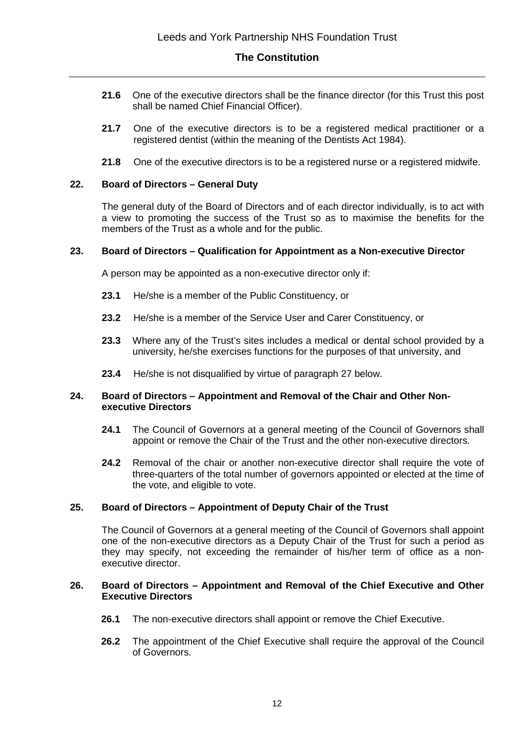**21.6** One of the executive directors shall be the finance director (for this Trust this post shall be named Chief Financial Officer).

**21.7** One of the executive directors is to be a registered medical practitioner or a registered dentist (within the meaning of the Dentists Act 1984).

**21.8** One of the executive directors is to be a registered nurse or a registered midwife.

### 22. Board of Directors – General Duty

The general duty of the Board of Directors and of each director individually, is to act with a view to promoting the success of the Trust so as to maximise the benefits for the members of the Trust as a whole and for the public.

### 23. Board of Directors – Qualification for Appointment as a Non-executive Director

A person may be appointed as a non-executive director only if:

**23.1** He/she is a member of the Public Constituency, or

**23.2** He/she is a member of the Service User and Carer Constituency, or

**23.3** Where any of the Trust's sites includes a medical or dental school provided by a university, he/she exercises functions for the purposes of that university, and

**23.4** He/she is not disqualified by virtue of paragraph 27 below.

### 24. Board of Directors – Appointment and Removal of the Chair and Other Non-executive Directors

**24.1** The Council of Governors at a general meeting of the Council of Governors shall appoint or remove the Chair of the Trust and the other non-executive directors.

**24.2** Removal of the chair or another non-executive director shall require the vote of three-quarters of the total number of governors appointed or elected at the time of the vote, and eligible to vote.

### 25. Board of Directors – Appointment of Deputy Chair of the Trust

The Council of Governors at a general meeting of the Council of Governors shall appoint one of the non-executive directors as a Deputy Chair of the Trust for such a period as they may specify, not exceeding the remainder of his/her term of office as a non-executive director.

### 26. Board of Directors – Appointment and Removal of the Chief Executive and Other Executive Directors

**26.1** The non-executive directors shall appoint or remove the Chief Executive.

**26.2** The appointment of the Chief Executive shall require the approval of the Council of Governors.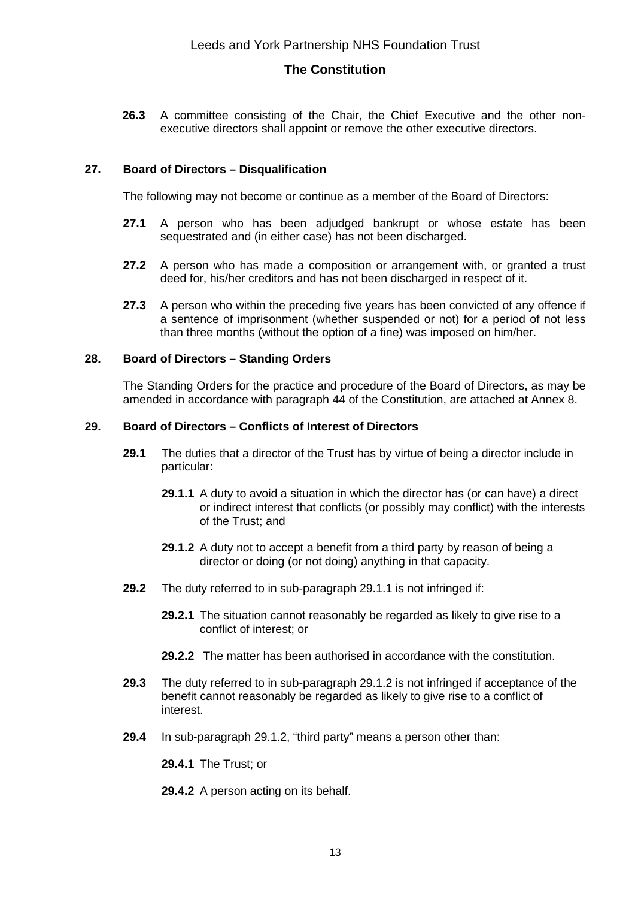**26.3** A committee consisting of the Chair, the Chief Executive and the other non-executive directors shall appoint or remove the other executive directors.

## 27. Board of Directors – Disqualification

The following may not become or continue as a member of the Board of Directors:

**27.1** A person who has been adjudged bankrupt or whose estate has been sequestrated and (in either case) has not been discharged.

**27.2** A person who has made a composition or arrangement with, or granted a trust deed for, his/her creditors and has not been discharged in respect of it.

**27.3** A person who within the preceding five years has been convicted of any offence if a sentence of imprisonment (whether suspended or not) for a period of not less than three months (without the option of a fine) was imposed on him/her.

## 28. Board of Directors – Standing Orders

The Standing Orders for the practice and procedure of the Board of Directors, as may be amended in accordance with paragraph 44 of the Constitution, are attached at Annex 8.

## 29. Board of Directors – Conflicts of Interest of Directors

**29.1** The duties that a director of the Trust has by virtue of being a director include in particular:

**29.1.1** A duty to avoid a situation in which the director has (or can have) a direct or indirect interest that conflicts (or possibly may conflict) with the interests of the Trust; and

**29.1.2** A duty not to accept a benefit from a third party by reason of being a director or doing (or not doing) anything in that capacity.

**29.2** The duty referred to in sub-paragraph 29.1.1 is not infringed if:

**29.2.1** The situation cannot reasonably be regarded as likely to give rise to a conflict of interest; or

**29.2.2** The matter has been authorised in accordance with the constitution.

**29.3** The duty referred to in sub-paragraph 29.1.2 is not infringed if acceptance of the benefit cannot reasonably be regarded as likely to give rise to a conflict of interest.

**29.4** In sub-paragraph 29.1.2, “third party” means a person other than:

**29.4.1** The Trust; or

**29.4.2** A person acting on its behalf.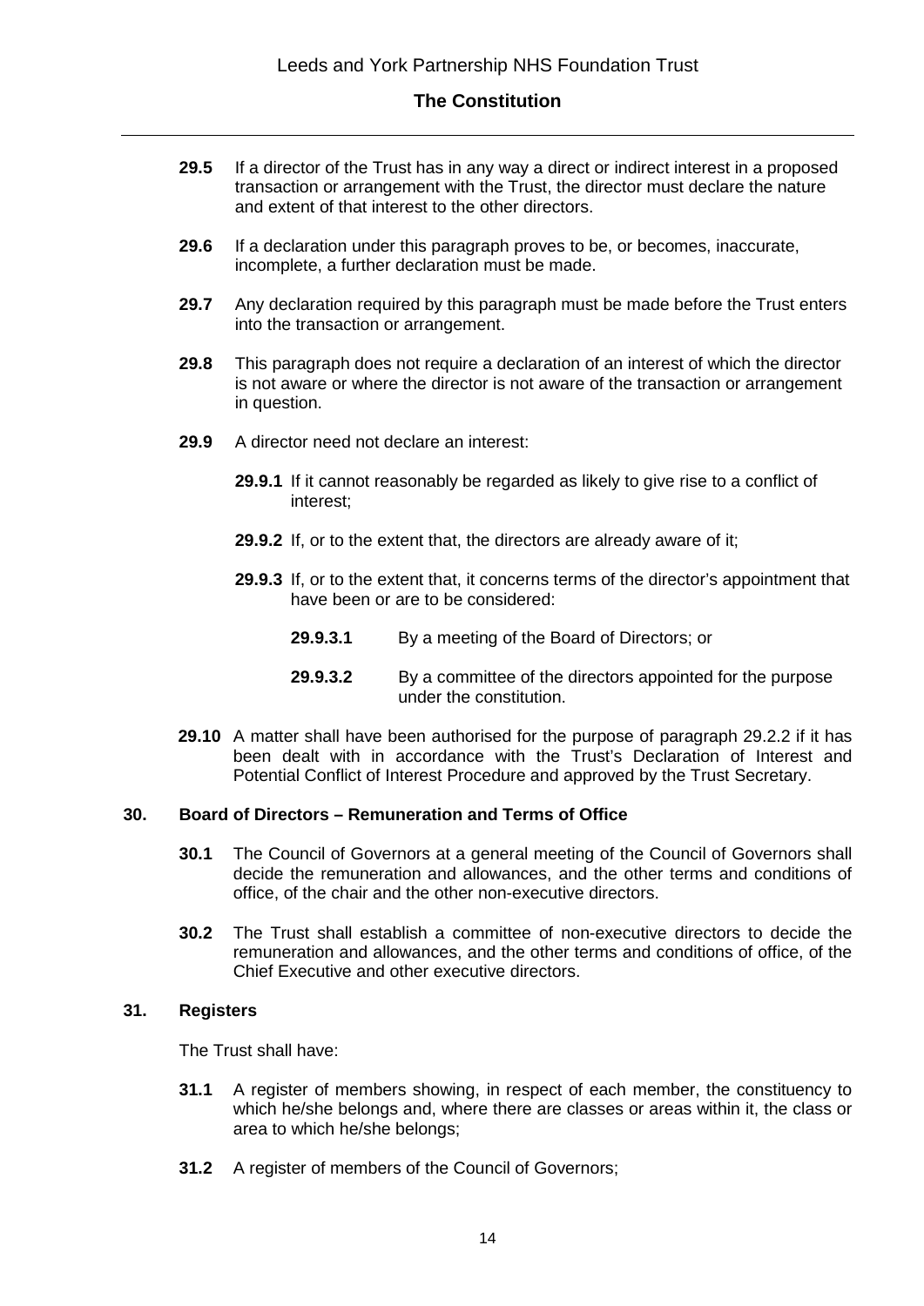**29.5** If a director of the Trust has in any way a direct or indirect interest in a proposed transaction or arrangement with the Trust, the director must declare the nature and extent of that interest to the other directors.

**29.6** If a declaration under this paragraph proves to be, or becomes, inaccurate, incomplete, a further declaration must be made.

**29.7** Any declaration required by this paragraph must be made before the Trust enters into the transaction or arrangement.

**29.8** This paragraph does not require a declaration of an interest of which the director is not aware or where the director is not aware of the transaction or arrangement in question.

**29.9** A director need not declare an interest:

**29.9.1** If it cannot reasonably be regarded as likely to give rise to a conflict of interest;

**29.9.2** If, or to the extent that, the directors are already aware of it;

**29.9.3** If, or to the extent that, it concerns terms of the director's appointment that have been or are to be considered:

**29.9.3.1** By a meeting of the Board of Directors; or

**29.9.3.2** By a committee of the directors appointed for the purpose under the constitution.

**29.10** A matter shall have been authorised for the purpose of paragraph 29.2.2 if it has been dealt with in accordance with the Trust's Declaration of Interest and Potential Conflict of Interest Procedure and approved by the Trust Secretary.

## 30. Board of Directors – Remuneration and Terms of Office

**30.1** The Council of Governors at a general meeting of the Council of Governors shall decide the remuneration and allowances, and the other terms and conditions of office, of the chair and the other non-executive directors.

**30.2** The Trust shall establish a committee of non-executive directors to decide the remuneration and allowances, and the other terms and conditions of office, of the Chief Executive and other executive directors.

## 31. Registers

The Trust shall have:

**31.1** A register of members showing, in respect of each member, the constituency to which he/she belongs and, where there are classes or areas within it, the class or area to which he/she belongs;

**31.2** A register of members of the Council of Governors;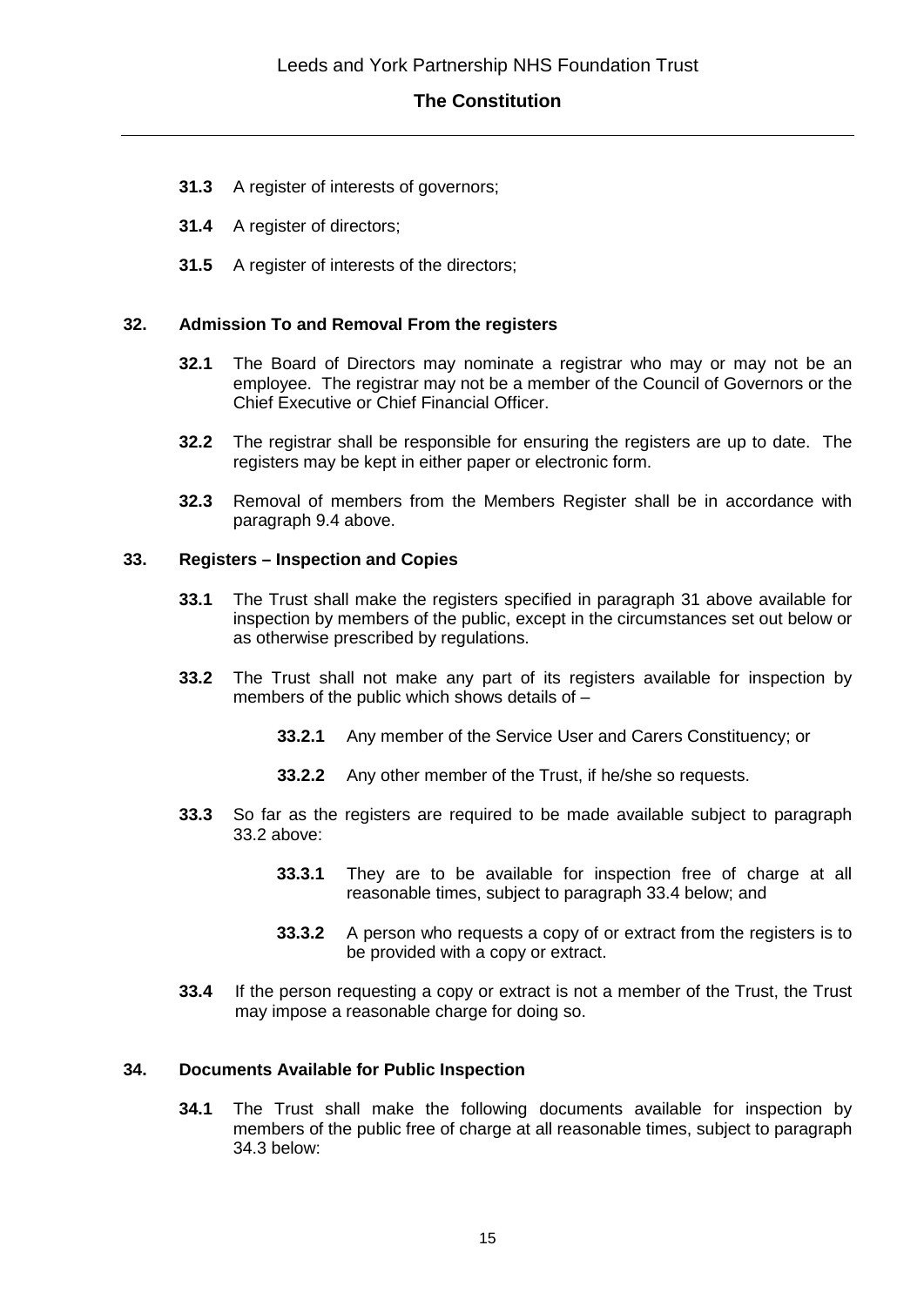**31.3** A register of interests of governors;

**31.4** A register of directors;

**31.5** A register of interests of the directors;

## 32. Admission To and Removal From the registers

**32.1** The Board of Directors may nominate a registrar who may or may not be an employee. The registrar may not be a member of the Council of Governors or the Chief Executive or Chief Financial Officer.

**32.2** The registrar shall be responsible for ensuring the registers are up to date. The registers may be kept in either paper or electronic form.

**32.3** Removal of members from the Members Register shall be in accordance with paragraph 9.4 above.

## 33. Registers – Inspection and Copies

**33.1** The Trust shall make the registers specified in paragraph 31 above available for inspection by members of the public, except in the circumstances set out below or as otherwise prescribed by regulations.

**33.2** The Trust shall not make any part of its registers available for inspection by members of the public which shows details of –

**33.2.1** Any member of the Service User and Carers Constituency; or

**33.2.2** Any other member of the Trust, if he/she so requests.

**33.3** So far as the registers are required to be made available subject to paragraph 33.2 above:

**33.3.1** They are to be available for inspection free of charge at all reasonable times, subject to paragraph 33.4 below; and

**33.3.2** A person who requests a copy of or extract from the registers is to be provided with a copy or extract.

**33.4** If the person requesting a copy or extract is not a member of the Trust, the Trust may impose a reasonable charge for doing so.

## 34. Documents Available for Public Inspection

**34.1** The Trust shall make the following documents available for inspection by members of the public free of charge at all reasonable times, subject to paragraph 34.3 below: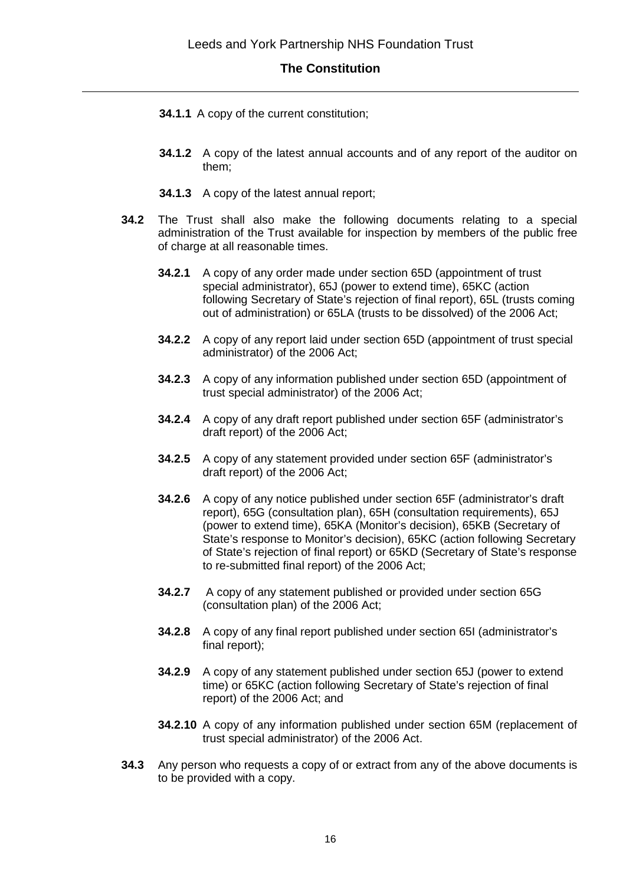**34.1.1** A copy of the current constitution;

**34.1.2** A copy of the latest annual accounts and of any report of the auditor on them;

**34.1.3** A copy of the latest annual report;

**34.2** The Trust shall also make the following documents relating to a special administration of the Trust available for inspection by members of the public free of charge at all reasonable times.

**34.2.1** A copy of any order made under section 65D (appointment of trust special administrator), 65J (power to extend time), 65KC (action following Secretary of State's rejection of final report), 65L (trusts coming out of administration) or 65LA (trusts to be dissolved) of the 2006 Act;

**34.2.2** A copy of any report laid under section 65D (appointment of trust special administrator) of the 2006 Act;

**34.2.3** A copy of any information published under section 65D (appointment of trust special administrator) of the 2006 Act;

**34.2.4** A copy of any draft report published under section 65F (administrator's draft report) of the 2006 Act;

**34.2.5** A copy of any statement provided under section 65F (administrator's draft report) of the 2006 Act;

**34.2.6** A copy of any notice published under section 65F (administrator's draft report), 65G (consultation plan), 65H (consultation requirements), 65J (power to extend time), 65KA (Monitor's decision), 65KB (Secretary of State's response to Monitor's decision), 65KC (action following Secretary of State's rejection of final report) or 65KD (Secretary of State's response to re-submitted final report) of the 2006 Act;

**34.2.7** A copy of any statement published or provided under section 65G (consultation plan) of the 2006 Act;

**34.2.8** A copy of any final report published under section 65I (administrator's final report);

**34.2.9** A copy of any statement published under section 65J (power to extend time) or 65KC (action following Secretary of State's rejection of final report) of the 2006 Act; and

**34.2.10** A copy of any information published under section 65M (replacement of trust special administrator) of the 2006 Act.

**34.3** Any person who requests a copy of or extract from any of the above documents is to be provided with a copy.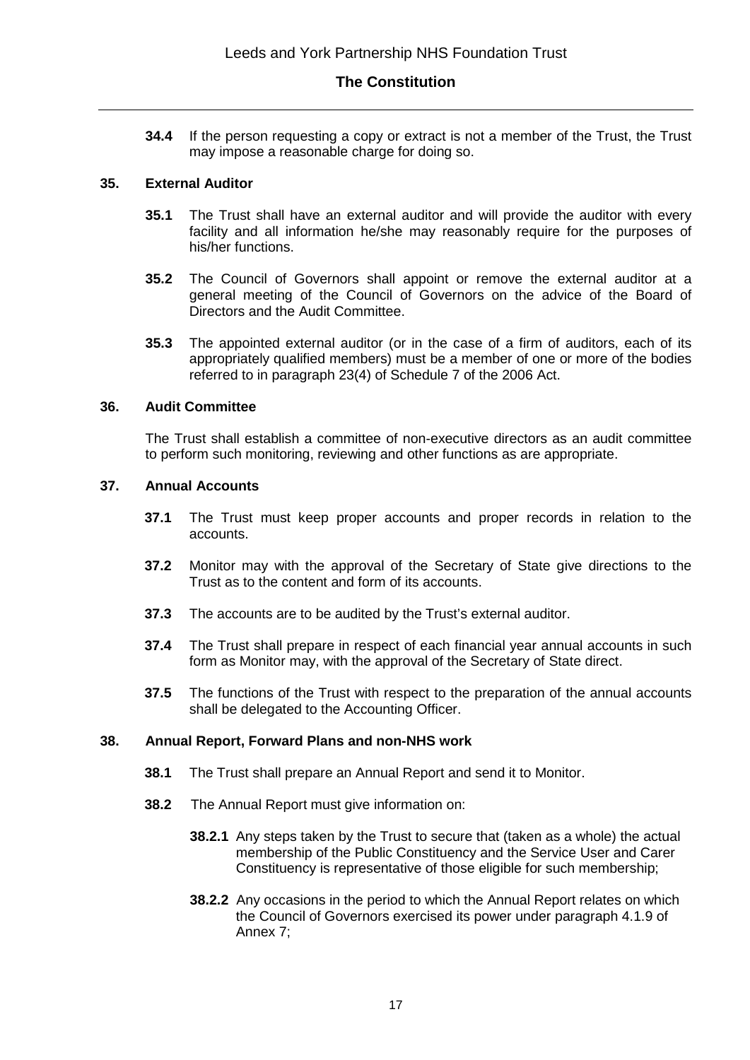**34.4** If the person requesting a copy or extract is not a member of the Trust, the Trust may impose a reasonable charge for doing so.

## 35. External Auditor

**35.1** The Trust shall have an external auditor and will provide the auditor with every facility and all information he/she may reasonably require for the purposes of his/her functions.

**35.2** The Council of Governors shall appoint or remove the external auditor at a general meeting of the Council of Governors on the advice of the Board of Directors and the Audit Committee.

**35.3** The appointed external auditor (or in the case of a firm of auditors, each of its appropriately qualified members) must be a member of one or more of the bodies referred to in paragraph 23(4) of Schedule 7 of the 2006 Act.

## 36. Audit Committee

The Trust shall establish a committee of non-executive directors as an audit committee to perform such monitoring, reviewing and other functions as are appropriate.

## 37. Annual Accounts

**37.1** The Trust must keep proper accounts and proper records in relation to the accounts.

**37.2** Monitor may with the approval of the Secretary of State give directions to the Trust as to the content and form of its accounts.

**37.3** The accounts are to be audited by the Trust's external auditor.

**37.4** The Trust shall prepare in respect of each financial year annual accounts in such form as Monitor may, with the approval of the Secretary of State direct.

**37.5** The functions of the Trust with respect to the preparation of the annual accounts shall be delegated to the Accounting Officer.

## 38. Annual Report, Forward Plans and non-NHS work

**38.1** The Trust shall prepare an Annual Report and send it to Monitor.

**38.2** The Annual Report must give information on:

**38.2.1** Any steps taken by the Trust to secure that (taken as a whole) the actual membership of the Public Constituency and the Service User and Carer Constituency is representative of those eligible for such membership;

**38.2.2** Any occasions in the period to which the Annual Report relates on which the Council of Governors exercised its power under paragraph 4.1.9 of Annex 7;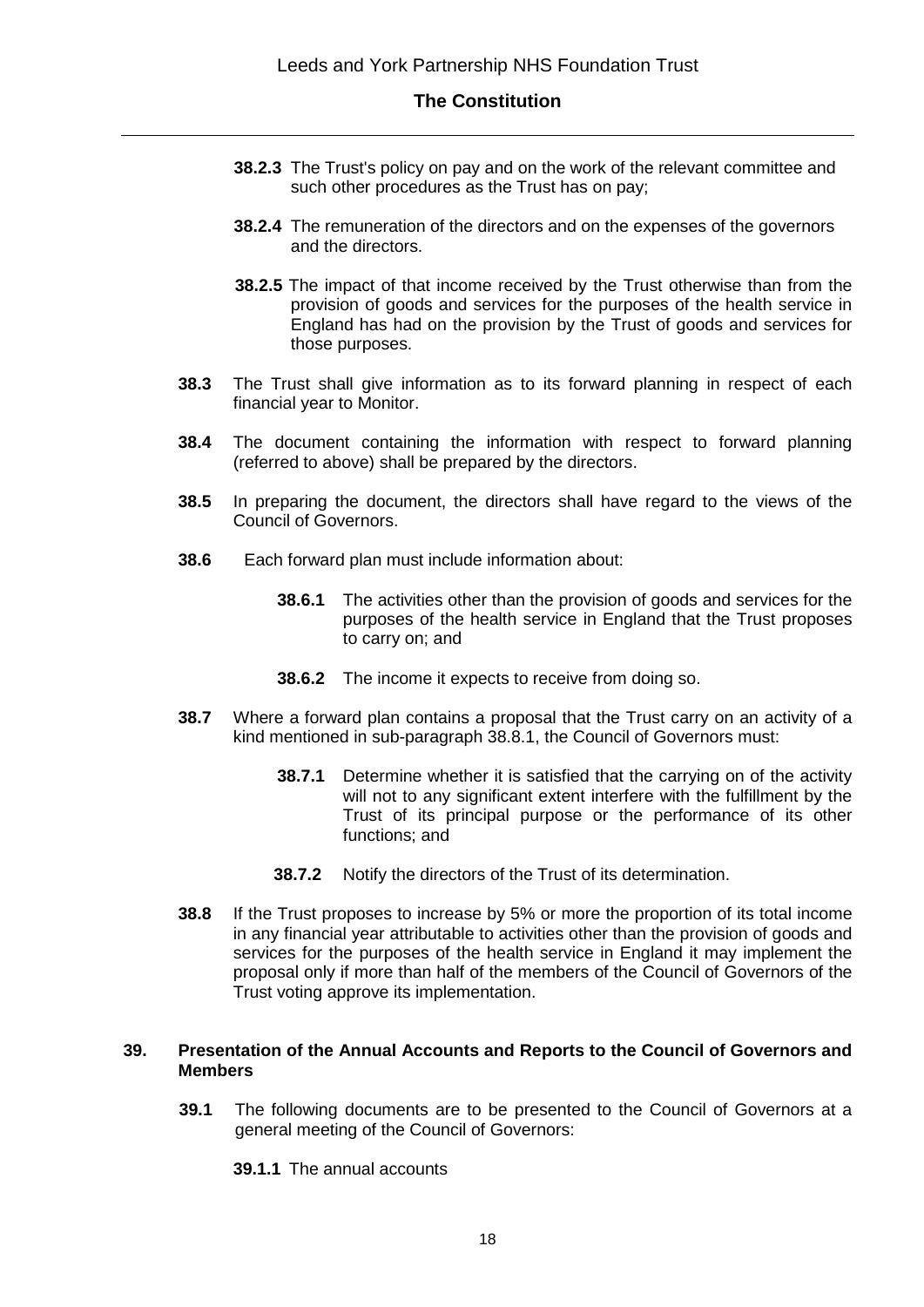**38.2.3** The Trust's policy on pay and on the work of the relevant committee and such other procedures as the Trust has on pay;

**38.2.4** The remuneration of the directors and on the expenses of the governors and the directors.

**38.2.5** The impact of that income received by the Trust otherwise than from the provision of goods and services for the purposes of the health service in England has had on the provision by the Trust of goods and services for those purposes.

**38.3** The Trust shall give information as to its forward planning in respect of each financial year to Monitor.

**38.4** The document containing the information with respect to forward planning (referred to above) shall be prepared by the directors.

**38.5** In preparing the document, the directors shall have regard to the views of the Council of Governors.

**38.6** Each forward plan must include information about:

**38.6.1** The activities other than the provision of goods and services for the purposes of the health service in England that the Trust proposes to carry on; and

**38.6.2** The income it expects to receive from doing so.

**38.7** Where a forward plan contains a proposal that the Trust carry on an activity of a kind mentioned in sub-paragraph 38.8.1, the Council of Governors must:

**38.7.1** Determine whether it is satisfied that the carrying on of the activity will not to any significant extent interfere with the fulfillment by the Trust of its principal purpose or the performance of its other functions; and

**38.7.2** Notify the directors of the Trust of its determination.

**38.8** If the Trust proposes to increase by 5% or more the proportion of its total income in any financial year attributable to activities other than the provision of goods and services for the purposes of the health service in England it may implement the proposal only if more than half of the members of the Council of Governors of the Trust voting approve its implementation.

## 39. Presentation of the Annual Accounts and Reports to the Council of Governors and Members

**39.1** The following documents are to be presented to the Council of Governors at a general meeting of the Council of Governors:

**39.1.1** The annual accounts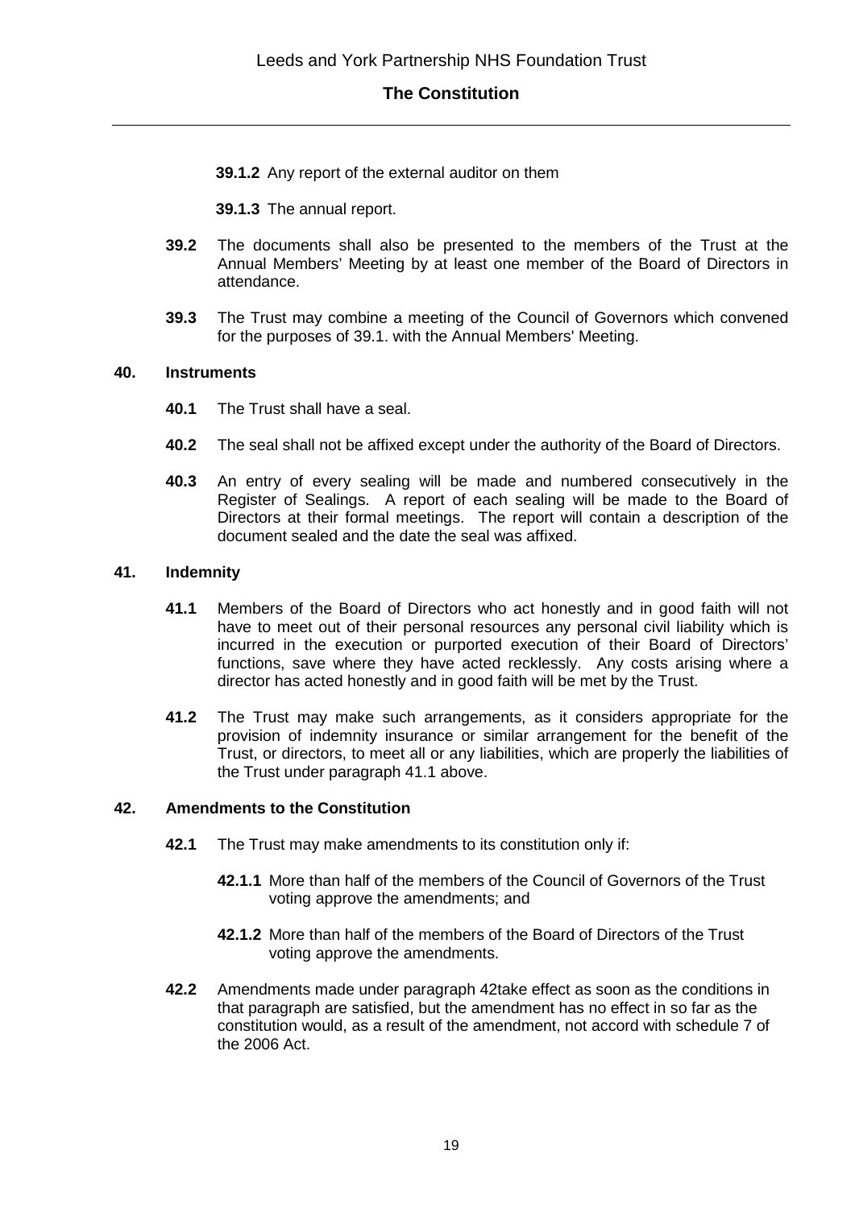**39.1.2** Any report of the external auditor on them

**39.1.3** The annual report.

**39.2** The documents shall also be presented to the members of the Trust at the Annual Members' Meeting by at least one member of the Board of Directors in attendance.

**39.3** The Trust may combine a meeting of the Council of Governors which convened for the purposes of 39.1. with the Annual Members' Meeting.

## 40. Instruments

**40.1** The Trust shall have a seal.

**40.2** The seal shall not be affixed except under the authority of the Board of Directors.

**40.3** An entry of every sealing will be made and numbered consecutively in the Register of Sealings. A report of each sealing will be made to the Board of Directors at their formal meetings. The report will contain a description of the document sealed and the date the seal was affixed.

## 41. Indemnity

**41.1** Members of the Board of Directors who act honestly and in good faith will not have to meet out of their personal resources any personal civil liability which is incurred in the execution or purported execution of their Board of Directors' functions, save where they have acted recklessly. Any costs arising where a director has acted honestly and in good faith will be met by the Trust.

**41.2** The Trust may make such arrangements, as it considers appropriate for the provision of indemnity insurance or similar arrangement for the benefit of the Trust, or directors, to meet all or any liabilities, which are properly the liabilities of the Trust under paragraph 41.1 above.

## 42. Amendments to the Constitution

**42.1** The Trust may make amendments to its constitution only if:

**42.1.1** More than half of the members of the Council of Governors of the Trust voting approve the amendments; and

**42.1.2** More than half of the members of the Board of Directors of the Trust voting approve the amendments.

**42.2** Amendments made under paragraph 42take effect as soon as the conditions in that paragraph are satisfied, but the amendment has no effect in so far as the constitution would, as a result of the amendment, not accord with schedule 7 of the 2006 Act.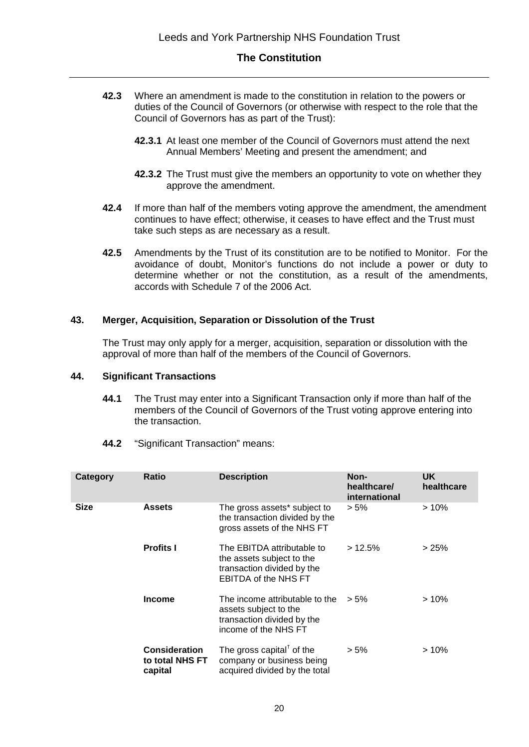**42.3** Where an amendment is made to the constitution in relation to the powers or duties of the Council of Governors (or otherwise with respect to the role that the Council of Governors has as part of the Trust):

**42.3.1** At least one member of the Council of Governors must attend the next Annual Members' Meeting and present the amendment; and

**42.3.2** The Trust must give the members an opportunity to vote on whether they approve the amendment.

**42.4** If more than half of the members voting approve the amendment, the amendment continues to have effect; otherwise, it ceases to have effect and the Trust must take such steps as are necessary as a result.

**42.5** Amendments by the Trust of its constitution are to be notified to Monitor. For the avoidance of doubt, Monitor's functions do not include a power or duty to determine whether or not the constitution, as a result of the amendments, accords with Schedule 7 of the 2006 Act.

## 43. Merger, Acquisition, Separation or Dissolution of the Trust

The Trust may only apply for a merger, acquisition, separation or dissolution with the approval of more than half of the members of the Council of Governors.

## 44. Significant Transactions

**44.1** The Trust may enter into a Significant Transaction only if more than half of the members of the Council of Governors of the Trust voting approve entering into the transaction.

**44.2** "Significant Transaction" means:

| Category | Ratio | Description | Non-healthcare/ international | UK healthcare |
|---|---|---|---|---|
| **Size** | **Assets** | The gross assets* subject to the transaction divided by the gross assets of the NHS FT | > 5% | > 10% |
| | **Profits I** | The EBITDA attributable to the assets subject to the transaction divided by the EBITDA of the NHS FT | > 12.5% | > 25% |
| | **Income** | The income attributable to the assets subject to the transaction divided by the income of the NHS FT | > 5% | > 10% |
| | **Consideration to total NHS FT capital** | The gross capital[†] of the company or business being acquired divided by the total | > 5% | > 10% |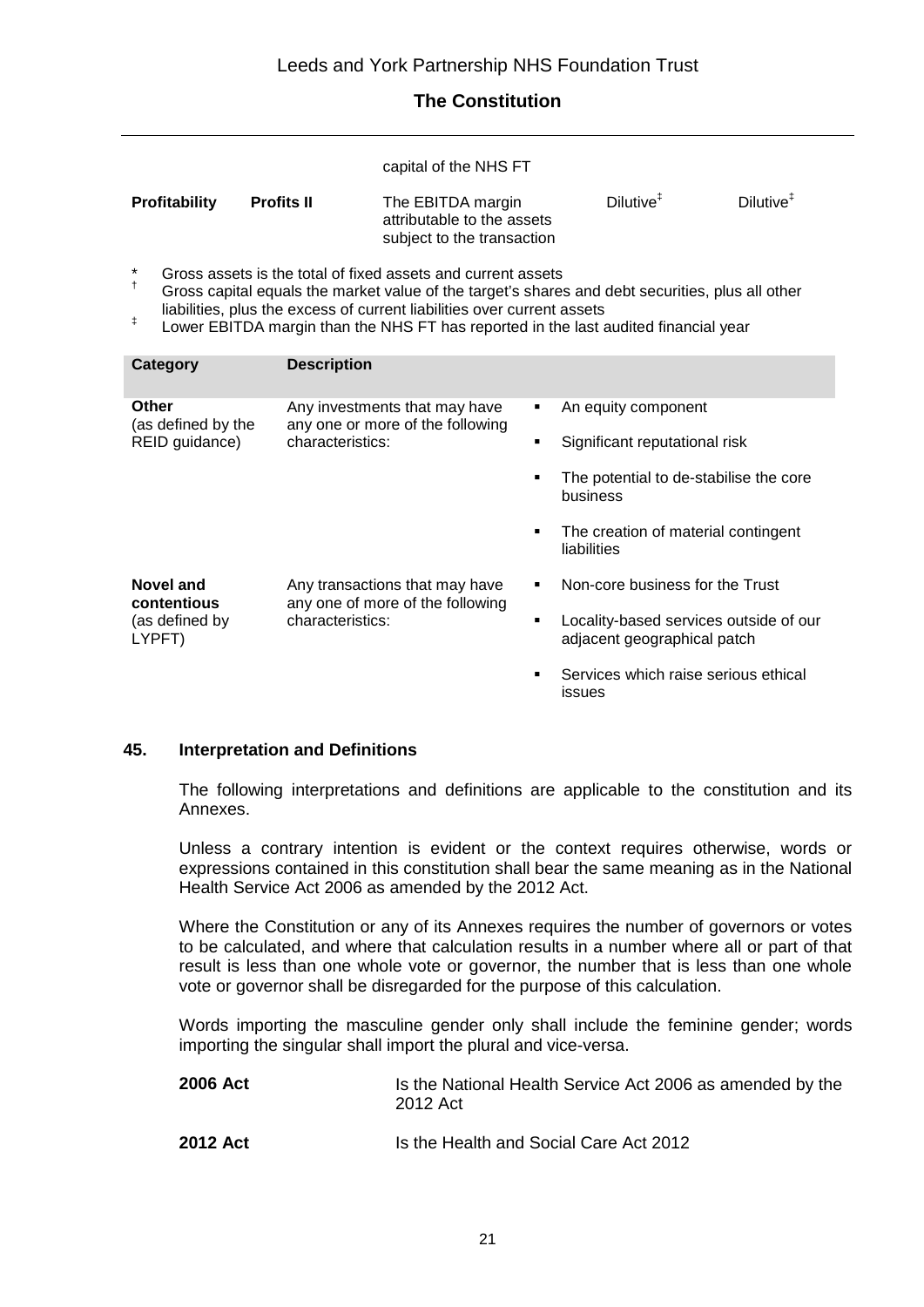| | | capital of the NHS FT | | |
|---|---|---|---|---|
| **Profitability** | **Profits II** | The EBITDA margin attributable to the assets subject to the transaction | Dilutive‡ | Dilutive‡ |

\* Gross assets is the total of fixed assets and current assets

† Gross capital equals the market value of the target's shares and debt securities, plus all other liabilities, plus the excess of current liabilities over current assets

‡ Lower EBITDA margin than the NHS FT has reported in the last audited financial year

| Category | Description | |
|---|---|---|
| **Other** (as defined by the REID guidance) | Any investments that may have any one or more of the following characteristics: | ▪ An equity component<br>▪ Significant reputational risk<br>▪ The potential to de-stabilise the core business<br>▪ The creation of material contingent liabilities |
| **Novel and contentious** (as defined by LYPFT) | Any transactions that may have any one or more of the following characteristics: | ▪ Non-core business for the Trust<br>▪ Locality-based services outside of our adjacent geographical patch<br>▪ Services which raise serious ethical issues |

## 45. Interpretation and Definitions

The following interpretations and definitions are applicable to the constitution and its Annexes.

Unless a contrary intention is evident or the context requires otherwise, words or expressions contained in this constitution shall bear the same meaning as in the National Health Service Act 2006 as amended by the 2012 Act.

Where the Constitution or any of its Annexes requires the number of governors or votes to be calculated, and where that calculation results in a number where all or part of that result is less than one whole vote or governor, the number that is less than one whole vote or governor shall be disregarded for the purpose of this calculation.

Words importing the masculine gender only shall include the feminine gender; words importing the singular shall import the plural and vice-versa.

**2006 Act** Is the National Health Service Act 2006 as amended by the 2012 Act

**2012 Act** Is the Health and Social Care Act 2012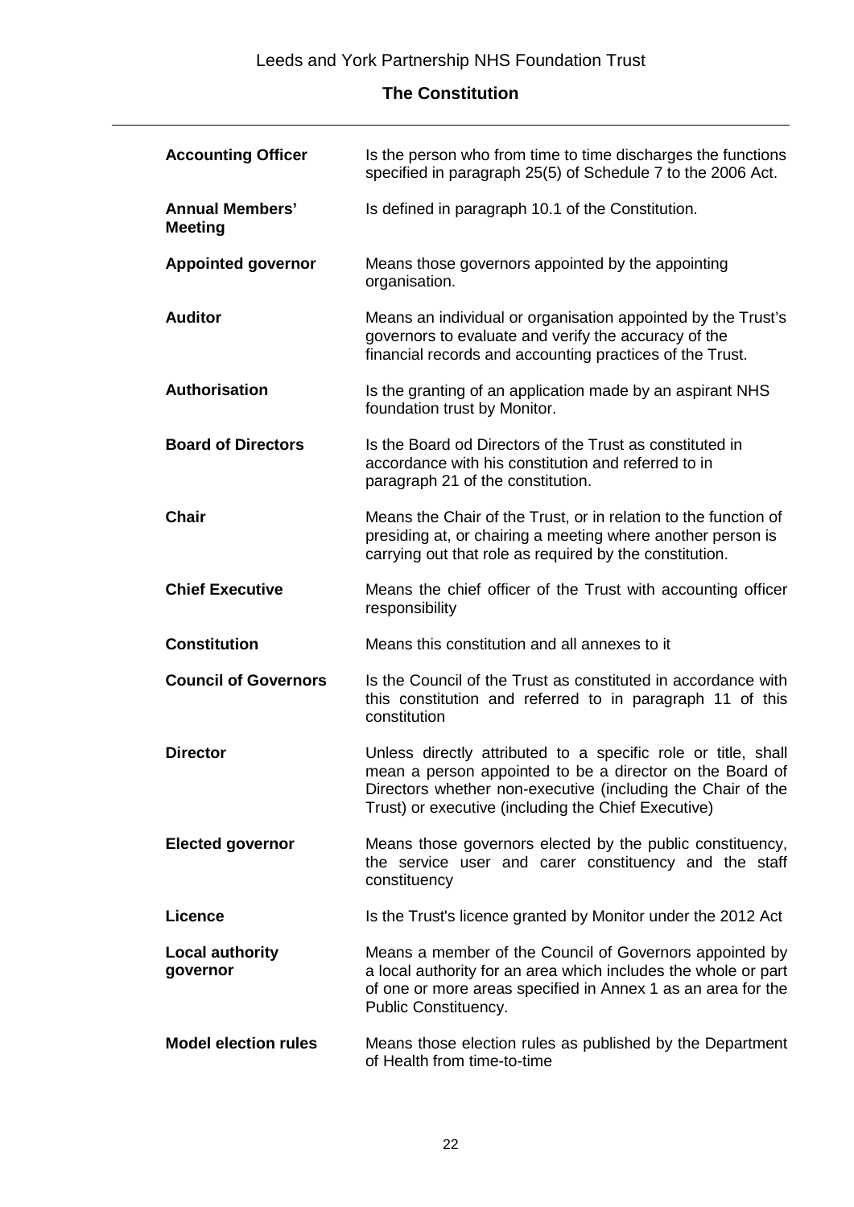| | |
|---|---|
| **Accounting Officer** | Is the person who from time to time discharges the functions specified in paragraph 25(5) of Schedule 7 to the 2006 Act. |
| **Annual Members' Meeting** | Is defined in paragraph 10.1 of the Constitution. |
| **Appointed governor** | Means those governors appointed by the appointing organisation. |
| **Auditor** | Means an individual or organisation appointed by the Trust's governors to evaluate and verify the accuracy of the financial records and accounting practices of the Trust. |
| **Authorisation** | Is the granting of an application made by an aspirant NHS foundation trust by Monitor. |
| **Board of Directors** | Is the Board od Directors of the Trust as constituted in accordance with his constitution and referred to in paragraph 21 of the constitution. |
| **Chair** | Means the Chair of the Trust, or in relation to the function of presiding at, or chairing a meeting where another person is carrying out that role as required by the constitution. |
| **Chief Executive** | Means the chief officer of the Trust with accounting officer responsibility |
| **Constitution** | Means this constitution and all annexes to it |
| **Council of Governors** | Is the Council of the Trust as constituted in accordance with this constitution and referred to in paragraph 11 of this constitution |
| **Director** | Unless directly attributed to a specific role or title, shall mean a person appointed to be a director on the Board of Directors whether non-executive (including the Chair of the Trust) or executive (including the Chief Executive) |
| **Elected governor** | Means those governors elected by the public constituency, the service user and carer constituency and the staff constituency |
| **Licence** | Is the Trust's licence granted by Monitor under the 2012 Act |
| **Local authority governor** | Means a member of the Council of Governors appointed by a local authority for an area which includes the whole or part of one or more areas specified in Annex 1 as an area for the Public Constituency. |
| **Model election rules** | Means those election rules as published by the Department of Health from time-to-time |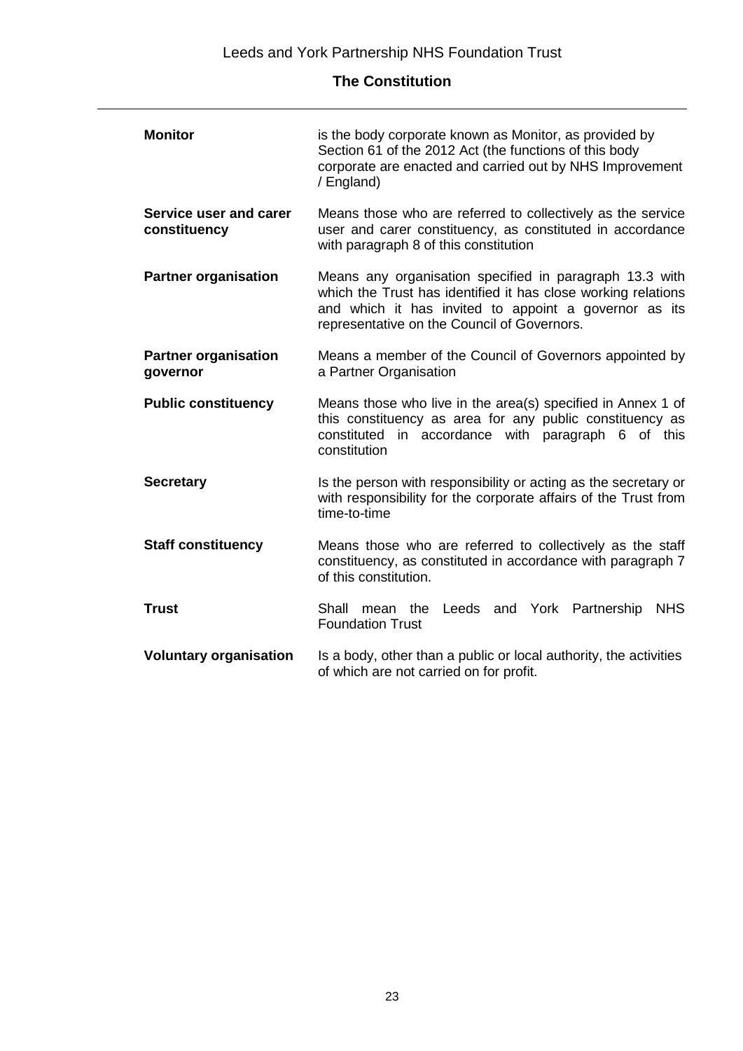| | |
|---|---|
| **Monitor** | is the body corporate known as Monitor, as provided by Section 61 of the 2012 Act (the functions of this body corporate are enacted and carried out by NHS Improvement / England) |
| **Service user and carer constituency** | Means those who are referred to collectively as the service user and carer constituency, as constituted in accordance with paragraph 8 of this constitution |
| **Partner organisation** | Means any organisation specified in paragraph 13.3 with which the Trust has identified it has close working relations and which it has invited to appoint a governor as its representative on the Council of Governors. |
| **Partner organisation governor** | Means a member of the Council of Governors appointed by a Partner Organisation |
| **Public constituency** | Means those who live in the area(s) specified in Annex 1 of this constituency as area for any public constituency as constituted in accordance with paragraph 6 of this constitution |
| **Secretary** | Is the person with responsibility or acting as the secretary or with responsibility for the corporate affairs of the Trust from time-to-time |
| **Staff constituency** | Means those who are referred to collectively as the staff constituency, as constituted in accordance with paragraph 7 of this constitution. |
| **Trust** | Shall mean the Leeds and York Partnership NHS Foundation Trust |
| **Voluntary organisation** | Is a body, other than a public or local authority, the activities of which are not carried on for profit. |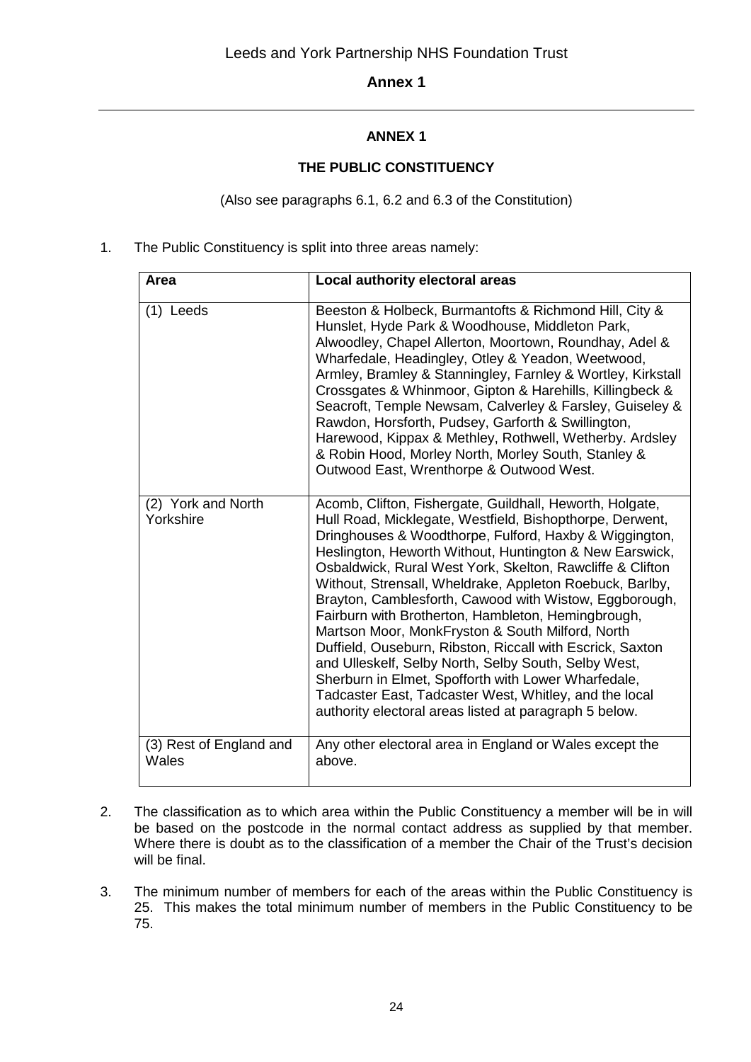## ANNEX 1

### THE PUBLIC CONSTITUENCY

(Also see paragraphs 6.1, 6.2 and 6.3 of the Constitution)

1. The Public Constituency is split into three areas namely:

| Area | Local authority electoral areas |
|---|---|
| (1) Leeds | Beeston & Holbeck, Burmantofts & Richmond Hill, City & Hunslet, Hyde Park & Woodhouse, Middleton Park, Alwoodley, Chapel Allerton, Moortown, Roundhay, Adel & Wharfedale, Headingley, Otley & Yeadon, Weetwood, Armley, Bramley & Stanningley, Farnley & Wortley, Kirkstall Crossgates & Whinmoor, Gipton & Harehills, Killingbeck & Seacroft, Temple Newsam, Calverley & Farsley, Guiseley & Rawdon, Horsforth, Pudsey, Garforth & Swillington, Harewood, Kippax & Methley, Rothwell, Wetherby. Ardsley & Robin Hood, Morley North, Morley South, Stanley & Outwood East, Wrenthorpe & Outwood West. |
| (2) York and North Yorkshire | Acomb, Clifton, Fishergate, Guildhall, Heworth, Holgate, Hull Road, Micklegate, Westfield, Bishopthorpe, Derwent, Dringhouses & Woodthorpe, Fulford, Haxby & Wiggington, Heslington, Heworth Without, Huntington & New Earswick, Osbaldwick, Rural West York, Skelton, Rawcliffe & Clifton Without, Strensall, Wheldrake, Appleton Roebuck, Barlby, Brayton, Camblesforth, Cawood with Wistow, Eggborough, Fairburn with Brotherton, Hambleton, Hemingbrough, Martson Moor, MonkFryston & South Milford, North Duffield, Ouseburn, Ribston, Riccall with Escrick, Saxton and Ulleskelf, Selby North, Selby South, Selby West, Sherburn in Elmet, Spofforth with Lower Wharfedale, Tadcaster East, Tadcaster West, Whitley, and the local authority electoral areas listed at paragraph 5 below. |
| (3) Rest of England and Wales | Any other electoral area in England or Wales except the above. |

2. The classification as to which area within the Public Constituency a member will be in will be based on the postcode in the normal contact address as supplied by that member. Where there is doubt as to the classification of a member the Chair of the Trust's decision will be final.

3. The minimum number of members for each of the areas within the Public Constituency is 25. This makes the total minimum number of members in the Public Constituency to be 75.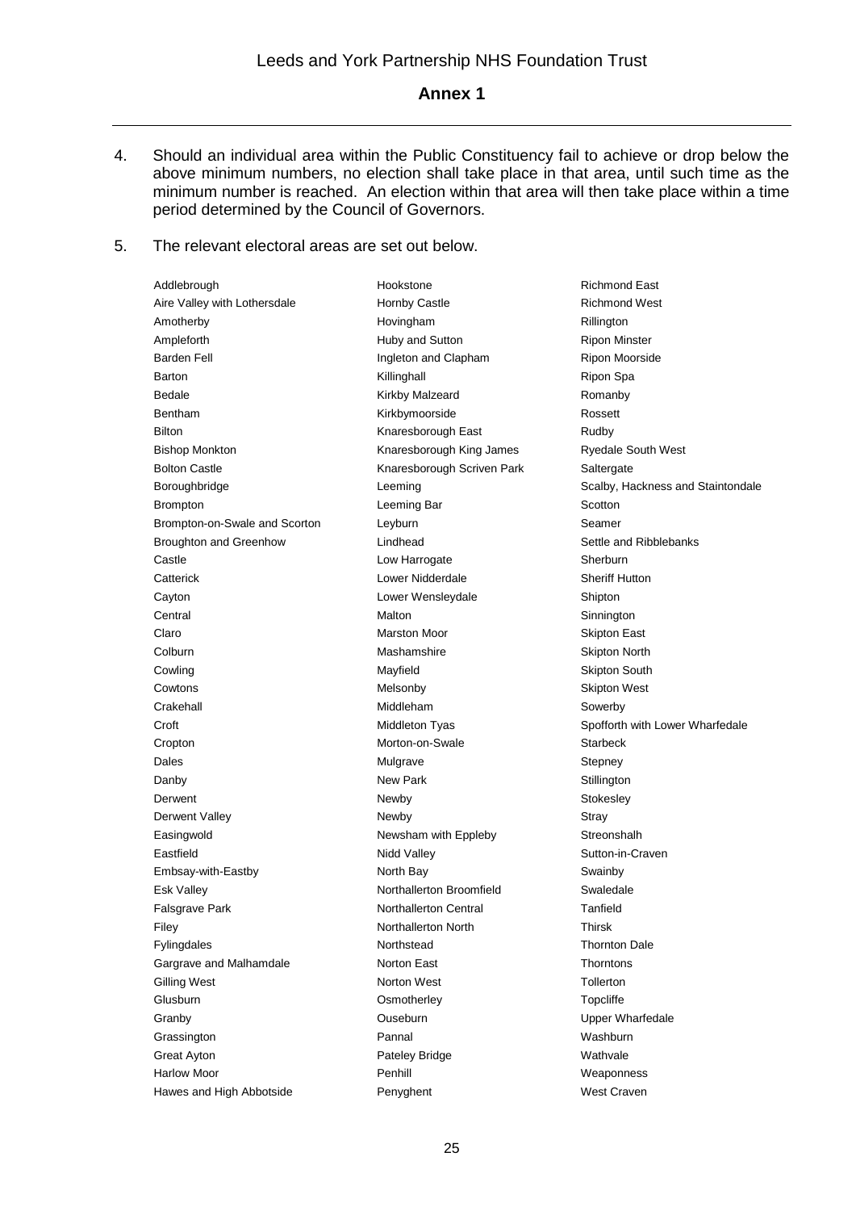4. Should an individual area within the Public Constituency fail to achieve or drop below the above minimum numbers, no election shall take place in that area, until such time as the minimum number is reached. An election within that area will then take place within a time period determined by the Council of Governors.

5. The relevant electoral areas are set out below.

Addlebrough
Aire Valley with Lothersdale
Amotherby
Ampleforth
Barden Fell
Barton
Bedale
Bentham
Bilton
Bishop Monkton
Bolton Castle
Boroughbridge
Brompton
Brompton-on-Swale and Scorton
Broughton and Greenhow
Castle
Catterick
Cayton
Central
Claro
Colburn
Cowling
Cowtons
Crakehall
Croft
Cropton
Dales
Danby
Derwent
Derwent Valley
Easingwold
Eastfield
Embsay-with-Eastby
Esk Valley
Falsgrave Park
Filey
Fylingdales
Gargrave and Malhamdale
Gilling West
Glusburn
Granby
Grassington
Great Ayton
Harlow Moor
Hawes and High Abbotside
Hookstone
Hornby Castle
Hovingham
Huby and Sutton
Ingleton and Clapham
Killinghall
Kirkby Malzeard
Kirkbymoorside
Knaresborough East
Knaresborough King James
Knaresborough Scriven Park
Leeming
Leeming Bar
Leyburn
Lindhead
Low Harrogate
Lower Nidderdale
Lower Wensleydale
Malton
Marston Moor
Mashamshire
Mayfield
Melsonby
Middleham
Middleton Tyas
Morton-on-Swale
Mulgrave
New Park
Newby
Newby
Newsham with Eppleby
Nidd Valley
North Bay
Northallerton Broomfield
Northallerton Central
Northallerton North
Northstead
Norton East
Norton West
Osmotherley
Ouseburn
Pannal
Pateley Bridge
Penhill
Penyghent
Richmond East
Richmond West
Rillington
Ripon Minster
Ripon Moorside
Ripon Spa
Romanby
Rossett
Rudby
Ryedale South West
Saltergate
Scalby, Hackness and Staintondale
Scotton
Seamer
Settle and Ribblebanks
Sherburn
Sheriff Hutton
Shipton
Sinnington
Skipton East
Skipton North
Skipton South
Skipton West
Sowerby
Spofforth with Lower Wharfedale
Starbeck
Stepney
Stillington
Stokesley
Stray
Streonshalh
Sutton-in-Craven
Swainby
Swaledale
Tanfield
Thirsk
Thornton Dale
Thorntons
Tollerton
Topcliffe
Upper Wharfedale
Washburn
Wathvale
Weaponness
West Craven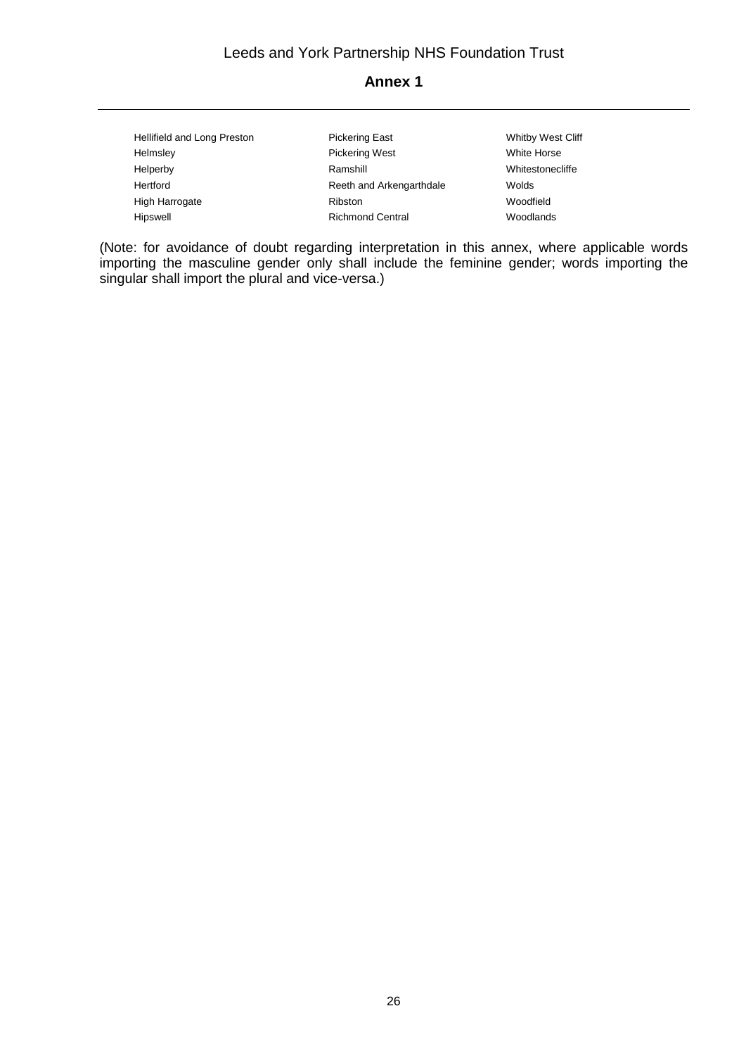## Annex 1

| | | |
|---|---|---|
| Hellifield and Long Preston | Pickering East | Whitby West Cliff |
| Helmsley | Pickering West | White Horse |
| Helperby | Ramshill | Whitestonecliffe |
| Hertford | Reeth and Arkengarthdale | Wolds |
| High Harrogate | Ribston | Woodfield |
| Hipswell | Richmond Central | Woodlands |

(Note: for avoidance of doubt regarding interpretation in this annex, where applicable words importing the masculine gender only shall include the feminine gender; words importing the singular shall import the plural and vice-versa.)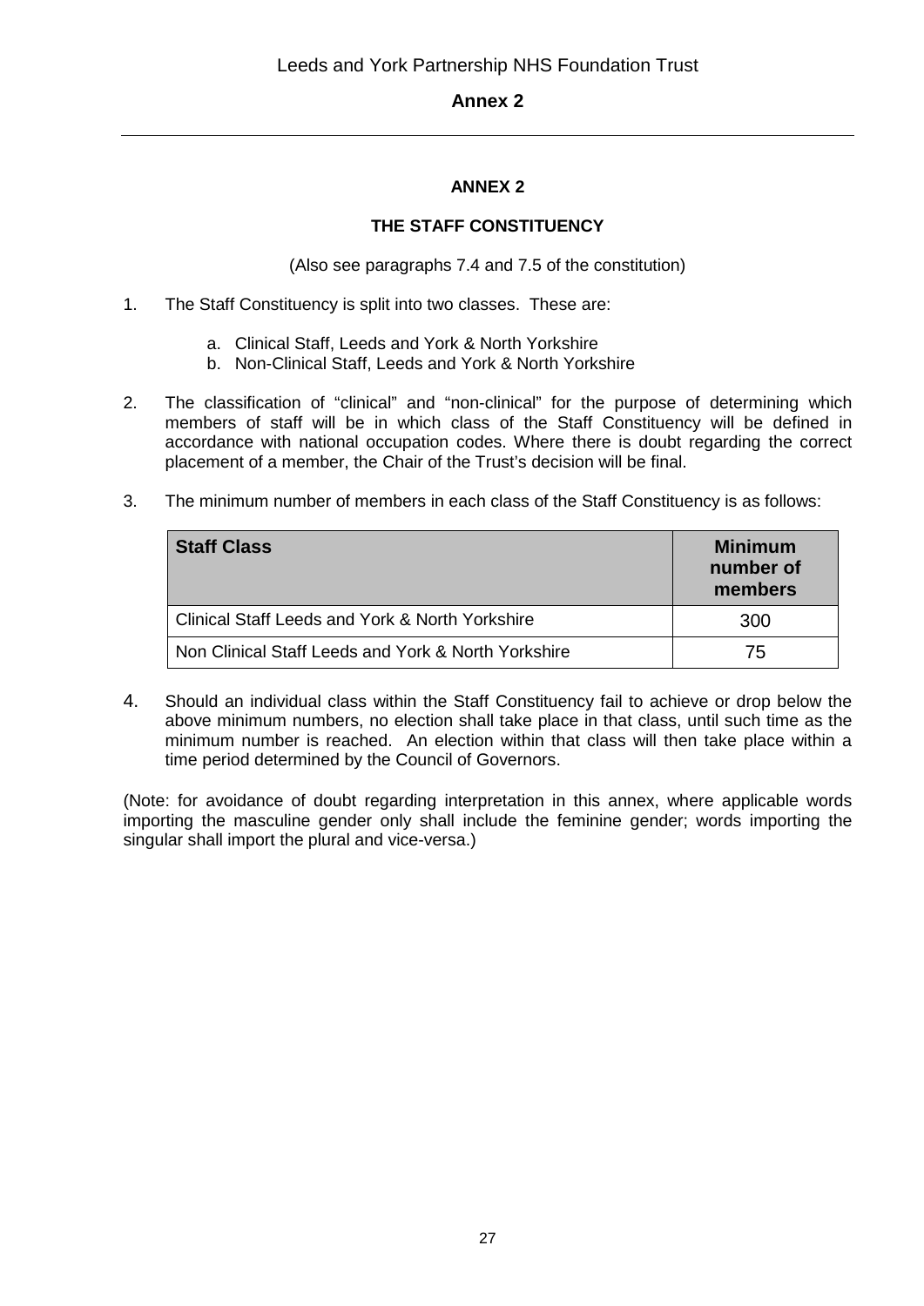# ANNEX 2

## THE STAFF CONSTITUENCY

(Also see paragraphs 7.4 and 7.5 of the constitution)

1. The Staff Constituency is split into two classes. These are:

   a. Clinical Staff, Leeds and York & North Yorkshire
   b. Non-Clinical Staff, Leeds and York & North Yorkshire

2. The classification of "clinical" and "non-clinical" for the purpose of determining which members of staff will be in which class of the Staff Constituency will be defined in accordance with national occupation codes. Where there is doubt regarding the correct placement of a member, the Chair of the Trust's decision will be final.

3. The minimum number of members in each class of the Staff Constituency is as follows:

| Staff Class | Minimum number of members |
|---|---|
| Clinical Staff Leeds and York & North Yorkshire | 300 |
| Non Clinical Staff Leeds and York & North Yorkshire | 75 |

4. Should an individual class within the Staff Constituency fail to achieve or drop below the above minimum numbers, no election shall take place in that class, until such time as the minimum number is reached. An election within that class will then take place within a time period determined by the Council of Governors.

(Note: for avoidance of doubt regarding interpretation in this annex, where applicable words importing the masculine gender only shall include the feminine gender; words importing the singular shall import the plural and vice-versa.)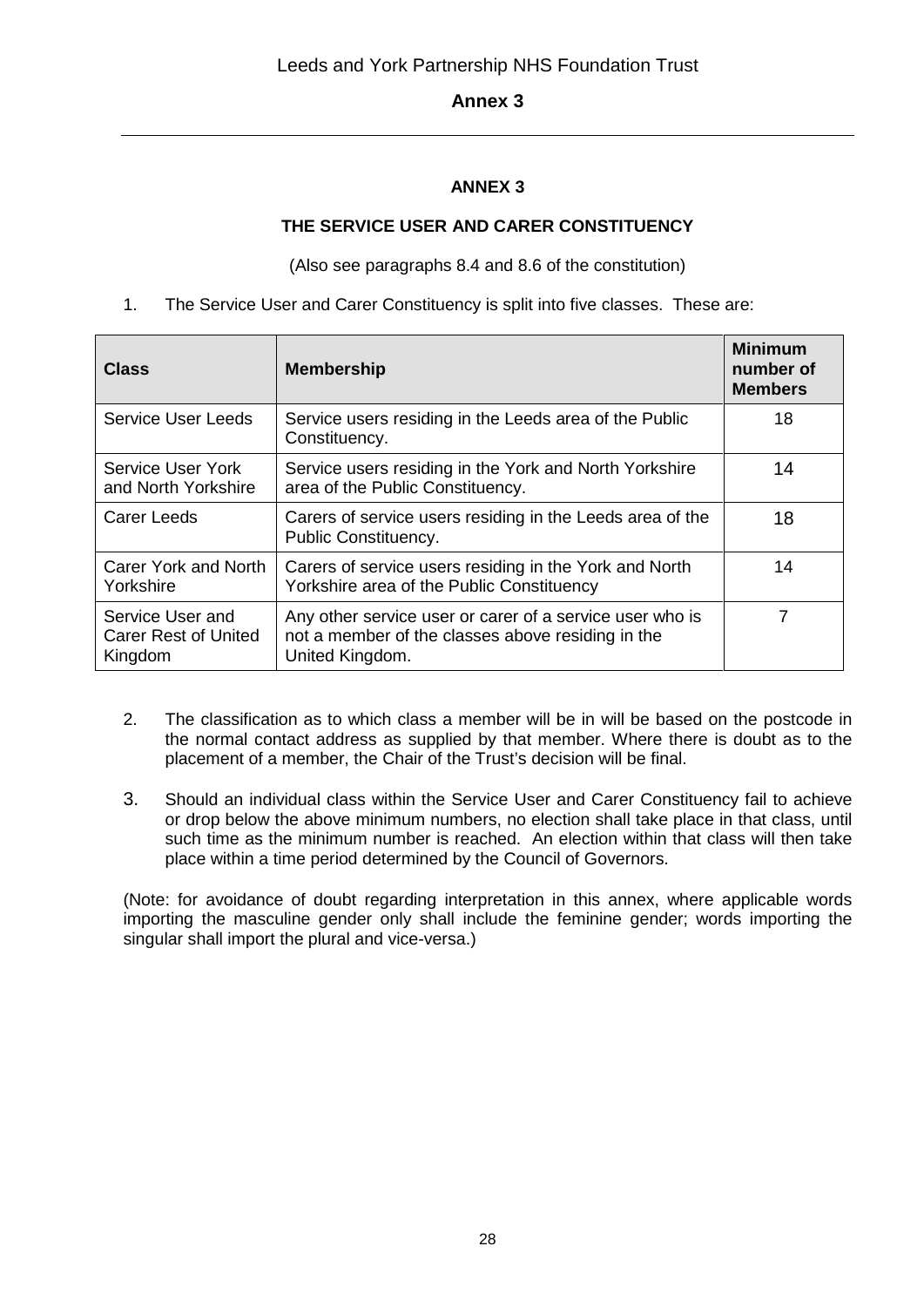# ANNEX 3

## THE SERVICE USER AND CARER CONSTITUENCY

(Also see paragraphs 8.4 and 8.6 of the constitution)

1. The Service User and Carer Constituency is split into five classes. These are:

| Class | Membership | Minimum number of Members |
|---|---|---|
| Service User Leeds | Service users residing in the Leeds area of the Public Constituency. | 18 |
| Service User York and North Yorkshire | Service users residing in the York and North Yorkshire area of the Public Constituency. | 14 |
| Carer Leeds | Carers of service users residing in the Leeds area of the Public Constituency. | 18 |
| Carer York and North Yorkshire | Carers of service users residing in the York and North Yorkshire area of the Public Constituency | 14 |
| Service User and Carer Rest of United Kingdom | Any other service user or carer of a service user who is not a member of the classes above residing in the United Kingdom. | 7 |

2. The classification as to which class a member will be in will be based on the postcode in the normal contact address as supplied by that member. Where there is doubt as to the placement of a member, the Chair of the Trust's decision will be final.

3. Should an individual class within the Service User and Carer Constituency fail to achieve or drop below the above minimum numbers, no election shall take place in that class, until such time as the minimum number is reached. An election within that class will then take place within a time period determined by the Council of Governors.

(Note: for avoidance of doubt regarding interpretation in this annex, where applicable words importing the masculine gender only shall include the feminine gender; words importing the singular shall import the plural and vice-versa.)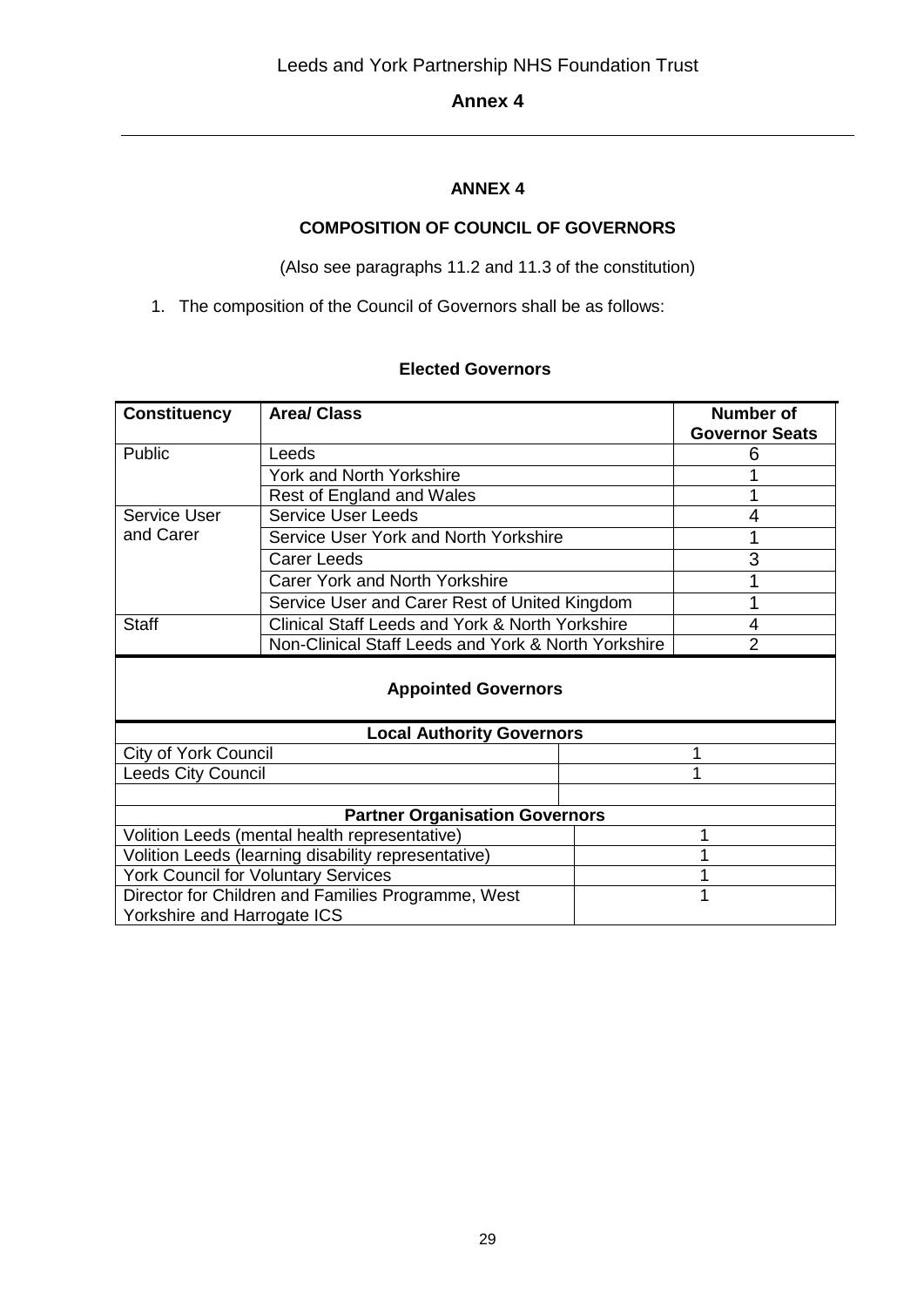# ANNEX 4

## COMPOSITION OF COUNCIL OF GOVERNORS

(Also see paragraphs 11.2 and 11.3 of the constitution)

1. The composition of the Council of Governors shall be as follows:

### Elected Governors

| Constituency | Area/ Class | Number of Governor Seats |
|---|---|---|
| Public | Leeds | 6 |
| | York and North Yorkshire | 1 |
| | Rest of England and Wales | 1 |
| Service User and Carer | Service User Leeds | 4 |
| | Service User York and North Yorkshire | 1 |
| | Carer Leeds | 3 |
| | Carer York and North Yorkshire | 1 |
| | Service User and Carer Rest of United Kingdom | 1 |
| Staff | Clinical Staff Leeds and York & North Yorkshire | 4 |
| | Non-Clinical Staff Leeds and York & North Yorkshire | 2 |

### Appointed Governors

| Local Authority Governors | |
|---|---|
| City of York Council | 1 |
| Leeds City Council | 1 |

| Partner Organisation Governors | |
|---|---|
| Volition Leeds (mental health representative) | 1 |
| Volition Leeds (learning disability representative) | 1 |
| York Council for Voluntary Services | 1 |
| Director for Children and Families Programme, West Yorkshire and Harrogate ICS | 1 |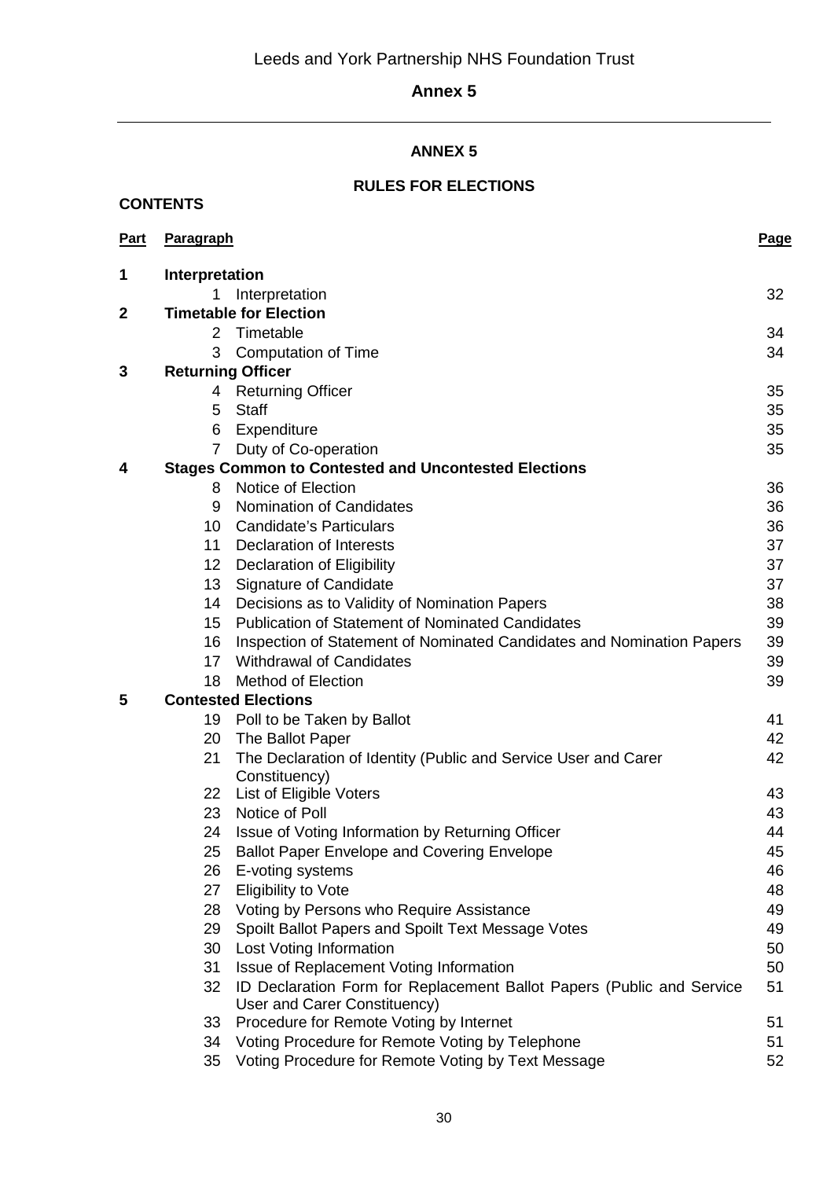# ANNEX 5

## RULES FOR ELECTIONS

**CONTENTS**

| Part | Paragraph | | Page |
|---|---|---|---|
| **1** | **Interpretation** | | |
| | 1 | Interpretation | 32 |
| **2** | **Timetable for Election** | | |
| | 2 | Timetable | 34 |
| | 3 | Computation of Time | 34 |
| **3** | **Returning Officer** | | |
| | 4 | Returning Officer | 35 |
| | 5 | Staff | 35 |
| | 6 | Expenditure | 35 |
| | 7 | Duty of Co-operation | 35 |
| **4** | **Stages Common to Contested and Uncontested Elections** | | |
| | 8 | Notice of Election | 36 |
| | 9 | Nomination of Candidates | 36 |
| | 10 | Candidate's Particulars | 36 |
| | 11 | Declaration of Interests | 37 |
| | 12 | Declaration of Eligibility | 37 |
| | 13 | Signature of Candidate | 37 |
| | 14 | Decisions as to Validity of Nomination Papers | 38 |
| | 15 | Publication of Statement of Nominated Candidates | 39 |
| | 16 | Inspection of Statement of Nominated Candidates and Nomination Papers | 39 |
| | 17 | Withdrawal of Candidates | 39 |
| | 18 | Method of Election | 39 |
| **5** | **Contested Elections** | | |
| | 19 | Poll to be Taken by Ballot | 41 |
| | 20 | The Ballot Paper | 42 |
| | 21 | The Declaration of Identity (Public and Service User and Carer Constituency) | 42 |
| | 22 | List of Eligible Voters | 43 |
| | 23 | Notice of Poll | 43 |
| | 24 | Issue of Voting Information by Returning Officer | 44 |
| | 25 | Ballot Paper Envelope and Covering Envelope | 45 |
| | 26 | E-voting systems | 46 |
| | 27 | Eligibility to Vote | 48 |
| | 28 | Voting by Persons who Require Assistance | 49 |
| | 29 | Spoilt Ballot Papers and Spoilt Text Message Votes | 49 |
| | 30 | Lost Voting Information | 50 |
| | 31 | Issue of Replacement Voting Information | 50 |
| | 32 | ID Declaration Form for Replacement Ballot Papers (Public and Service User and Carer Constituency) | 51 |
| | 33 | Procedure for Remote Voting by Internet | 51 |
| | 34 | Voting Procedure for Remote Voting by Telephone | 51 |
| | 35 | Voting Procedure for Remote Voting by Text Message | 52 |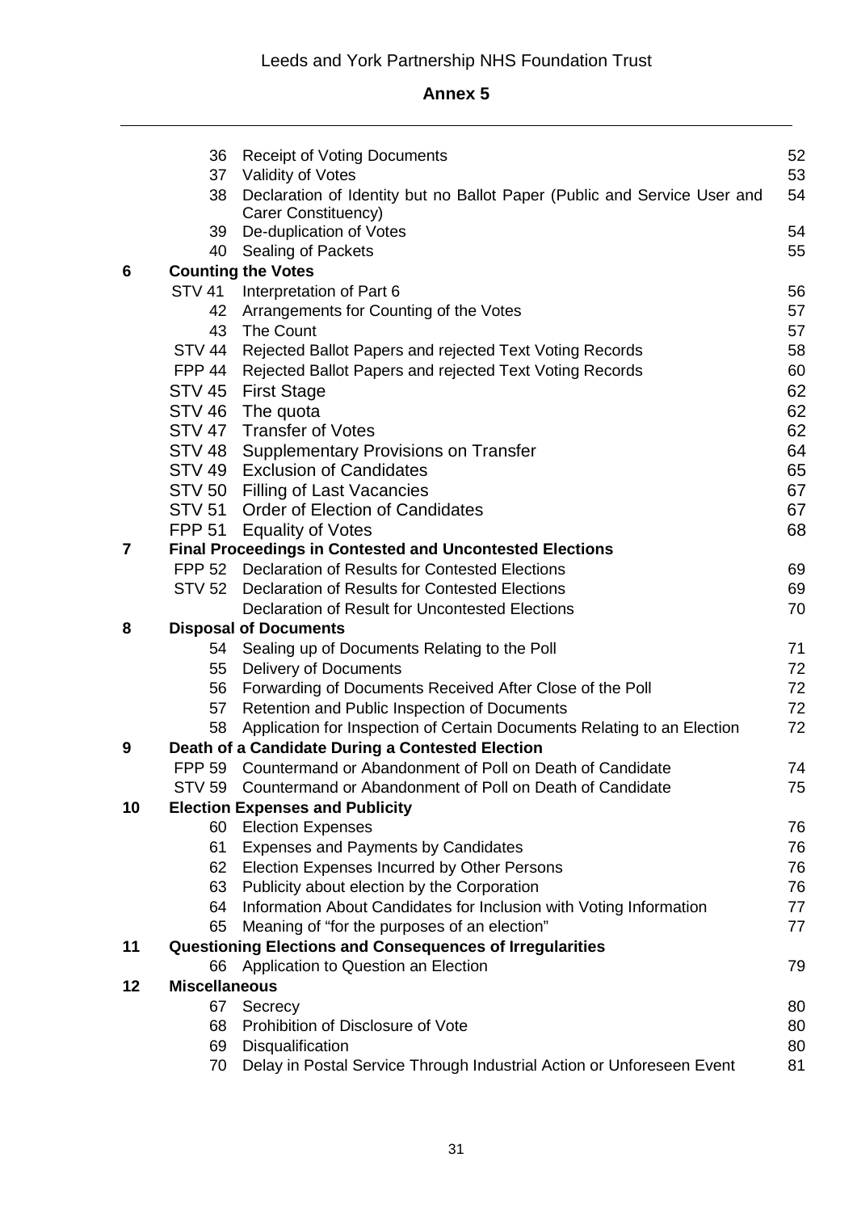| | | | |
|---|---|---|---|
| | 36 | Receipt of Voting Documents | 52 |
| | 37 | Validity of Votes | 53 |
| | 38 | Declaration of Identity but no Ballot Paper (Public and Service User and Carer Constituency) | 54 |
| | 39 | De-duplication of Votes | 54 |
| | 40 | Sealing of Packets | 55 |
| **6** | **Counting the Votes** | | |
| | STV 41 | Interpretation of Part 6 | 56 |
| | 42 | Arrangements for Counting of the Votes | 57 |
| | 43 | The Count | 57 |
| | STV 44 | Rejected Ballot Papers and rejected Text Voting Records | 58 |
| | FPP 44 | Rejected Ballot Papers and rejected Text Voting Records | 60 |
| | STV 45 | First Stage | 62 |
| | STV 46 | The quota | 62 |
| | STV 47 | Transfer of Votes | 62 |
| | STV 48 | Supplementary Provisions on Transfer | 64 |
| | STV 49 | Exclusion of Candidates | 65 |
| | STV 50 | Filling of Last Vacancies | 67 |
| | STV 51 | Order of Election of Candidates | 67 |
| | FPP 51 | Equality of Votes | 68 |
| **7** | **Final Proceedings in Contested and Uncontested Elections** | | |
| | FPP 52 | Declaration of Results for Contested Elections | 69 |
| | STV 52 | Declaration of Results for Contested Elections | 69 |
| | | Declaration of Result for Uncontested Elections | 70 |
| **8** | **Disposal of Documents** | | |
| | 54 | Sealing up of Documents Relating to the Poll | 71 |
| | 55 | Delivery of Documents | 72 |
| | 56 | Forwarding of Documents Received After Close of the Poll | 72 |
| | 57 | Retention and Public Inspection of Documents | 72 |
| | 58 | Application for Inspection of Certain Documents Relating to an Election | 72 |
| **9** | **Death of a Candidate During a Contested Election** | | |
| | FPP 59 | Countermand or Abandonment of Poll on Death of Candidate | 74 |
| | STV 59 | Countermand or Abandonment of Poll on Death of Candidate | 75 |
| **10** | **Election Expenses and Publicity** | | |
| | 60 | Election Expenses | 76 |
| | 61 | Expenses and Payments by Candidates | 76 |
| | 62 | Election Expenses Incurred by Other Persons | 76 |
| | 63 | Publicity about election by the Corporation | 76 |
| | 64 | Information About Candidates for Inclusion with Voting Information | 77 |
| | 65 | Meaning of "for the purposes of an election" | 77 |
| **11** | **Questioning Elections and Consequences of Irregularities** | | |
| | 66 | Application to Question an Election | 79 |
| **12** | **Miscellaneous** | | |
| | 67 | Secrecy | 80 |
| | 68 | Prohibition of Disclosure of Vote | 80 |
| | 69 | Disqualification | 80 |
| | 70 | Delay in Postal Service Through Industrial Action or Unforeseen Event | 81 |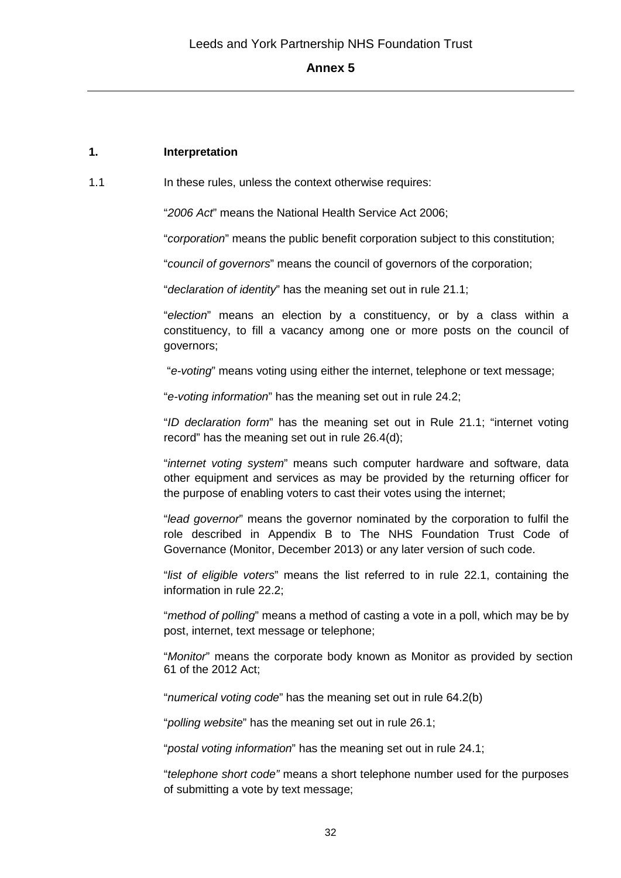**Annex 5**

**1. Interpretation**

1.1 In these rules, unless the context otherwise requires:

"*2006 Act*" means the National Health Service Act 2006;

"*corporation*" means the public benefit corporation subject to this constitution;

"*council of governors*" means the council of governors of the corporation;

"*declaration of identity*" has the meaning set out in rule 21.1;

"*election*" means an election by a constituency, or by a class within a constituency, to fill a vacancy among one or more posts on the council of governors;

"*e-voting*" means voting using either the internet, telephone or text message;

"*e-voting information*" has the meaning set out in rule 24.2;

"*ID declaration form*" has the meaning set out in Rule 21.1; "internet voting record" has the meaning set out in rule 26.4(d);

"*internet voting system*" means such computer hardware and software, data other equipment and services as may be provided by the returning officer for the purpose of enabling voters to cast their votes using the internet;

"*lead governor*" means the governor nominated by the corporation to fulfil the role described in Appendix B to The NHS Foundation Trust Code of Governance (Monitor, December 2013) or any later version of such code.

"*list of eligible voters*" means the list referred to in rule 22.1, containing the information in rule 22.2;

"*method of polling*" means a method of casting a vote in a poll, which may be by post, internet, text message or telephone;

"*Monitor*" means the corporate body known as Monitor as provided by section 61 of the 2012 Act;

"*numerical voting code*" has the meaning set out in rule 64.2(b)

"*polling website*" has the meaning set out in rule 26.1;

"*postal voting information*" has the meaning set out in rule 24.1;

"*telephone short code"* means a short telephone number used for the purposes of submitting a vote by text message;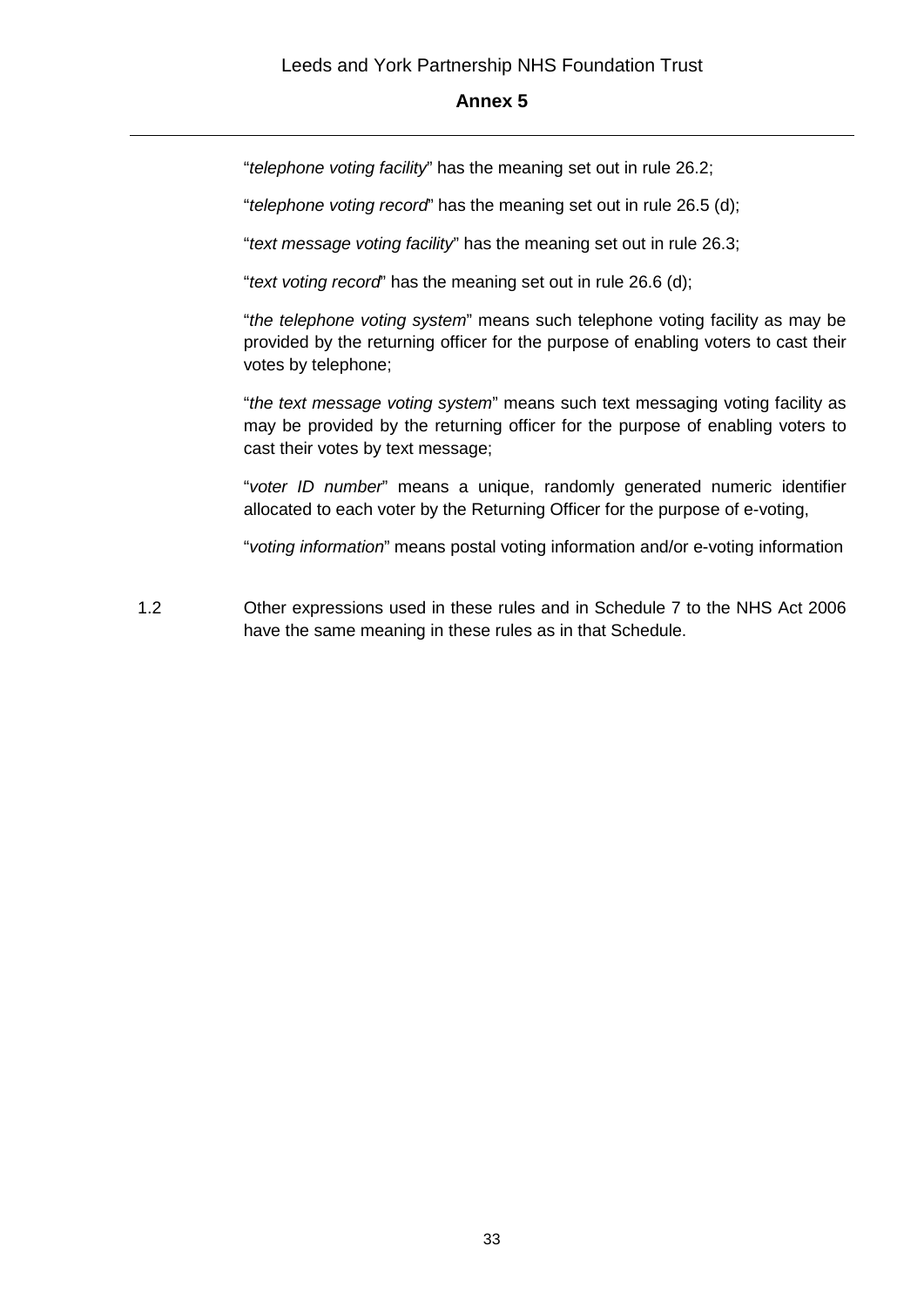"*telephone voting facility*" has the meaning set out in rule 26.2;

"*telephone voting record*" has the meaning set out in rule 26.5 (d);

"*text message voting facility*" has the meaning set out in rule 26.3;

"*text voting record*" has the meaning set out in rule 26.6 (d);

"*the telephone voting system*" means such telephone voting facility as may be provided by the returning officer for the purpose of enabling voters to cast their votes by telephone;

"*the text message voting system*" means such text messaging voting facility as may be provided by the returning officer for the purpose of enabling voters to cast their votes by text message;

"*voter ID number*" means a unique, randomly generated numeric identifier allocated to each voter by the Returning Officer for the purpose of e-voting,

"*voting information*" means postal voting information and/or e-voting information

1.2 Other expressions used in these rules and in Schedule 7 to the NHS Act 2006 have the same meaning in these rules as in that Schedule.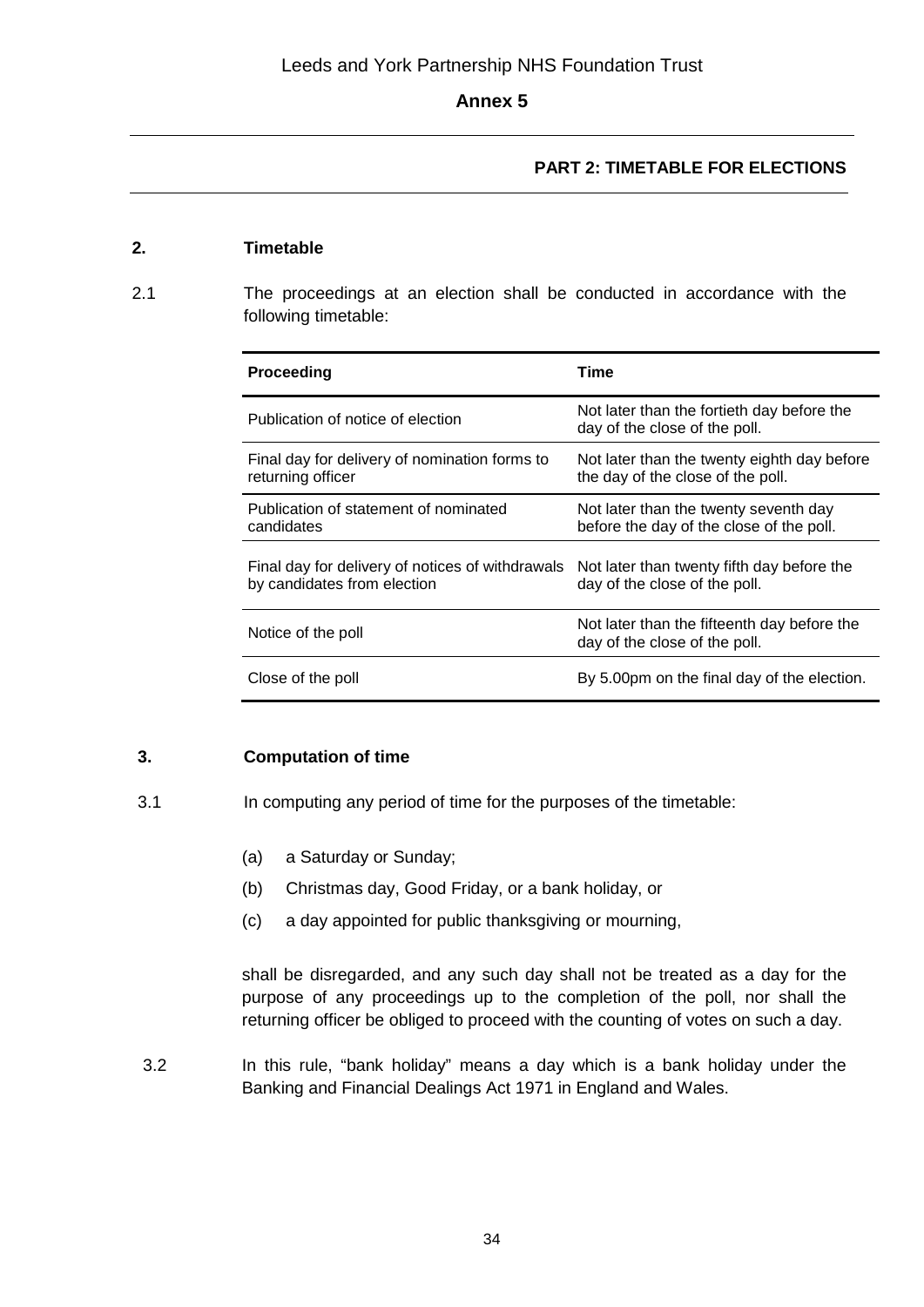Leeds and York Partnership NHS Foundation Trust

**Annex 5**

**PART 2: TIMETABLE FOR ELECTIONS**

**2. Timetable**

2.1 The proceedings at an election shall be conducted in accordance with the following timetable:

| Proceeding | Time |
|---|---|
| Publication of notice of election | Not later than the fortieth day before the day of the close of the poll. |
| Final day for delivery of nomination forms to returning officer | Not later than the twenty eighth day before the day of the close of the poll. |
| Publication of statement of nominated candidates | Not later than the twenty seventh day before the day of the close of the poll. |
| Final day for delivery of notices of withdrawals by candidates from election | Not later than twenty fifth day before the day of the close of the poll. |
| Notice of the poll | Not later than the fifteenth day before the day of the close of the poll. |
| Close of the poll | By 5.00pm on the final day of the election. |

**3. Computation of time**

3.1 In computing any period of time for the purposes of the timetable:

(a) a Saturday or Sunday;

(b) Christmas day, Good Friday, or a bank holiday, or

(c) a day appointed for public thanksgiving or mourning,

shall be disregarded, and any such day shall not be treated as a day for the purpose of any proceedings up to the completion of the poll, nor shall the returning officer be obliged to proceed with the counting of votes on such a day.

3.2 In this rule, "bank holiday" means a day which is a bank holiday under the Banking and Financial Dealings Act 1971 in England and Wales.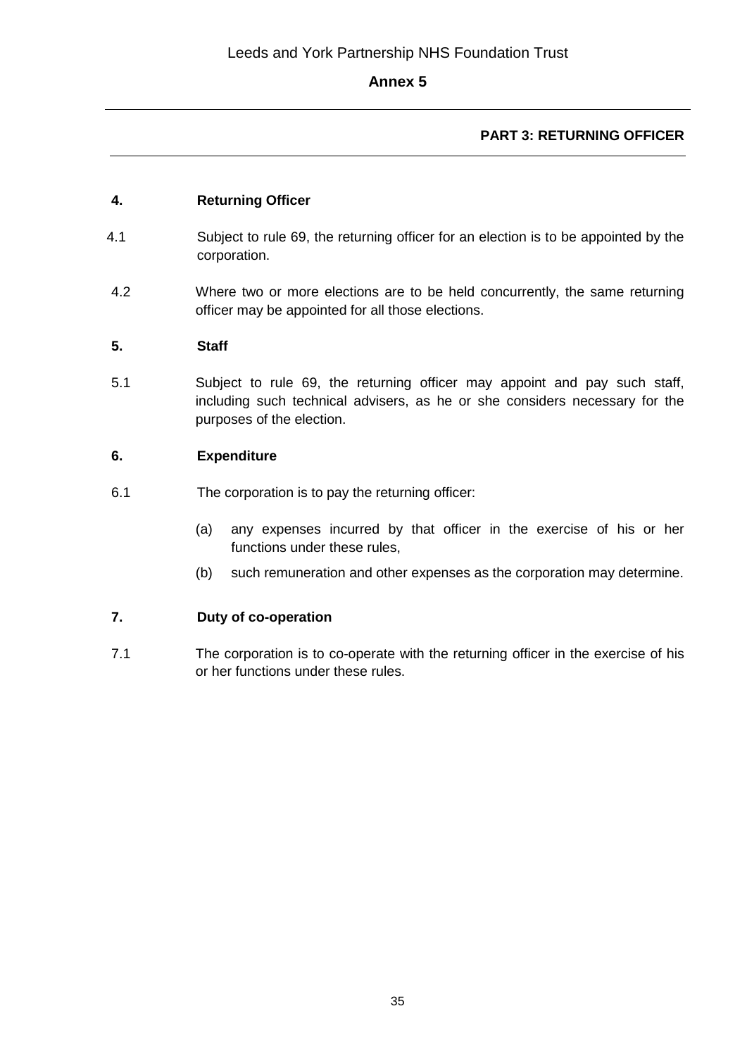## PART 3: RETURNING OFFICER

### 4. Returning Officer

4.1 Subject to rule 69, the returning officer for an election is to be appointed by the corporation.

4.2 Where two or more elections are to be held concurrently, the same returning officer may be appointed for all those elections.

### 5. Staff

5.1 Subject to rule 69, the returning officer may appoint and pay such staff, including such technical advisers, as he or she considers necessary for the purposes of the election.

### 6. Expenditure

6.1 The corporation is to pay the returning officer:

(a) any expenses incurred by that officer in the exercise of his or her functions under these rules,

(b) such remuneration and other expenses as the corporation may determine.

### 7. Duty of co-operation

7.1 The corporation is to co-operate with the returning officer in the exercise of his or her functions under these rules.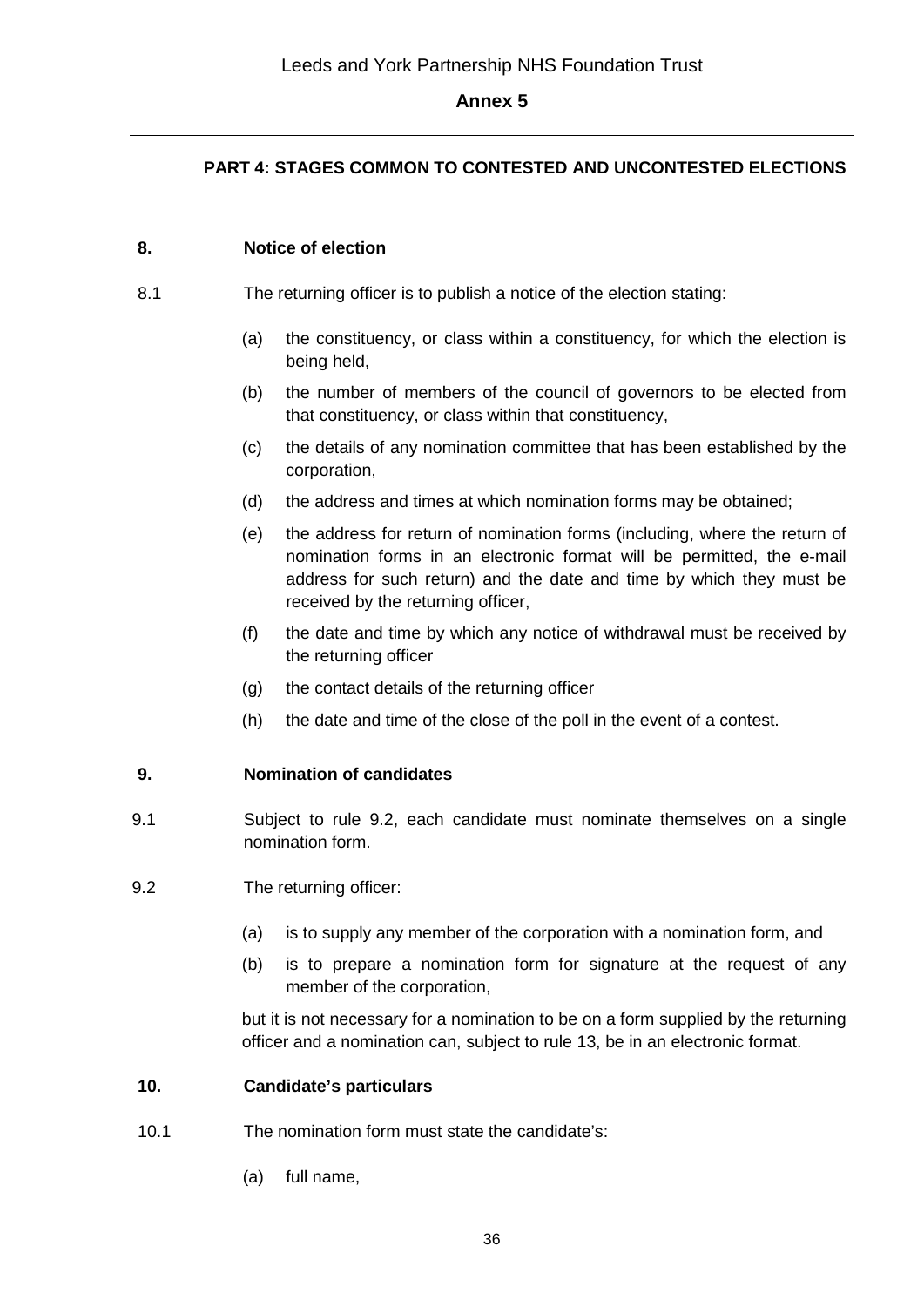## PART 4: STAGES COMMON TO CONTESTED AND UNCONTESTED ELECTIONS

### 8. Notice of election

8.1 The returning officer is to publish a notice of the election stating:

- (a) the constituency, or class within a constituency, for which the election is being held,
- (b) the number of members of the council of governors to be elected from that constituency, or class within that constituency,
- (c) the details of any nomination committee that has been established by the corporation,
- (d) the address and times at which nomination forms may be obtained;
- (e) the address for return of nomination forms (including, where the return of nomination forms in an electronic format will be permitted, the e-mail address for such return) and the date and time by which they must be received by the returning officer,
- (f) the date and time by which any notice of withdrawal must be received by the returning officer
- (g) the contact details of the returning officer
- (h) the date and time of the close of the poll in the event of a contest.

### 9. Nomination of candidates

9.1 Subject to rule 9.2, each candidate must nominate themselves on a single nomination form.

9.2 The returning officer:

- (a) is to supply any member of the corporation with a nomination form, and
- (b) is to prepare a nomination form for signature at the request of any member of the corporation,

but it is not necessary for a nomination to be on a form supplied by the returning officer and a nomination can, subject to rule 13, be in an electronic format.

### 10. Candidate's particulars

10.1 The nomination form must state the candidate's:

- (a) full name,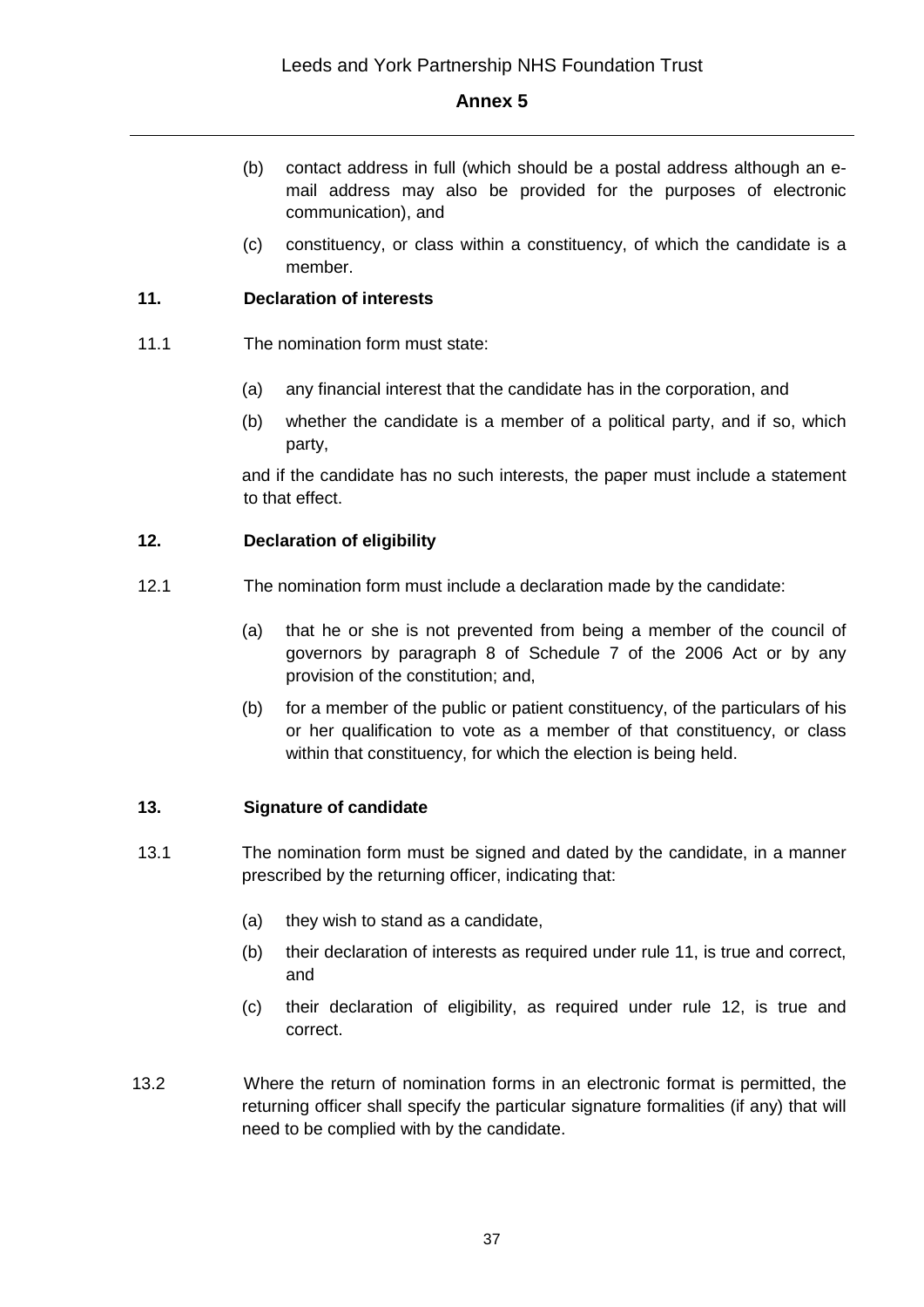(b) contact address in full (which should be a postal address although an e-mail address may also be provided for the purposes of electronic communication), and

(c) constituency, or class within a constituency, of which the candidate is a member.

**11. Declaration of interests**

11.1 The nomination form must state:

(a) any financial interest that the candidate has in the corporation, and

(b) whether the candidate is a member of a political party, and if so, which party,

and if the candidate has no such interests, the paper must include a statement to that effect.

**12. Declaration of eligibility**

12.1 The nomination form must include a declaration made by the candidate:

(a) that he or she is not prevented from being a member of the council of governors by paragraph 8 of Schedule 7 of the 2006 Act or by any provision of the constitution; and,

(b) for a member of the public or patient constituency, of the particulars of his or her qualification to vote as a member of that constituency, or class within that constituency, for which the election is being held.

**13. Signature of candidate**

13.1 The nomination form must be signed and dated by the candidate, in a manner prescribed by the returning officer, indicating that:

(a) they wish to stand as a candidate,

(b) their declaration of interests as required under rule 11, is true and correct, and

(c) their declaration of eligibility, as required under rule 12, is true and correct.

13.2 Where the return of nomination forms in an electronic format is permitted, the returning officer shall specify the particular signature formalities (if any) that will need to be complied with by the candidate.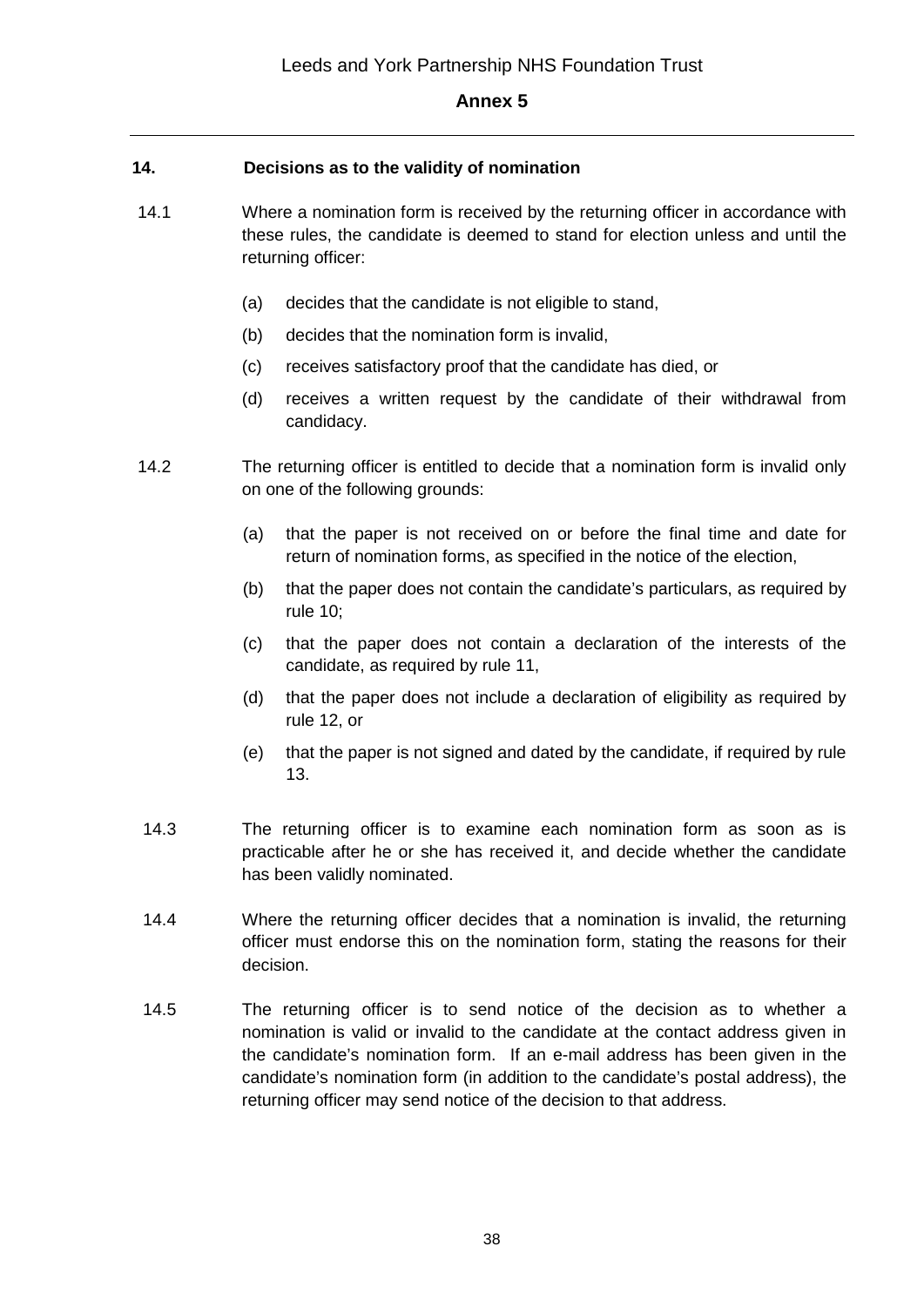## 14. Decisions as to the validity of nomination

14.1 Where a nomination form is received by the returning officer in accordance with these rules, the candidate is deemed to stand for election unless and until the returning officer:

- (a) decides that the candidate is not eligible to stand,
- (b) decides that the nomination form is invalid,
- (c) receives satisfactory proof that the candidate has died, or
- (d) receives a written request by the candidate of their withdrawal from candidacy.

14.2 The returning officer is entitled to decide that a nomination form is invalid only on one of the following grounds:

- (a) that the paper is not received on or before the final time and date for return of nomination forms, as specified in the notice of the election,
- (b) that the paper does not contain the candidate's particulars, as required by rule 10;
- (c) that the paper does not contain a declaration of the interests of the candidate, as required by rule 11,
- (d) that the paper does not include a declaration of eligibility as required by rule 12, or
- (e) that the paper is not signed and dated by the candidate, if required by rule 13.

14.3 The returning officer is to examine each nomination form as soon as is practicable after he or she has received it, and decide whether the candidate has been validly nominated.

14.4 Where the returning officer decides that a nomination is invalid, the returning officer must endorse this on the nomination form, stating the reasons for their decision.

14.5 The returning officer is to send notice of the decision as to whether a nomination is valid or invalid to the candidate at the contact address given in the candidate's nomination form. If an e-mail address has been given in the candidate's nomination form (in addition to the candidate's postal address), the returning officer may send notice of the decision to that address.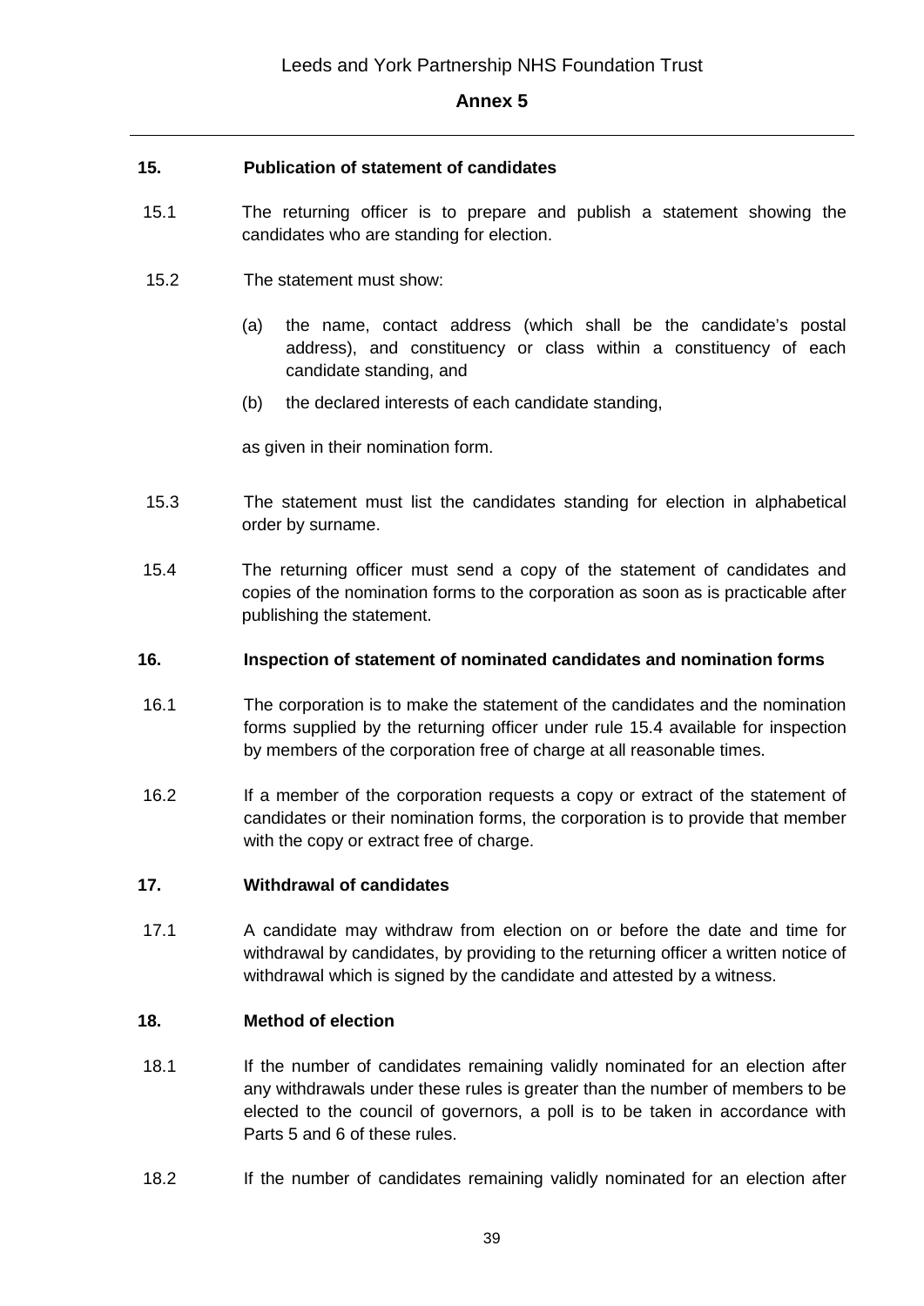**15. Publication of statement of candidates**

15.1 The returning officer is to prepare and publish a statement showing the candidates who are standing for election.

15.2 The statement must show:

(a) the name, contact address (which shall be the candidate's postal address), and constituency or class within a constituency of each candidate standing, and

(b) the declared interests of each candidate standing,

as given in their nomination form.

15.3 The statement must list the candidates standing for election in alphabetical order by surname.

15.4 The returning officer must send a copy of the statement of candidates and copies of the nomination forms to the corporation as soon as is practicable after publishing the statement.

**16. Inspection of statement of nominated candidates and nomination forms**

16.1 The corporation is to make the statement of the candidates and the nomination forms supplied by the returning officer under rule 15.4 available for inspection by members of the corporation free of charge at all reasonable times.

16.2 If a member of the corporation requests a copy or extract of the statement of candidates or their nomination forms, the corporation is to provide that member with the copy or extract free of charge.

**17. Withdrawal of candidates**

17.1 A candidate may withdraw from election on or before the date and time for withdrawal by candidates, by providing to the returning officer a written notice of withdrawal which is signed by the candidate and attested by a witness.

**18. Method of election**

18.1 If the number of candidates remaining validly nominated for an election after any withdrawals under these rules is greater than the number of members to be elected to the council of governors, a poll is to be taken in accordance with Parts 5 and 6 of these rules.

18.2 If the number of candidates remaining validly nominated for an election after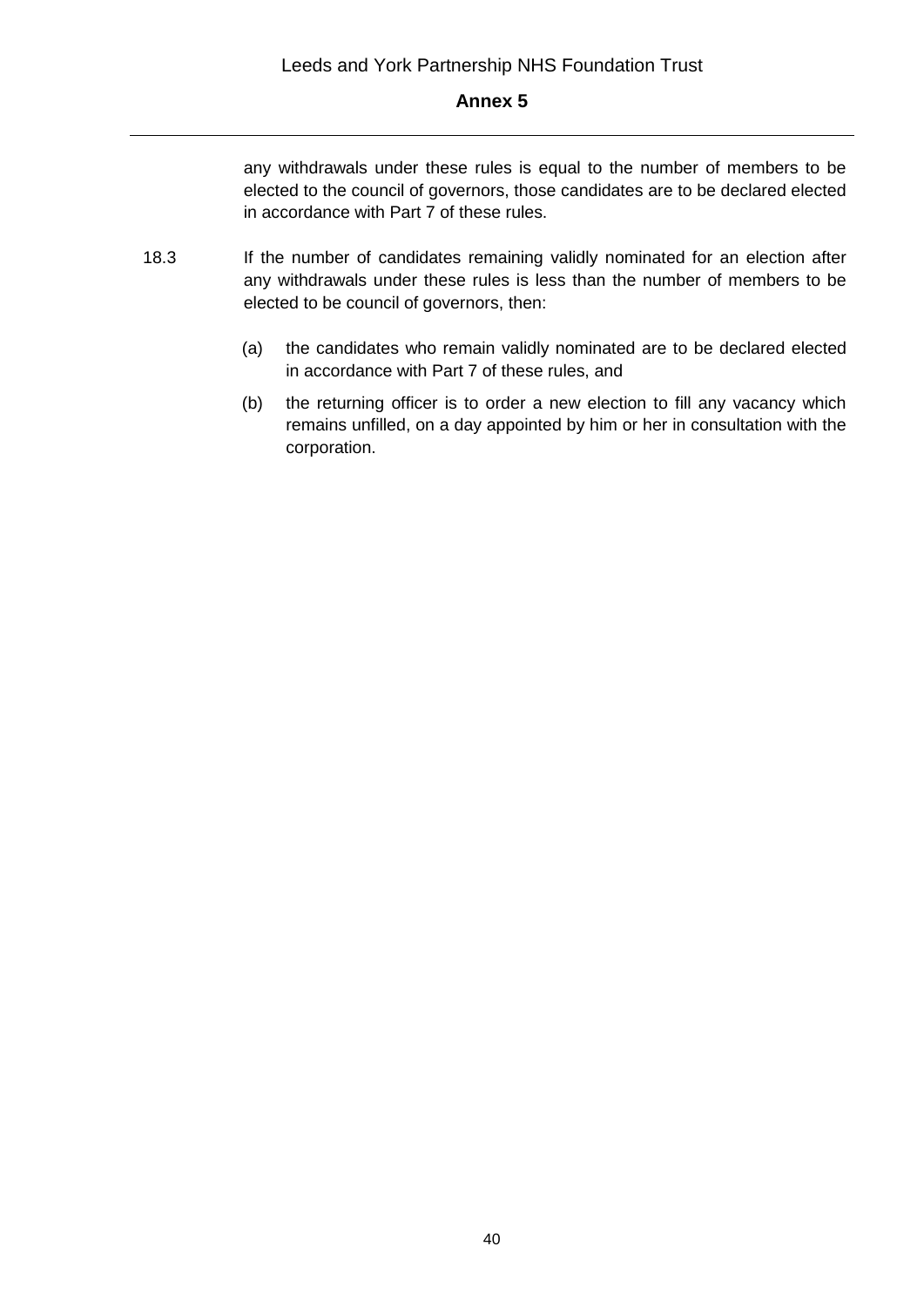any withdrawals under these rules is equal to the number of members to be elected to the council of governors, those candidates are to be declared elected in accordance with Part 7 of these rules.

18.3 If the number of candidates remaining validly nominated for an election after any withdrawals under these rules is less than the number of members to be elected to be council of governors, then:

(a) the candidates who remain validly nominated are to be declared elected in accordance with Part 7 of these rules, and

(b) the returning officer is to order a new election to fill any vacancy which remains unfilled, on a day appointed by him or her in consultation with the corporation.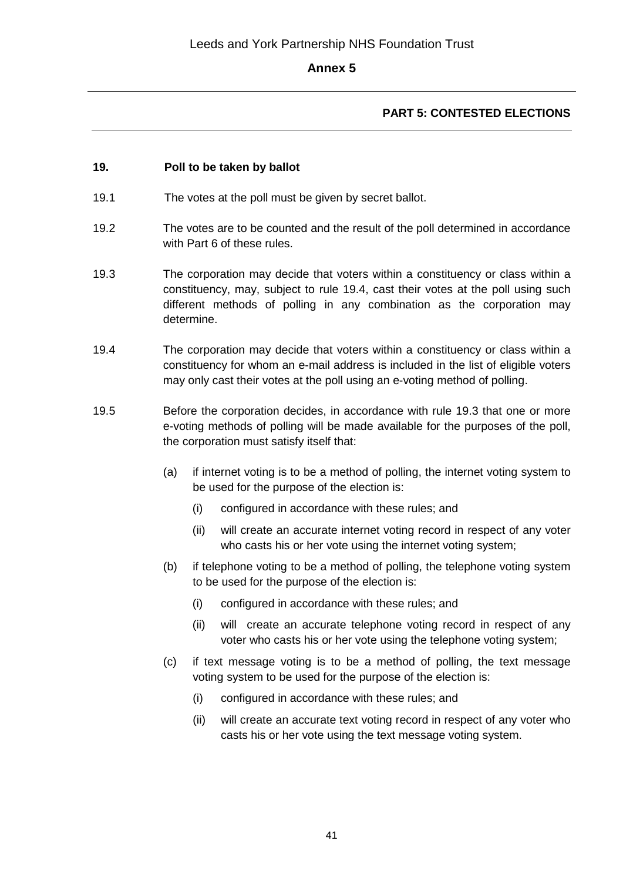## PART 5: CONTESTED ELECTIONS

### 19. Poll to be taken by ballot

19.1 The votes at the poll must be given by secret ballot.

19.2 The votes are to be counted and the result of the poll determined in accordance with Part 6 of these rules.

19.3 The corporation may decide that voters within a constituency or class within a constituency, may, subject to rule 19.4, cast their votes at the poll using such different methods of polling in any combination as the corporation may determine.

19.4 The corporation may decide that voters within a constituency or class within a constituency for whom an e-mail address is included in the list of eligible voters may only cast their votes at the poll using an e-voting method of polling.

19.5 Before the corporation decides, in accordance with rule 19.3 that one or more e-voting methods of polling will be made available for the purposes of the poll, the corporation must satisfy itself that:

- (a) if internet voting is to be a method of polling, the internet voting system to be used for the purpose of the election is:
  - (i) configured in accordance with these rules; and
  - (ii) will create an accurate internet voting record in respect of any voter who casts his or her vote using the internet voting system;
- (b) if telephone voting to be a method of polling, the telephone voting system to be used for the purpose of the election is:
  - (i) configured in accordance with these rules; and
  - (ii) will create an accurate telephone voting record in respect of any voter who casts his or her vote using the telephone voting system;
- (c) if text message voting is to be a method of polling, the text message voting system to be used for the purpose of the election is:
  - (i) configured in accordance with these rules; and
  - (ii) will create an accurate text voting record in respect of any voter who casts his or her vote using the text message voting system.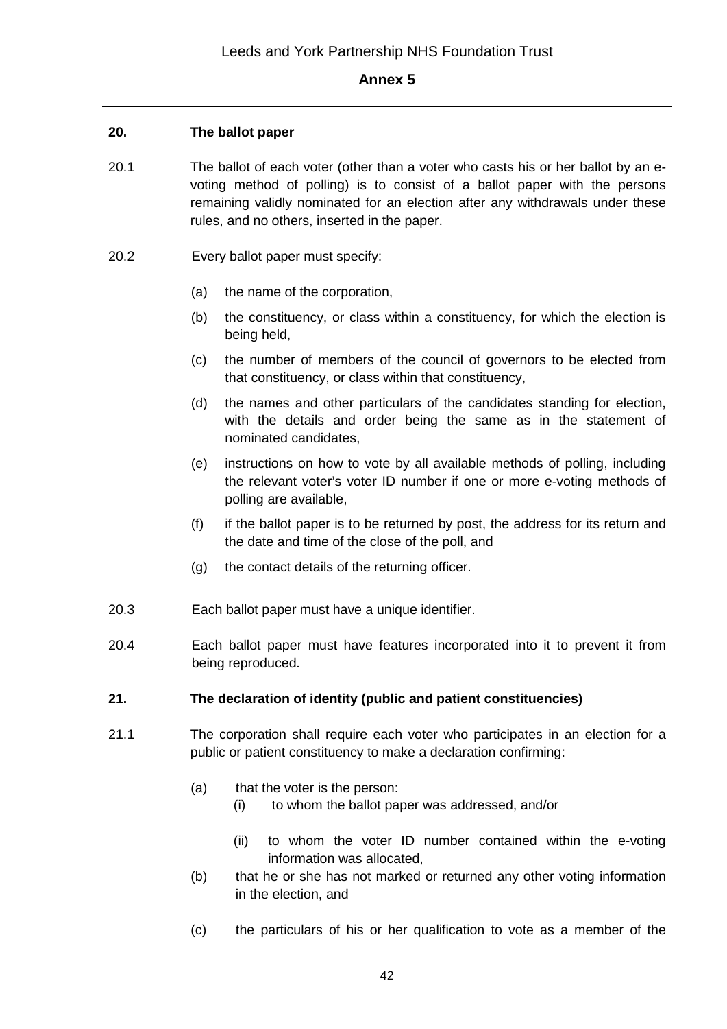## 20. The ballot paper

20.1 The ballot of each voter (other than a voter who casts his or her ballot by an e-voting method of polling) is to consist of a ballot paper with the persons remaining validly nominated for an election after any withdrawals under these rules, and no others, inserted in the paper.

20.2 Every ballot paper must specify:

(a) the name of the corporation,

(b) the constituency, or class within a constituency, for which the election is being held,

(c) the number of members of the council of governors to be elected from that constituency, or class within that constituency,

(d) the names and other particulars of the candidates standing for election, with the details and order being the same as in the statement of nominated candidates,

(e) instructions on how to vote by all available methods of polling, including the relevant voter's voter ID number if one or more e-voting methods of polling are available,

(f) if the ballot paper is to be returned by post, the address for its return and the date and time of the close of the poll, and

(g) the contact details of the returning officer.

20.3 Each ballot paper must have a unique identifier.

20.4 Each ballot paper must have features incorporated into it to prevent it from being reproduced.

## 21. The declaration of identity (public and patient constituencies)

21.1 The corporation shall require each voter who participates in an election for a public or patient constituency to make a declaration confirming:

(a) that the voter is the person:

   (i) to whom the ballot paper was addressed, and/or

   (ii) to whom the voter ID number contained within the e-voting information was allocated,

(b) that he or she has not marked or returned any other voting information in the election, and

(c) the particulars of his or her qualification to vote as a member of the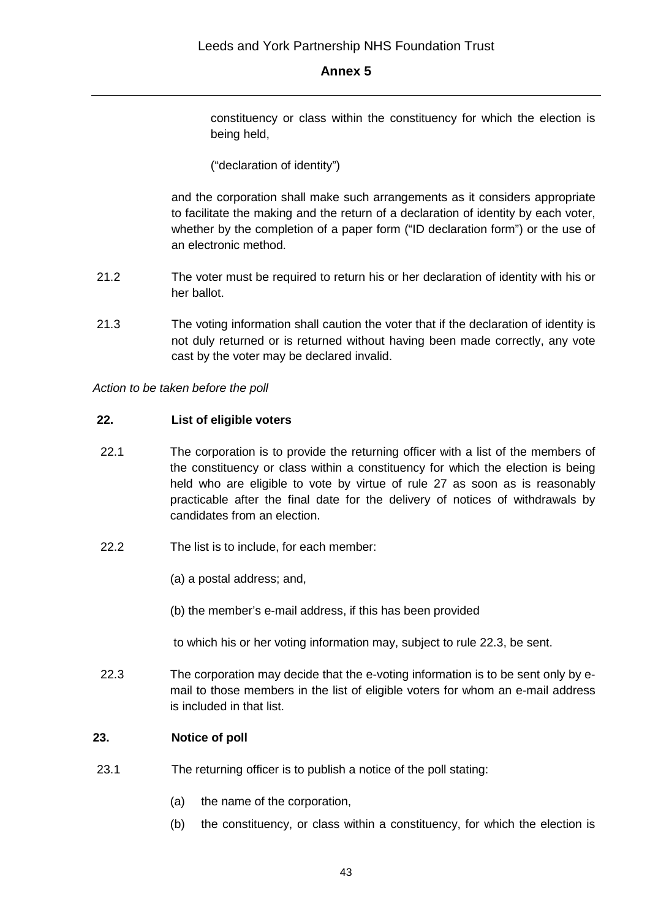constituency or class within the constituency for which the election is being held,

("declaration of identity")

and the corporation shall make such arrangements as it considers appropriate to facilitate the making and the return of a declaration of identity by each voter, whether by the completion of a paper form ("ID declaration form") or the use of an electronic method.

21.2 The voter must be required to return his or her declaration of identity with his or her ballot.

21.3 The voting information shall caution the voter that if the declaration of identity is not duly returned or is returned without having been made correctly, any vote cast by the voter may be declared invalid.

*Action to be taken before the poll*

**22. List of eligible voters**

22.1 The corporation is to provide the returning officer with a list of the members of the constituency or class within a constituency for which the election is being held who are eligible to vote by virtue of rule 27 as soon as is reasonably practicable after the final date for the delivery of notices of withdrawals by candidates from an election.

22.2 The list is to include, for each member:

(a) a postal address; and,

(b) the member's e-mail address, if this has been provided

to which his or her voting information may, subject to rule 22.3, be sent.

22.3 The corporation may decide that the e-voting information is to be sent only by e-mail to those members in the list of eligible voters for whom an e-mail address is included in that list.

**23. Notice of poll**

23.1 The returning officer is to publish a notice of the poll stating:

(a) the name of the corporation,

(b) the constituency, or class within a constituency, for which the election is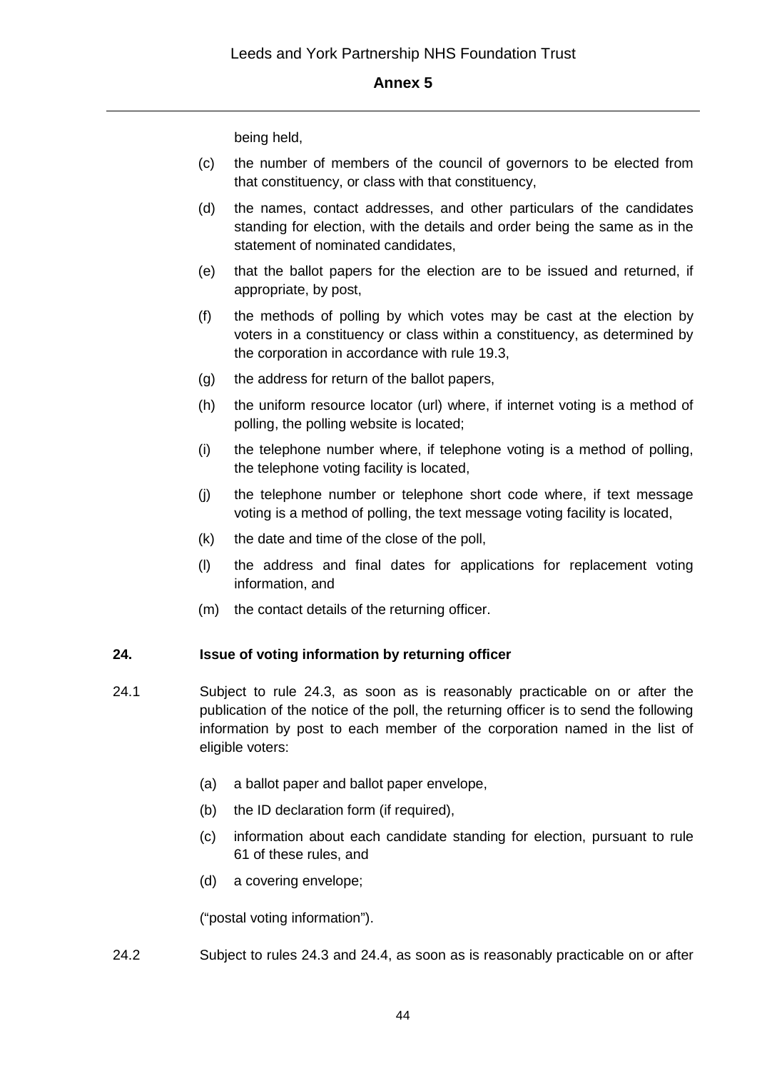being held,

(c) the number of members of the council of governors to be elected from that constituency, or class with that constituency,

(d) the names, contact addresses, and other particulars of the candidates standing for election, with the details and order being the same as in the statement of nominated candidates,

(e) that the ballot papers for the election are to be issued and returned, if appropriate, by post,

(f) the methods of polling by which votes may be cast at the election by voters in a constituency or class within a constituency, as determined by the corporation in accordance with rule 19.3,

(g) the address for return of the ballot papers,

(h) the uniform resource locator (url) where, if internet voting is a method of polling, the polling website is located;

(i) the telephone number where, if telephone voting is a method of polling, the telephone voting facility is located,

(j) the telephone number or telephone short code where, if text message voting is a method of polling, the text message voting facility is located,

(k) the date and time of the close of the poll,

(l) the address and final dates for applications for replacement voting information, and

(m) the contact details of the returning officer.

**24. Issue of voting information by returning officer**

24.1 Subject to rule 24.3, as soon as is reasonably practicable on or after the publication of the notice of the poll, the returning officer is to send the following information by post to each member of the corporation named in the list of eligible voters:

(a) a ballot paper and ballot paper envelope,

(b) the ID declaration form (if required),

(c) information about each candidate standing for election, pursuant to rule 61 of these rules, and

(d) a covering envelope;

("postal voting information").

24.2 Subject to rules 24.3 and 24.4, as soon as is reasonably practicable on or after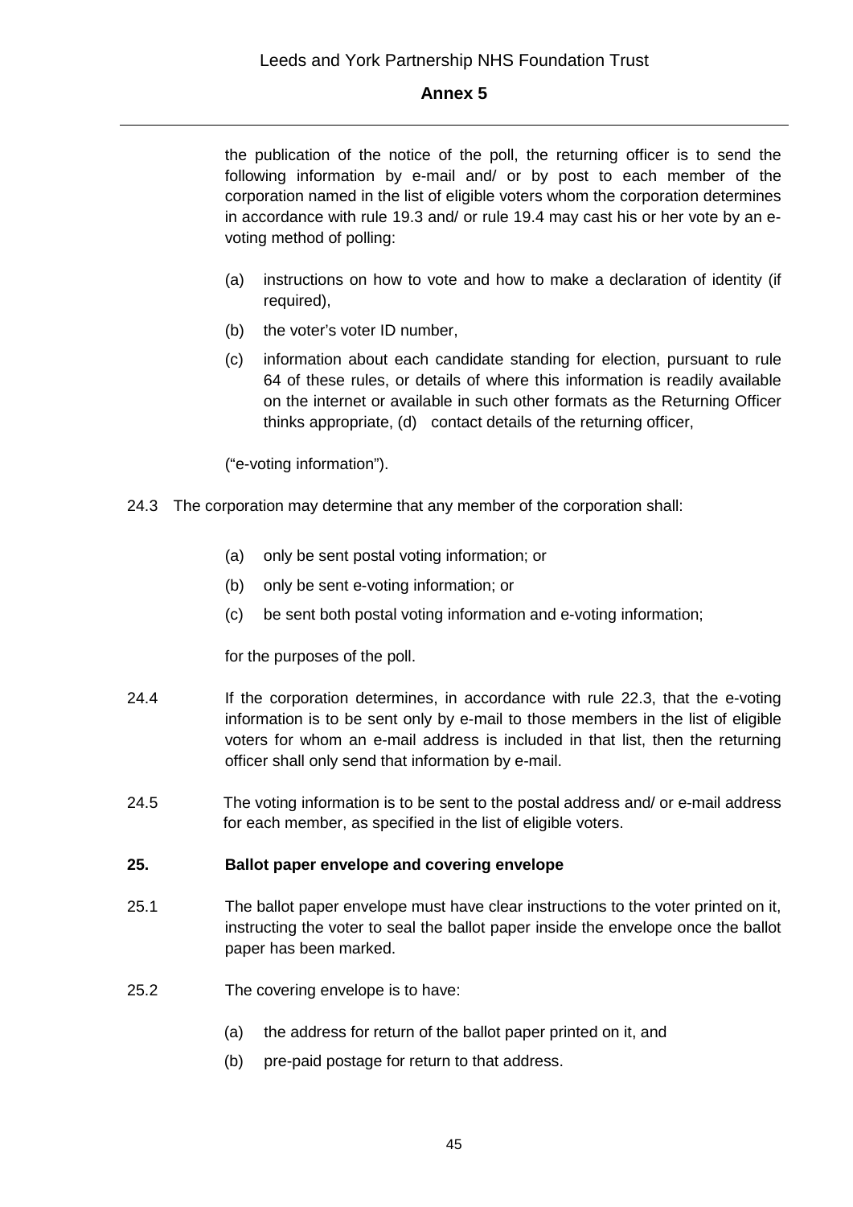the publication of the notice of the poll, the returning officer is to send the following information by e-mail and/ or by post to each member of the corporation named in the list of eligible voters whom the corporation determines in accordance with rule 19.3 and/ or rule 19.4 may cast his or her vote by an e-voting method of polling:

(a) instructions on how to vote and how to make a declaration of identity (if required),

(b) the voter's voter ID number,

(c) information about each candidate standing for election, pursuant to rule 64 of these rules, or details of where this information is readily available on the internet or available in such other formats as the Returning Officer thinks appropriate, (d) contact details of the returning officer,

("e-voting information").

24.3 The corporation may determine that any member of the corporation shall:

(a) only be sent postal voting information; or

(b) only be sent e-voting information; or

(c) be sent both postal voting information and e-voting information;

for the purposes of the poll.

24.4 If the corporation determines, in accordance with rule 22.3, that the e-voting information is to be sent only by e-mail to those members in the list of eligible voters for whom an e-mail address is included in that list, then the returning officer shall only send that information by e-mail.

24.5 The voting information is to be sent to the postal address and/ or e-mail address for each member, as specified in the list of eligible voters.

**25. Ballot paper envelope and covering envelope**

25.1 The ballot paper envelope must have clear instructions to the voter printed on it, instructing the voter to seal the ballot paper inside the envelope once the ballot paper has been marked.

25.2 The covering envelope is to have:

(a) the address for return of the ballot paper printed on it, and

(b) pre-paid postage for return to that address.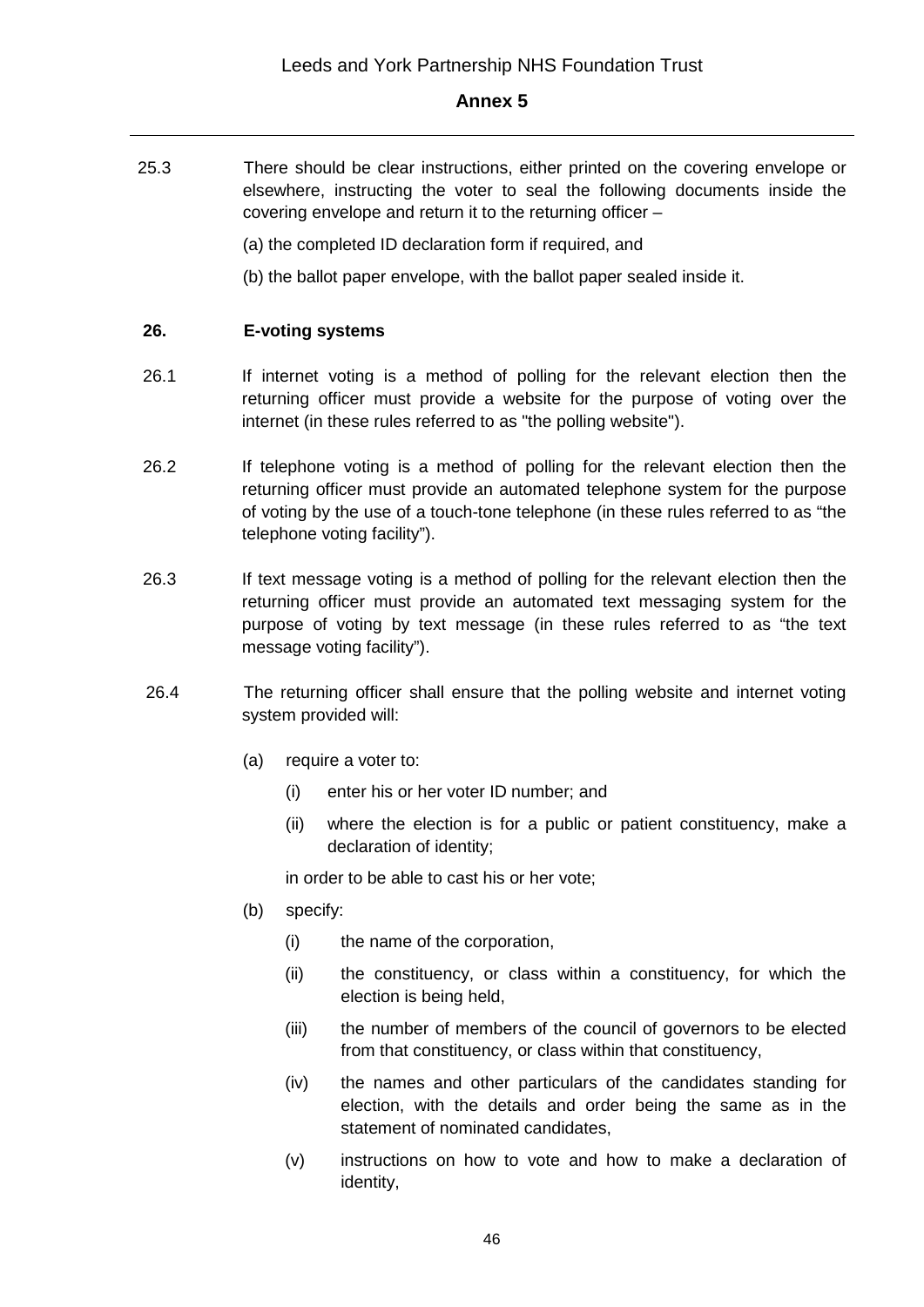25.3 There should be clear instructions, either printed on the covering envelope or elsewhere, instructing the voter to seal the following documents inside the covering envelope and return it to the returning officer –

(a) the completed ID declaration form if required, and

(b) the ballot paper envelope, with the ballot paper sealed inside it.

**26. E-voting systems**

26.1 If internet voting is a method of polling for the relevant election then the returning officer must provide a website for the purpose of voting over the internet (in these rules referred to as "the polling website").

26.2 If telephone voting is a method of polling for the relevant election then the returning officer must provide an automated telephone system for the purpose of voting by the use of a touch-tone telephone (in these rules referred to as "the telephone voting facility").

26.3 If text message voting is a method of polling for the relevant election then the returning officer must provide an automated text messaging system for the purpose of voting by text message (in these rules referred to as "the text message voting facility").

26.4 The returning officer shall ensure that the polling website and internet voting system provided will:

- (a) require a voter to:
  - (i) enter his or her voter ID number; and
  - (ii) where the election is for a public or patient constituency, make a declaration of identity;

  in order to be able to cast his or her vote;

- (b) specify:
  - (i) the name of the corporation,
  - (ii) the constituency, or class within a constituency, for which the election is being held,
  - (iii) the number of members of the council of governors to be elected from that constituency, or class within that constituency,
  - (iv) the names and other particulars of the candidates standing for election, with the details and order being the same as in the statement of nominated candidates,
  - (v) instructions on how to vote and how to make a declaration of identity,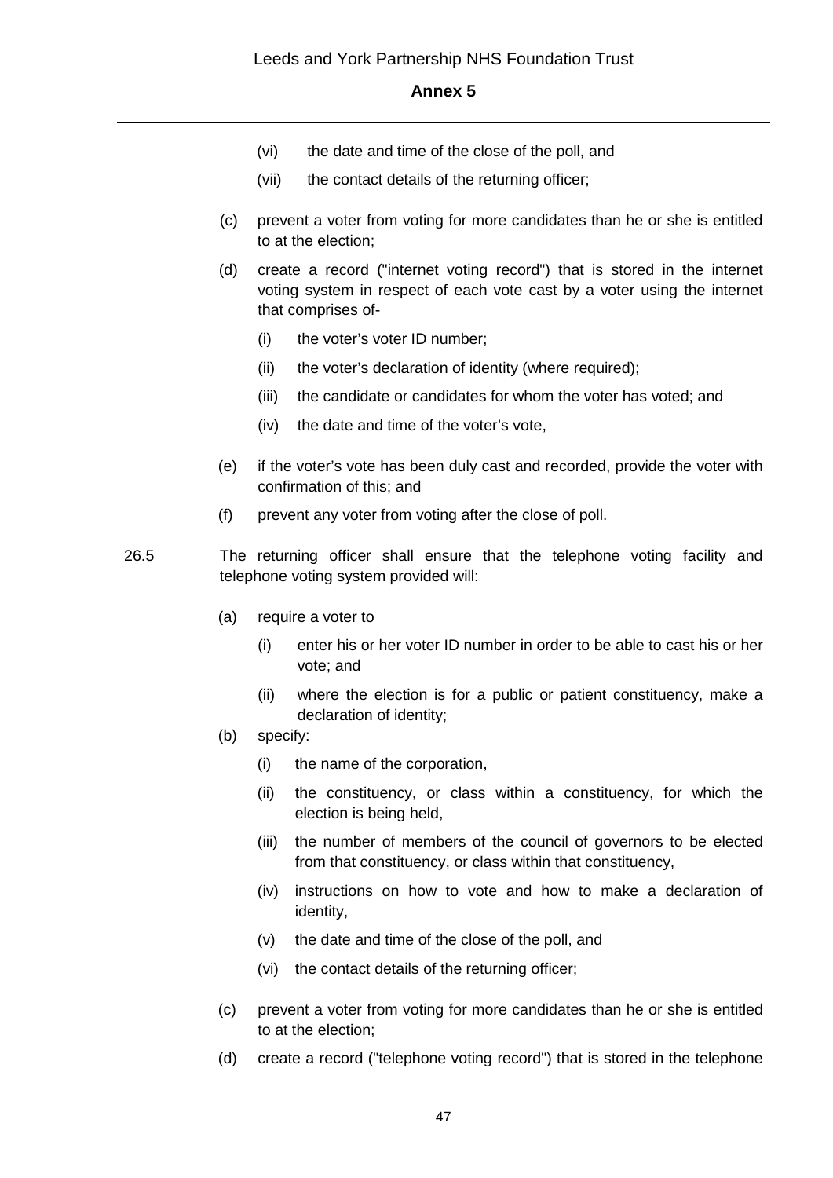(vi) the date and time of the close of the poll, and

(vii) the contact details of the returning officer;

(c) prevent a voter from voting for more candidates than he or she is entitled to at the election;

(d) create a record ("internet voting record") that is stored in the internet voting system in respect of each vote cast by a voter using the internet that comprises of-

(i) the voter's voter ID number;

(ii) the voter's declaration of identity (where required);

(iii) the candidate or candidates for whom the voter has voted; and

(iv) the date and time of the voter's vote,

(e) if the voter's vote has been duly cast and recorded, provide the voter with confirmation of this; and

(f) prevent any voter from voting after the close of poll.

26.5 The returning officer shall ensure that the telephone voting facility and telephone voting system provided will:

(a) require a voter to

(i) enter his or her voter ID number in order to be able to cast his or her vote; and

(ii) where the election is for a public or patient constituency, make a declaration of identity;

(b) specify:

(i) the name of the corporation,

(ii) the constituency, or class within a constituency, for which the election is being held,

(iii) the number of members of the council of governors to be elected from that constituency, or class within that constituency,

(iv) instructions on how to vote and how to make a declaration of identity,

(v) the date and time of the close of the poll, and

(vi) the contact details of the returning officer;

(c) prevent a voter from voting for more candidates than he or she is entitled to at the election;

(d) create a record ("telephone voting record") that is stored in the telephone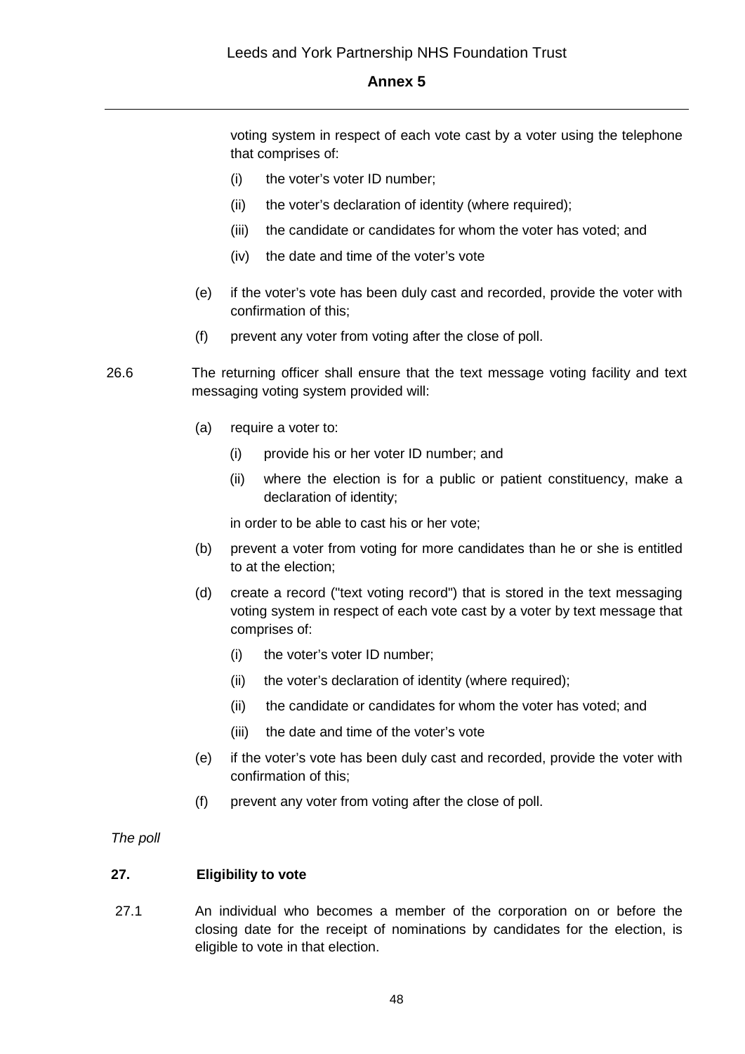voting system in respect of each vote cast by a voter using the telephone that comprises of:

(i) the voter's voter ID number;

(ii) the voter's declaration of identity (where required);

(iii) the candidate or candidates for whom the voter has voted; and

(iv) the date and time of the voter's vote

(e) if the voter's vote has been duly cast and recorded, provide the voter with confirmation of this;

(f) prevent any voter from voting after the close of poll.

26.6 The returning officer shall ensure that the text message voting facility and text messaging voting system provided will:

(a) require a voter to:

(i) provide his or her voter ID number; and

(ii) where the election is for a public or patient constituency, make a declaration of identity;

in order to be able to cast his or her vote;

(b) prevent a voter from voting for more candidates than he or she is entitled to at the election;

(d) create a record ("text voting record") that is stored in the text messaging voting system in respect of each vote cast by a voter by text message that comprises of:

(i) the voter's voter ID number;

(ii) the voter's declaration of identity (where required);

(ii) the candidate or candidates for whom the voter has voted; and

(iii) the date and time of the voter's vote

(e) if the voter's vote has been duly cast and recorded, provide the voter with confirmation of this;

(f) prevent any voter from voting after the close of poll.

*The poll*

**27. Eligibility to vote**

27.1 An individual who becomes a member of the corporation on or before the closing date for the receipt of nominations by candidates for the election, is eligible to vote in that election.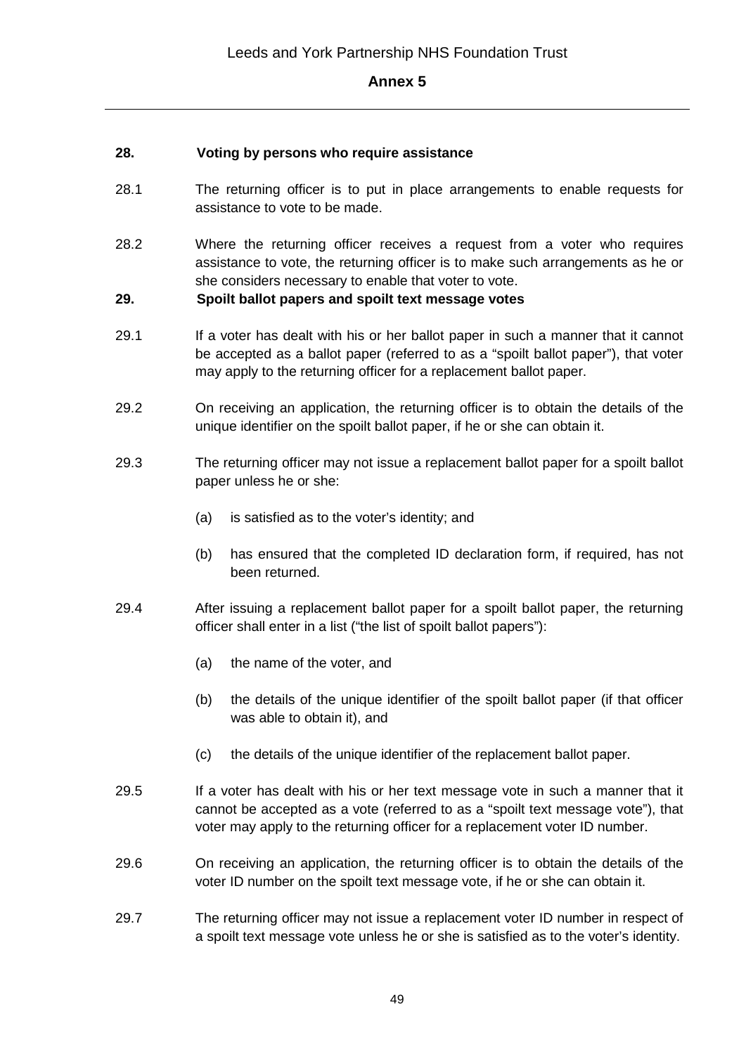**28. Voting by persons who require assistance**

28.1 The returning officer is to put in place arrangements to enable requests for assistance to vote to be made.

28.2 Where the returning officer receives a request from a voter who requires assistance to vote, the returning officer is to make such arrangements as he or she considers necessary to enable that voter to vote.

**29. Spoilt ballot papers and spoilt text message votes**

29.1 If a voter has dealt with his or her ballot paper in such a manner that it cannot be accepted as a ballot paper (referred to as a "spoilt ballot paper"), that voter may apply to the returning officer for a replacement ballot paper.

29.2 On receiving an application, the returning officer is to obtain the details of the unique identifier on the spoilt ballot paper, if he or she can obtain it.

29.3 The returning officer may not issue a replacement ballot paper for a spoilt ballot paper unless he or she:

(a) is satisfied as to the voter's identity; and

(b) has ensured that the completed ID declaration form, if required, has not been returned.

29.4 After issuing a replacement ballot paper for a spoilt ballot paper, the returning officer shall enter in a list ("the list of spoilt ballot papers"):

(a) the name of the voter, and

(b) the details of the unique identifier of the spoilt ballot paper (if that officer was able to obtain it), and

(c) the details of the unique identifier of the replacement ballot paper.

29.5 If a voter has dealt with his or her text message vote in such a manner that it cannot be accepted as a vote (referred to as a "spoilt text message vote"), that voter may apply to the returning officer for a replacement voter ID number.

29.6 On receiving an application, the returning officer is to obtain the details of the voter ID number on the spoilt text message vote, if he or she can obtain it.

29.7 The returning officer may not issue a replacement voter ID number in respect of a spoilt text message vote unless he or she is satisfied as to the voter's identity.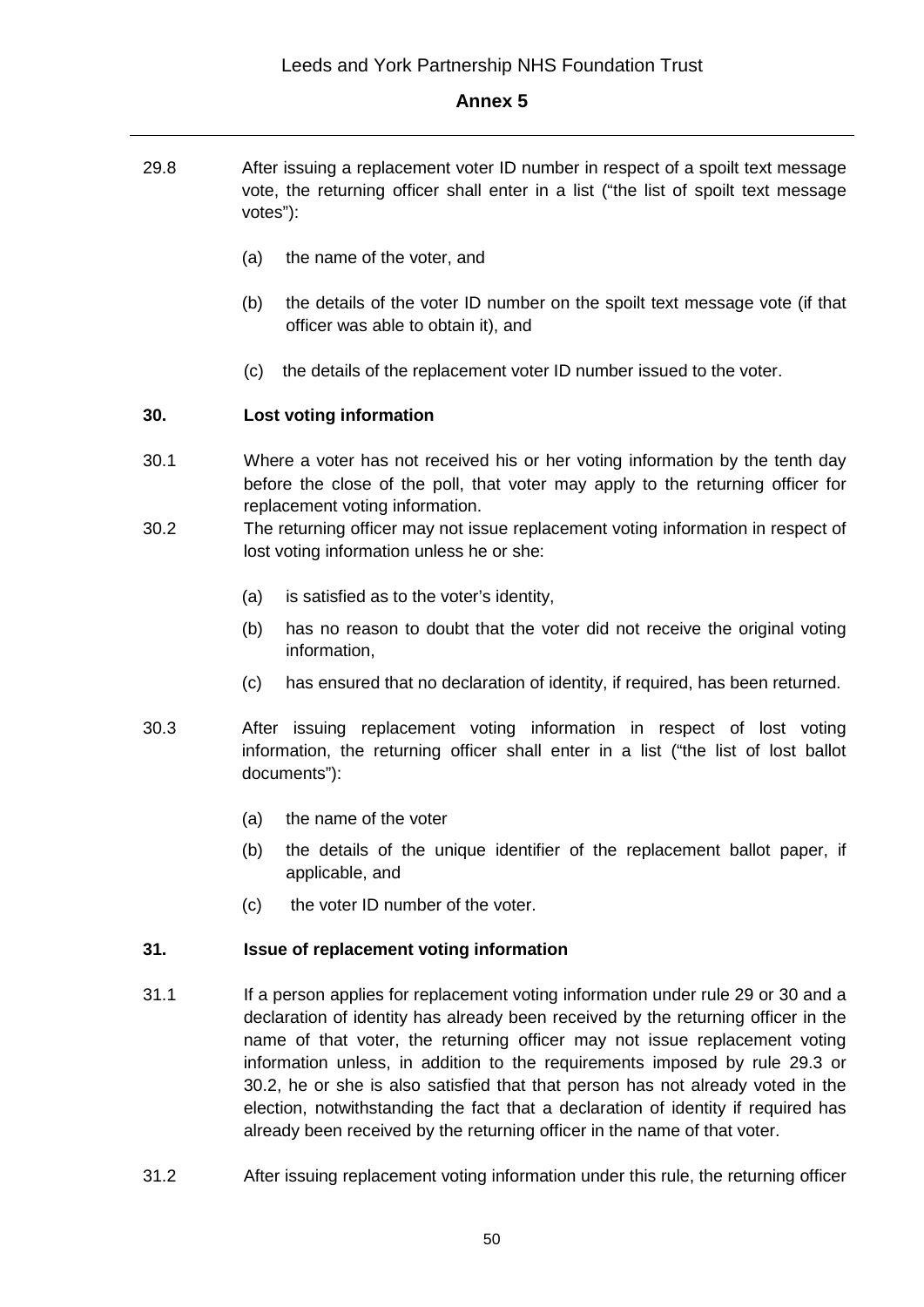29.8 After issuing a replacement voter ID number in respect of a spoilt text message vote, the returning officer shall enter in a list ("the list of spoilt text message votes"):

(a) the name of the voter, and

(b) the details of the voter ID number on the spoilt text message vote (if that officer was able to obtain it), and

(c) the details of the replacement voter ID number issued to the voter.

**30. Lost voting information**

30.1 Where a voter has not received his or her voting information by the tenth day before the close of the poll, that voter may apply to the returning officer for replacement voting information.

30.2 The returning officer may not issue replacement voting information in respect of lost voting information unless he or she:

(a) is satisfied as to the voter's identity,

(b) has no reason to doubt that the voter did not receive the original voting information,

(c) has ensured that no declaration of identity, if required, has been returned.

30.3 After issuing replacement voting information in respect of lost voting information, the returning officer shall enter in a list ("the list of lost ballot documents"):

(a) the name of the voter

(b) the details of the unique identifier of the replacement ballot paper, if applicable, and

(c) the voter ID number of the voter.

**31. Issue of replacement voting information**

31.1 If a person applies for replacement voting information under rule 29 or 30 and a declaration of identity has already been received by the returning officer in the name of that voter, the returning officer may not issue replacement voting information unless, in addition to the requirements imposed by rule 29.3 or 30.2, he or she is also satisfied that that person has not already voted in the election, notwithstanding the fact that a declaration of identity if required has already been received by the returning officer in the name of that voter.

31.2 After issuing replacement voting information under this rule, the returning officer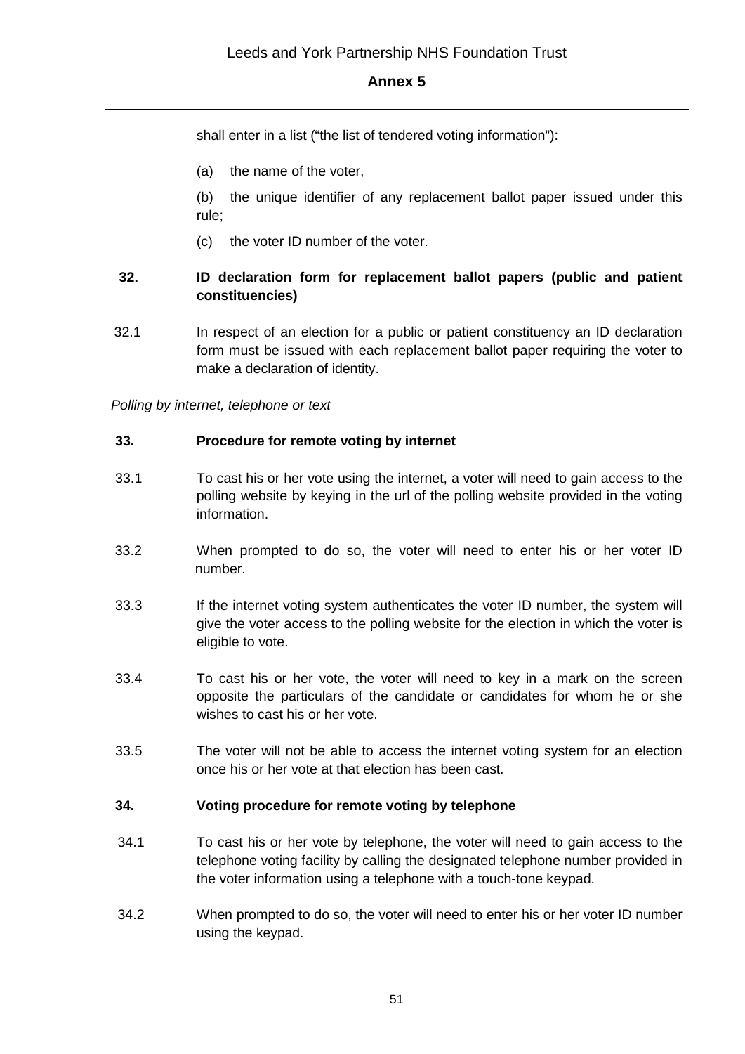shall enter in a list ("the list of tendered voting information"):

(a) the name of the voter,

(b) the unique identifier of any replacement ballot paper issued under this rule;

(c) the voter ID number of the voter.

**32. ID declaration form for replacement ballot papers (public and patient constituencies)**

32.1 In respect of an election for a public or patient constituency an ID declaration form must be issued with each replacement ballot paper requiring the voter to make a declaration of identity.

*Polling by internet, telephone or text*

**33. Procedure for remote voting by internet**

33.1 To cast his or her vote using the internet, a voter will need to gain access to the polling website by keying in the url of the polling website provided in the voting information.

33.2 When prompted to do so, the voter will need to enter his or her voter ID number.

33.3 If the internet voting system authenticates the voter ID number, the system will give the voter access to the polling website for the election in which the voter is eligible to vote.

33.4 To cast his or her vote, the voter will need to key in a mark on the screen opposite the particulars of the candidate or candidates for whom he or she wishes to cast his or her vote.

33.5 The voter will not be able to access the internet voting system for an election once his or her vote at that election has been cast.

**34. Voting procedure for remote voting by telephone**

34.1 To cast his or her vote by telephone, the voter will need to gain access to the telephone voting facility by calling the designated telephone number provided in the voter information using a telephone with a touch-tone keypad.

34.2 When prompted to do so, the voter will need to enter his or her voter ID number using the keypad.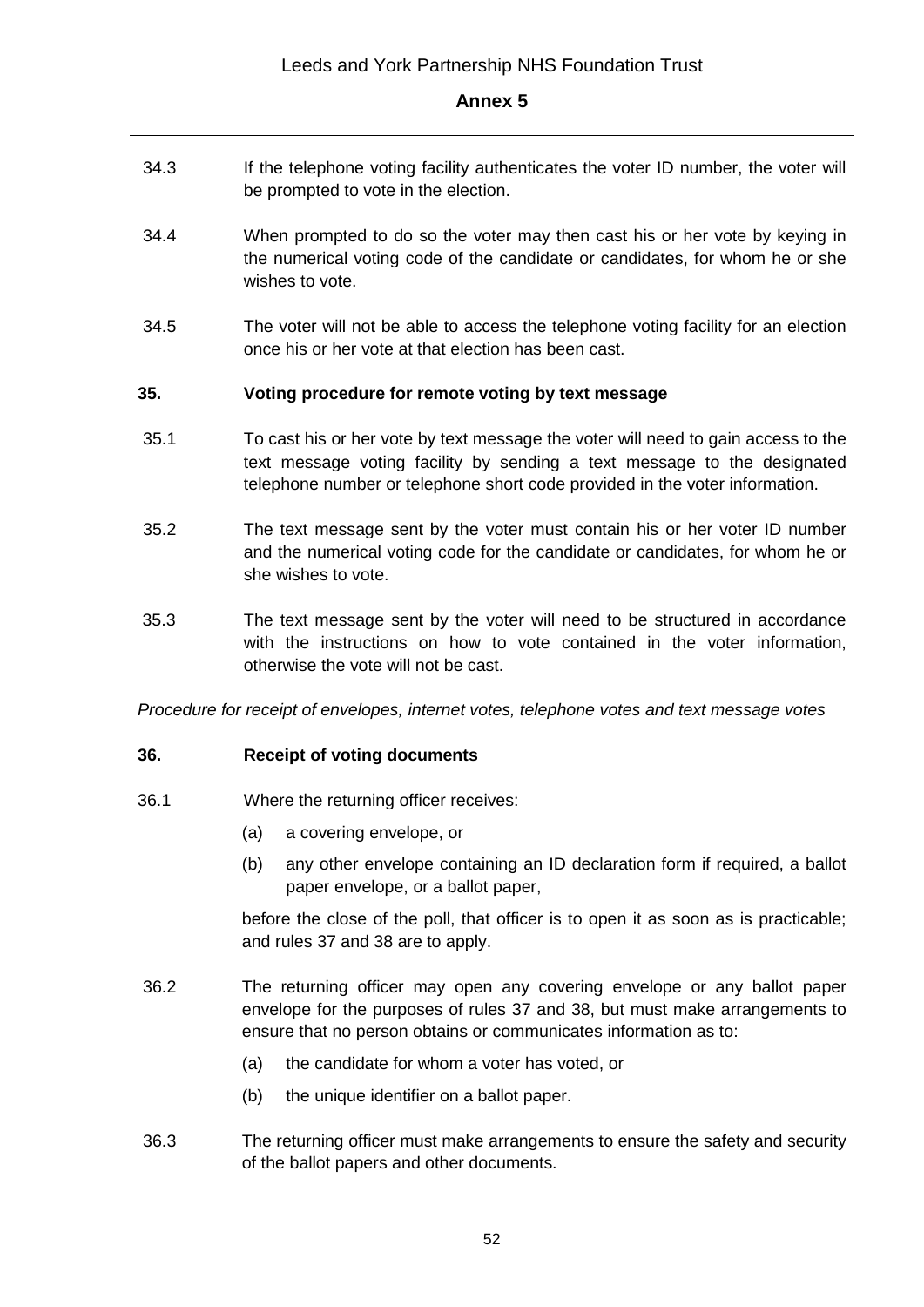34.3 If the telephone voting facility authenticates the voter ID number, the voter will be prompted to vote in the election.

34.4 When prompted to do so the voter may then cast his or her vote by keying in the numerical voting code of the candidate or candidates, for whom he or she wishes to vote.

34.5 The voter will not be able to access the telephone voting facility for an election once his or her vote at that election has been cast.

**35. Voting procedure for remote voting by text message**

35.1 To cast his or her vote by text message the voter will need to gain access to the text message voting facility by sending a text message to the designated telephone number or telephone short code provided in the voter information.

35.2 The text message sent by the voter must contain his or her voter ID number and the numerical voting code for the candidate or candidates, for whom he or she wishes to vote.

35.3 The text message sent by the voter will need to be structured in accordance with the instructions on how to vote contained in the voter information, otherwise the vote will not be cast.

*Procedure for receipt of envelopes, internet votes, telephone votes and text message votes*

**36. Receipt of voting documents**

36.1 Where the returning officer receives:

(a) a covering envelope, or

(b) any other envelope containing an ID declaration form if required, a ballot paper envelope, or a ballot paper,

before the close of the poll, that officer is to open it as soon as is practicable; and rules 37 and 38 are to apply.

36.2 The returning officer may open any covering envelope or any ballot paper envelope for the purposes of rules 37 and 38, but must make arrangements to ensure that no person obtains or communicates information as to:

(a) the candidate for whom a voter has voted, or

(b) the unique identifier on a ballot paper.

36.3 The returning officer must make arrangements to ensure the safety and security of the ballot papers and other documents.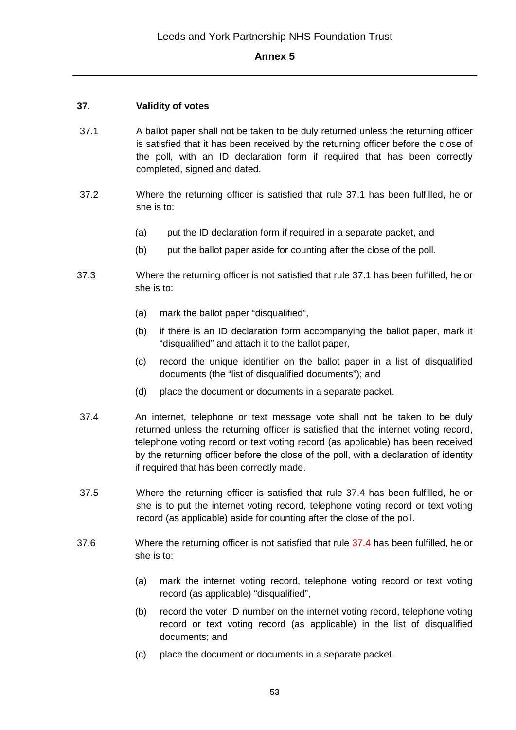### 37. Validity of votes

37.1 A ballot paper shall not be taken to be duly returned unless the returning officer is satisfied that it has been received by the returning officer before the close of the poll, with an ID declaration form if required that has been correctly completed, signed and dated.

37.2 Where the returning officer is satisfied that rule 37.1 has been fulfilled, he or she is to:

- (a) put the ID declaration form if required in a separate packet, and
- (b) put the ballot paper aside for counting after the close of the poll.

37.3 Where the returning officer is not satisfied that rule 37.1 has been fulfilled, he or she is to:

- (a) mark the ballot paper "disqualified",
- (b) if there is an ID declaration form accompanying the ballot paper, mark it "disqualified" and attach it to the ballot paper,
- (c) record the unique identifier on the ballot paper in a list of disqualified documents (the "list of disqualified documents"); and
- (d) place the document or documents in a separate packet.

37.4 An internet, telephone or text message vote shall not be taken to be duly returned unless the returning officer is satisfied that the internet voting record, telephone voting record or text voting record (as applicable) has been received by the returning officer before the close of the poll, with a declaration of identity if required that has been correctly made.

37.5 Where the returning officer is satisfied that rule 37.4 has been fulfilled, he or she is to put the internet voting record, telephone voting record or text voting record (as applicable) aside for counting after the close of the poll.

37.6 Where the returning officer is not satisfied that rule 37.4 has been fulfilled, he or she is to:

- (a) mark the internet voting record, telephone voting record or text voting record (as applicable) "disqualified",
- (b) record the voter ID number on the internet voting record, telephone voting record or text voting record (as applicable) in the list of disqualified documents; and
- (c) place the document or documents in a separate packet.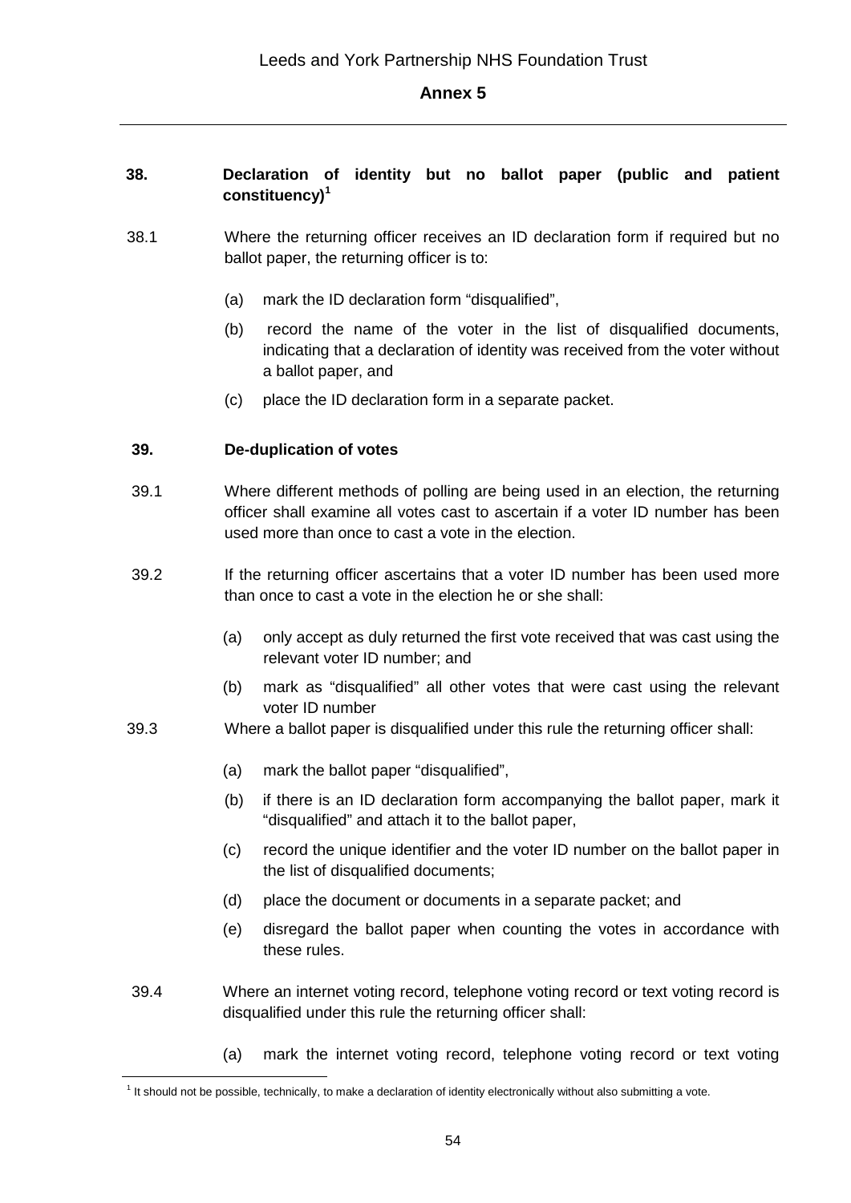## 38. Declaration of identity but no ballot paper (public and patient constituency)[1]

38.1 Where the returning officer receives an ID declaration form if required but no ballot paper, the returning officer is to:

(a) mark the ID declaration form "disqualified",

(b) record the name of the voter in the list of disqualified documents, indicating that a declaration of identity was received from the voter without a ballot paper, and

(c) place the ID declaration form in a separate packet.

## 39. De-duplication of votes

39.1 Where different methods of polling are being used in an election, the returning officer shall examine all votes cast to ascertain if a voter ID number has been used more than once to cast a vote in the election.

39.2 If the returning officer ascertains that a voter ID number has been used more than once to cast a vote in the election he or she shall:

(a) only accept as duly returned the first vote received that was cast using the relevant voter ID number; and

(b) mark as "disqualified" all other votes that were cast using the relevant voter ID number

39.3 Where a ballot paper is disqualified under this rule the returning officer shall:

(a) mark the ballot paper "disqualified",

(b) if there is an ID declaration form accompanying the ballot paper, mark it "disqualified" and attach it to the ballot paper,

(c) record the unique identifier and the voter ID number on the ballot paper in the list of disqualified documents;

(d) place the document or documents in a separate packet; and

(e) disregard the ballot paper when counting the votes in accordance with these rules.

39.4 Where an internet voting record, telephone voting record or text voting record is disqualified under this rule the returning officer shall:

(a) mark the internet voting record, telephone voting record or text voting

[1] It should not be possible, technically, to make a declaration of identity electronically without also submitting a vote.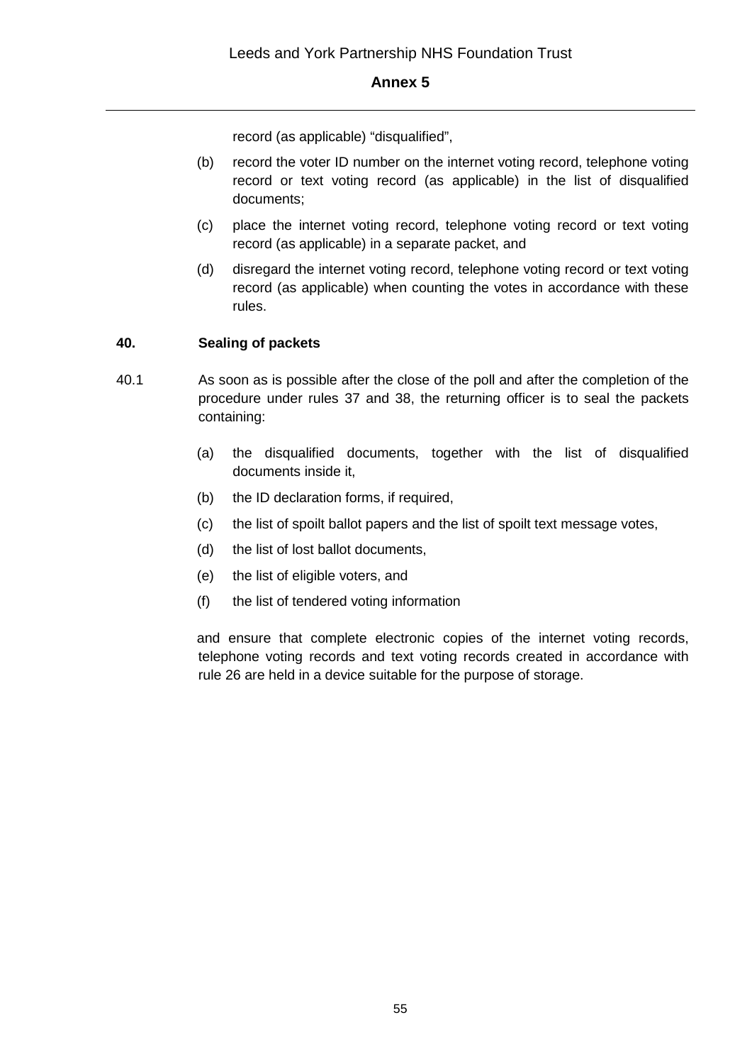record (as applicable) “disqualified”,

(b) record the voter ID number on the internet voting record, telephone voting record or text voting record (as applicable) in the list of disqualified documents;

(c) place the internet voting record, telephone voting record or text voting record (as applicable) in a separate packet, and

(d) disregard the internet voting record, telephone voting record or text voting record (as applicable) when counting the votes in accordance with these rules.

**40. Sealing of packets**

40.1 As soon as is possible after the close of the poll and after the completion of the procedure under rules 37 and 38, the returning officer is to seal the packets containing:

(a) the disqualified documents, together with the list of disqualified documents inside it,

(b) the ID declaration forms, if required,

(c) the list of spoilt ballot papers and the list of spoilt text message votes,

(d) the list of lost ballot documents,

(e) the list of eligible voters, and

(f) the list of tendered voting information

and ensure that complete electronic copies of the internet voting records, telephone voting records and text voting records created in accordance with rule 26 are held in a device suitable for the purpose of storage.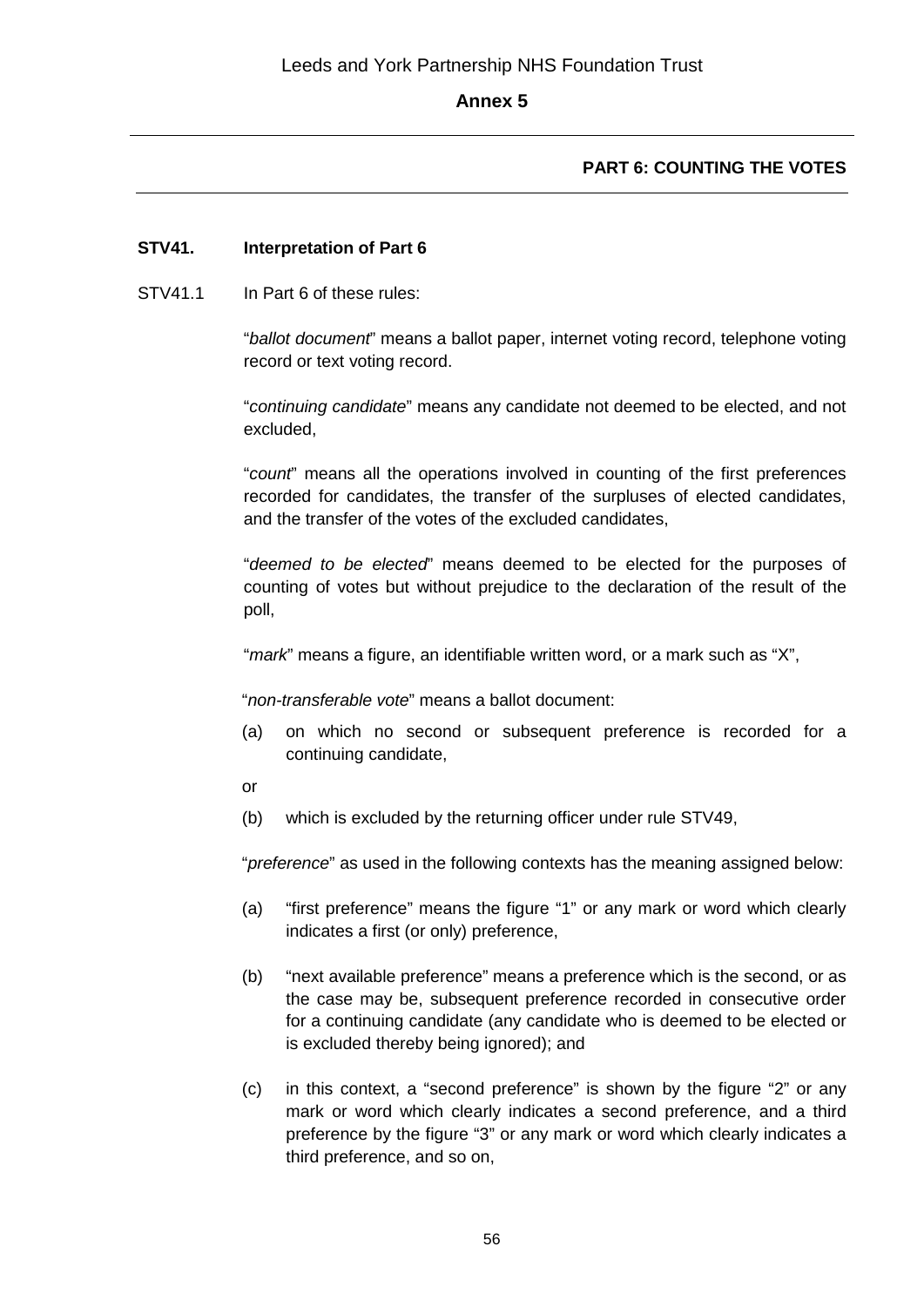## PART 6: COUNTING THE VOTES

### STV41. Interpretation of Part 6

STV41.1 In Part 6 of these rules:

"*ballot document*" means a ballot paper, internet voting record, telephone voting record or text voting record.

"*continuing candidate*" means any candidate not deemed to be elected, and not excluded,

"*count*" means all the operations involved in counting of the first preferences recorded for candidates, the transfer of the surpluses of elected candidates, and the transfer of the votes of the excluded candidates,

"*deemed to be elected*" means deemed to be elected for the purposes of counting of votes but without prejudice to the declaration of the result of the poll,

"*mark*" means a figure, an identifiable written word, or a mark such as "X",

"*non-transferable vote*" means a ballot document:

(a) on which no second or subsequent preference is recorded for a continuing candidate,

or

(b) which is excluded by the returning officer under rule STV49,

"*preference*" as used in the following contexts has the meaning assigned below:

(a) "first preference" means the figure "1" or any mark or word which clearly indicates a first (or only) preference,

(b) "next available preference" means a preference which is the second, or as the case may be, subsequent preference recorded in consecutive order for a continuing candidate (any candidate who is deemed to be elected or is excluded thereby being ignored); and

(c) in this context, a "second preference" is shown by the figure "2" or any mark or word which clearly indicates a second preference, and a third preference by the figure "3" or any mark or word which clearly indicates a third preference, and so on,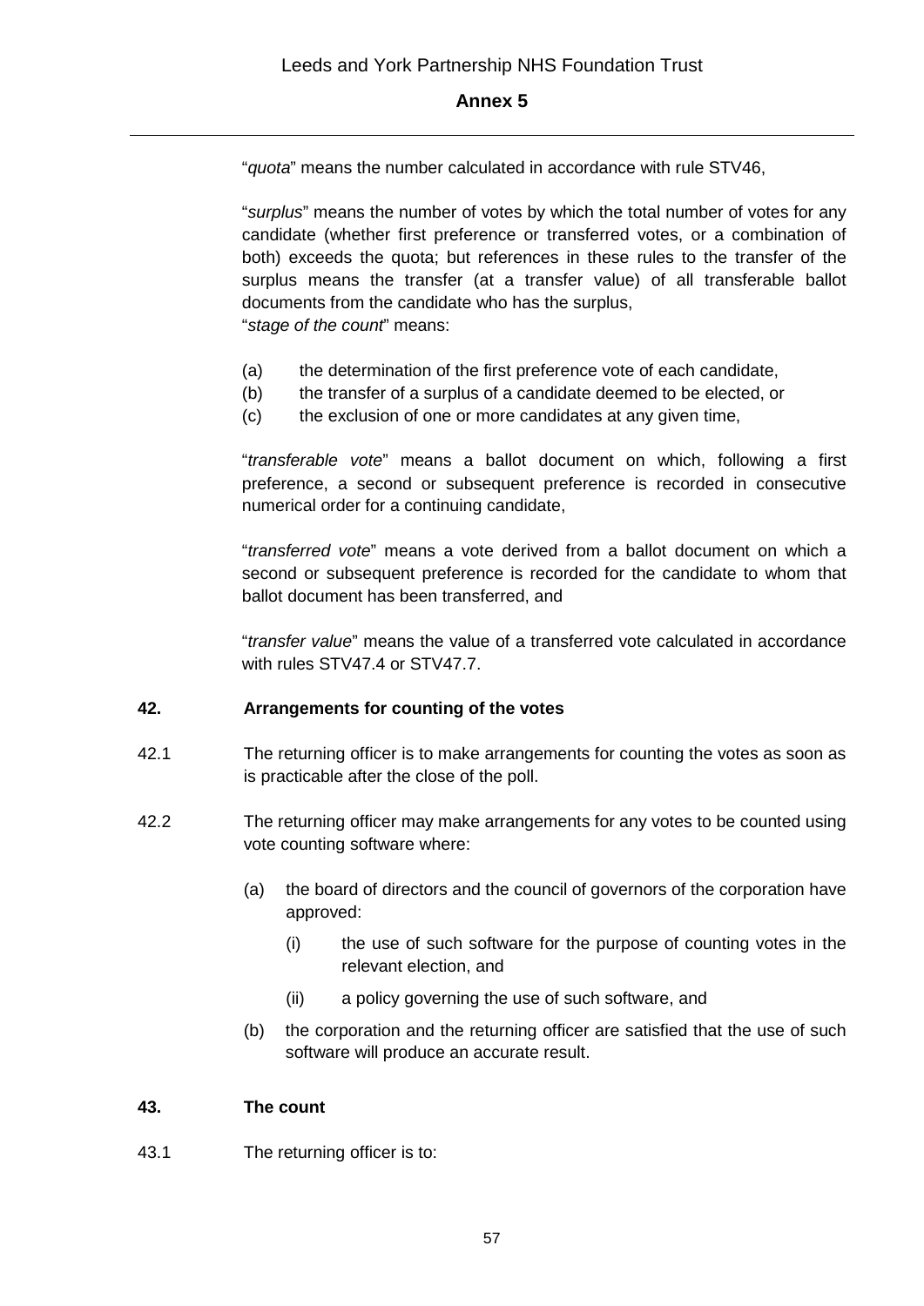"*quota*" means the number calculated in accordance with rule STV46,

"*surplus*" means the number of votes by which the total number of votes for any candidate (whether first preference or transferred votes, or a combination of both) exceeds the quota; but references in these rules to the transfer of the surplus means the transfer (at a transfer value) of all transferable ballot documents from the candidate who has the surplus,
"*stage of the count*" means:

(a) the determination of the first preference vote of each candidate,
(b) the transfer of a surplus of a candidate deemed to be elected, or
(c) the exclusion of one or more candidates at any given time,

"*transferable vote*" means a ballot document on which, following a first preference, a second or subsequent preference is recorded in consecutive numerical order for a continuing candidate,

"*transferred vote*" means a vote derived from a ballot document on which a second or subsequent preference is recorded for the candidate to whom that ballot document has been transferred, and

"*transfer value*" means the value of a transferred vote calculated in accordance with rules STV47.4 or STV47.7.

**42. Arrangements for counting of the votes**

42.1 The returning officer is to make arrangements for counting the votes as soon as is practicable after the close of the poll.

42.2 The returning officer may make arrangements for any votes to be counted using vote counting software where:

(a) the board of directors and the council of governors of the corporation have approved:

(i) the use of such software for the purpose of counting votes in the relevant election, and

(ii) a policy governing the use of such software, and

(b) the corporation and the returning officer are satisfied that the use of such software will produce an accurate result.

**43. The count**

43.1 The returning officer is to: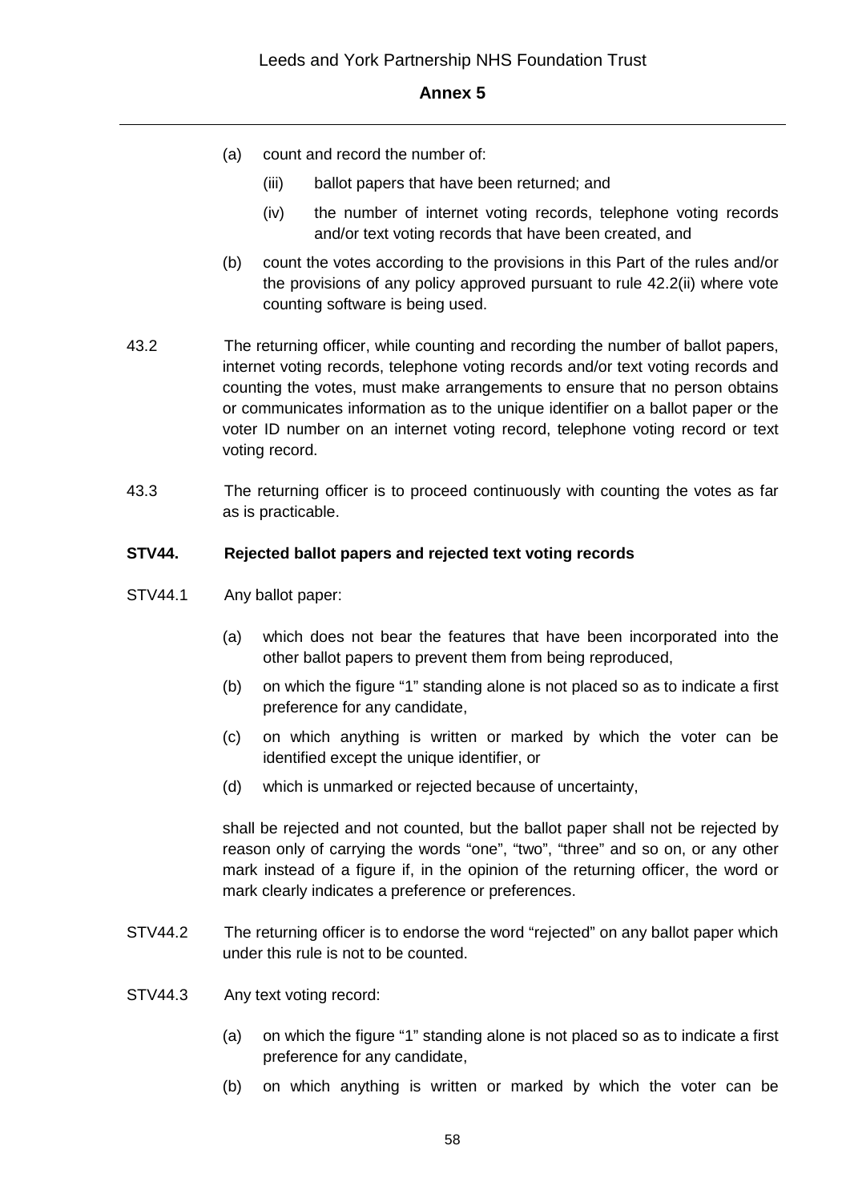(a) count and record the number of:

   (iii) ballot papers that have been returned; and

   (iv) the number of internet voting records, telephone voting records and/or text voting records that have been created, and

(b) count the votes according to the provisions in this Part of the rules and/or the provisions of any policy approved pursuant to rule 42.2(ii) where vote counting software is being used.

43.2 The returning officer, while counting and recording the number of ballot papers, internet voting records, telephone voting records and/or text voting records and counting the votes, must make arrangements to ensure that no person obtains or communicates information as to the unique identifier on a ballot paper or the voter ID number on an internet voting record, telephone voting record or text voting record.

43.3 The returning officer is to proceed continuously with counting the votes as far as is practicable.

**STV44. Rejected ballot papers and rejected text voting records**

STV44.1 Any ballot paper:

(a) which does not bear the features that have been incorporated into the other ballot papers to prevent them from being reproduced,

(b) on which the figure "1" standing alone is not placed so as to indicate a first preference for any candidate,

(c) on which anything is written or marked by which the voter can be identified except the unique identifier, or

(d) which is unmarked or rejected because of uncertainty,

shall be rejected and not counted, but the ballot paper shall not be rejected by reason only of carrying the words "one", "two", "three" and so on, or any other mark instead of a figure if, in the opinion of the returning officer, the word or mark clearly indicates a preference or preferences.

STV44.2 The returning officer is to endorse the word "rejected" on any ballot paper which under this rule is not to be counted.

STV44.3 Any text voting record:

(a) on which the figure "1" standing alone is not placed so as to indicate a first preference for any candidate,

(b) on which anything is written or marked by which the voter can be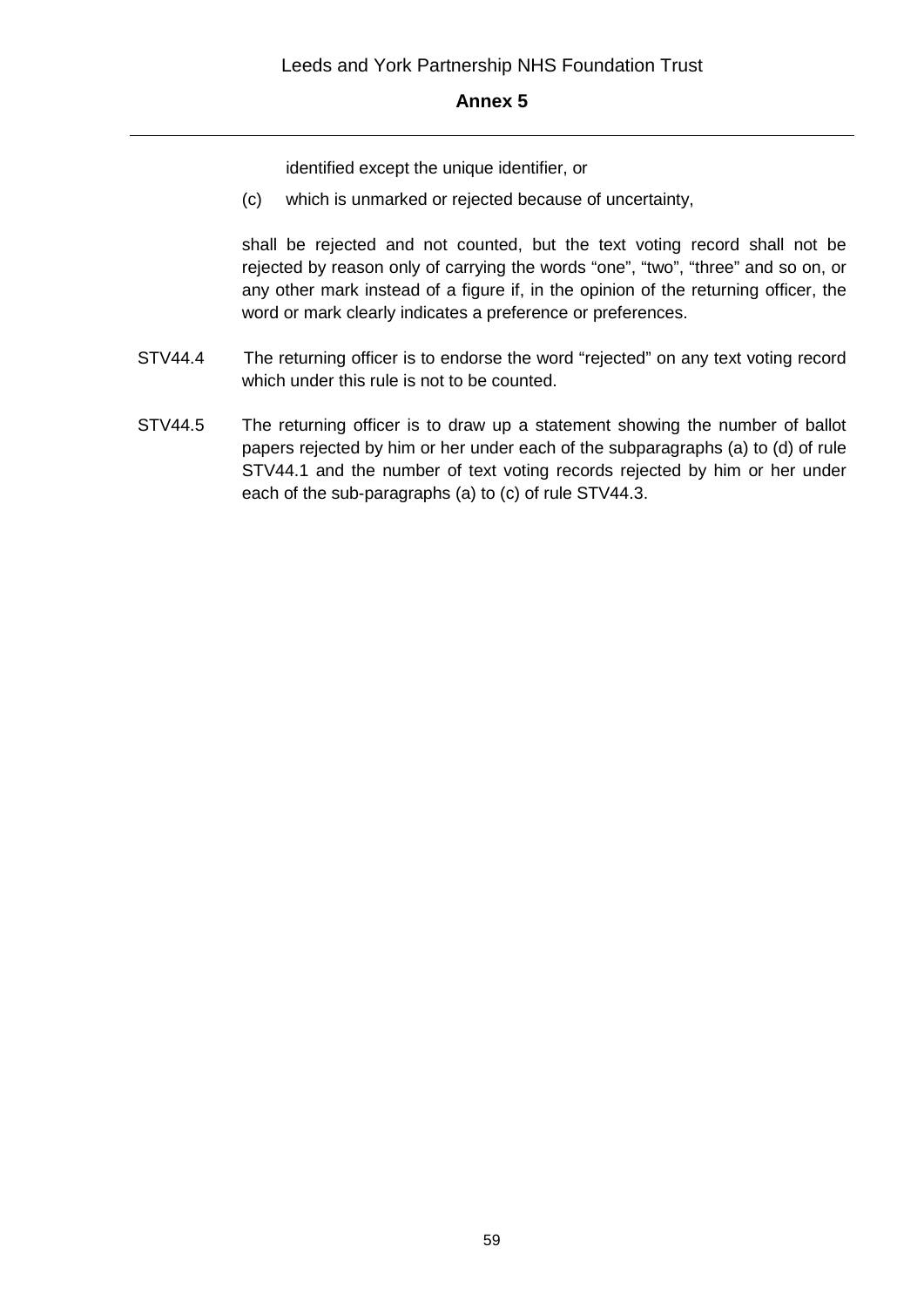identified except the unique identifier, or

(c) which is unmarked or rejected because of uncertainty,

shall be rejected and not counted, but the text voting record shall not be rejected by reason only of carrying the words "one", "two", "three" and so on, or any other mark instead of a figure if, in the opinion of the returning officer, the word or mark clearly indicates a preference or preferences.

STV44.4 The returning officer is to endorse the word "rejected" on any text voting record which under this rule is not to be counted.

STV44.5 The returning officer is to draw up a statement showing the number of ballot papers rejected by him or her under each of the subparagraphs (a) to (d) of rule STV44.1 and the number of text voting records rejected by him or her under each of the sub-paragraphs (a) to (c) of rule STV44.3.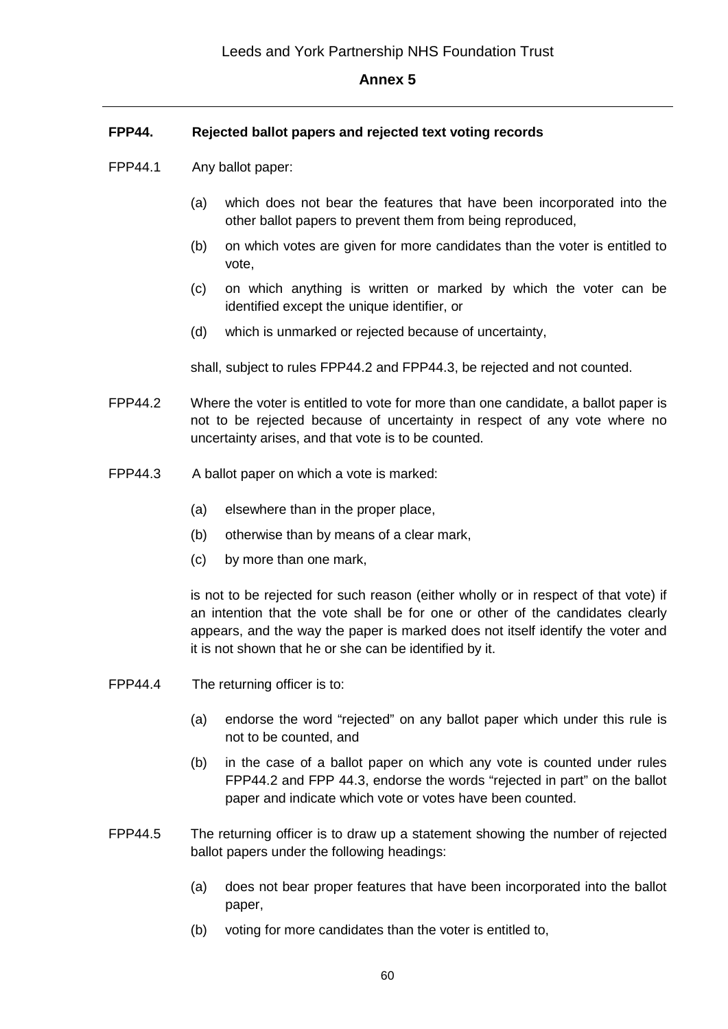**FPP44. Rejected ballot papers and rejected text voting records**

FPP44.1 Any ballot paper:

(a) which does not bear the features that have been incorporated into the other ballot papers to prevent them from being reproduced,

(b) on which votes are given for more candidates than the voter is entitled to vote,

(c) on which anything is written or marked by which the voter can be identified except the unique identifier, or

(d) which is unmarked or rejected because of uncertainty,

shall, subject to rules FPP44.2 and FPP44.3, be rejected and not counted.

FPP44.2 Where the voter is entitled to vote for more than one candidate, a ballot paper is not to be rejected because of uncertainty in respect of any vote where no uncertainty arises, and that vote is to be counted.

FPP44.3 A ballot paper on which a vote is marked:

(a) elsewhere than in the proper place,

(b) otherwise than by means of a clear mark,

(c) by more than one mark,

is not to be rejected for such reason (either wholly or in respect of that vote) if an intention that the vote shall be for one or other of the candidates clearly appears, and the way the paper is marked does not itself identify the voter and it is not shown that he or she can be identified by it.

FPP44.4 The returning officer is to:

(a) endorse the word “rejected” on any ballot paper which under this rule is not to be counted, and

(b) in the case of a ballot paper on which any vote is counted under rules FPP44.2 and FPP 44.3, endorse the words “rejected in part” on the ballot paper and indicate which vote or votes have been counted.

FPP44.5 The returning officer is to draw up a statement showing the number of rejected ballot papers under the following headings:

(a) does not bear proper features that have been incorporated into the ballot paper,

(b) voting for more candidates than the voter is entitled to,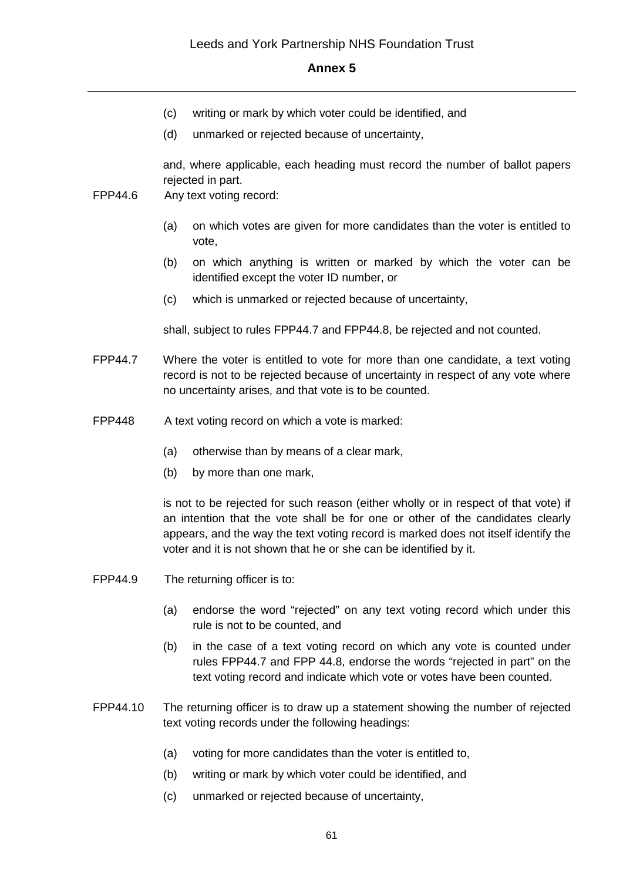(c) writing or mark by which voter could be identified, and

(d) unmarked or rejected because of uncertainty,

and, where applicable, each heading must record the number of ballot papers rejected in part.

FPP44.6 Any text voting record:

(a) on which votes are given for more candidates than the voter is entitled to vote,

(b) on which anything is written or marked by which the voter can be identified except the voter ID number, or

(c) which is unmarked or rejected because of uncertainty,

shall, subject to rules FPP44.7 and FPP44.8, be rejected and not counted.

FPP44.7 Where the voter is entitled to vote for more than one candidate, a text voting record is not to be rejected because of uncertainty in respect of any vote where no uncertainty arises, and that vote is to be counted.

FPP448 A text voting record on which a vote is marked:

(a) otherwise than by means of a clear mark,

(b) by more than one mark,

is not to be rejected for such reason (either wholly or in respect of that vote) if an intention that the vote shall be for one or other of the candidates clearly appears, and the way the text voting record is marked does not itself identify the voter and it is not shown that he or she can be identified by it.

FPP44.9 The returning officer is to:

(a) endorse the word "rejected" on any text voting record which under this rule is not to be counted, and

(b) in the case of a text voting record on which any vote is counted under rules FPP44.7 and FPP 44.8, endorse the words "rejected in part" on the text voting record and indicate which vote or votes have been counted.

FPP44.10 The returning officer is to draw up a statement showing the number of rejected text voting records under the following headings:

(a) voting for more candidates than the voter is entitled to,

(b) writing or mark by which voter could be identified, and

(c) unmarked or rejected because of uncertainty,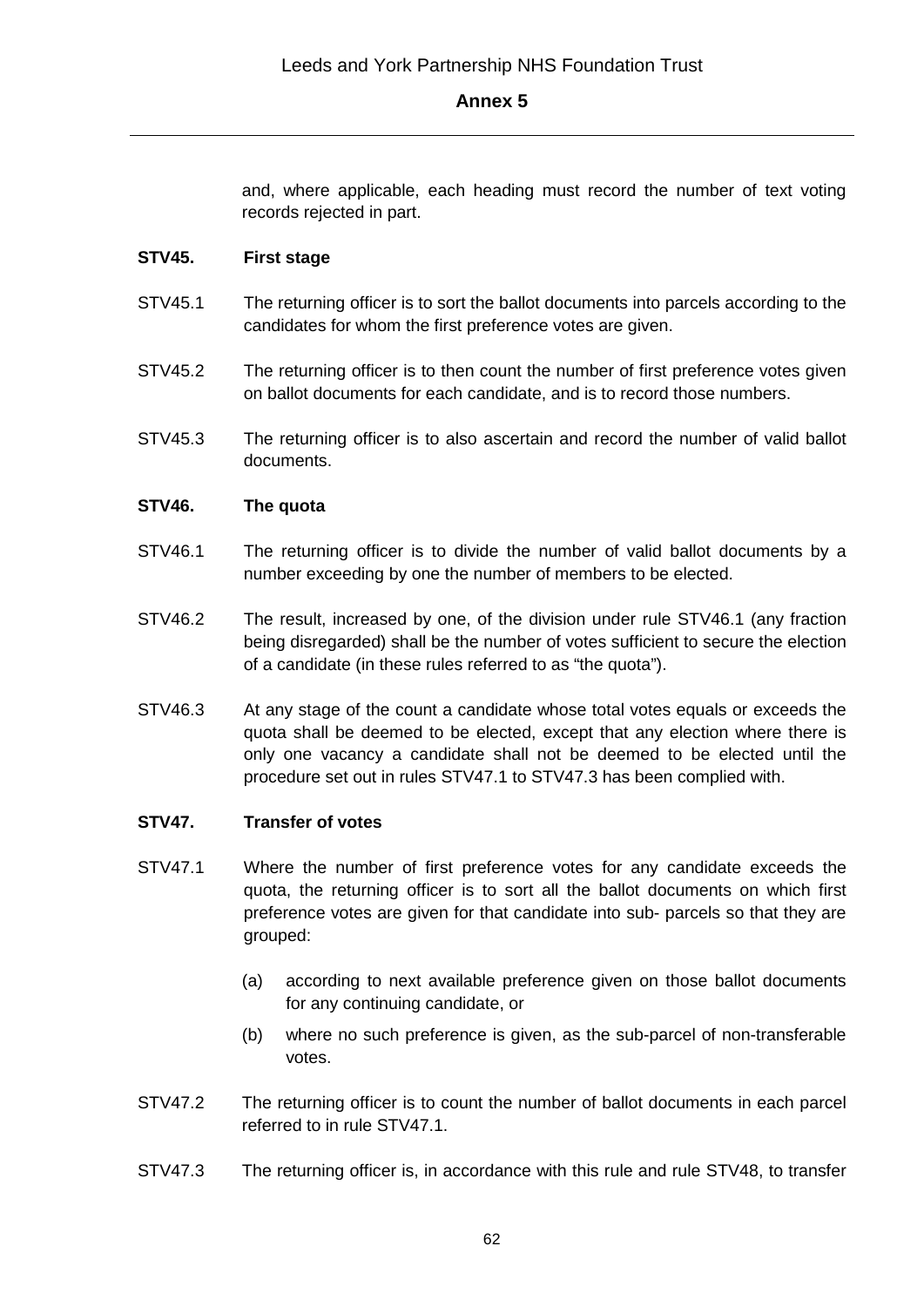and, where applicable, each heading must record the number of text voting records rejected in part.

**STV45. First stage**

STV45.1 The returning officer is to sort the ballot documents into parcels according to the candidates for whom the first preference votes are given.

STV45.2 The returning officer is to then count the number of first preference votes given on ballot documents for each candidate, and is to record those numbers.

STV45.3 The returning officer is to also ascertain and record the number of valid ballot documents.

**STV46. The quota**

STV46.1 The returning officer is to divide the number of valid ballot documents by a number exceeding by one the number of members to be elected.

STV46.2 The result, increased by one, of the division under rule STV46.1 (any fraction being disregarded) shall be the number of votes sufficient to secure the election of a candidate (in these rules referred to as "the quota").

STV46.3 At any stage of the count a candidate whose total votes equals or exceeds the quota shall be deemed to be elected, except that any election where there is only one vacancy a candidate shall not be deemed to be elected until the procedure set out in rules STV47.1 to STV47.3 has been complied with.

**STV47. Transfer of votes**

STV47.1 Where the number of first preference votes for any candidate exceeds the quota, the returning officer is to sort all the ballot documents on which first preference votes are given for that candidate into sub- parcels so that they are grouped:

(a) according to next available preference given on those ballot documents for any continuing candidate, or

(b) where no such preference is given, as the sub-parcel of non-transferable votes.

STV47.2 The returning officer is to count the number of ballot documents in each parcel referred to in rule STV47.1.

STV47.3 The returning officer is, in accordance with this rule and rule STV48, to transfer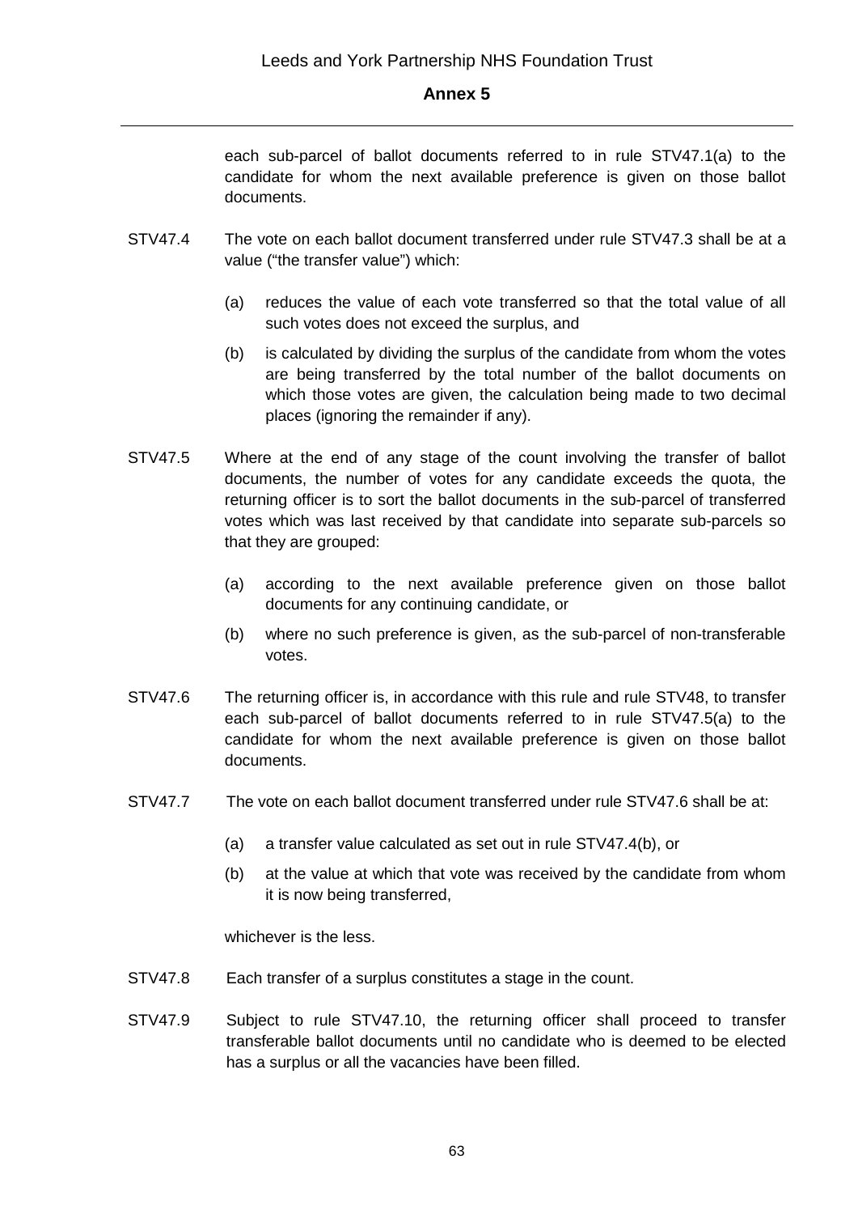each sub-parcel of ballot documents referred to in rule STV47.1(a) to the candidate for whom the next available preference is given on those ballot documents.

STV47.4 The vote on each ballot document transferred under rule STV47.3 shall be at a value ("the transfer value") which:

(a) reduces the value of each vote transferred so that the total value of all such votes does not exceed the surplus, and

(b) is calculated by dividing the surplus of the candidate from whom the votes are being transferred by the total number of the ballot documents on which those votes are given, the calculation being made to two decimal places (ignoring the remainder if any).

STV47.5 Where at the end of any stage of the count involving the transfer of ballot documents, the number of votes for any candidate exceeds the quota, the returning officer is to sort the ballot documents in the sub-parcel of transferred votes which was last received by that candidate into separate sub-parcels so that they are grouped:

(a) according to the next available preference given on those ballot documents for any continuing candidate, or

(b) where no such preference is given, as the sub-parcel of non-transferable votes.

STV47.6 The returning officer is, in accordance with this rule and rule STV48, to transfer each sub-parcel of ballot documents referred to in rule STV47.5(a) to the candidate for whom the next available preference is given on those ballot documents.

STV47.7 The vote on each ballot document transferred under rule STV47.6 shall be at:

(a) a transfer value calculated as set out in rule STV47.4(b), or

(b) at the value at which that vote was received by the candidate from whom it is now being transferred,

whichever is the less.

STV47.8 Each transfer of a surplus constitutes a stage in the count.

STV47.9 Subject to rule STV47.10, the returning officer shall proceed to transfer transferable ballot documents until no candidate who is deemed to be elected has a surplus or all the vacancies have been filled.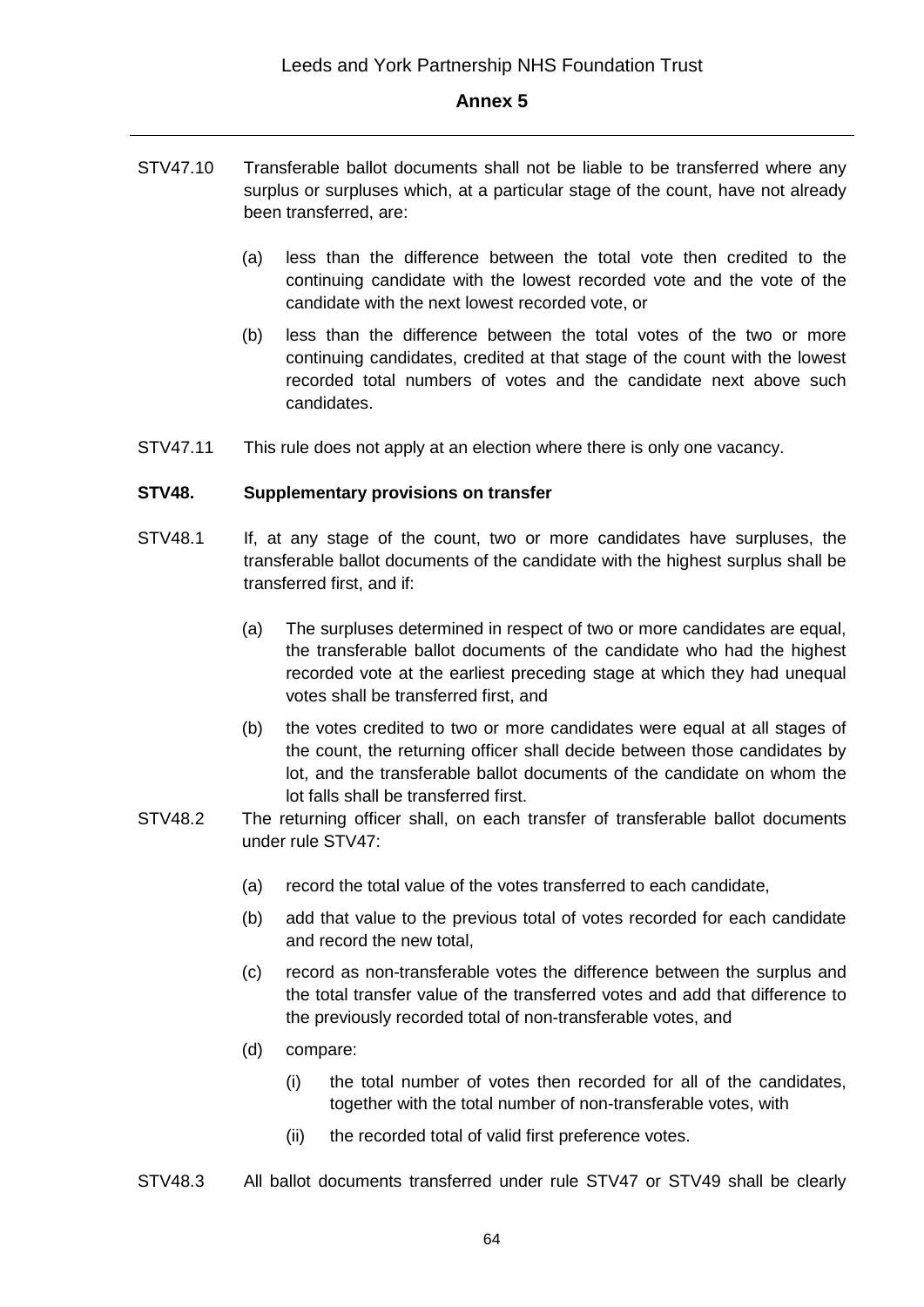STV47.10 Transferable ballot documents shall not be liable to be transferred where any surplus or surpluses which, at a particular stage of the count, have not already been transferred, are:

(a) less than the difference between the total vote then credited to the continuing candidate with the lowest recorded vote and the vote of the candidate with the next lowest recorded vote, or

(b) less than the difference between the total votes of the two or more continuing candidates, credited at that stage of the count with the lowest recorded total numbers of votes and the candidate next above such candidates.

STV47.11 This rule does not apply at an election where there is only one vacancy.

**STV48. Supplementary provisions on transfer**

STV48.1 If, at any stage of the count, two or more candidates have surpluses, the transferable ballot documents of the candidate with the highest surplus shall be transferred first, and if:

(a) The surpluses determined in respect of two or more candidates are equal, the transferable ballot documents of the candidate who had the highest recorded vote at the earliest preceding stage at which they had unequal votes shall be transferred first, and

(b) the votes credited to two or more candidates were equal at all stages of the count, the returning officer shall decide between those candidates by lot, and the transferable ballot documents of the candidate on whom the lot falls shall be transferred first.

STV48.2 The returning officer shall, on each transfer of transferable ballot documents under rule STV47:

(a) record the total value of the votes transferred to each candidate,

(b) add that value to the previous total of votes recorded for each candidate and record the new total,

(c) record as non-transferable votes the difference between the surplus and the total transfer value of the transferred votes and add that difference to the previously recorded total of non-transferable votes, and

(d) compare:

(i) the total number of votes then recorded for all of the candidates, together with the total number of non-transferable votes, with

(ii) the recorded total of valid first preference votes.

STV48.3 All ballot documents transferred under rule STV47 or STV49 shall be clearly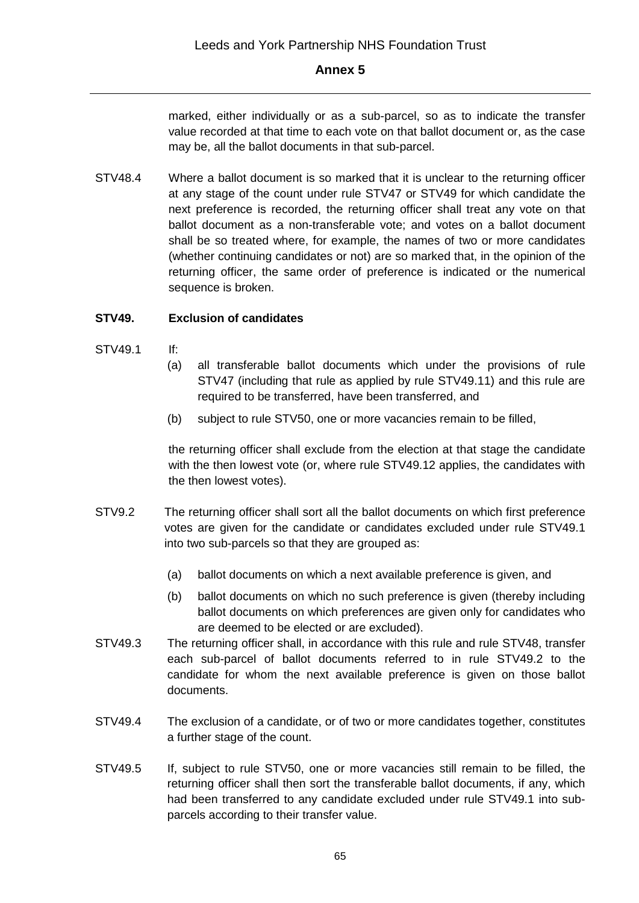marked, either individually or as a sub-parcel, so as to indicate the transfer value recorded at that time to each vote on that ballot document or, as the case may be, all the ballot documents in that sub-parcel.

STV48.4 Where a ballot document is so marked that it is unclear to the returning officer at any stage of the count under rule STV47 or STV49 for which candidate the next preference is recorded, the returning officer shall treat any vote on that ballot document as a non-transferable vote; and votes on a ballot document shall be so treated where, for example, the names of two or more candidates (whether continuing candidates or not) are so marked that, in the opinion of the returning officer, the same order of preference is indicated or the numerical sequence is broken.

**STV49. Exclusion of candidates**

STV49.1 If:

(a) all transferable ballot documents which under the provisions of rule STV47 (including that rule as applied by rule STV49.11) and this rule are required to be transferred, have been transferred, and

(b) subject to rule STV50, one or more vacancies remain to be filled,

the returning officer shall exclude from the election at that stage the candidate with the then lowest vote (or, where rule STV49.12 applies, the candidates with the then lowest votes).

STV9.2 The returning officer shall sort all the ballot documents on which first preference votes are given for the candidate or candidates excluded under rule STV49.1 into two sub-parcels so that they are grouped as:

(a) ballot documents on which a next available preference is given, and

(b) ballot documents on which no such preference is given (thereby including ballot documents on which preferences are given only for candidates who are deemed to be elected or are excluded).

STV49.3 The returning officer shall, in accordance with this rule and rule STV48, transfer each sub-parcel of ballot documents referred to in rule STV49.2 to the candidate for whom the next available preference is given on those ballot documents.

STV49.4 The exclusion of a candidate, or of two or more candidates together, constitutes a further stage of the count.

STV49.5 If, subject to rule STV50, one or more vacancies still remain to be filled, the returning officer shall then sort the transferable ballot documents, if any, which had been transferred to any candidate excluded under rule STV49.1 into sub-parcels according to their transfer value.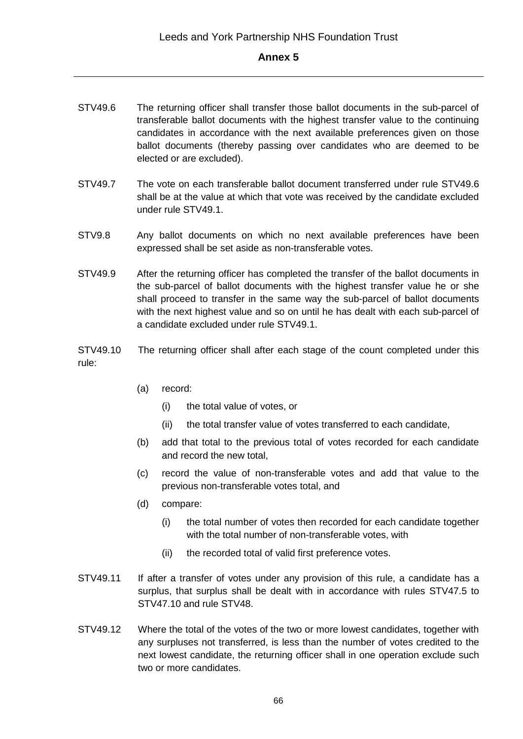STV49.6 The returning officer shall transfer those ballot documents in the sub-parcel of transferable ballot documents with the highest transfer value to the continuing candidates in accordance with the next available preferences given on those ballot documents (thereby passing over candidates who are deemed to be elected or are excluded).

STV49.7 The vote on each transferable ballot document transferred under rule STV49.6 shall be at the value at which that vote was received by the candidate excluded under rule STV49.1.

STV9.8 Any ballot documents on which no next available preferences have been expressed shall be set aside as non-transferable votes.

STV49.9 After the returning officer has completed the transfer of the ballot documents in the sub-parcel of ballot documents with the highest transfer value he or she shall proceed to transfer in the same way the sub-parcel of ballot documents with the next highest value and so on until he has dealt with each sub-parcel of a candidate excluded under rule STV49.1.

STV49.10 The returning officer shall after each stage of the count completed under this rule:

- (a) record:
  - (i) the total value of votes, or
  - (ii) the total transfer value of votes transferred to each candidate,
- (b) add that total to the previous total of votes recorded for each candidate and record the new total,
- (c) record the value of non-transferable votes and add that value to the previous non-transferable votes total, and
- (d) compare:
  - (i) the total number of votes then recorded for each candidate together with the total number of non-transferable votes, with
  - (ii) the recorded total of valid first preference votes.

STV49.11 If after a transfer of votes under any provision of this rule, a candidate has a surplus, that surplus shall be dealt with in accordance with rules STV47.5 to STV47.10 and rule STV48.

STV49.12 Where the total of the votes of the two or more lowest candidates, together with any surpluses not transferred, is less than the number of votes credited to the next lowest candidate, the returning officer shall in one operation exclude such two or more candidates.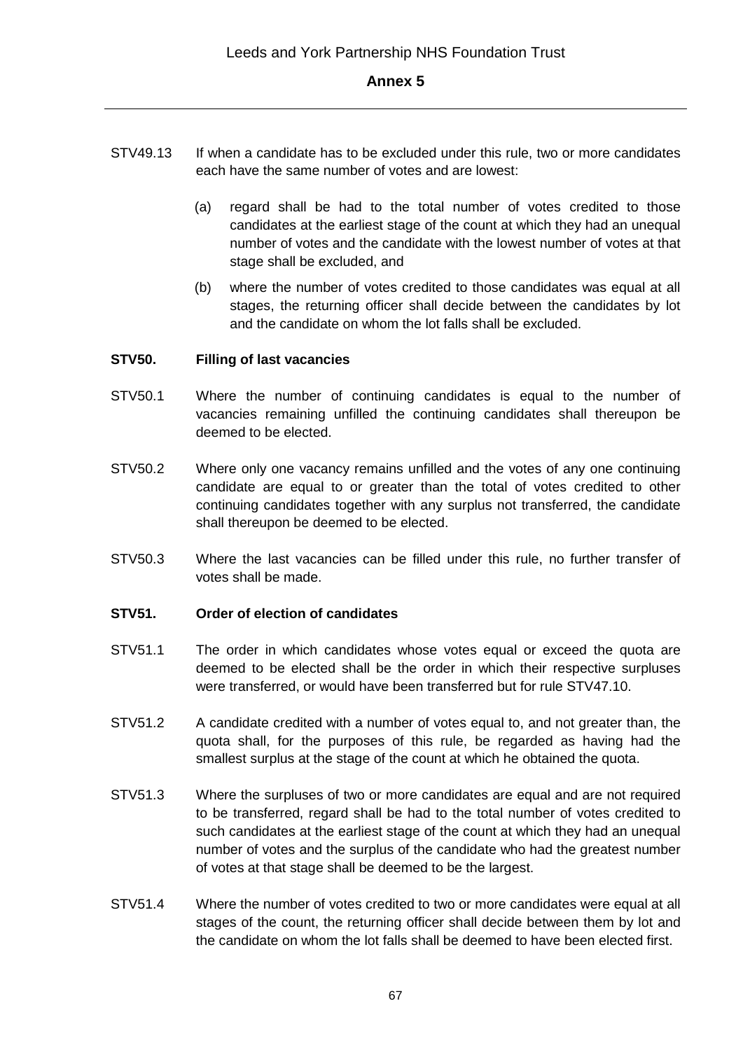STV49.13 If when a candidate has to be excluded under this rule, two or more candidates each have the same number of votes and are lowest:

(a) regard shall be had to the total number of votes credited to those candidates at the earliest stage of the count at which they had an unequal number of votes and the candidate with the lowest number of votes at that stage shall be excluded, and

(b) where the number of votes credited to those candidates was equal at all stages, the returning officer shall decide between the candidates by lot and the candidate on whom the lot falls shall be excluded.

**STV50. Filling of last vacancies**

STV50.1 Where the number of continuing candidates is equal to the number of vacancies remaining unfilled the continuing candidates shall thereupon be deemed to be elected.

STV50.2 Where only one vacancy remains unfilled and the votes of any one continuing candidate are equal to or greater than the total of votes credited to other continuing candidates together with any surplus not transferred, the candidate shall thereupon be deemed to be elected.

STV50.3 Where the last vacancies can be filled under this rule, no further transfer of votes shall be made.

**STV51. Order of election of candidates**

STV51.1 The order in which candidates whose votes equal or exceed the quota are deemed to be elected shall be the order in which their respective surpluses were transferred, or would have been transferred but for rule STV47.10.

STV51.2 A candidate credited with a number of votes equal to, and not greater than, the quota shall, for the purposes of this rule, be regarded as having had the smallest surplus at the stage of the count at which he obtained the quota.

STV51.3 Where the surpluses of two or more candidates are equal and are not required to be transferred, regard shall be had to the total number of votes credited to such candidates at the earliest stage of the count at which they had an unequal number of votes and the surplus of the candidate who had the greatest number of votes at that stage shall be deemed to be the largest.

STV51.4 Where the number of votes credited to two or more candidates were equal at all stages of the count, the returning officer shall decide between them by lot and the candidate on whom the lot falls shall be deemed to have been elected first.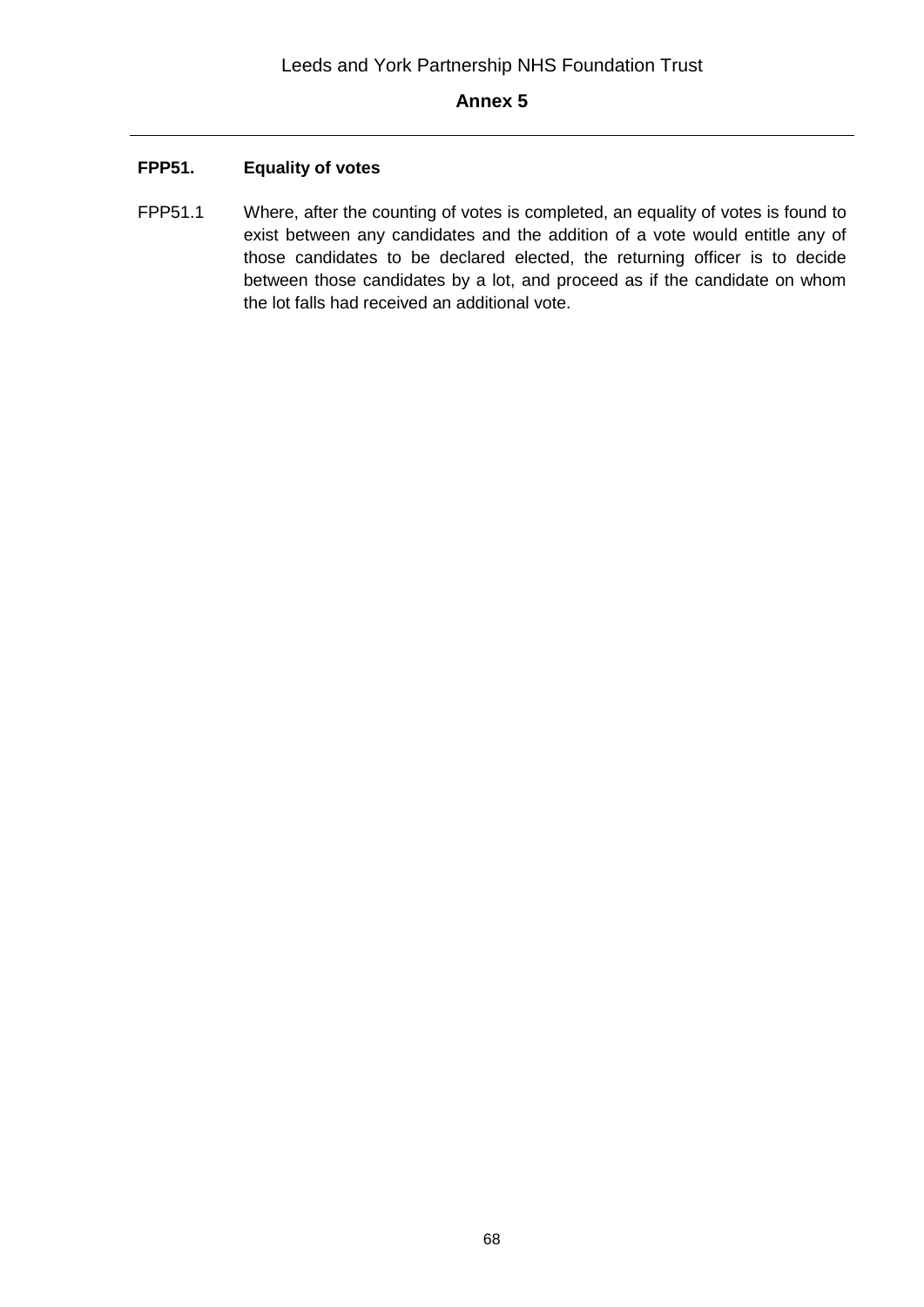**FPP51. Equality of votes**

FPP51.1 Where, after the counting of votes is completed, an equality of votes is found to exist between any candidates and the addition of a vote would entitle any of those candidates to be declared elected, the returning officer is to decide between those candidates by a lot, and proceed as if the candidate on whom the lot falls had received an additional vote.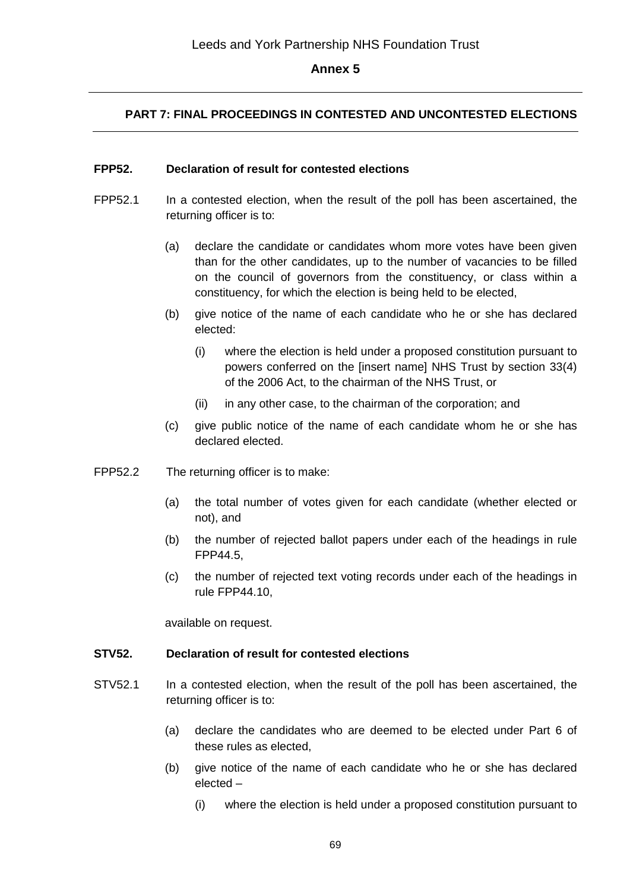## PART 7: FINAL PROCEEDINGS IN CONTESTED AND UNCONTESTED ELECTIONS

### FPP52. Declaration of result for contested elections

FPP52.1 In a contested election, when the result of the poll has been ascertained, the returning officer is to:

(a) declare the candidate or candidates whom more votes have been given than for the other candidates, up to the number of vacancies to be filled on the council of governors from the constituency, or class within a constituency, for which the election is being held to be elected,

(b) give notice of the name of each candidate who he or she has declared elected:

(i) where the election is held under a proposed constitution pursuant to powers conferred on the [insert name] NHS Trust by section 33(4) of the 2006 Act, to the chairman of the NHS Trust, or

(ii) in any other case, to the chairman of the corporation; and

(c) give public notice of the name of each candidate whom he or she has declared elected.

FPP52.2 The returning officer is to make:

(a) the total number of votes given for each candidate (whether elected or not), and

(b) the number of rejected ballot papers under each of the headings in rule FPP44.5,

(c) the number of rejected text voting records under each of the headings in rule FPP44.10,

available on request.

### STV52. Declaration of result for contested elections

STV52.1 In a contested election, when the result of the poll has been ascertained, the returning officer is to:

(a) declare the candidates who are deemed to be elected under Part 6 of these rules as elected,

(b) give notice of the name of each candidate who he or she has declared elected –

(i) where the election is held under a proposed constitution pursuant to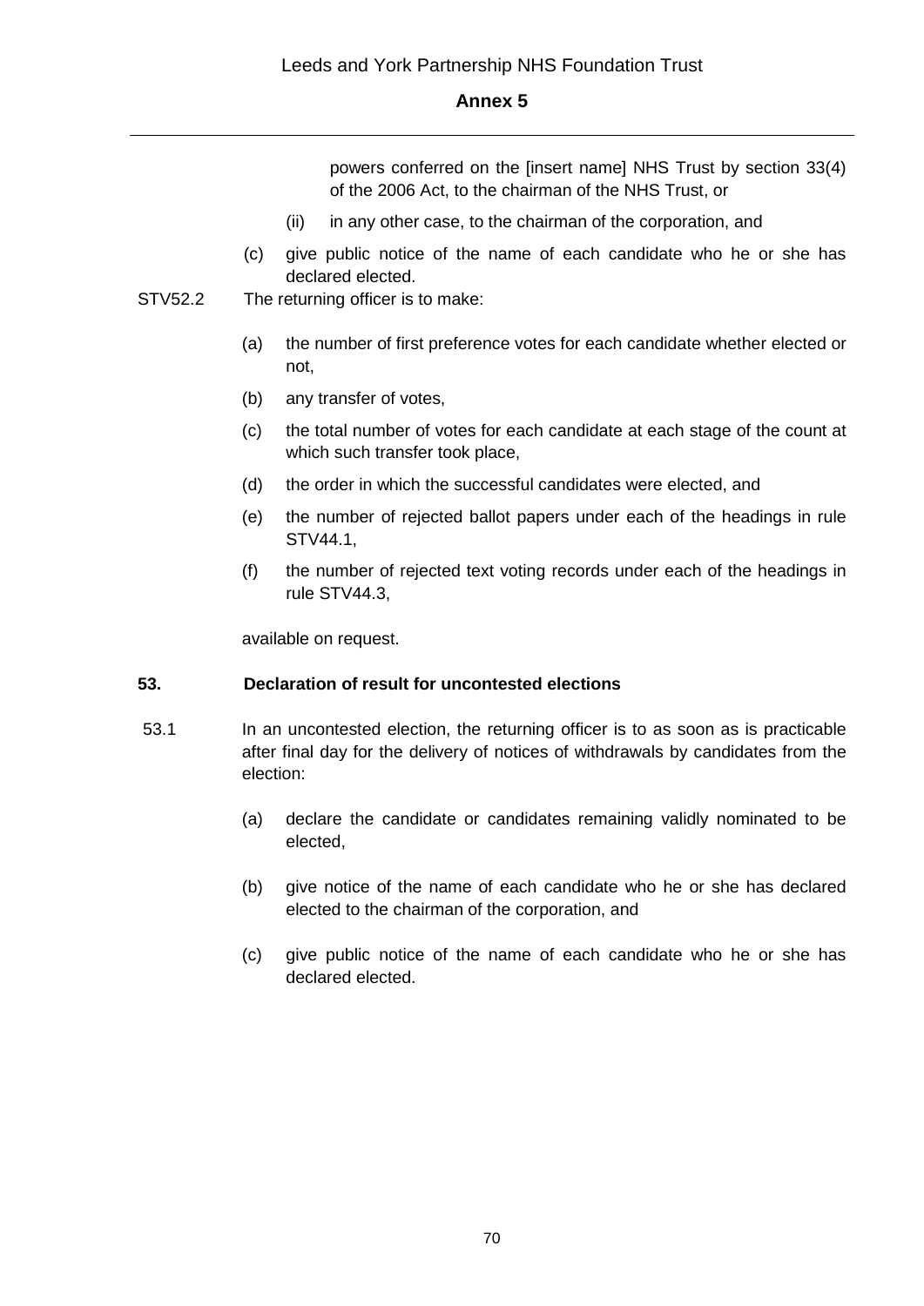powers conferred on the [insert name] NHS Trust by section 33(4) of the 2006 Act, to the chairman of the NHS Trust, or

(ii) in any other case, to the chairman of the corporation, and

(c) give public notice of the name of each candidate who he or she has declared elected.

STV52.2 The returning officer is to make:

(a) the number of first preference votes for each candidate whether elected or not,

(b) any transfer of votes,

(c) the total number of votes for each candidate at each stage of the count at which such transfer took place,

(d) the order in which the successful candidates were elected, and

(e) the number of rejected ballot papers under each of the headings in rule STV44.1,

(f) the number of rejected text voting records under each of the headings in rule STV44.3,

available on request.

## 53. Declaration of result for uncontested elections

53.1 In an uncontested election, the returning officer is to as soon as is practicable after final day for the delivery of notices of withdrawals by candidates from the election:

(a) declare the candidate or candidates remaining validly nominated to be elected,

(b) give notice of the name of each candidate who he or she has declared elected to the chairman of the corporation, and

(c) give public notice of the name of each candidate who he or she has declared elected.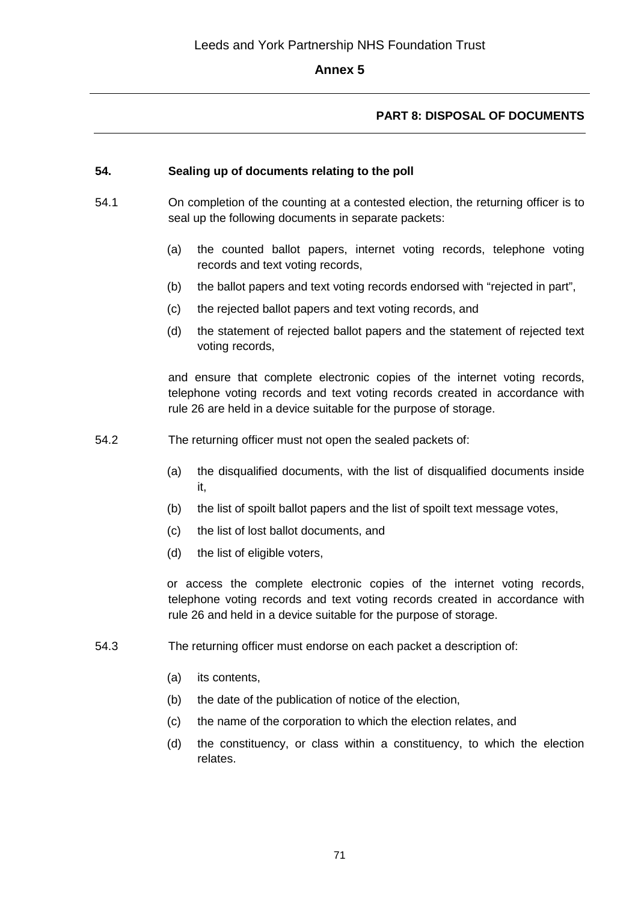## PART 8: DISPOSAL OF DOCUMENTS

### 54. Sealing up of documents relating to the poll

54.1 On completion of the counting at a contested election, the returning officer is to seal up the following documents in separate packets:

(a) the counted ballot papers, internet voting records, telephone voting records and text voting records,

(b) the ballot papers and text voting records endorsed with "rejected in part",

(c) the rejected ballot papers and text voting records, and

(d) the statement of rejected ballot papers and the statement of rejected text voting records,

and ensure that complete electronic copies of the internet voting records, telephone voting records and text voting records created in accordance with rule 26 are held in a device suitable for the purpose of storage.

54.2 The returning officer must not open the sealed packets of:

(a) the disqualified documents, with the list of disqualified documents inside it,

(b) the list of spoilt ballot papers and the list of spoilt text message votes,

(c) the list of lost ballot documents, and

(d) the list of eligible voters,

or access the complete electronic copies of the internet voting records, telephone voting records and text voting records created in accordance with rule 26 and held in a device suitable for the purpose of storage.

54.3 The returning officer must endorse on each packet a description of:

(a) its contents,

(b) the date of the publication of notice of the election,

(c) the name of the corporation to which the election relates, and

(d) the constituency, or class within a constituency, to which the election relates.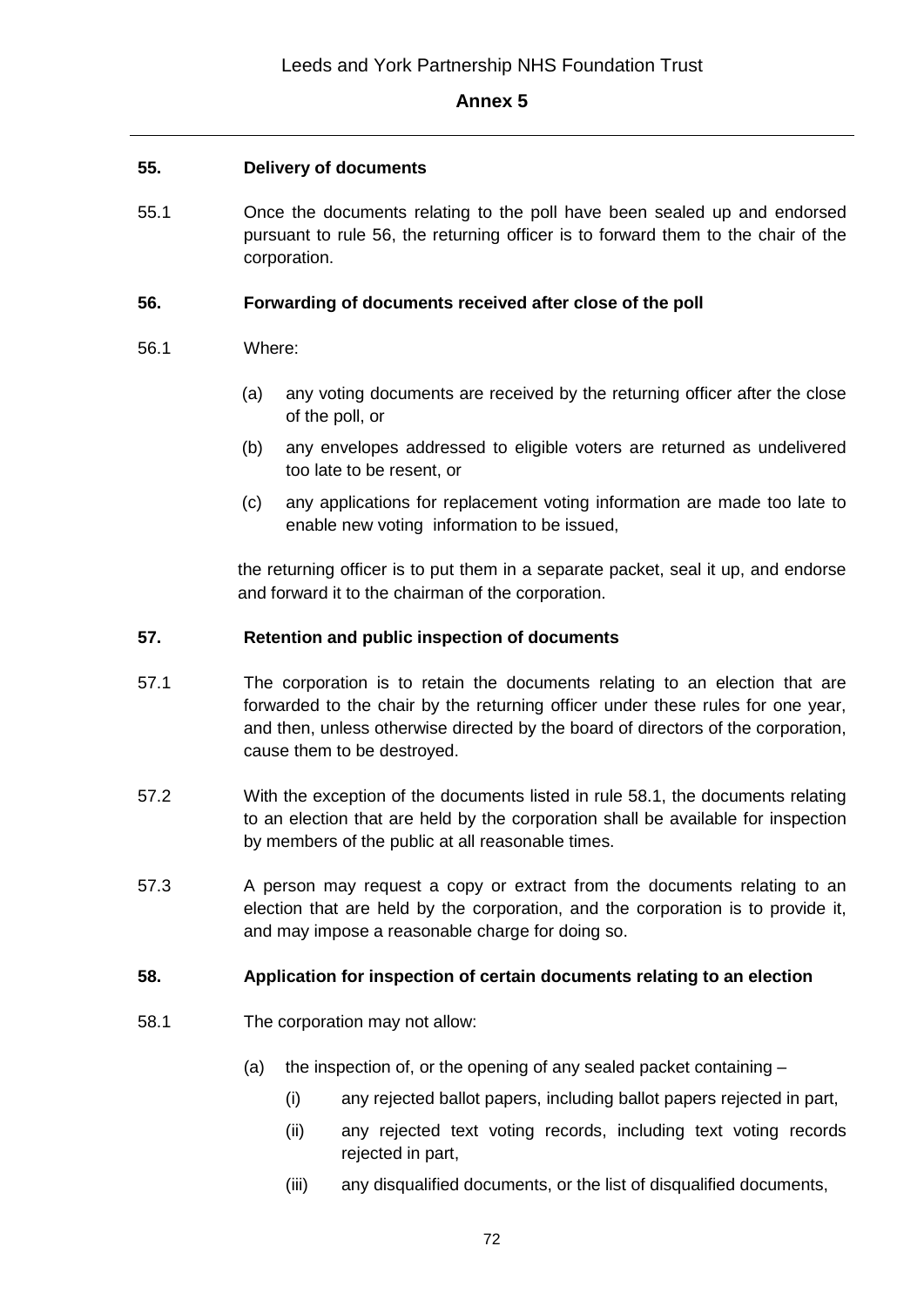## 55. Delivery of documents

55.1 Once the documents relating to the poll have been sealed up and endorsed pursuant to rule 56, the returning officer is to forward them to the chair of the corporation.

## 56. Forwarding of documents received after close of the poll

56.1 Where:

(a) any voting documents are received by the returning officer after the close of the poll, or

(b) any envelopes addressed to eligible voters are returned as undelivered too late to be resent, or

(c) any applications for replacement voting information are made too late to enable new voting information to be issued,

the returning officer is to put them in a separate packet, seal it up, and endorse and forward it to the chairman of the corporation.

## 57. Retention and public inspection of documents

57.1 The corporation is to retain the documents relating to an election that are forwarded to the chair by the returning officer under these rules for one year, and then, unless otherwise directed by the board of directors of the corporation, cause them to be destroyed.

57.2 With the exception of the documents listed in rule 58.1, the documents relating to an election that are held by the corporation shall be available for inspection by members of the public at all reasonable times.

57.3 A person may request a copy or extract from the documents relating to an election that are held by the corporation, and the corporation is to provide it, and may impose a reasonable charge for doing so.

## 58. Application for inspection of certain documents relating to an election

58.1 The corporation may not allow:

(a) the inspection of, or the opening of any sealed packet containing –

(i) any rejected ballot papers, including ballot papers rejected in part,

(ii) any rejected text voting records, including text voting records rejected in part,

(iii) any disqualified documents, or the list of disqualified documents,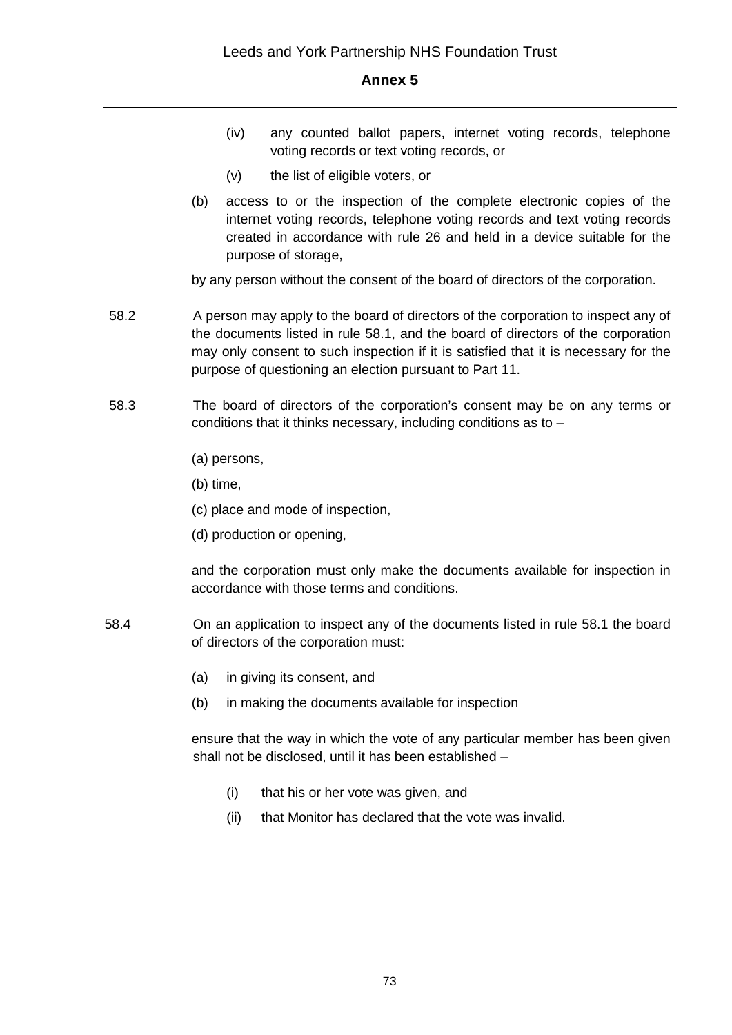(iv) any counted ballot papers, internet voting records, telephone voting records or text voting records, or

(v) the list of eligible voters, or

(b) access to or the inspection of the complete electronic copies of the internet voting records, telephone voting records and text voting records created in accordance with rule 26 and held in a device suitable for the purpose of storage,

by any person without the consent of the board of directors of the corporation.

58.2 A person may apply to the board of directors of the corporation to inspect any of the documents listed in rule 58.1, and the board of directors of the corporation may only consent to such inspection if it is satisfied that it is necessary for the purpose of questioning an election pursuant to Part 11.

58.3 The board of directors of the corporation's consent may be on any terms or conditions that it thinks necessary, including conditions as to –

(a) persons,

(b) time,

(c) place and mode of inspection,

(d) production or opening,

and the corporation must only make the documents available for inspection in accordance with those terms and conditions.

58.4 On an application to inspect any of the documents listed in rule 58.1 the board of directors of the corporation must:

(a) in giving its consent, and

(b) in making the documents available for inspection

ensure that the way in which the vote of any particular member has been given shall not be disclosed, until it has been established –

(i) that his or her vote was given, and

(ii) that Monitor has declared that the vote was invalid.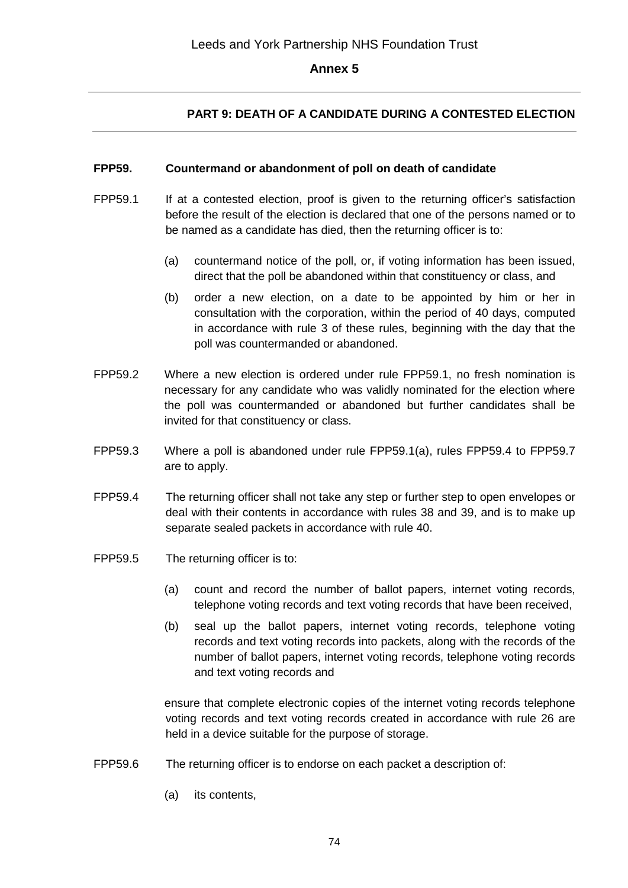**PART 9: DEATH OF A CANDIDATE DURING A CONTESTED ELECTION**

**FPP59. Countermand or abandonment of poll on death of candidate**

FPP59.1 If at a contested election, proof is given to the returning officer's satisfaction before the result of the election is declared that one of the persons named or to be named as a candidate has died, then the returning officer is to:

(a) countermand notice of the poll, or, if voting information has been issued, direct that the poll be abandoned within that constituency or class, and

(b) order a new election, on a date to be appointed by him or her in consultation with the corporation, within the period of 40 days, computed in accordance with rule 3 of these rules, beginning with the day that the poll was countermanded or abandoned.

FPP59.2 Where a new election is ordered under rule FPP59.1, no fresh nomination is necessary for any candidate who was validly nominated for the election where the poll was countermanded or abandoned but further candidates shall be invited for that constituency or class.

FPP59.3 Where a poll is abandoned under rule FPP59.1(a), rules FPP59.4 to FPP59.7 are to apply.

FPP59.4 The returning officer shall not take any step or further step to open envelopes or deal with their contents in accordance with rules 38 and 39, and is to make up separate sealed packets in accordance with rule 40.

FPP59.5 The returning officer is to:

(a) count and record the number of ballot papers, internet voting records, telephone voting records and text voting records that have been received,

(b) seal up the ballot papers, internet voting records, telephone voting records and text voting records into packets, along with the records of the number of ballot papers, internet voting records, telephone voting records and text voting records and

ensure that complete electronic copies of the internet voting records telephone voting records and text voting records created in accordance with rule 26 are held in a device suitable for the purpose of storage.

FPP59.6 The returning officer is to endorse on each packet a description of:

(a) its contents,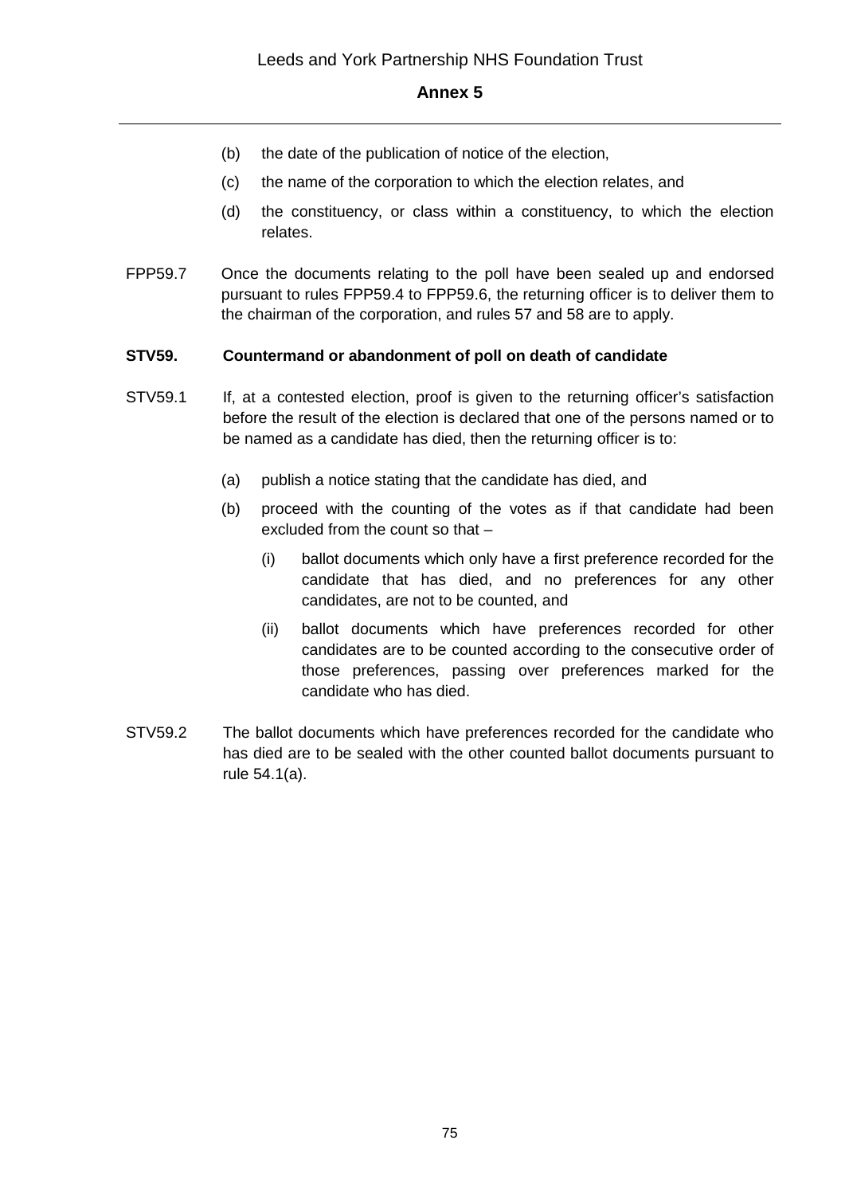(b) the date of the publication of notice of the election,

(c) the name of the corporation to which the election relates, and

(d) the constituency, or class within a constituency, to which the election relates.

FPP59.7 Once the documents relating to the poll have been sealed up and endorsed pursuant to rules FPP59.4 to FPP59.6, the returning officer is to deliver them to the chairman of the corporation, and rules 57 and 58 are to apply.

**STV59. Countermand or abandonment of poll on death of candidate**

STV59.1 If, at a contested election, proof is given to the returning officer's satisfaction before the result of the election is declared that one of the persons named or to be named as a candidate has died, then the returning officer is to:

(a) publish a notice stating that the candidate has died, and

(b) proceed with the counting of the votes as if that candidate had been excluded from the count so that –

(i) ballot documents which only have a first preference recorded for the candidate that has died, and no preferences for any other candidates, are not to be counted, and

(ii) ballot documents which have preferences recorded for other candidates are to be counted according to the consecutive order of those preferences, passing over preferences marked for the candidate who has died.

STV59.2 The ballot documents which have preferences recorded for the candidate who has died are to be sealed with the other counted ballot documents pursuant to rule 54.1(a).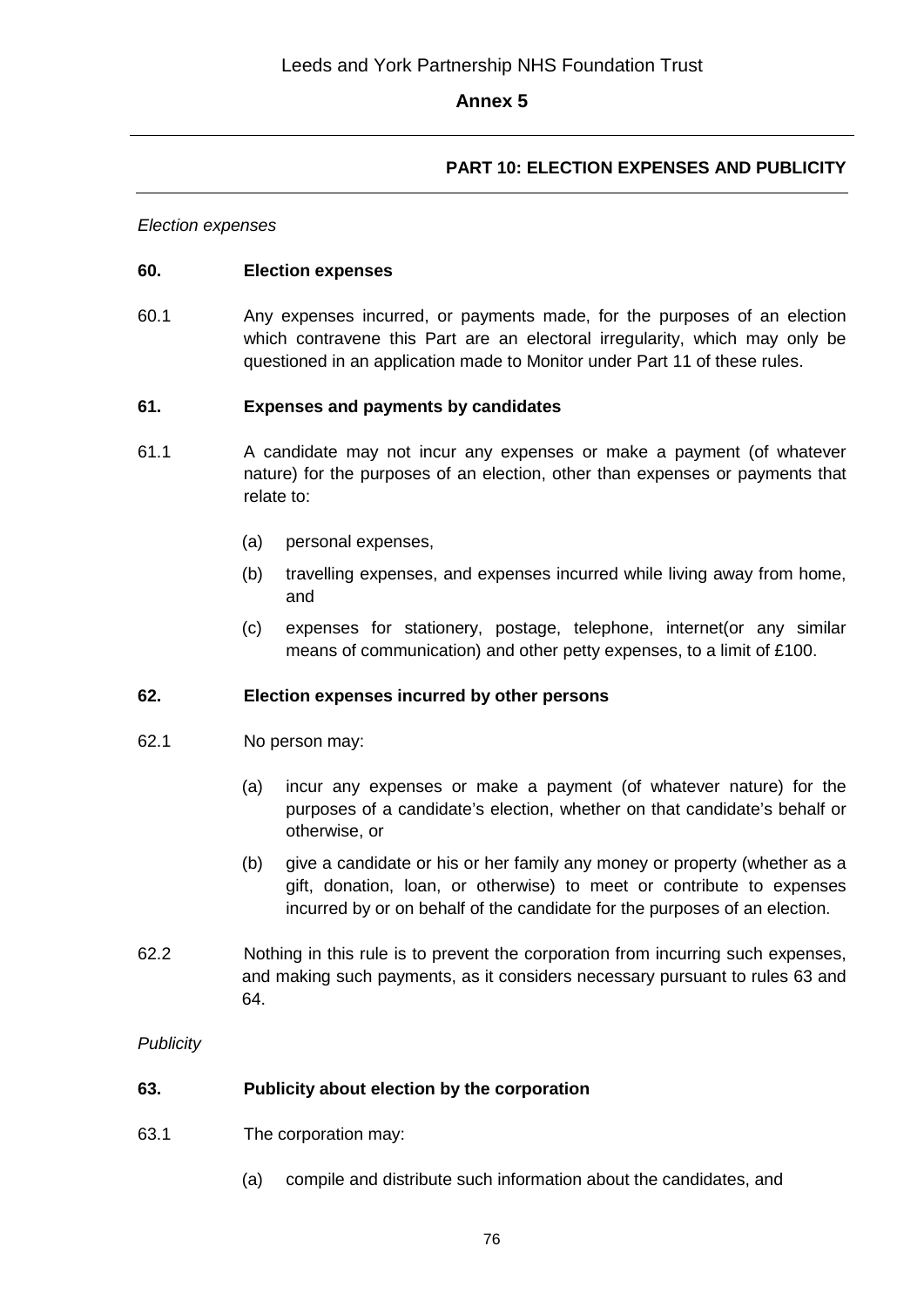## PART 10: ELECTION EXPENSES AND PUBLICITY

*Election expenses*

**60. Election expenses**

60.1 Any expenses incurred, or payments made, for the purposes of an election which contravene this Part are an electoral irregularity, which may only be questioned in an application made to Monitor under Part 11 of these rules.

**61. Expenses and payments by candidates**

61.1 A candidate may not incur any expenses or make a payment (of whatever nature) for the purposes of an election, other than expenses or payments that relate to:

- (a) personal expenses,
- (b) travelling expenses, and expenses incurred while living away from home, and
- (c) expenses for stationery, postage, telephone, internet(or any similar means of communication) and other petty expenses, to a limit of £100.

**62. Election expenses incurred by other persons**

62.1 No person may:

- (a) incur any expenses or make a payment (of whatever nature) for the purposes of a candidate's election, whether on that candidate's behalf or otherwise, or
- (b) give a candidate or his or her family any money or property (whether as a gift, donation, loan, or otherwise) to meet or contribute to expenses incurred by or on behalf of the candidate for the purposes of an election.

62.2 Nothing in this rule is to prevent the corporation from incurring such expenses, and making such payments, as it considers necessary pursuant to rules 63 and 64.

*Publicity*

**63. Publicity about election by the corporation**

63.1 The corporation may:

- (a) compile and distribute such information about the candidates, and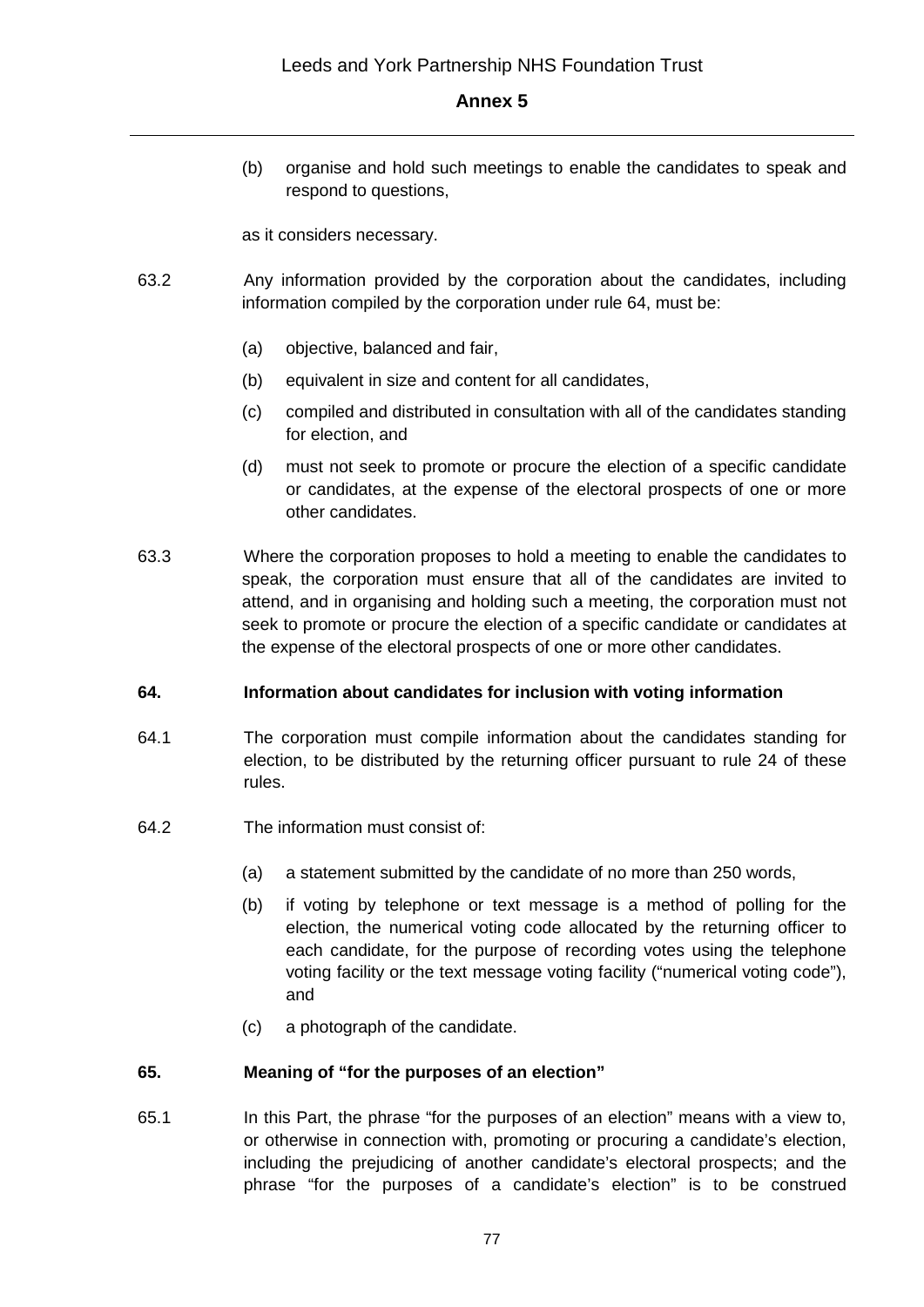(b) organise and hold such meetings to enable the candidates to speak and respond to questions,

as it considers necessary.

63.2 Any information provided by the corporation about the candidates, including information compiled by the corporation under rule 64, must be:

(a) objective, balanced and fair,

(b) equivalent in size and content for all candidates,

(c) compiled and distributed in consultation with all of the candidates standing for election, and

(d) must not seek to promote or procure the election of a specific candidate or candidates, at the expense of the electoral prospects of one or more other candidates.

63.3 Where the corporation proposes to hold a meeting to enable the candidates to speak, the corporation must ensure that all of the candidates are invited to attend, and in organising and holding such a meeting, the corporation must not seek to promote or procure the election of a specific candidate or candidates at the expense of the electoral prospects of one or more other candidates.

**64. Information about candidates for inclusion with voting information**

64.1 The corporation must compile information about the candidates standing for election, to be distributed by the returning officer pursuant to rule 24 of these rules.

64.2 The information must consist of:

(a) a statement submitted by the candidate of no more than 250 words,

(b) if voting by telephone or text message is a method of polling for the election, the numerical voting code allocated by the returning officer to each candidate, for the purpose of recording votes using the telephone voting facility or the text message voting facility ("numerical voting code"), and

(c) a photograph of the candidate.

**65. Meaning of "for the purposes of an election"**

65.1 In this Part, the phrase "for the purposes of an election" means with a view to, or otherwise in connection with, promoting or procuring a candidate's election, including the prejudicing of another candidate's electoral prospects; and the phrase "for the purposes of a candidate's election" is to be construed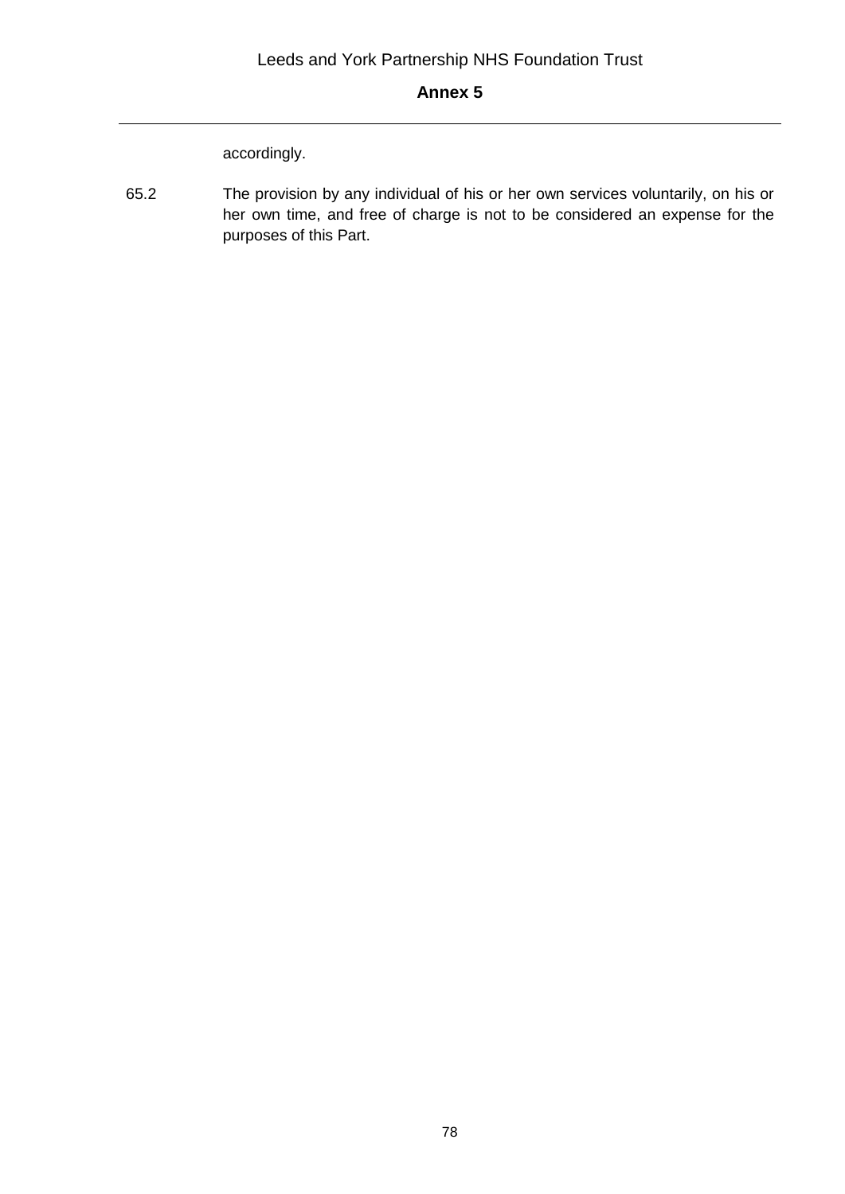accordingly.

65.2 The provision by any individual of his or her own services voluntarily, on his or her own time, and free of charge is not to be considered an expense for the purposes of this Part.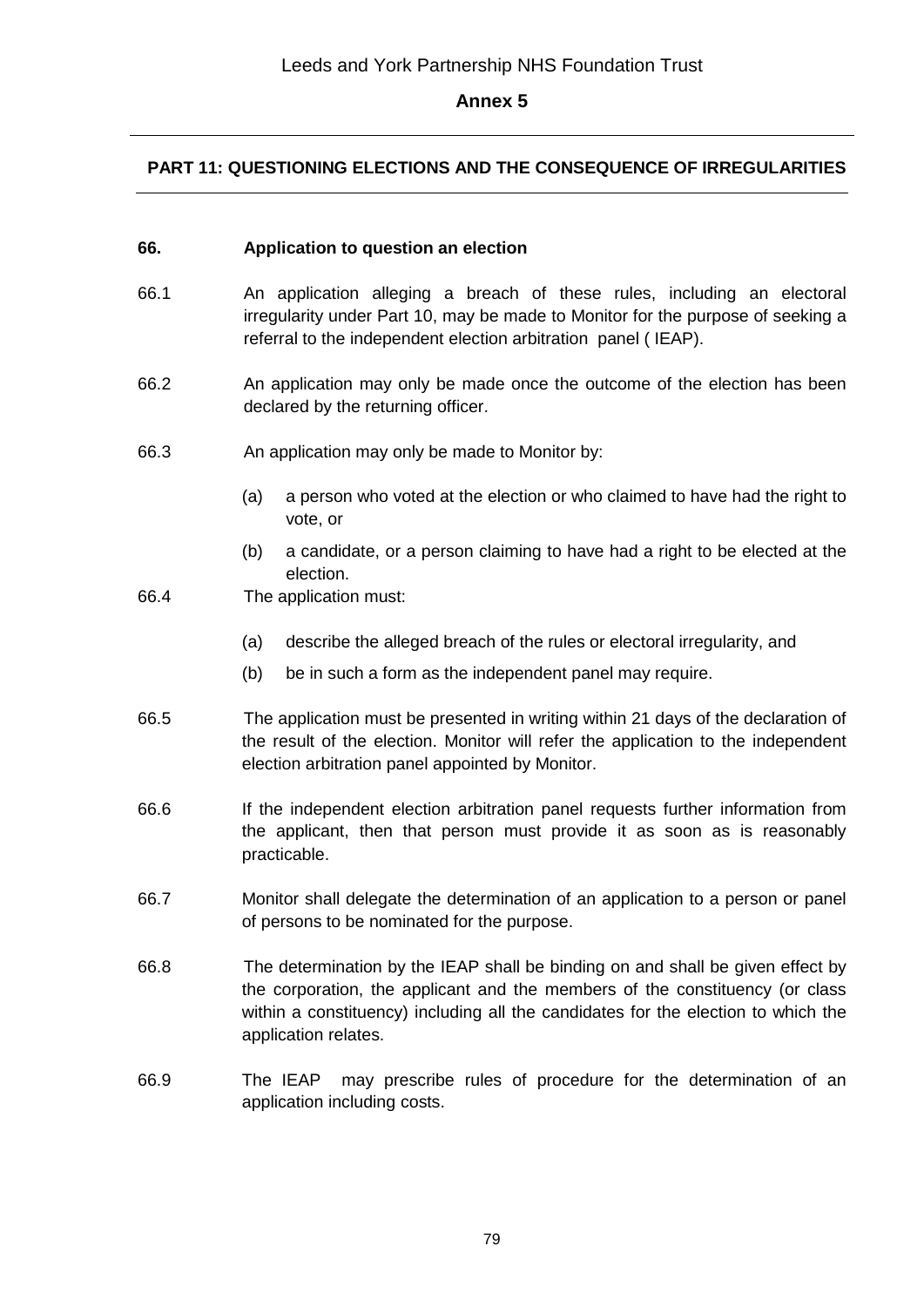## PART 11: QUESTIONING ELECTIONS AND THE CONSEQUENCE OF IRREGULARITIES

### 66. Application to question an election

66.1 An application alleging a breach of these rules, including an electoral irregularity under Part 10, may be made to Monitor for the purpose of seeking a referral to the independent election arbitration panel ( IEAP).

66.2 An application may only be made once the outcome of the election has been declared by the returning officer.

66.3 An application may only be made to Monitor by:

- (a) a person who voted at the election or who claimed to have had the right to vote, or
- (b) a candidate, or a person claiming to have had a right to be elected at the election.

66.4 The application must:

- (a) describe the alleged breach of the rules or electoral irregularity, and
- (b) be in such a form as the independent panel may require.

66.5 The application must be presented in writing within 21 days of the declaration of the result of the election. Monitor will refer the application to the independent election arbitration panel appointed by Monitor.

66.6 If the independent election arbitration panel requests further information from the applicant, then that person must provide it as soon as is reasonably practicable.

66.7 Monitor shall delegate the determination of an application to a person or panel of persons to be nominated for the purpose.

66.8 The determination by the IEAP shall be binding on and shall be given effect by the corporation, the applicant and the members of the constituency (or class within a constituency) including all the candidates for the election to which the application relates.

66.9 The IEAP may prescribe rules of procedure for the determination of an application including costs.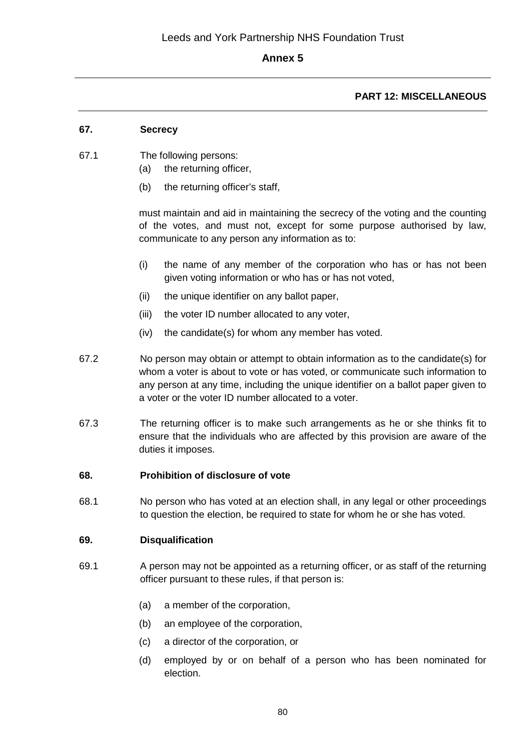## PART 12: MISCELLANEOUS

### 67. Secrecy

67.1 The following persons:

(a) the returning officer,

(b) the returning officer's staff,

must maintain and aid in maintaining the secrecy of the voting and the counting of the votes, and must not, except for some purpose authorised by law, communicate to any person any information as to:

(i) the name of any member of the corporation who has or has not been given voting information or who has or has not voted,

(ii) the unique identifier on any ballot paper,

(iii) the voter ID number allocated to any voter,

(iv) the candidate(s) for whom any member has voted.

67.2 No person may obtain or attempt to obtain information as to the candidate(s) for whom a voter is about to vote or has voted, or communicate such information to any person at any time, including the unique identifier on a ballot paper given to a voter or the voter ID number allocated to a voter.

67.3 The returning officer is to make such arrangements as he or she thinks fit to ensure that the individuals who are affected by this provision are aware of the duties it imposes.

### 68. Prohibition of disclosure of vote

68.1 No person who has voted at an election shall, in any legal or other proceedings to question the election, be required to state for whom he or she has voted.

### 69. Disqualification

69.1 A person may not be appointed as a returning officer, or as staff of the returning officer pursuant to these rules, if that person is:

(a) a member of the corporation,

(b) an employee of the corporation,

(c) a director of the corporation, or

(d) employed by or on behalf of a person who has been nominated for election.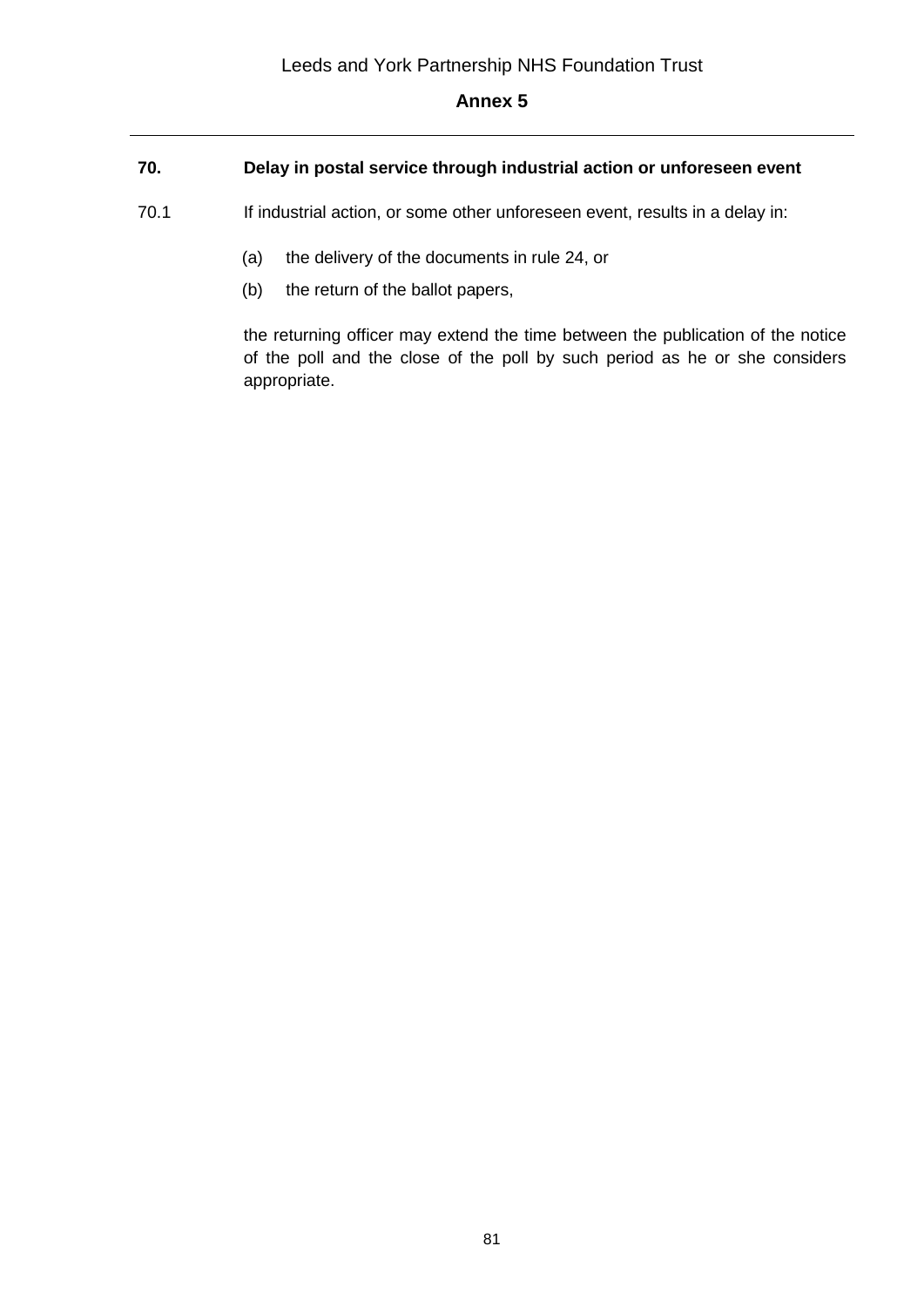**70. Delay in postal service through industrial action or unforeseen event**

70.1 If industrial action, or some other unforeseen event, results in a delay in:

(a) the delivery of the documents in rule 24, or

(b) the return of the ballot papers,

the returning officer may extend the time between the publication of the notice of the poll and the close of the poll by such period as he or she considers appropriate.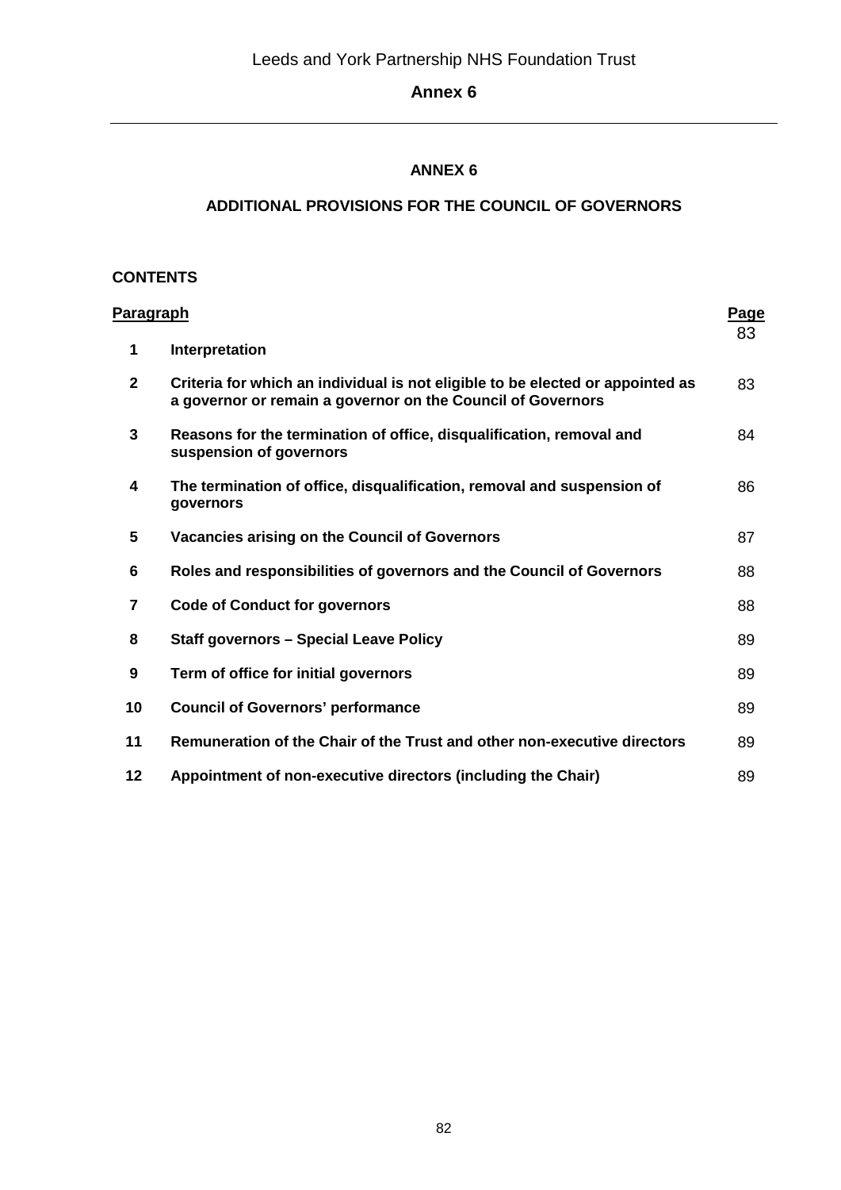# ANNEX 6

## ADDITIONAL PROVISIONS FOR THE COUNCIL OF GOVERNORS

**CONTENTS**

| Paragraph | | Page |
|---|---|---|
| **1** | **Interpretation** | 83 |
| **2** | **Criteria for which an individual is not eligible to be elected or appointed as a governor or remain a governor on the Council of Governors** | 83 |
| **3** | **Reasons for the termination of office, disqualification, removal and suspension of governors** | 84 |
| **4** | **The termination of office, disqualification, removal and suspension of governors** | 86 |
| **5** | **Vacancies arising on the Council of Governors** | 87 |
| **6** | **Roles and responsibilities of governors and the Council of Governors** | 88 |
| **7** | **Code of Conduct for governors** | 88 |
| **8** | **Staff governors – Special Leave Policy** | 89 |
| **9** | **Term of office for initial governors** | 89 |
| **10** | **Council of Governors' performance** | 89 |
| **11** | **Remuneration of the Chair of the Trust and other non-executive directors** | 89 |
| **12** | **Appointment of non-executive directors (including the Chair)** | 89 |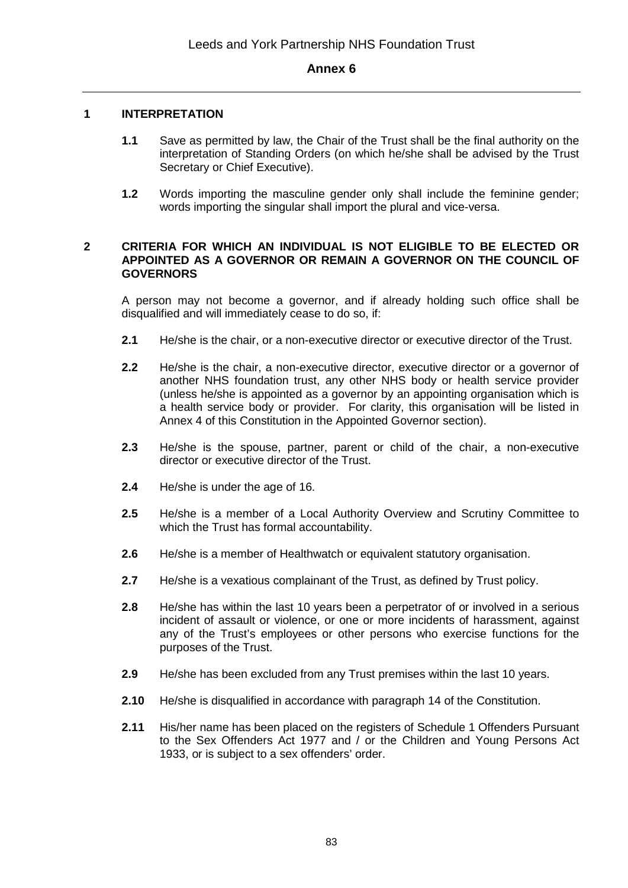## Annex 6

### 1 INTERPRETATION

**1.1** Save as permitted by law, the Chair of the Trust shall be the final authority on the interpretation of Standing Orders (on which he/she shall be advised by the Trust Secretary or Chief Executive).

**1.2** Words importing the masculine gender only shall include the feminine gender; words importing the singular shall import the plural and vice-versa.

### 2 CRITERIA FOR WHICH AN INDIVIDUAL IS NOT ELIGIBLE TO BE ELECTED OR APPOINTED AS A GOVERNOR OR REMAIN A GOVERNOR ON THE COUNCIL OF GOVERNORS

A person may not become a governor, and if already holding such office shall be disqualified and will immediately cease to do so, if:

**2.1** He/she is the chair, or a non-executive director or executive director of the Trust.

**2.2** He/she is the chair, a non-executive director, executive director or a governor of another NHS foundation trust, any other NHS body or health service provider (unless he/she is appointed as a governor by an appointing organisation which is a health service body or provider. For clarity, this organisation will be listed in Annex 4 of this Constitution in the Appointed Governor section).

**2.3** He/she is the spouse, partner, parent or child of the chair, a non-executive director or executive director of the Trust.

**2.4** He/she is under the age of 16.

**2.5** He/she is a member of a Local Authority Overview and Scrutiny Committee to which the Trust has formal accountability.

**2.6** He/she is a member of Healthwatch or equivalent statutory organisation.

**2.7** He/she is a vexatious complainant of the Trust, as defined by Trust policy.

**2.8** He/she has within the last 10 years been a perpetrator of or involved in a serious incident of assault or violence, or one or more incidents of harassment, against any of the Trust's employees or other persons who exercise functions for the purposes of the Trust.

**2.9** He/she has been excluded from any Trust premises within the last 10 years.

**2.10** He/she is disqualified in accordance with paragraph 14 of the Constitution.

**2.11** His/her name has been placed on the registers of Schedule 1 Offenders Pursuant to the Sex Offenders Act 1977 and / or the Children and Young Persons Act 1933, or is subject to a sex offenders' order.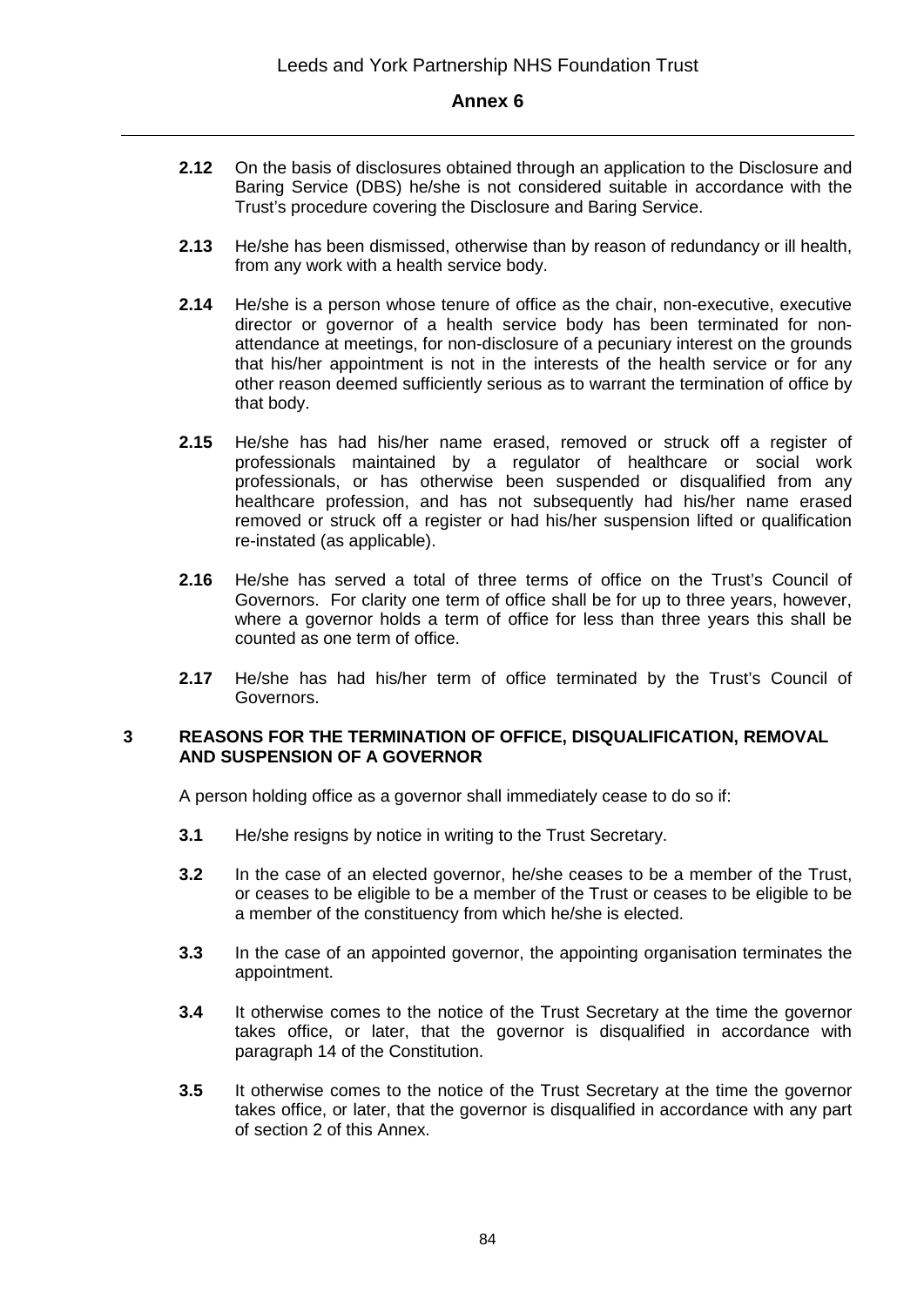**2.12** On the basis of disclosures obtained through an application to the Disclosure and Baring Service (DBS) he/she is not considered suitable in accordance with the Trust's procedure covering the Disclosure and Baring Service.

**2.13** He/she has been dismissed, otherwise than by reason of redundancy or ill health, from any work with a health service body.

**2.14** He/she is a person whose tenure of office as the chair, non-executive, executive director or governor of a health service body has been terminated for non-attendance at meetings, for non-disclosure of a pecuniary interest on the grounds that his/her appointment is not in the interests of the health service or for any other reason deemed sufficiently serious as to warrant the termination of office by that body.

**2.15** He/she has had his/her name erased, removed or struck off a register of professionals maintained by a regulator of healthcare or social work professionals, or has otherwise been suspended or disqualified from any healthcare profession, and has not subsequently had his/her name erased removed or struck off a register or had his/her suspension lifted or qualification re-instated (as applicable).

**2.16** He/she has served a total of three terms of office on the Trust's Council of Governors. For clarity one term of office shall be for up to three years, however, where a governor holds a term of office for less than three years this shall be counted as one term of office.

**2.17** He/she has had his/her term of office terminated by the Trust's Council of Governors.

## 3 REASONS FOR THE TERMINATION OF OFFICE, DISQUALIFICATION, REMOVAL AND SUSPENSION OF A GOVERNOR

A person holding office as a governor shall immediately cease to do so if:

**3.1** He/she resigns by notice in writing to the Trust Secretary.

**3.2** In the case of an elected governor, he/she ceases to be a member of the Trust, or ceases to be eligible to be a member of the Trust or ceases to be eligible to be a member of the constituency from which he/she is elected.

**3.3** In the case of an appointed governor, the appointing organisation terminates the appointment.

**3.4** It otherwise comes to the notice of the Trust Secretary at the time the governor takes office, or later, that the governor is disqualified in accordance with paragraph 14 of the Constitution.

**3.5** It otherwise comes to the notice of the Trust Secretary at the time the governor takes office, or later, that the governor is disqualified in accordance with any part of section 2 of this Annex.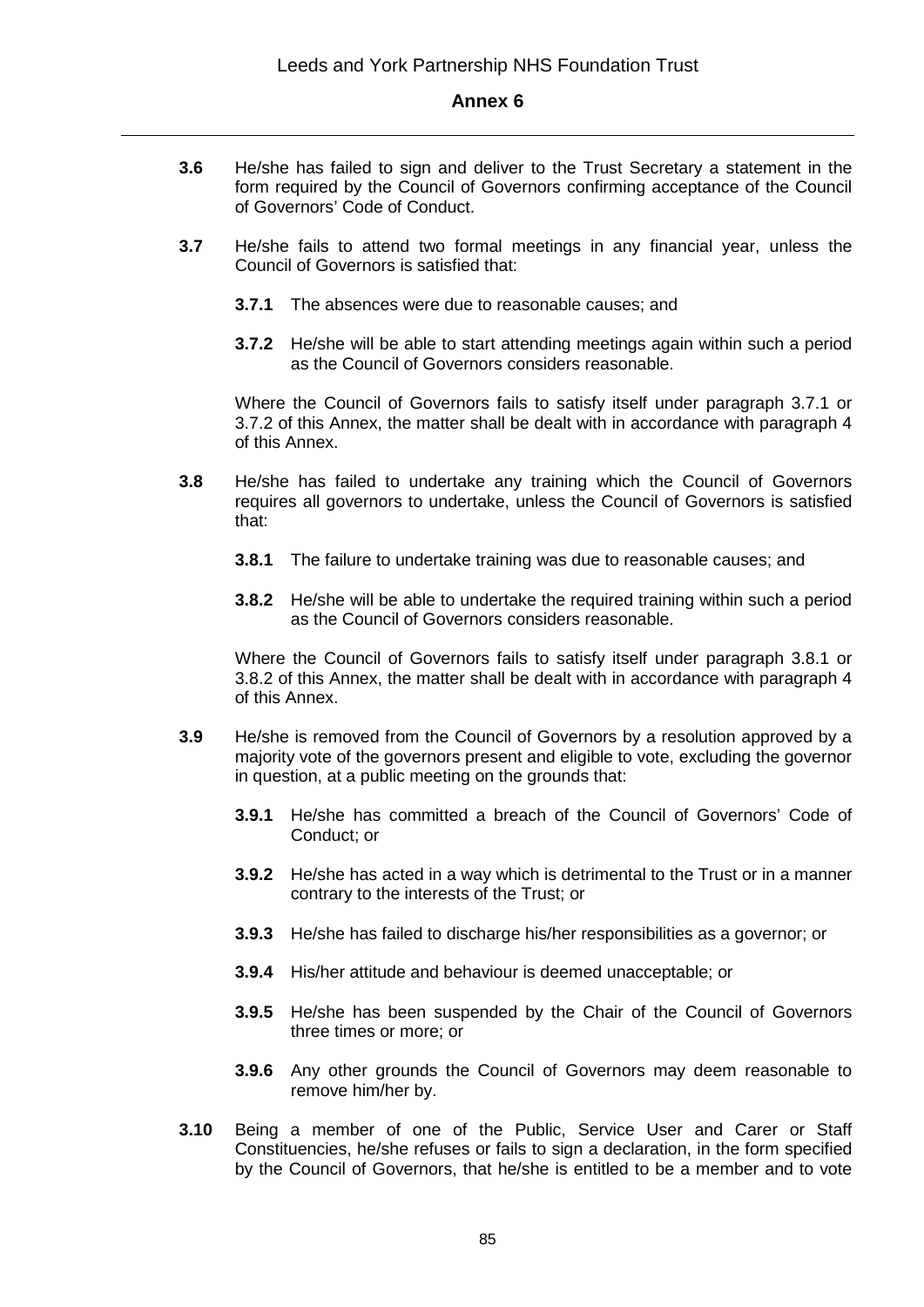**3.6** He/she has failed to sign and deliver to the Trust Secretary a statement in the form required by the Council of Governors confirming acceptance of the Council of Governors' Code of Conduct.

**3.7** He/she fails to attend two formal meetings in any financial year, unless the Council of Governors is satisfied that:

**3.7.1** The absences were due to reasonable causes; and

**3.7.2** He/she will be able to start attending meetings again within such a period as the Council of Governors considers reasonable.

Where the Council of Governors fails to satisfy itself under paragraph 3.7.1 or 3.7.2 of this Annex, the matter shall be dealt with in accordance with paragraph 4 of this Annex.

**3.8** He/she has failed to undertake any training which the Council of Governors requires all governors to undertake, unless the Council of Governors is satisfied that:

**3.8.1** The failure to undertake training was due to reasonable causes; and

**3.8.2** He/she will be able to undertake the required training within such a period as the Council of Governors considers reasonable.

Where the Council of Governors fails to satisfy itself under paragraph 3.8.1 or 3.8.2 of this Annex, the matter shall be dealt with in accordance with paragraph 4 of this Annex.

**3.9** He/she is removed from the Council of Governors by a resolution approved by a majority vote of the governors present and eligible to vote, excluding the governor in question, at a public meeting on the grounds that:

**3.9.1** He/she has committed a breach of the Council of Governors' Code of Conduct; or

**3.9.2** He/she has acted in a way which is detrimental to the Trust or in a manner contrary to the interests of the Trust; or

**3.9.3** He/she has failed to discharge his/her responsibilities as a governor; or

**3.9.4** His/her attitude and behaviour is deemed unacceptable; or

**3.9.5** He/she has been suspended by the Chair of the Council of Governors three times or more; or

**3.9.6** Any other grounds the Council of Governors may deem reasonable to remove him/her by.

**3.10** Being a member of one of the Public, Service User and Carer or Staff Constituencies, he/she refuses or fails to sign a declaration, in the form specified by the Council of Governors, that he/she is entitled to be a member and to vote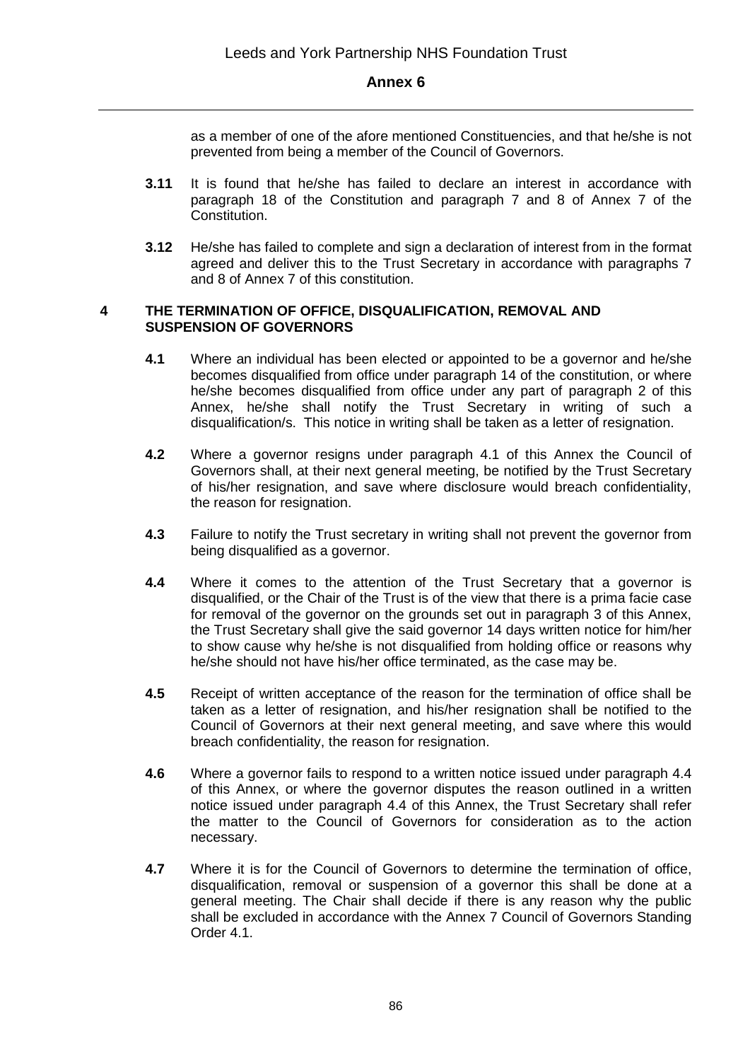as a member of one of the afore mentioned Constituencies, and that he/she is not prevented from being a member of the Council of Governors.

**3.11** It is found that he/she has failed to declare an interest in accordance with paragraph 18 of the Constitution and paragraph 7 and 8 of Annex 7 of the Constitution.

**3.12** He/she has failed to complete and sign a declaration of interest from in the format agreed and deliver this to the Trust Secretary in accordance with paragraphs 7 and 8 of Annex 7 of this constitution.

## 4 THE TERMINATION OF OFFICE, DISQUALIFICATION, REMOVAL AND SUSPENSION OF GOVERNORS

**4.1** Where an individual has been elected or appointed to be a governor and he/she becomes disqualified from office under paragraph 14 of the constitution, or where he/she becomes disqualified from office under any part of paragraph 2 of this Annex, he/she shall notify the Trust Secretary in writing of such a disqualification/s. This notice in writing shall be taken as a letter of resignation.

**4.2** Where a governor resigns under paragraph 4.1 of this Annex the Council of Governors shall, at their next general meeting, be notified by the Trust Secretary of his/her resignation, and save where disclosure would breach confidentiality, the reason for resignation.

**4.3** Failure to notify the Trust secretary in writing shall not prevent the governor from being disqualified as a governor.

**4.4** Where it comes to the attention of the Trust Secretary that a governor is disqualified, or the Chair of the Trust is of the view that there is a prima facie case for removal of the governor on the grounds set out in paragraph 3 of this Annex, the Trust Secretary shall give the said governor 14 days written notice for him/her to show cause why he/she is not disqualified from holding office or reasons why he/she should not have his/her office terminated, as the case may be.

**4.5** Receipt of written acceptance of the reason for the termination of office shall be taken as a letter of resignation, and his/her resignation shall be notified to the Council of Governors at their next general meeting, and save where this would breach confidentiality, the reason for resignation.

**4.6** Where a governor fails to respond to a written notice issued under paragraph 4.4 of this Annex, or where the governor disputes the reason outlined in a written notice issued under paragraph 4.4 of this Annex, the Trust Secretary shall refer the matter to the Council of Governors for consideration as to the action necessary.

**4.7** Where it is for the Council of Governors to determine the termination of office, disqualification, removal or suspension of a governor this shall be done at a general meeting. The Chair shall decide if there is any reason why the public shall be excluded in accordance with the Annex 7 Council of Governors Standing Order 4.1.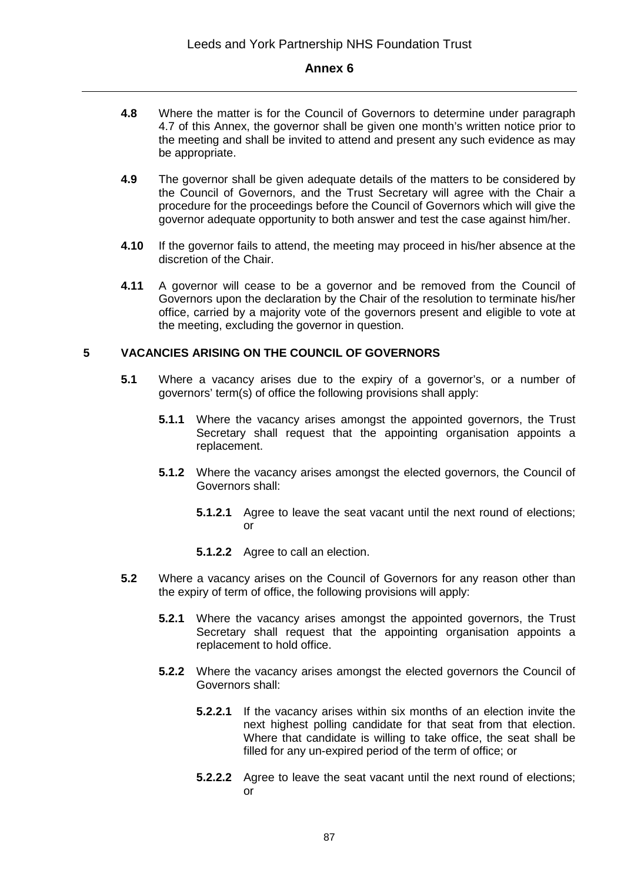**4.8** Where the matter is for the Council of Governors to determine under paragraph 4.7 of this Annex, the governor shall be given one month's written notice prior to the meeting and shall be invited to attend and present any such evidence as may be appropriate.

**4.9** The governor shall be given adequate details of the matters to be considered by the Council of Governors, and the Trust Secretary will agree with the Chair a procedure for the proceedings before the Council of Governors which will give the governor adequate opportunity to both answer and test the case against him/her.

**4.10** If the governor fails to attend, the meeting may proceed in his/her absence at the discretion of the Chair.

**4.11** A governor will cease to be a governor and be removed from the Council of Governors upon the declaration by the Chair of the resolution to terminate his/her office, carried by a majority vote of the governors present and eligible to vote at the meeting, excluding the governor in question.

**5 VACANCIES ARISING ON THE COUNCIL OF GOVERNORS**

**5.1** Where a vacancy arises due to the expiry of a governor's, or a number of governors' term(s) of office the following provisions shall apply:

**5.1.1** Where the vacancy arises amongst the appointed governors, the Trust Secretary shall request that the appointing organisation appoints a replacement.

**5.1.2** Where the vacancy arises amongst the elected governors, the Council of Governors shall:

**5.1.2.1** Agree to leave the seat vacant until the next round of elections; or

**5.1.2.2** Agree to call an election.

**5.2** Where a vacancy arises on the Council of Governors for any reason other than the expiry of term of office, the following provisions will apply:

**5.2.1** Where the vacancy arises amongst the appointed governors, the Trust Secretary shall request that the appointing organisation appoints a replacement to hold office.

**5.2.2** Where the vacancy arises amongst the elected governors the Council of Governors shall:

**5.2.2.1** If the vacancy arises within six months of an election invite the next highest polling candidate for that seat from that election. Where that candidate is willing to take office, the seat shall be filled for any un-expired period of the term of office; or

**5.2.2.2** Agree to leave the seat vacant until the next round of elections; or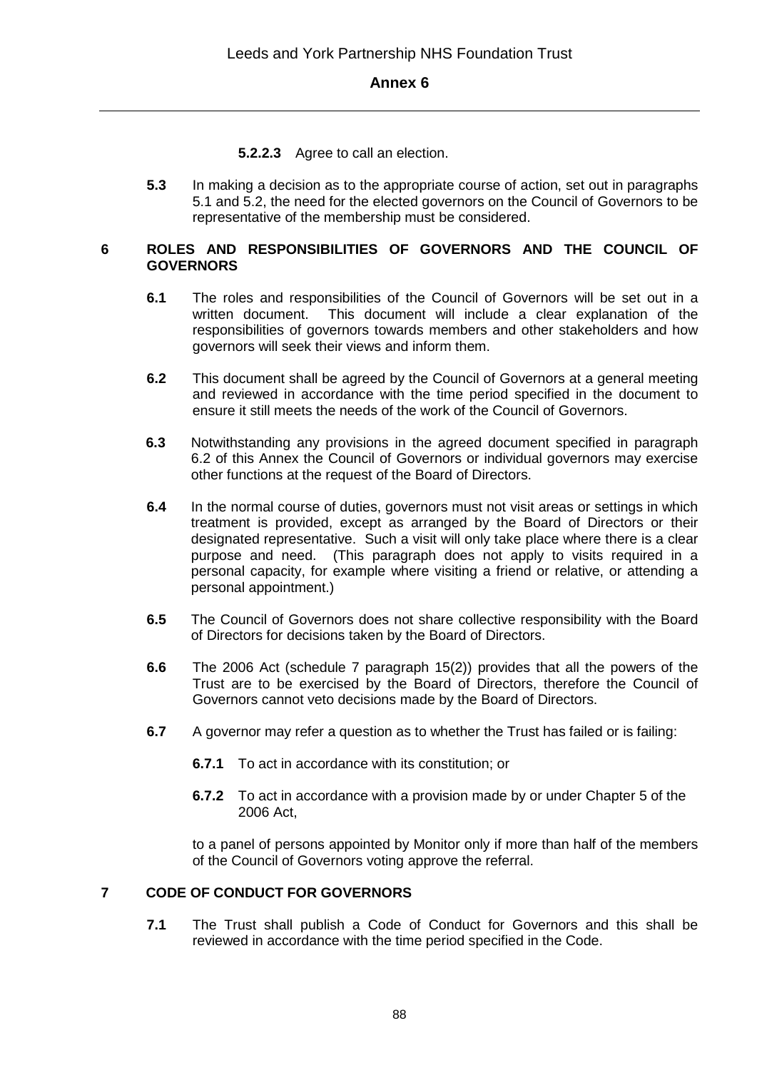**5.2.2.3** Agree to call an election.

**5.3** In making a decision as to the appropriate course of action, set out in paragraphs 5.1 and 5.2, the need for the elected governors on the Council of Governors to be representative of the membership must be considered.

## 6 ROLES AND RESPONSIBILITIES OF GOVERNORS AND THE COUNCIL OF GOVERNORS

**6.1** The roles and responsibilities of the Council of Governors will be set out in a written document. This document will include a clear explanation of the responsibilities of governors towards members and other stakeholders and how governors will seek their views and inform them.

**6.2** This document shall be agreed by the Council of Governors at a general meeting and reviewed in accordance with the time period specified in the document to ensure it still meets the needs of the work of the Council of Governors.

**6.3** Notwithstanding any provisions in the agreed document specified in paragraph 6.2 of this Annex the Council of Governors or individual governors may exercise other functions at the request of the Board of Directors.

**6.4** In the normal course of duties, governors must not visit areas or settings in which treatment is provided, except as arranged by the Board of Directors or their designated representative. Such a visit will only take place where there is a clear purpose and need. (This paragraph does not apply to visits required in a personal capacity, for example where visiting a friend or relative, or attending a personal appointment.)

**6.5** The Council of Governors does not share collective responsibility with the Board of Directors for decisions taken by the Board of Directors.

**6.6** The 2006 Act (schedule 7 paragraph 15(2)) provides that all the powers of the Trust are to be exercised by the Board of Directors, therefore the Council of Governors cannot veto decisions made by the Board of Directors.

**6.7** A governor may refer a question as to whether the Trust has failed or is failing:

**6.7.1** To act in accordance with its constitution; or

**6.7.2** To act in accordance with a provision made by or under Chapter 5 of the 2006 Act,

to a panel of persons appointed by Monitor only if more than half of the members of the Council of Governors voting approve the referral.

## 7 CODE OF CONDUCT FOR GOVERNORS

**7.1** The Trust shall publish a Code of Conduct for Governors and this shall be reviewed in accordance with the time period specified in the Code.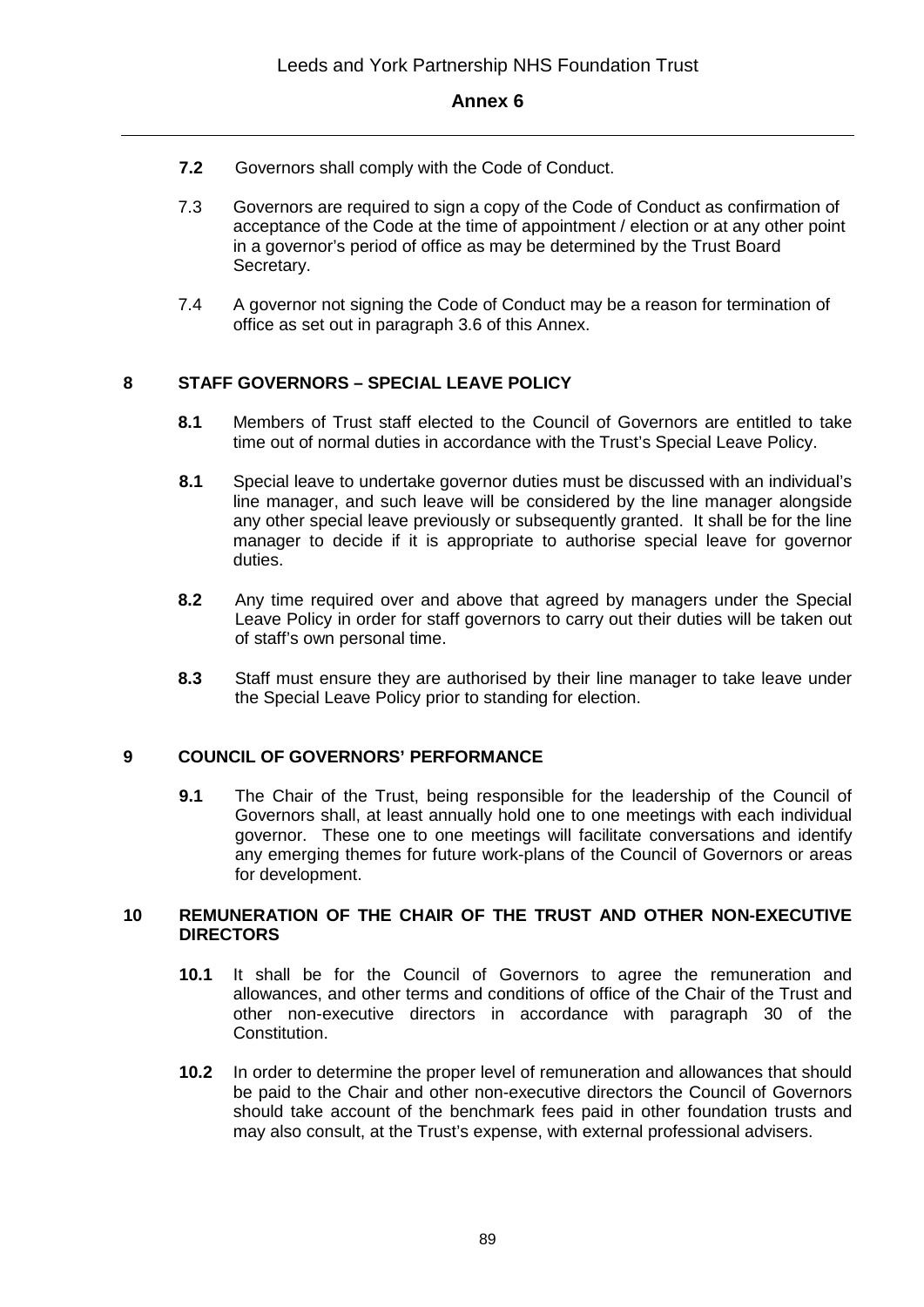**7.2** Governors shall comply with the Code of Conduct.

7.3 Governors are required to sign a copy of the Code of Conduct as confirmation of acceptance of the Code at the time of appointment / election or at any other point in a governor's period of office as may be determined by the Trust Board Secretary.

7.4 A governor not signing the Code of Conduct may be a reason for termination of office as set out in paragraph 3.6 of this Annex.

## 8 STAFF GOVERNORS – SPECIAL LEAVE POLICY

**8.1** Members of Trust staff elected to the Council of Governors are entitled to take time out of normal duties in accordance with the Trust's Special Leave Policy.

**8.1** Special leave to undertake governor duties must be discussed with an individual's line manager, and such leave will be considered by the line manager alongside any other special leave previously or subsequently granted. It shall be for the line manager to decide if it is appropriate to authorise special leave for governor duties.

**8.2** Any time required over and above that agreed by managers under the Special Leave Policy in order for staff governors to carry out their duties will be taken out of staff's own personal time.

**8.3** Staff must ensure they are authorised by their line manager to take leave under the Special Leave Policy prior to standing for election.

## 9 COUNCIL OF GOVERNORS' PERFORMANCE

**9.1** The Chair of the Trust, being responsible for the leadership of the Council of Governors shall, at least annually hold one to one meetings with each individual governor. These one to one meetings will facilitate conversations and identify any emerging themes for future work-plans of the Council of Governors or areas for development.

## 10 REMUNERATION OF THE CHAIR OF THE TRUST AND OTHER NON-EXECUTIVE DIRECTORS

**10.1** It shall be for the Council of Governors to agree the remuneration and allowances, and other terms and conditions of office of the Chair of the Trust and other non-executive directors in accordance with paragraph 30 of the Constitution.

**10.2** In order to determine the proper level of remuneration and allowances that should be paid to the Chair and other non-executive directors the Council of Governors should take account of the benchmark fees paid in other foundation trusts and may also consult, at the Trust's expense, with external professional advisers.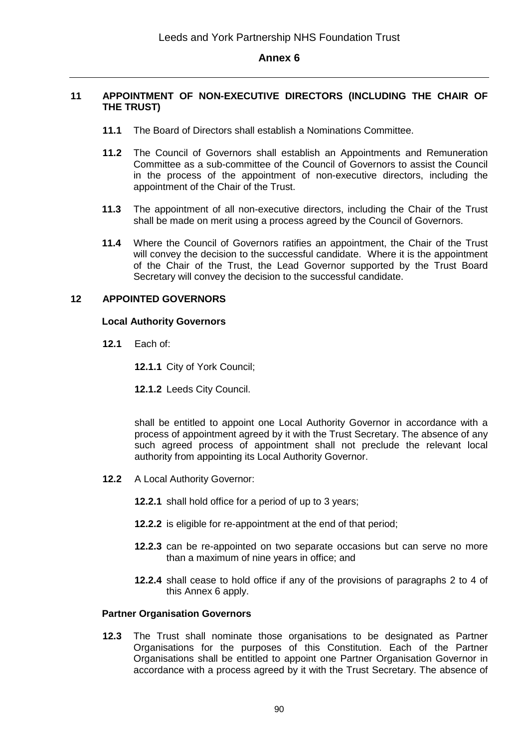## 11 APPOINTMENT OF NON-EXECUTIVE DIRECTORS (INCLUDING THE CHAIR OF THE TRUST)

**11.1** The Board of Directors shall establish a Nominations Committee.

**11.2** The Council of Governors shall establish an Appointments and Remuneration Committee as a sub-committee of the Council of Governors to assist the Council in the process of the appointment of non-executive directors, including the appointment of the Chair of the Trust.

**11.3** The appointment of all non-executive directors, including the Chair of the Trust shall be made on merit using a process agreed by the Council of Governors.

**11.4** Where the Council of Governors ratifies an appointment, the Chair of the Trust will convey the decision to the successful candidate. Where it is the appointment of the Chair of the Trust, the Lead Governor supported by the Trust Board Secretary will convey the decision to the successful candidate.

## 12 APPOINTED GOVERNORS

### Local Authority Governors

**12.1** Each of:

**12.1.1** City of York Council;

**12.1.2** Leeds City Council.

shall be entitled to appoint one Local Authority Governor in accordance with a process of appointment agreed by it with the Trust Secretary. The absence of any such agreed process of appointment shall not preclude the relevant local authority from appointing its Local Authority Governor.

**12.2** A Local Authority Governor:

**12.2.1** shall hold office for a period of up to 3 years;

**12.2.2** is eligible for re-appointment at the end of that period;

**12.2.3** can be re-appointed on two separate occasions but can serve no more than a maximum of nine years in office; and

**12.2.4** shall cease to hold office if any of the provisions of paragraphs 2 to 4 of this Annex 6 apply.

### Partner Organisation Governors

**12.3** The Trust shall nominate those organisations to be designated as Partner Organisations for the purposes of this Constitution. Each of the Partner Organisations shall be entitled to appoint one Partner Organisation Governor in accordance with a process agreed by it with the Trust Secretary. The absence of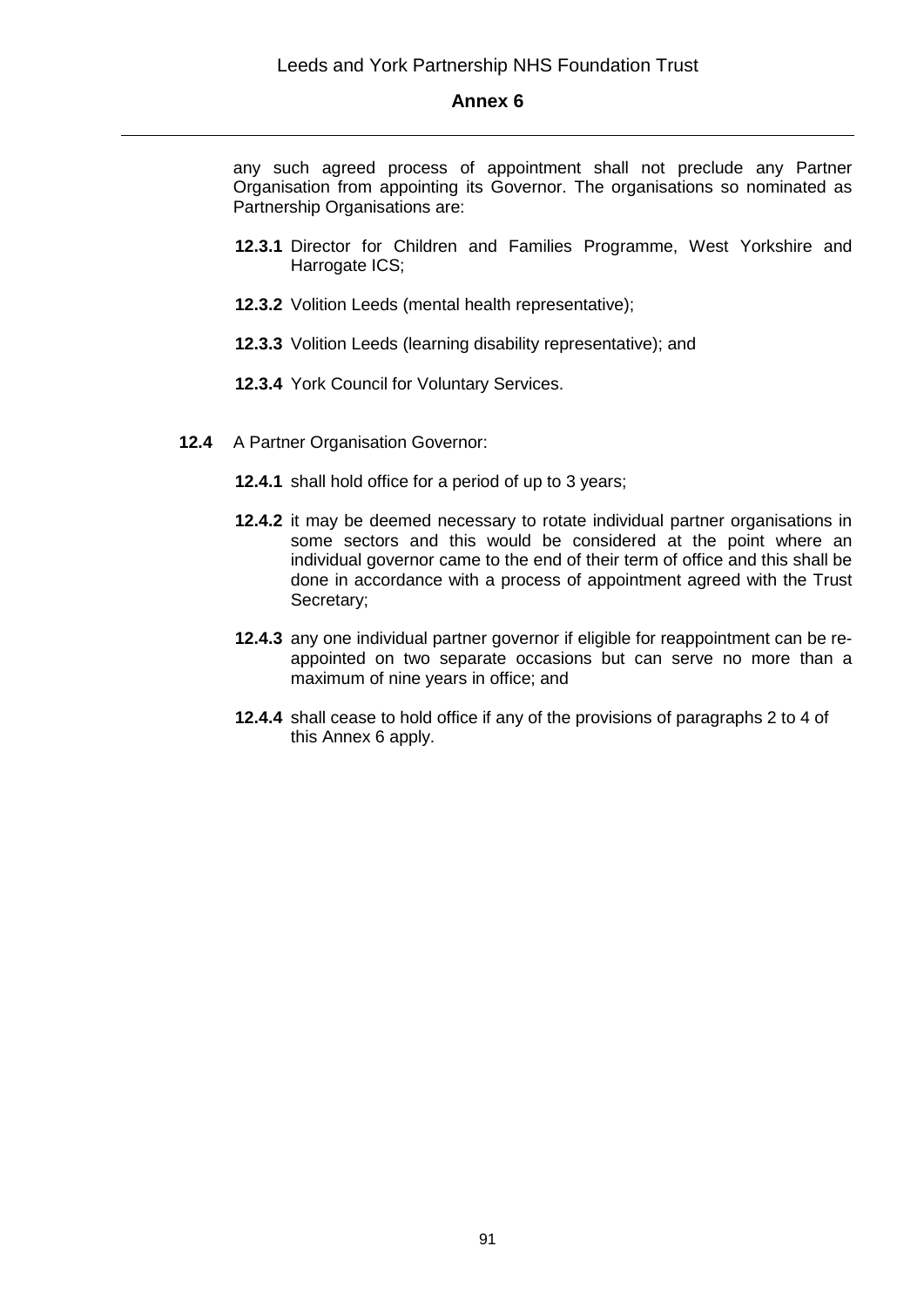any such agreed process of appointment shall not preclude any Partner Organisation from appointing its Governor. The organisations so nominated as Partnership Organisations are:

**12.3.1** Director for Children and Families Programme, West Yorkshire and Harrogate ICS;

**12.3.2** Volition Leeds (mental health representative);

**12.3.3** Volition Leeds (learning disability representative); and

**12.3.4** York Council for Voluntary Services.

**12.4** A Partner Organisation Governor:

**12.4.1** shall hold office for a period of up to 3 years;

**12.4.2** it may be deemed necessary to rotate individual partner organisations in some sectors and this would be considered at the point where an individual governor came to the end of their term of office and this shall be done in accordance with a process of appointment agreed with the Trust Secretary;

**12.4.3** any one individual partner governor if eligible for reappointment can be re-appointed on two separate occasions but can serve no more than a maximum of nine years in office; and

**12.4.4** shall cease to hold office if any of the provisions of paragraphs 2 to 4 of this Annex 6 apply.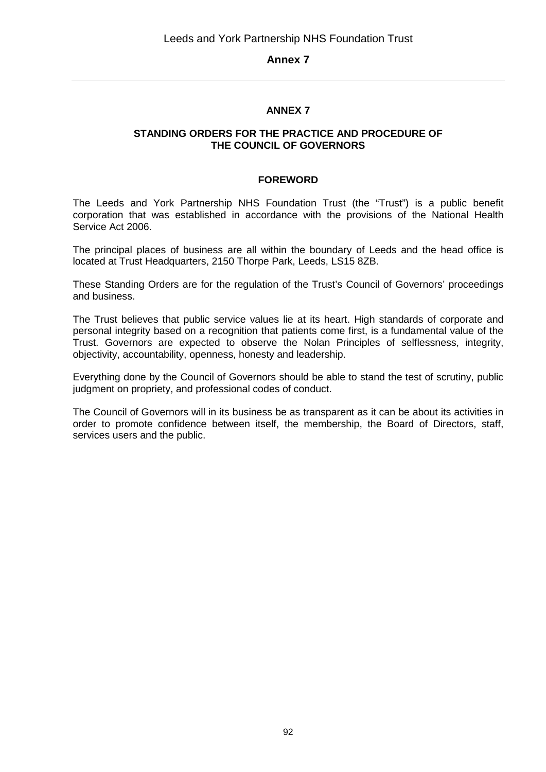# ANNEX 7

## STANDING ORDERS FOR THE PRACTICE AND PROCEDURE OF THE COUNCIL OF GOVERNORS

### FOREWORD

The Leeds and York Partnership NHS Foundation Trust (the "Trust") is a public benefit corporation that was established in accordance with the provisions of the National Health Service Act 2006.

The principal places of business are all within the boundary of Leeds and the head office is located at Trust Headquarters, 2150 Thorpe Park, Leeds, LS15 8ZB.

These Standing Orders are for the regulation of the Trust's Council of Governors' proceedings and business.

The Trust believes that public service values lie at its heart. High standards of corporate and personal integrity based on a recognition that patients come first, is a fundamental value of the Trust. Governors are expected to observe the Nolan Principles of selflessness, integrity, objectivity, accountability, openness, honesty and leadership.

Everything done by the Council of Governors should be able to stand the test of scrutiny, public judgment on propriety, and professional codes of conduct.

The Council of Governors will in its business be as transparent as it can be about its activities in order to promote confidence between itself, the membership, the Board of Directors, staff, services users and the public.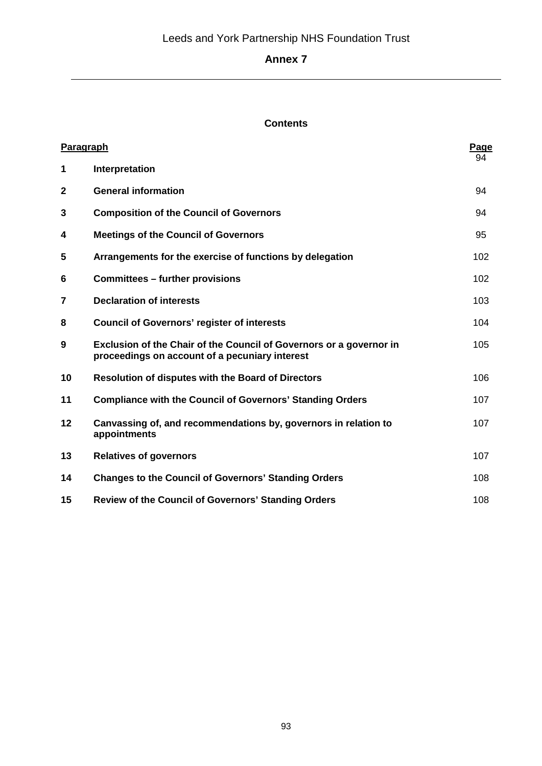Leeds and York Partnership NHS Foundation Trust

# Annex 7

## Contents

| Paragraph | | Page |
|---|---|---|
| 1 | **Interpretation** | 94 |
| 2 | **General information** | 94 |
| 3 | **Composition of the Council of Governors** | 94 |
| 4 | **Meetings of the Council of Governors** | 95 |
| 5 | **Arrangements for the exercise of functions by delegation** | 102 |
| 6 | **Committees – further provisions** | 102 |
| 7 | **Declaration of interests** | 103 |
| 8 | **Council of Governors' register of interests** | 104 |
| 9 | **Exclusion of the Chair of the Council of Governors or a governor in proceedings on account of a pecuniary interest** | 105 |
| 10 | **Resolution of disputes with the Board of Directors** | 106 |
| 11 | **Compliance with the Council of Governors' Standing Orders** | 107 |
| 12 | **Canvassing of, and recommendations by, governors in relation to appointments** | 107 |
| 13 | **Relatives of governors** | 107 |
| 14 | **Changes to the Council of Governors' Standing Orders** | 108 |
| 15 | **Review of the Council of Governors' Standing Orders** | 108 |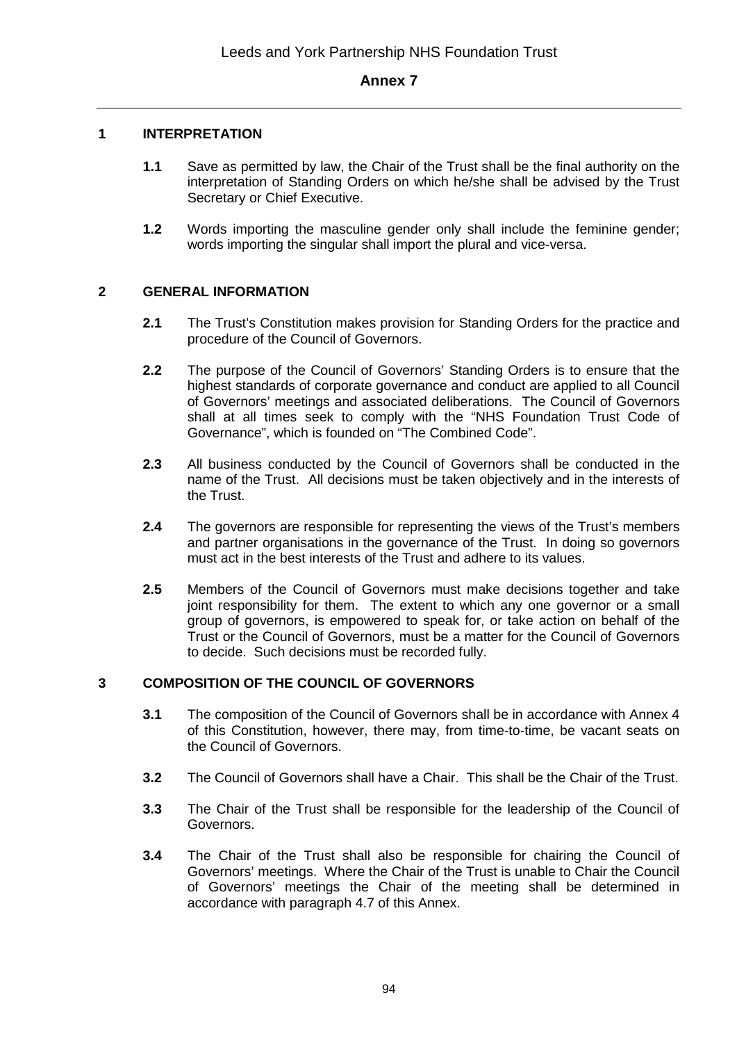## Annex 7

### 1 INTERPRETATION

**1.1** Save as permitted by law, the Chair of the Trust shall be the final authority on the interpretation of Standing Orders on which he/she shall be advised by the Trust Secretary or Chief Executive.

**1.2** Words importing the masculine gender only shall include the feminine gender; words importing the singular shall import the plural and vice-versa.

### 2 GENERAL INFORMATION

**2.1** The Trust's Constitution makes provision for Standing Orders for the practice and procedure of the Council of Governors.

**2.2** The purpose of the Council of Governors' Standing Orders is to ensure that the highest standards of corporate governance and conduct are applied to all Council of Governors' meetings and associated deliberations. The Council of Governors shall at all times seek to comply with the "NHS Foundation Trust Code of Governance", which is founded on "The Combined Code".

**2.3** All business conducted by the Council of Governors shall be conducted in the name of the Trust. All decisions must be taken objectively and in the interests of the Trust.

**2.4** The governors are responsible for representing the views of the Trust's members and partner organisations in the governance of the Trust. In doing so governors must act in the best interests of the Trust and adhere to its values.

**2.5** Members of the Council of Governors must make decisions together and take joint responsibility for them. The extent to which any one governor or a small group of governors, is empowered to speak for, or take action on behalf of the Trust or the Council of Governors, must be a matter for the Council of Governors to decide. Such decisions must be recorded fully.

### 3 COMPOSITION OF THE COUNCIL OF GOVERNORS

**3.1** The composition of the Council of Governors shall be in accordance with Annex 4 of this Constitution, however, there may, from time-to-time, be vacant seats on the Council of Governors.

**3.2** The Council of Governors shall have a Chair. This shall be the Chair of the Trust.

**3.3** The Chair of the Trust shall be responsible for the leadership of the Council of Governors.

**3.4** The Chair of the Trust shall also be responsible for chairing the Council of Governors' meetings. Where the Chair of the Trust is unable to Chair the Council of Governors' meetings the Chair of the meeting shall be determined in accordance with paragraph 4.7 of this Annex.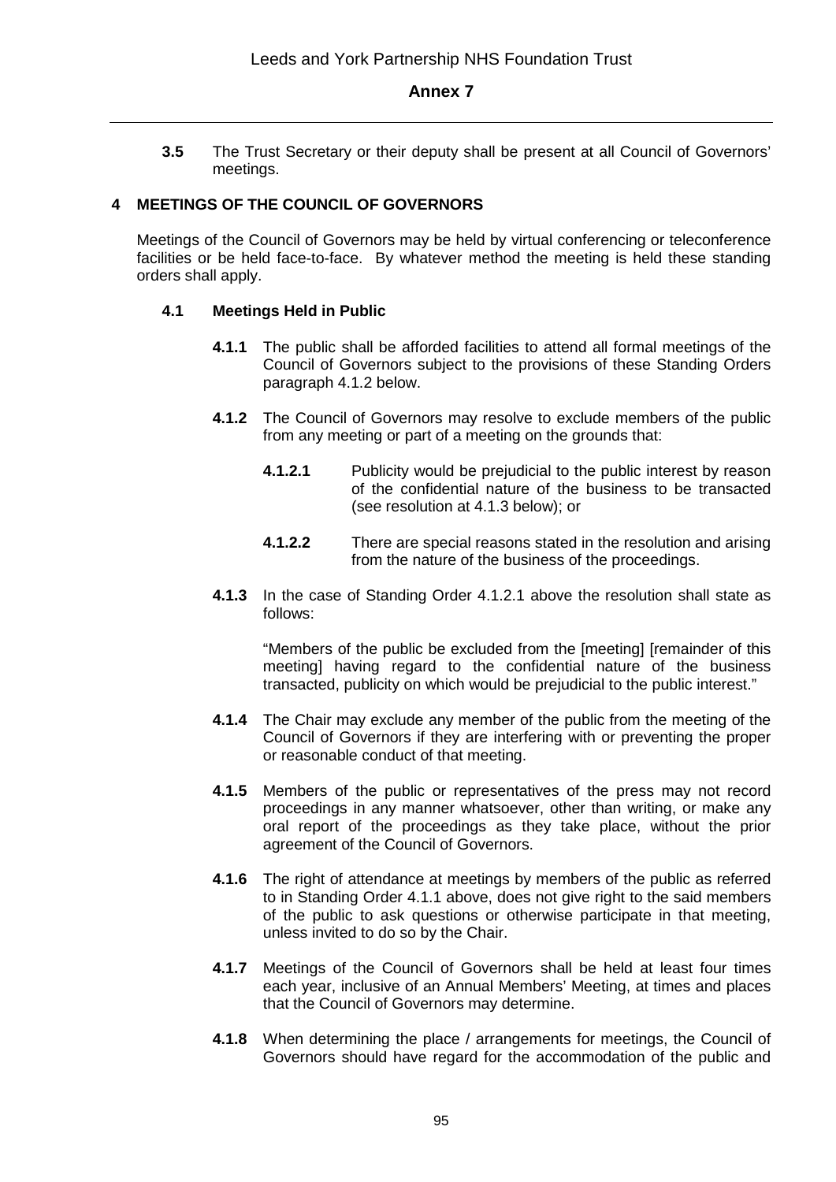**3.5** The Trust Secretary or their deputy shall be present at all Council of Governors' meetings.

## 4 MEETINGS OF THE COUNCIL OF GOVERNORS

Meetings of the Council of Governors may be held by virtual conferencing or teleconference facilities or be held face-to-face. By whatever method the meeting is held these standing orders shall apply.

### 4.1 Meetings Held in Public

**4.1.1** The public shall be afforded facilities to attend all formal meetings of the Council of Governors subject to the provisions of these Standing Orders paragraph 4.1.2 below.

**4.1.2** The Council of Governors may resolve to exclude members of the public from any meeting or part of a meeting on the grounds that:

**4.1.2.1** Publicity would be prejudicial to the public interest by reason of the confidential nature of the business to be transacted (see resolution at 4.1.3 below); or

**4.1.2.2** There are special reasons stated in the resolution and arising from the nature of the business of the proceedings.

**4.1.3** In the case of Standing Order 4.1.2.1 above the resolution shall state as follows:

"Members of the public be excluded from the [meeting] [remainder of this meeting] having regard to the confidential nature of the business transacted, publicity on which would be prejudicial to the public interest."

**4.1.4** The Chair may exclude any member of the public from the meeting of the Council of Governors if they are interfering with or preventing the proper or reasonable conduct of that meeting.

**4.1.5** Members of the public or representatives of the press may not record proceedings in any manner whatsoever, other than writing, or make any oral report of the proceedings as they take place, without the prior agreement of the Council of Governors.

**4.1.6** The right of attendance at meetings by members of the public as referred to in Standing Order 4.1.1 above, does not give right to the said members of the public to ask questions or otherwise participate in that meeting, unless invited to do so by the Chair.

**4.1.7** Meetings of the Council of Governors shall be held at least four times each year, inclusive of an Annual Members' Meeting, at times and places that the Council of Governors may determine.

**4.1.8** When determining the place / arrangements for meetings, the Council of Governors should have regard for the accommodation of the public and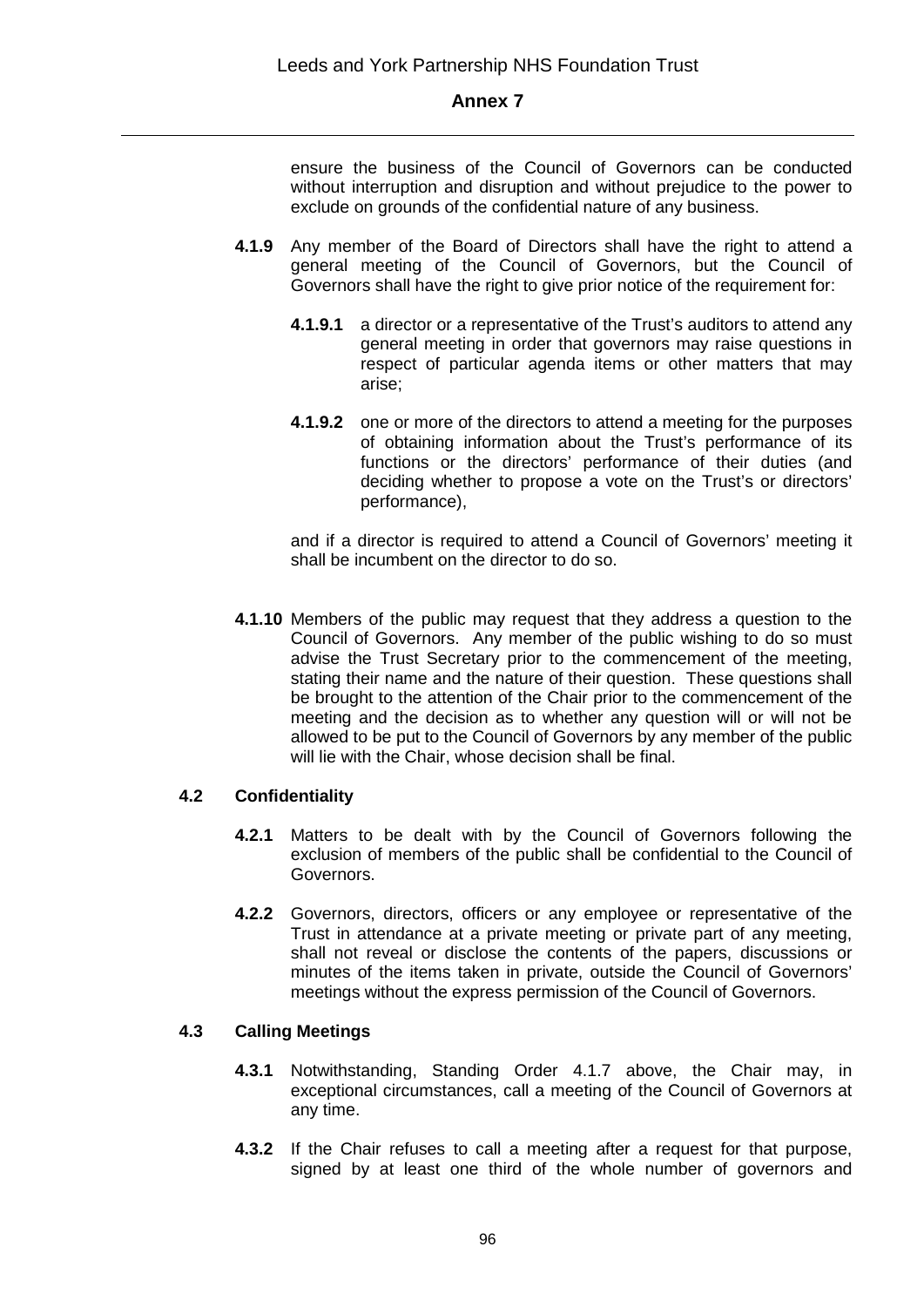ensure the business of the Council of Governors can be conducted without interruption and disruption and without prejudice to the power to exclude on grounds of the confidential nature of any business.

**4.1.9** Any member of the Board of Directors shall have the right to attend a general meeting of the Council of Governors, but the Council of Governors shall have the right to give prior notice of the requirement for:

**4.1.9.1** a director or a representative of the Trust's auditors to attend any general meeting in order that governors may raise questions in respect of particular agenda items or other matters that may arise;

**4.1.9.2** one or more of the directors to attend a meeting for the purposes of obtaining information about the Trust's performance of its functions or the directors' performance of their duties (and deciding whether to propose a vote on the Trust's or directors' performance),

and if a director is required to attend a Council of Governors' meeting it shall be incumbent on the director to do so.

**4.1.10** Members of the public may request that they address a question to the Council of Governors. Any member of the public wishing to do so must advise the Trust Secretary prior to the commencement of the meeting, stating their name and the nature of their question. These questions shall be brought to the attention of the Chair prior to the commencement of the meeting and the decision as to whether any question will or will not be allowed to be put to the Council of Governors by any member of the public will lie with the Chair, whose decision shall be final.

### 4.2 Confidentiality

**4.2.1** Matters to be dealt with by the Council of Governors following the exclusion of members of the public shall be confidential to the Council of Governors.

**4.2.2** Governors, directors, officers or any employee or representative of the Trust in attendance at a private meeting or private part of any meeting, shall not reveal or disclose the contents of the papers, discussions or minutes of the items taken in private, outside the Council of Governors' meetings without the express permission of the Council of Governors.

### 4.3 Calling Meetings

**4.3.1** Notwithstanding, Standing Order 4.1.7 above, the Chair may, in exceptional circumstances, call a meeting of the Council of Governors at any time.

**4.3.2** If the Chair refuses to call a meeting after a request for that purpose, signed by at least one third of the whole number of governors and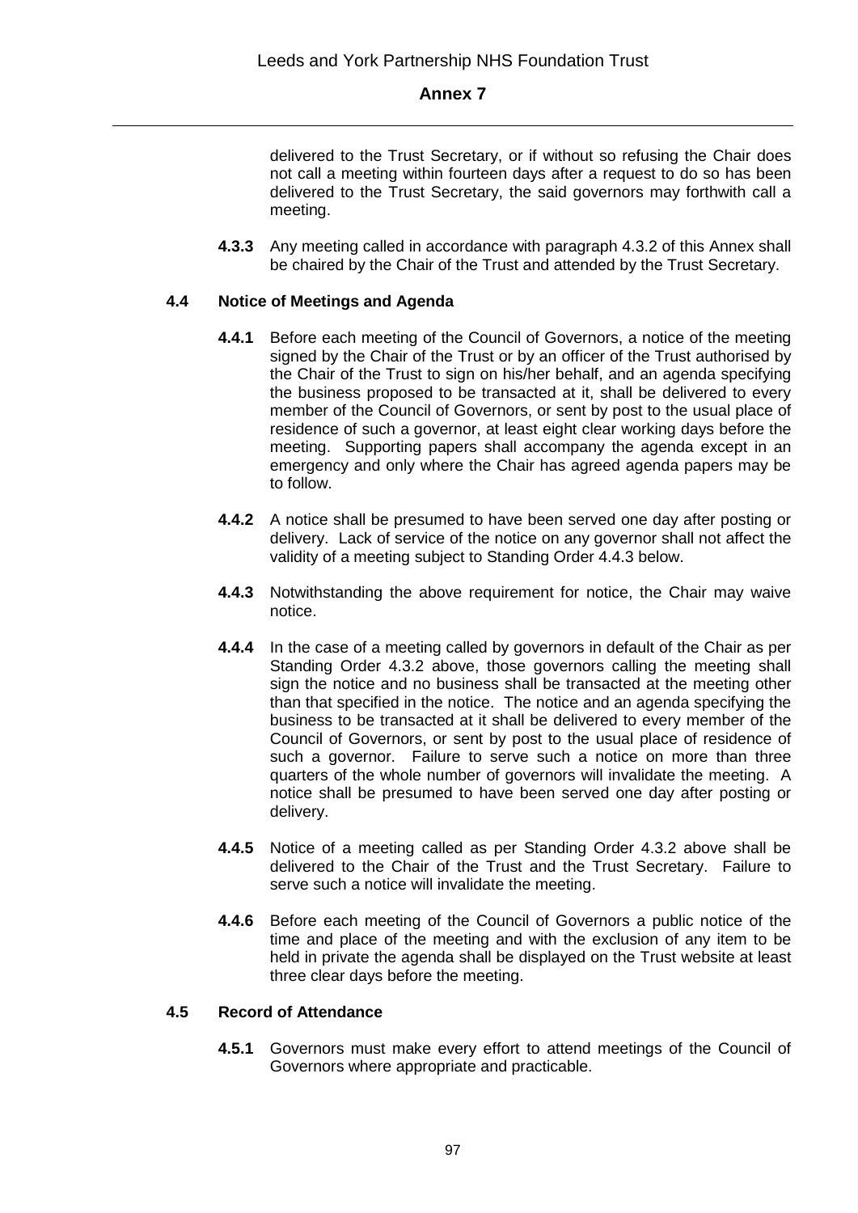delivered to the Trust Secretary, or if without so refusing the Chair does not call a meeting within fourteen days after a request to do so has been delivered to the Trust Secretary, the said governors may forthwith call a meeting.

**4.3.3** Any meeting called in accordance with paragraph 4.3.2 of this Annex shall be chaired by the Chair of the Trust and attended by the Trust Secretary.

### 4.4 Notice of Meetings and Agenda

**4.4.1** Before each meeting of the Council of Governors, a notice of the meeting signed by the Chair of the Trust or by an officer of the Trust authorised by the Chair of the Trust to sign on his/her behalf, and an agenda specifying the business proposed to be transacted at it, shall be delivered to every member of the Council of Governors, or sent by post to the usual place of residence of such a governor, at least eight clear working days before the meeting. Supporting papers shall accompany the agenda except in an emergency and only where the Chair has agreed agenda papers may be to follow.

**4.4.2** A notice shall be presumed to have been served one day after posting or delivery. Lack of service of the notice on any governor shall not affect the validity of a meeting subject to Standing Order 4.4.3 below.

**4.4.3** Notwithstanding the above requirement for notice, the Chair may waive notice.

**4.4.4** In the case of a meeting called by governors in default of the Chair as per Standing Order 4.3.2 above, those governors calling the meeting shall sign the notice and no business shall be transacted at the meeting other than that specified in the notice. The notice and an agenda specifying the business to be transacted at it shall be delivered to every member of the Council of Governors, or sent by post to the usual place of residence of such a governor. Failure to serve such a notice on more than three quarters of the whole number of governors will invalidate the meeting. A notice shall be presumed to have been served one day after posting or delivery.

**4.4.5** Notice of a meeting called as per Standing Order 4.3.2 above shall be delivered to the Chair of the Trust and the Trust Secretary. Failure to serve such a notice will invalidate the meeting.

**4.4.6** Before each meeting of the Council of Governors a public notice of the time and place of the meeting and with the exclusion of any item to be held in private the agenda shall be displayed on the Trust website at least three clear days before the meeting.

### 4.5 Record of Attendance

**4.5.1** Governors must make every effort to attend meetings of the Council of Governors where appropriate and practicable.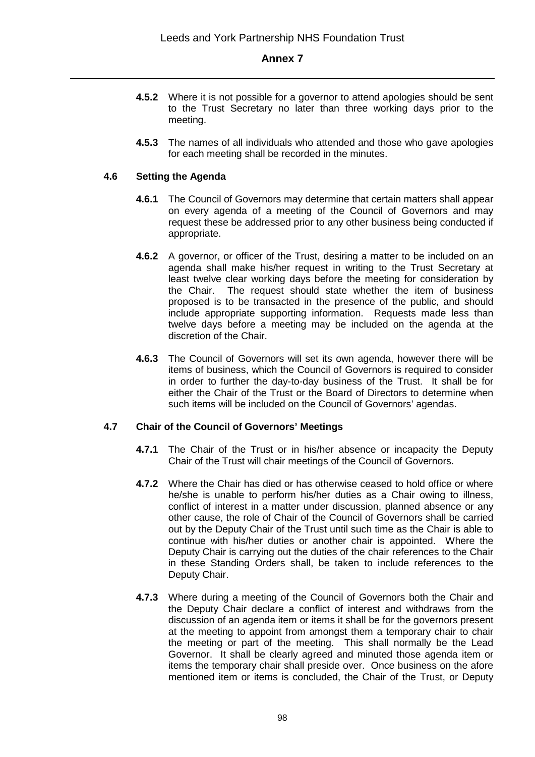**4.5.2** Where it is not possible for a governor to attend apologies should be sent to the Trust Secretary no later than three working days prior to the meeting.

**4.5.3** The names of all individuals who attended and those who gave apologies for each meeting shall be recorded in the minutes.

### 4.6 Setting the Agenda

**4.6.1** The Council of Governors may determine that certain matters shall appear on every agenda of a meeting of the Council of Governors and may request these be addressed prior to any other business being conducted if appropriate.

**4.6.2** A governor, or officer of the Trust, desiring a matter to be included on an agenda shall make his/her request in writing to the Trust Secretary at least twelve clear working days before the meeting for consideration by the Chair. The request should state whether the item of business proposed is to be transacted in the presence of the public, and should include appropriate supporting information. Requests made less than twelve days before a meeting may be included on the agenda at the discretion of the Chair.

**4.6.3** The Council of Governors will set its own agenda, however there will be items of business, which the Council of Governors is required to consider in order to further the day-to-day business of the Trust. It shall be for either the Chair of the Trust or the Board of Directors to determine when such items will be included on the Council of Governors' agendas.

### 4.7 Chair of the Council of Governors' Meetings

**4.7.1** The Chair of the Trust or in his/her absence or incapacity the Deputy Chair of the Trust will chair meetings of the Council of Governors.

**4.7.2** Where the Chair has died or has otherwise ceased to hold office or where he/she is unable to perform his/her duties as a Chair owing to illness, conflict of interest in a matter under discussion, planned absence or any other cause, the role of Chair of the Council of Governors shall be carried out by the Deputy Chair of the Trust until such time as the Chair is able to continue with his/her duties or another chair is appointed. Where the Deputy Chair is carrying out the duties of the chair references to the Chair in these Standing Orders shall, be taken to include references to the Deputy Chair.

**4.7.3** Where during a meeting of the Council of Governors both the Chair and the Deputy Chair declare a conflict of interest and withdraws from the discussion of an agenda item or items it shall be for the governors present at the meeting to appoint from amongst them a temporary chair to chair the meeting or part of the meeting. This shall normally be the Lead Governor. It shall be clearly agreed and minuted those agenda item or items the temporary chair shall preside over. Once business on the afore mentioned item or items is concluded, the Chair of the Trust, or Deputy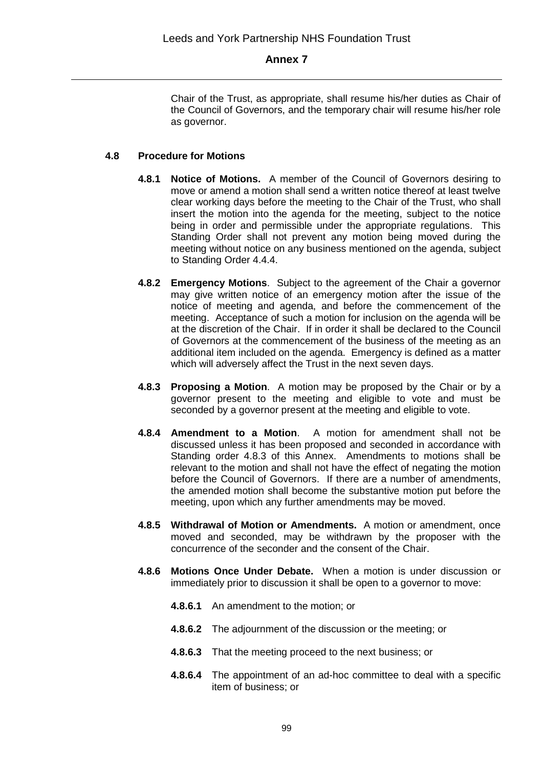Chair of the Trust, as appropriate, shall resume his/her duties as Chair of the Council of Governors, and the temporary chair will resume his/her role as governor.

### 4.8 Procedure for Motions

**4.8.1 Notice of Motions.** A member of the Council of Governors desiring to move or amend a motion shall send a written notice thereof at least twelve clear working days before the meeting to the Chair of the Trust, who shall insert the motion into the agenda for the meeting, subject to the notice being in order and permissible under the appropriate regulations. This Standing Order shall not prevent any motion being moved during the meeting without notice on any business mentioned on the agenda, subject to Standing Order 4.4.4.

**4.8.2 Emergency Motions**. Subject to the agreement of the Chair a governor may give written notice of an emergency motion after the issue of the notice of meeting and agenda, and before the commencement of the meeting. Acceptance of such a motion for inclusion on the agenda will be at the discretion of the Chair. If in order it shall be declared to the Council of Governors at the commencement of the business of the meeting as an additional item included on the agenda. Emergency is defined as a matter which will adversely affect the Trust in the next seven days.

**4.8.3 Proposing a Motion**. A motion may be proposed by the Chair or by a governor present to the meeting and eligible to vote and must be seconded by a governor present at the meeting and eligible to vote.

**4.8.4 Amendment to a Motion**. A motion for amendment shall not be discussed unless it has been proposed and seconded in accordance with Standing order 4.8.3 of this Annex. Amendments to motions shall be relevant to the motion and shall not have the effect of negating the motion before the Council of Governors. If there are a number of amendments, the amended motion shall become the substantive motion put before the meeting, upon which any further amendments may be moved.

**4.8.5 Withdrawal of Motion or Amendments.** A motion or amendment, once moved and seconded, may be withdrawn by the proposer with the concurrence of the seconder and the consent of the Chair.

**4.8.6 Motions Once Under Debate.** When a motion is under discussion or immediately prior to discussion it shall be open to a governor to move:

**4.8.6.1** An amendment to the motion; or

**4.8.6.2** The adjournment of the discussion or the meeting; or

**4.8.6.3** That the meeting proceed to the next business; or

**4.8.6.4** The appointment of an ad-hoc committee to deal with a specific item of business; or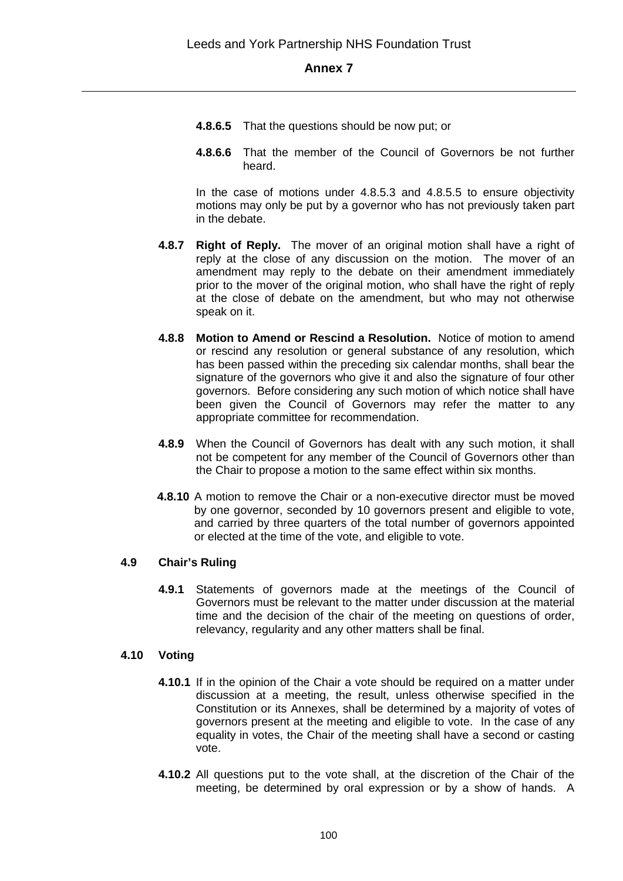**4.8.6.5** That the questions should be now put; or

**4.8.6.6** That the member of the Council of Governors be not further heard.

In the case of motions under 4.8.5.3 and 4.8.5.5 to ensure objectivity motions may only be put by a governor who has not previously taken part in the debate.

**4.8.7 Right of Reply.** The mover of an original motion shall have a right of reply at the close of any discussion on the motion. The mover of an amendment may reply to the debate on their amendment immediately prior to the mover of the original motion, who shall have the right of reply at the close of debate on the amendment, but who may not otherwise speak on it.

**4.8.8 Motion to Amend or Rescind a Resolution.** Notice of motion to amend or rescind any resolution or general substance of any resolution, which has been passed within the preceding six calendar months, shall bear the signature of the governors who give it and also the signature of four other governors. Before considering any such motion of which notice shall have been given the Council of Governors may refer the matter to any appropriate committee for recommendation.

**4.8.9** When the Council of Governors has dealt with any such motion, it shall not be competent for any member of the Council of Governors other than the Chair to propose a motion to the same effect within six months.

**4.8.10** A motion to remove the Chair or a non-executive director must be moved by one governor, seconded by 10 governors present and eligible to vote, and carried by three quarters of the total number of governors appointed or elected at the time of the vote, and eligible to vote.

### 4.9 Chair's Ruling

**4.9.1** Statements of governors made at the meetings of the Council of Governors must be relevant to the matter under discussion at the material time and the decision of the chair of the meeting on questions of order, relevancy, regularity and any other matters shall be final.

### 4.10 Voting

**4.10.1** If in the opinion of the Chair a vote should be required on a matter under discussion at a meeting, the result, unless otherwise specified in the Constitution or its Annexes, shall be determined by a majority of votes of governors present at the meeting and eligible to vote. In the case of any equality in votes, the Chair of the meeting shall have a second or casting vote.

**4.10.2** All questions put to the vote shall, at the discretion of the Chair of the meeting, be determined by oral expression or by a show of hands. A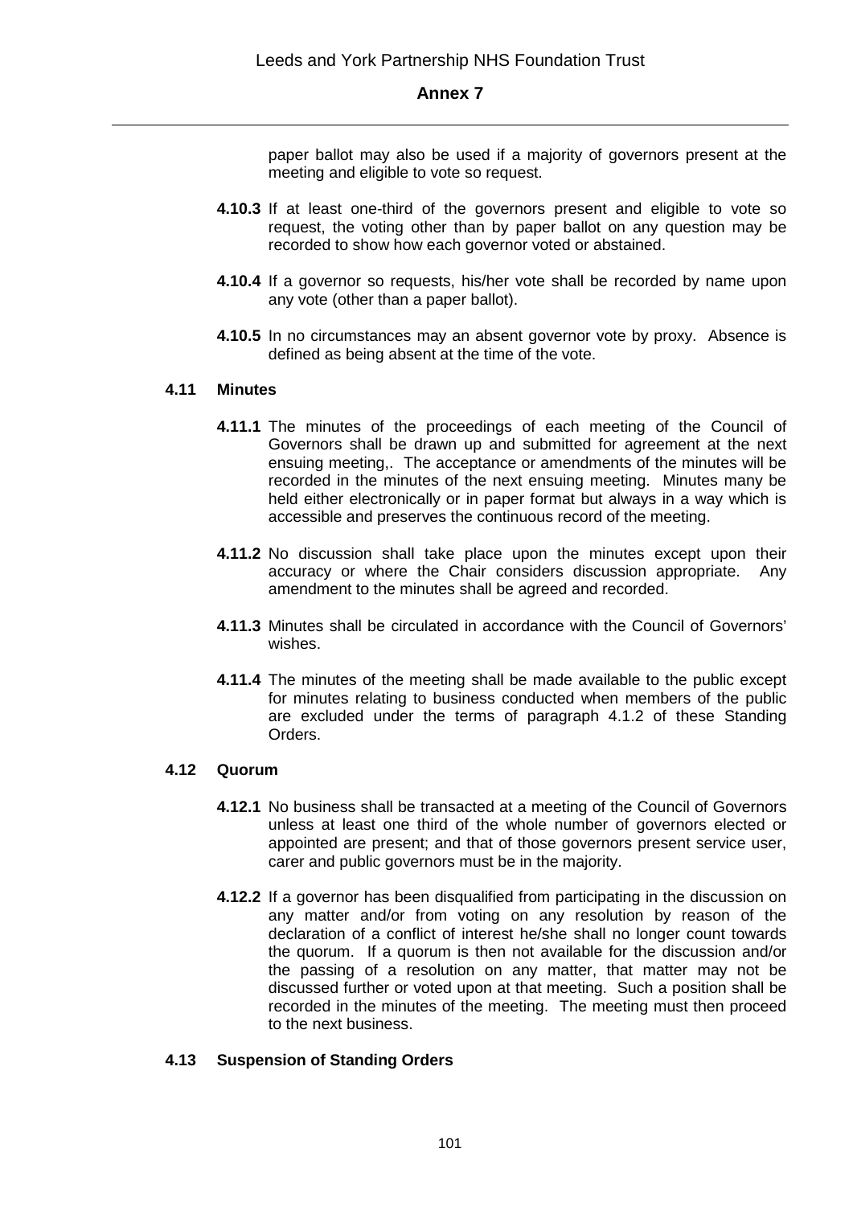paper ballot may also be used if a majority of governors present at the meeting and eligible to vote so request.

**4.10.3** If at least one-third of the governors present and eligible to vote so request, the voting other than by paper ballot on any question may be recorded to show how each governor voted or abstained.

**4.10.4** If a governor so requests, his/her vote shall be recorded by name upon any vote (other than a paper ballot).

**4.10.5** In no circumstances may an absent governor vote by proxy. Absence is defined as being absent at the time of the vote.

### 4.11 Minutes

**4.11.1** The minutes of the proceedings of each meeting of the Council of Governors shall be drawn up and submitted for agreement at the next ensuing meeting,. The acceptance or amendments of the minutes will be recorded in the minutes of the next ensuing meeting. Minutes many be held either electronically or in paper format but always in a way which is accessible and preserves the continuous record of the meeting.

**4.11.2** No discussion shall take place upon the minutes except upon their accuracy or where the Chair considers discussion appropriate. Any amendment to the minutes shall be agreed and recorded.

**4.11.3** Minutes shall be circulated in accordance with the Council of Governors' wishes.

**4.11.4** The minutes of the meeting shall be made available to the public except for minutes relating to business conducted when members of the public are excluded under the terms of paragraph 4.1.2 of these Standing Orders.

### 4.12 Quorum

**4.12.1** No business shall be transacted at a meeting of the Council of Governors unless at least one third of the whole number of governors elected or appointed are present; and that of those governors present service user, carer and public governors must be in the majority.

**4.12.2** If a governor has been disqualified from participating in the discussion on any matter and/or from voting on any resolution by reason of the declaration of a conflict of interest he/she shall no longer count towards the quorum. If a quorum is then not available for the discussion and/or the passing of a resolution on any matter, that matter may not be discussed further or voted upon at that meeting. Such a position shall be recorded in the minutes of the meeting. The meeting must then proceed to the next business.

### 4.13 Suspension of Standing Orders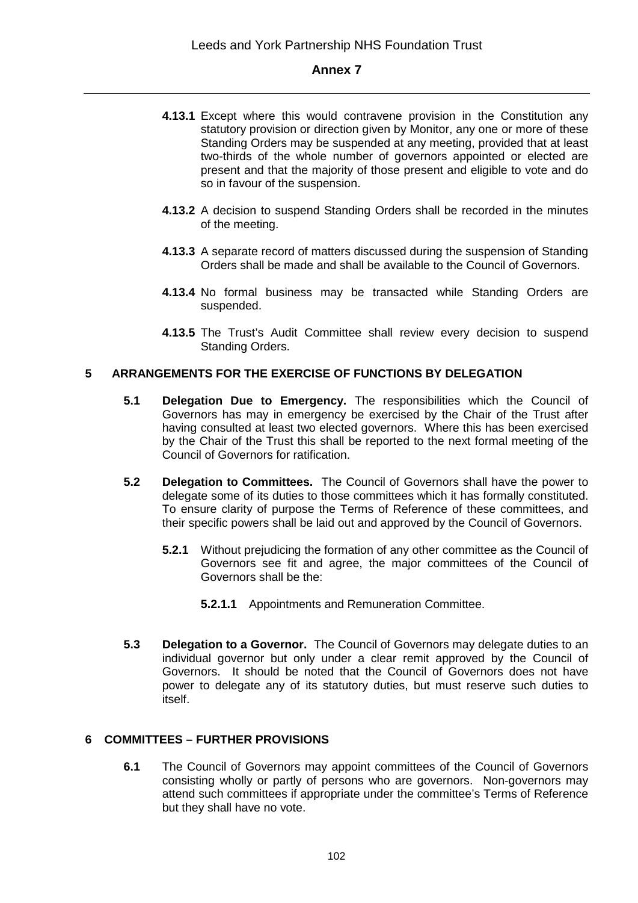**4.13.1** Except where this would contravene provision in the Constitution any statutory provision or direction given by Monitor, any one or more of these Standing Orders may be suspended at any meeting, provided that at least two-thirds of the whole number of governors appointed or elected are present and that the majority of those present and eligible to vote and do so in favour of the suspension.

**4.13.2** A decision to suspend Standing Orders shall be recorded in the minutes of the meeting.

**4.13.3** A separate record of matters discussed during the suspension of Standing Orders shall be made and shall be available to the Council of Governors.

**4.13.4** No formal business may be transacted while Standing Orders are suspended.

**4.13.5** The Trust's Audit Committee shall review every decision to suspend Standing Orders.

## 5 ARRANGEMENTS FOR THE EXERCISE OF FUNCTIONS BY DELEGATION

**5.1 Delegation Due to Emergency.** The responsibilities which the Council of Governors has may in emergency be exercised by the Chair of the Trust after having consulted at least two elected governors. Where this has been exercised by the Chair of the Trust this shall be reported to the next formal meeting of the Council of Governors for ratification.

**5.2 Delegation to Committees.** The Council of Governors shall have the power to delegate some of its duties to those committees which it has formally constituted. To ensure clarity of purpose the Terms of Reference of these committees, and their specific powers shall be laid out and approved by the Council of Governors.

**5.2.1** Without prejudicing the formation of any other committee as the Council of Governors see fit and agree, the major committees of the Council of Governors shall be the:

**5.2.1.1** Appointments and Remuneration Committee.

**5.3 Delegation to a Governor.** The Council of Governors may delegate duties to an individual governor but only under a clear remit approved by the Council of Governors. It should be noted that the Council of Governors does not have power to delegate any of its statutory duties, but must reserve such duties to itself.

## 6 COMMITTEES – FURTHER PROVISIONS

**6.1** The Council of Governors may appoint committees of the Council of Governors consisting wholly or partly of persons who are governors. Non-governors may attend such committees if appropriate under the committee's Terms of Reference but they shall have no vote.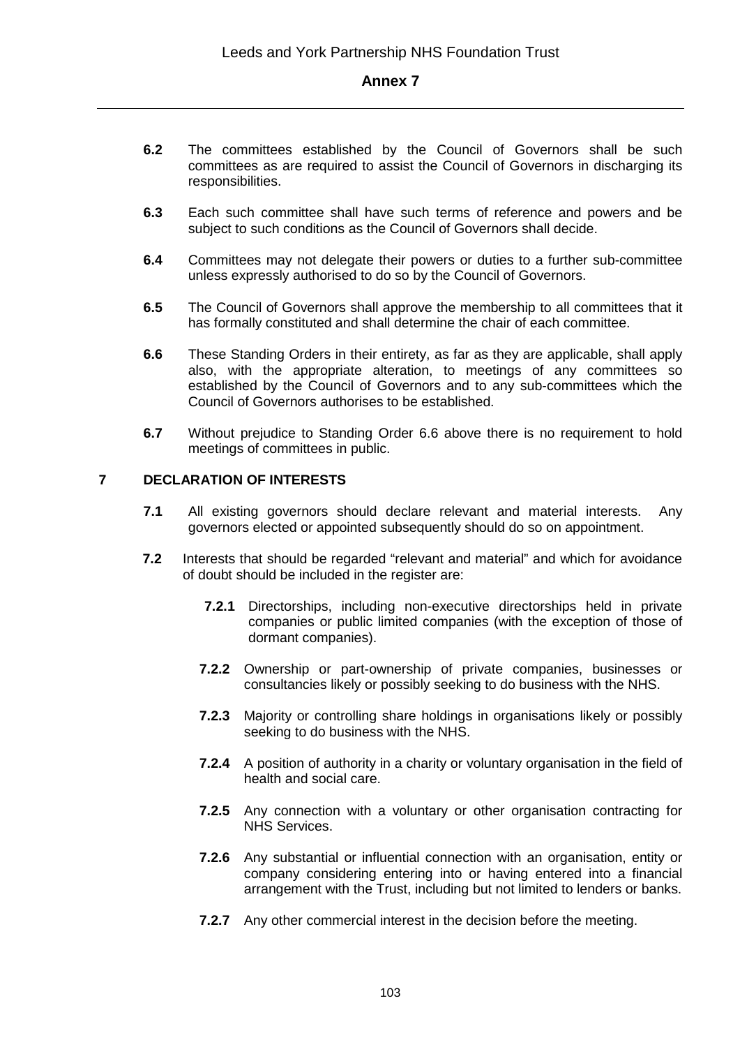**6.2** The committees established by the Council of Governors shall be such committees as are required to assist the Council of Governors in discharging its responsibilities.

**6.3** Each such committee shall have such terms of reference and powers and be subject to such conditions as the Council of Governors shall decide.

**6.4** Committees may not delegate their powers or duties to a further sub-committee unless expressly authorised to do so by the Council of Governors.

**6.5** The Council of Governors shall approve the membership to all committees that it has formally constituted and shall determine the chair of each committee.

**6.6** These Standing Orders in their entirety, as far as they are applicable, shall apply also, with the appropriate alteration, to meetings of any committees so established by the Council of Governors and to any sub-committees which the Council of Governors authorises to be established.

**6.7** Without prejudice to Standing Order 6.6 above there is no requirement to hold meetings of committees in public.

## 7 DECLARATION OF INTERESTS

**7.1** All existing governors should declare relevant and material interests. Any governors elected or appointed subsequently should do so on appointment.

**7.2** Interests that should be regarded "relevant and material" and which for avoidance of doubt should be included in the register are:

**7.2.1** Directorships, including non-executive directorships held in private companies or public limited companies (with the exception of those of dormant companies).

**7.2.2** Ownership or part-ownership of private companies, businesses or consultancies likely or possibly seeking to do business with the NHS.

**7.2.3** Majority or controlling share holdings in organisations likely or possibly seeking to do business with the NHS.

**7.2.4** A position of authority in a charity or voluntary organisation in the field of health and social care.

**7.2.5** Any connection with a voluntary or other organisation contracting for NHS Services.

**7.2.6** Any substantial or influential connection with an organisation, entity or company considering entering into or having entered into a financial arrangement with the Trust, including but not limited to lenders or banks.

**7.2.7** Any other commercial interest in the decision before the meeting.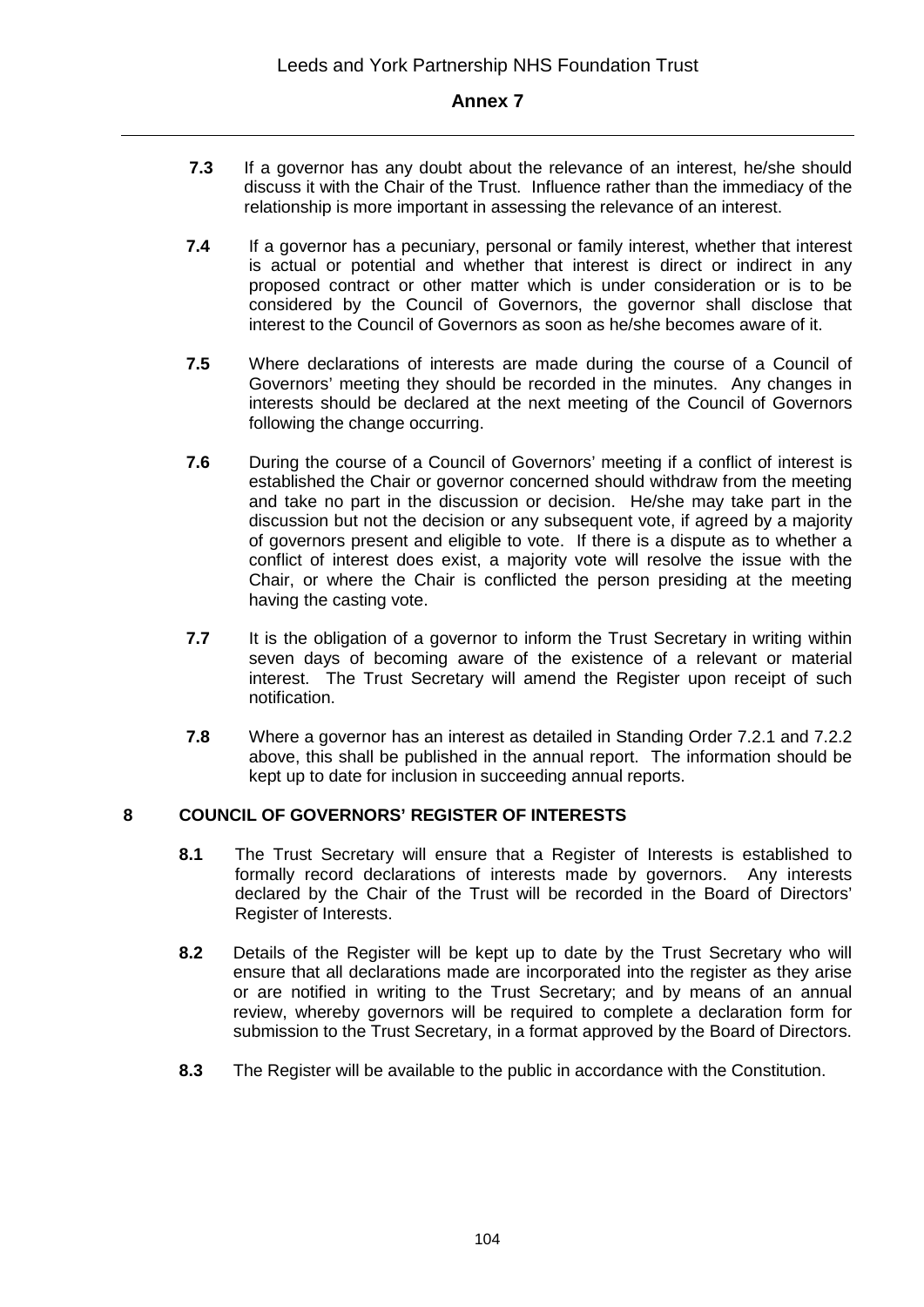**7.3** If a governor has any doubt about the relevance of an interest, he/she should discuss it with the Chair of the Trust. Influence rather than the immediacy of the relationship is more important in assessing the relevance of an interest.

**7.4** If a governor has a pecuniary, personal or family interest, whether that interest is actual or potential and whether that interest is direct or indirect in any proposed contract or other matter which is under consideration or is to be considered by the Council of Governors, the governor shall disclose that interest to the Council of Governors as soon as he/she becomes aware of it.

**7.5** Where declarations of interests are made during the course of a Council of Governors' meeting they should be recorded in the minutes. Any changes in interests should be declared at the next meeting of the Council of Governors following the change occurring.

**7.6** During the course of a Council of Governors' meeting if a conflict of interest is established the Chair or governor concerned should withdraw from the meeting and take no part in the discussion or decision. He/she may take part in the discussion but not the decision or any subsequent vote, if agreed by a majority of governors present and eligible to vote. If there is a dispute as to whether a conflict of interest does exist, a majority vote will resolve the issue with the Chair, or where the Chair is conflicted the person presiding at the meeting having the casting vote.

**7.7** It is the obligation of a governor to inform the Trust Secretary in writing within seven days of becoming aware of the existence of a relevant or material interest. The Trust Secretary will amend the Register upon receipt of such notification.

**7.8** Where a governor has an interest as detailed in Standing Order 7.2.1 and 7.2.2 above, this shall be published in the annual report. The information should be kept up to date for inclusion in succeeding annual reports.

## 8 COUNCIL OF GOVERNORS' REGISTER OF INTERESTS

**8.1** The Trust Secretary will ensure that a Register of Interests is established to formally record declarations of interests made by governors. Any interests declared by the Chair of the Trust will be recorded in the Board of Directors' Register of Interests.

**8.2** Details of the Register will be kept up to date by the Trust Secretary who will ensure that all declarations made are incorporated into the register as they arise or are notified in writing to the Trust Secretary; and by means of an annual review, whereby governors will be required to complete a declaration form for submission to the Trust Secretary, in a format approved by the Board of Directors.

**8.3** The Register will be available to the public in accordance with the Constitution.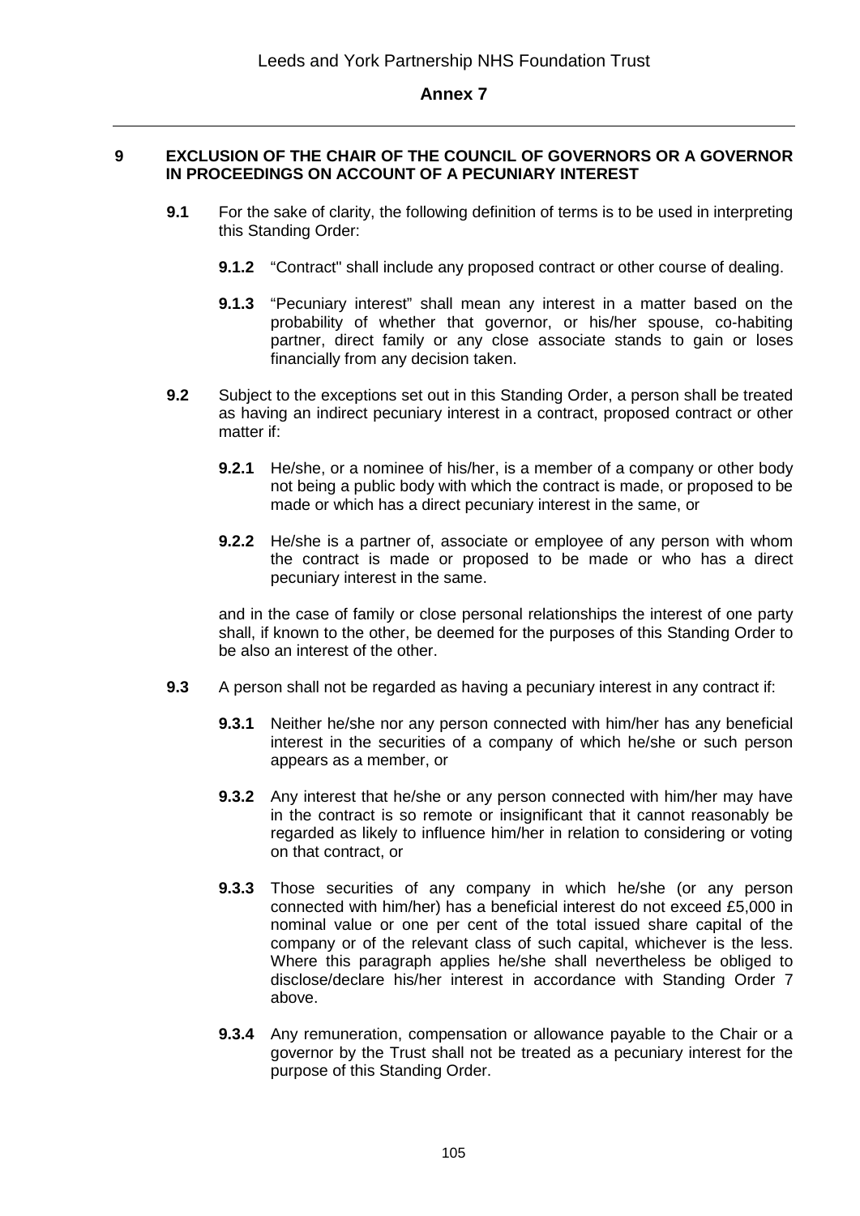## 9 EXCLUSION OF THE CHAIR OF THE COUNCIL OF GOVERNORS OR A GOVERNOR IN PROCEEDINGS ON ACCOUNT OF A PECUNIARY INTEREST

**9.1** For the sake of clarity, the following definition of terms is to be used in interpreting this Standing Order:

**9.1.2** "Contract" shall include any proposed contract or other course of dealing.

**9.1.3** "Pecuniary interest" shall mean any interest in a matter based on the probability of whether that governor, or his/her spouse, co-habiting partner, direct family or any close associate stands to gain or loses financially from any decision taken.

**9.2** Subject to the exceptions set out in this Standing Order, a person shall be treated as having an indirect pecuniary interest in a contract, proposed contract or other matter if:

**9.2.1** He/she, or a nominee of his/her, is a member of a company or other body not being a public body with which the contract is made, or proposed to be made or which has a direct pecuniary interest in the same, or

**9.2.2** He/she is a partner of, associate or employee of any person with whom the contract is made or proposed to be made or who has a direct pecuniary interest in the same.

and in the case of family or close personal relationships the interest of one party shall, if known to the other, be deemed for the purposes of this Standing Order to be also an interest of the other.

**9.3** A person shall not be regarded as having a pecuniary interest in any contract if:

**9.3.1** Neither he/she nor any person connected with him/her has any beneficial interest in the securities of a company of which he/she or such person appears as a member, or

**9.3.2** Any interest that he/she or any person connected with him/her may have in the contract is so remote or insignificant that it cannot reasonably be regarded as likely to influence him/her in relation to considering or voting on that contract, or

**9.3.3** Those securities of any company in which he/she (or any person connected with him/her) has a beneficial interest do not exceed £5,000 in nominal value or one per cent of the total issued share capital of the company or of the relevant class of such capital, whichever is the less. Where this paragraph applies he/she shall nevertheless be obliged to disclose/declare his/her interest in accordance with Standing Order 7 above.

**9.3.4** Any remuneration, compensation or allowance payable to the Chair or a governor by the Trust shall not be treated as a pecuniary interest for the purpose of this Standing Order.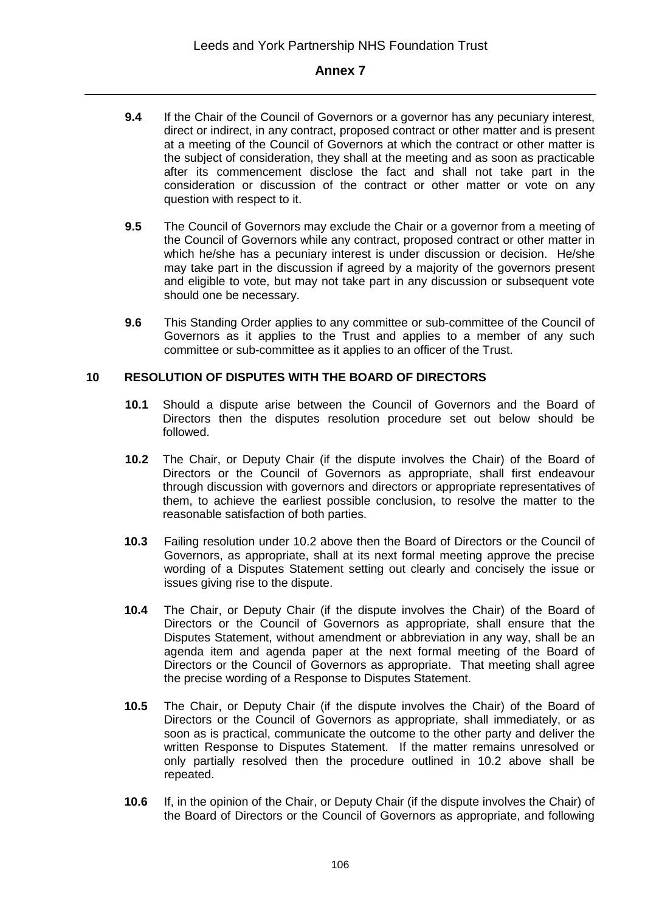**9.4** If the Chair of the Council of Governors or a governor has any pecuniary interest, direct or indirect, in any contract, proposed contract or other matter and is present at a meeting of the Council of Governors at which the contract or other matter is the subject of consideration, they shall at the meeting and as soon as practicable after its commencement disclose the fact and shall not take part in the consideration or discussion of the contract or other matter or vote on any question with respect to it.

**9.5** The Council of Governors may exclude the Chair or a governor from a meeting of the Council of Governors while any contract, proposed contract or other matter in which he/she has a pecuniary interest is under discussion or decision. He/she may take part in the discussion if agreed by a majority of the governors present and eligible to vote, but may not take part in any discussion or subsequent vote should one be necessary.

**9.6** This Standing Order applies to any committee or sub-committee of the Council of Governors as it applies to the Trust and applies to a member of any such committee or sub-committee as it applies to an officer of the Trust.

## 10 RESOLUTION OF DISPUTES WITH THE BOARD OF DIRECTORS

**10.1** Should a dispute arise between the Council of Governors and the Board of Directors then the disputes resolution procedure set out below should be followed.

**10.2** The Chair, or Deputy Chair (if the dispute involves the Chair) of the Board of Directors or the Council of Governors as appropriate, shall first endeavour through discussion with governors and directors or appropriate representatives of them, to achieve the earliest possible conclusion, to resolve the matter to the reasonable satisfaction of both parties.

**10.3** Failing resolution under 10.2 above then the Board of Directors or the Council of Governors, as appropriate, shall at its next formal meeting approve the precise wording of a Disputes Statement setting out clearly and concisely the issue or issues giving rise to the dispute.

**10.4** The Chair, or Deputy Chair (if the dispute involves the Chair) of the Board of Directors or the Council of Governors as appropriate, shall ensure that the Disputes Statement, without amendment or abbreviation in any way, shall be an agenda item and agenda paper at the next formal meeting of the Board of Directors or the Council of Governors as appropriate. That meeting shall agree the precise wording of a Response to Disputes Statement.

**10.5** The Chair, or Deputy Chair (if the dispute involves the Chair) of the Board of Directors or the Council of Governors as appropriate, shall immediately, or as soon as is practical, communicate the outcome to the other party and deliver the written Response to Disputes Statement. If the matter remains unresolved or only partially resolved then the procedure outlined in 10.2 above shall be repeated.

**10.6** If, in the opinion of the Chair, or Deputy Chair (if the dispute involves the Chair) of the Board of Directors or the Council of Governors as appropriate, and following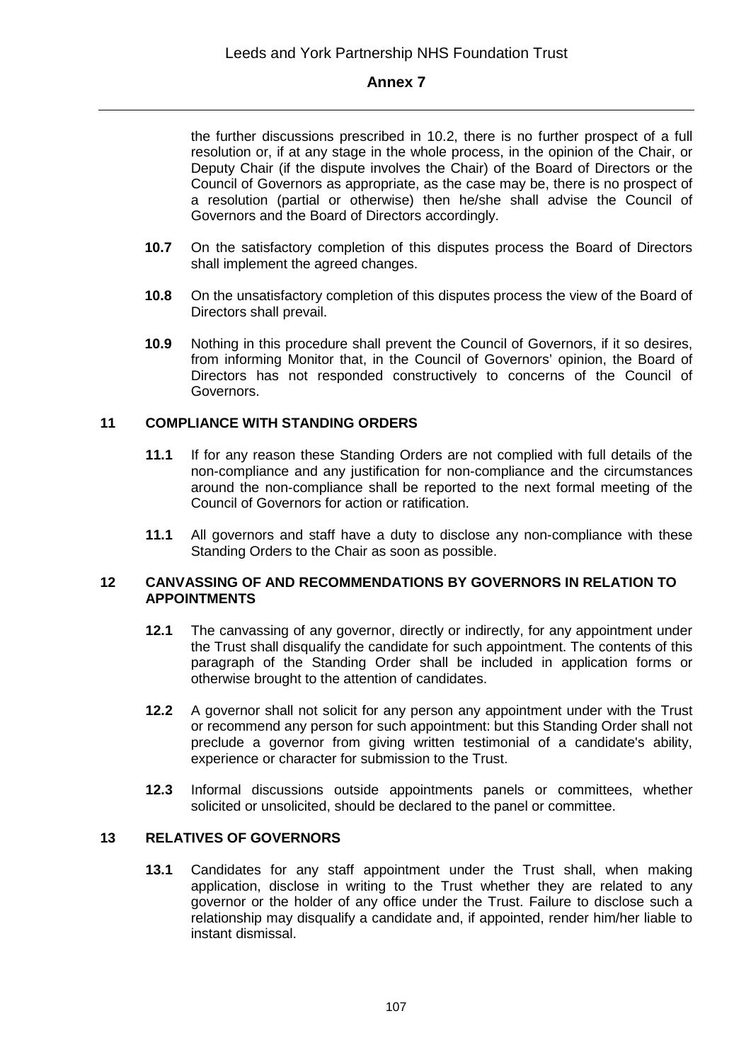the further discussions prescribed in 10.2, there is no further prospect of a full resolution or, if at any stage in the whole process, in the opinion of the Chair, or Deputy Chair (if the dispute involves the Chair) of the Board of Directors or the Council of Governors as appropriate, as the case may be, there is no prospect of a resolution (partial or otherwise) then he/she shall advise the Council of Governors and the Board of Directors accordingly.

**10.7** On the satisfactory completion of this disputes process the Board of Directors shall implement the agreed changes.

**10.8** On the unsatisfactory completion of this disputes process the view of the Board of Directors shall prevail.

**10.9** Nothing in this procedure shall prevent the Council of Governors, if it so desires, from informing Monitor that, in the Council of Governors' opinion, the Board of Directors has not responded constructively to concerns of the Council of Governors.

## 11 COMPLIANCE WITH STANDING ORDERS

**11.1** If for any reason these Standing Orders are not complied with full details of the non-compliance and any justification for non-compliance and the circumstances around the non-compliance shall be reported to the next formal meeting of the Council of Governors for action or ratification.

**11.1** All governors and staff have a duty to disclose any non-compliance with these Standing Orders to the Chair as soon as possible.

## 12 CANVASSING OF AND RECOMMENDATIONS BY GOVERNORS IN RELATION TO APPOINTMENTS

**12.1** The canvassing of any governor, directly or indirectly, for any appointment under the Trust shall disqualify the candidate for such appointment. The contents of this paragraph of the Standing Order shall be included in application forms or otherwise brought to the attention of candidates.

**12.2** A governor shall not solicit for any person any appointment under with the Trust or recommend any person for such appointment: but this Standing Order shall not preclude a governor from giving written testimonial of a candidate's ability, experience or character for submission to the Trust.

**12.3** Informal discussions outside appointments panels or committees, whether solicited or unsolicited, should be declared to the panel or committee.

## 13 RELATIVES OF GOVERNORS

**13.1** Candidates for any staff appointment under the Trust shall, when making application, disclose in writing to the Trust whether they are related to any governor or the holder of any office under the Trust. Failure to disclose such a relationship may disqualify a candidate and, if appointed, render him/her liable to instant dismissal.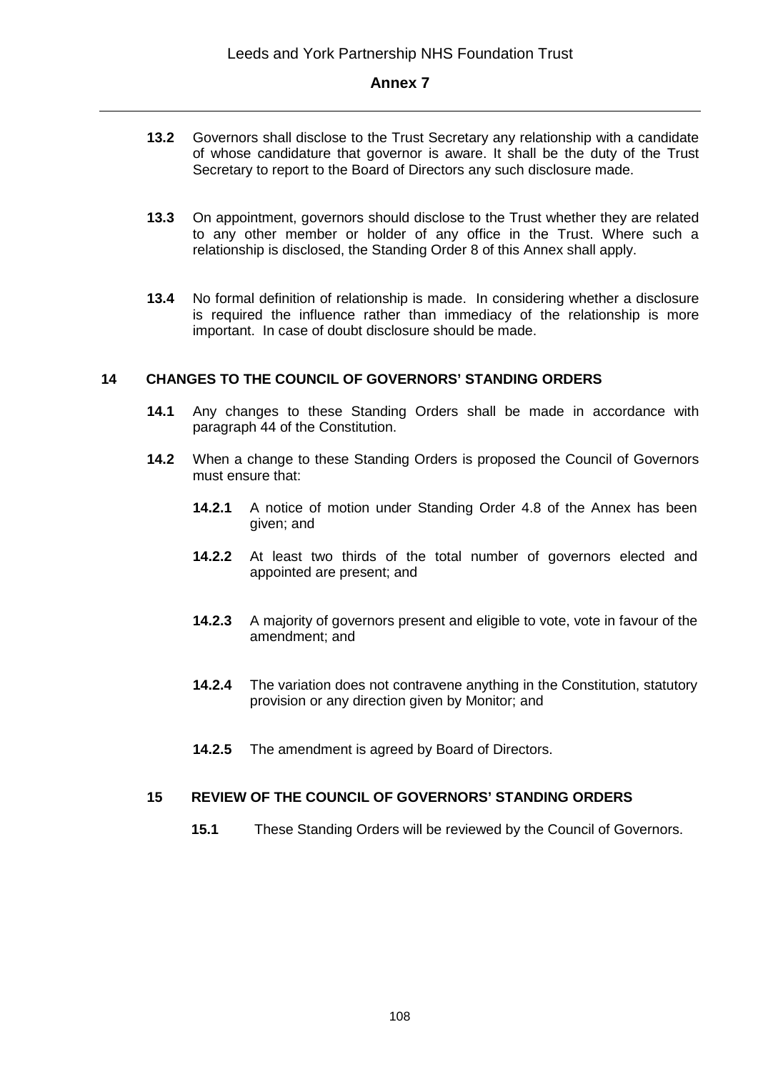**13.2** Governors shall disclose to the Trust Secretary any relationship with a candidate of whose candidature that governor is aware. It shall be the duty of the Trust Secretary to report to the Board of Directors any such disclosure made.

**13.3** On appointment, governors should disclose to the Trust whether they are related to any other member or holder of any office in the Trust. Where such a relationship is disclosed, the Standing Order 8 of this Annex shall apply.

**13.4** No formal definition of relationship is made. In considering whether a disclosure is required the influence rather than immediacy of the relationship is more important. In case of doubt disclosure should be made.

## 14 CHANGES TO THE COUNCIL OF GOVERNORS' STANDING ORDERS

**14.1** Any changes to these Standing Orders shall be made in accordance with paragraph 44 of the Constitution.

**14.2** When a change to these Standing Orders is proposed the Council of Governors must ensure that:

- **14.2.1** A notice of motion under Standing Order 4.8 of the Annex has been given; and
- **14.2.2** At least two thirds of the total number of governors elected and appointed are present; and
- **14.2.3** A majority of governors present and eligible to vote, vote in favour of the amendment; and
- **14.2.4** The variation does not contravene anything in the Constitution, statutory provision or any direction given by Monitor; and
- **14.2.5** The amendment is agreed by Board of Directors.

## 15 REVIEW OF THE COUNCIL OF GOVERNORS' STANDING ORDERS

**15.1** These Standing Orders will be reviewed by the Council of Governors.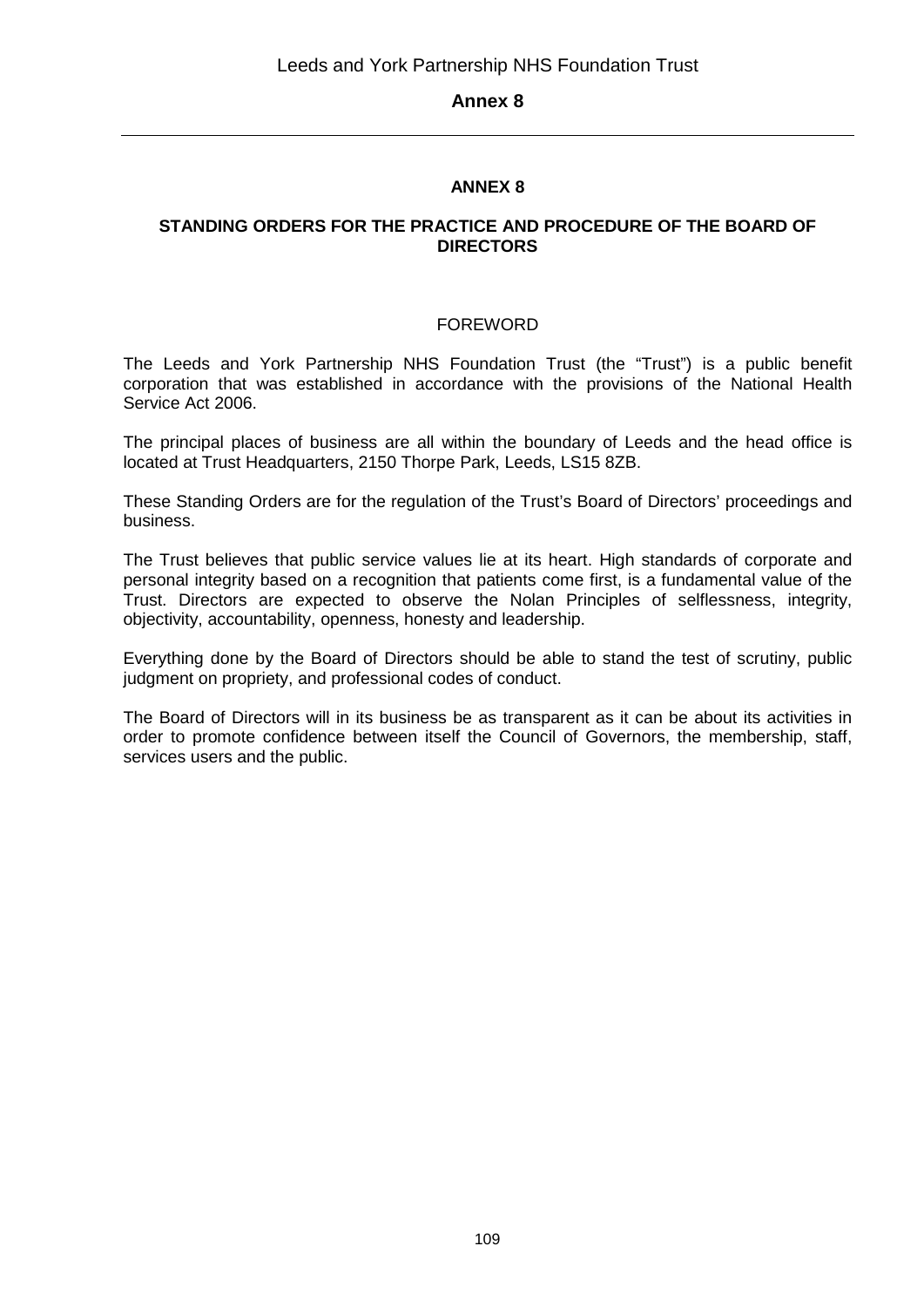# ANNEX 8

## STANDING ORDERS FOR THE PRACTICE AND PROCEDURE OF THE BOARD OF DIRECTORS

### FOREWORD

The Leeds and York Partnership NHS Foundation Trust (the "Trust") is a public benefit corporation that was established in accordance with the provisions of the National Health Service Act 2006.

The principal places of business are all within the boundary of Leeds and the head office is located at Trust Headquarters, 2150 Thorpe Park, Leeds, LS15 8ZB.

These Standing Orders are for the regulation of the Trust's Board of Directors' proceedings and business.

The Trust believes that public service values lie at its heart. High standards of corporate and personal integrity based on a recognition that patients come first, is a fundamental value of the Trust. Directors are expected to observe the Nolan Principles of selflessness, integrity, objectivity, accountability, openness, honesty and leadership.

Everything done by the Board of Directors should be able to stand the test of scrutiny, public judgment on propriety, and professional codes of conduct.

The Board of Directors will in its business be as transparent as it can be about its activities in order to promote confidence between itself the Council of Governors, the membership, staff, services users and the public.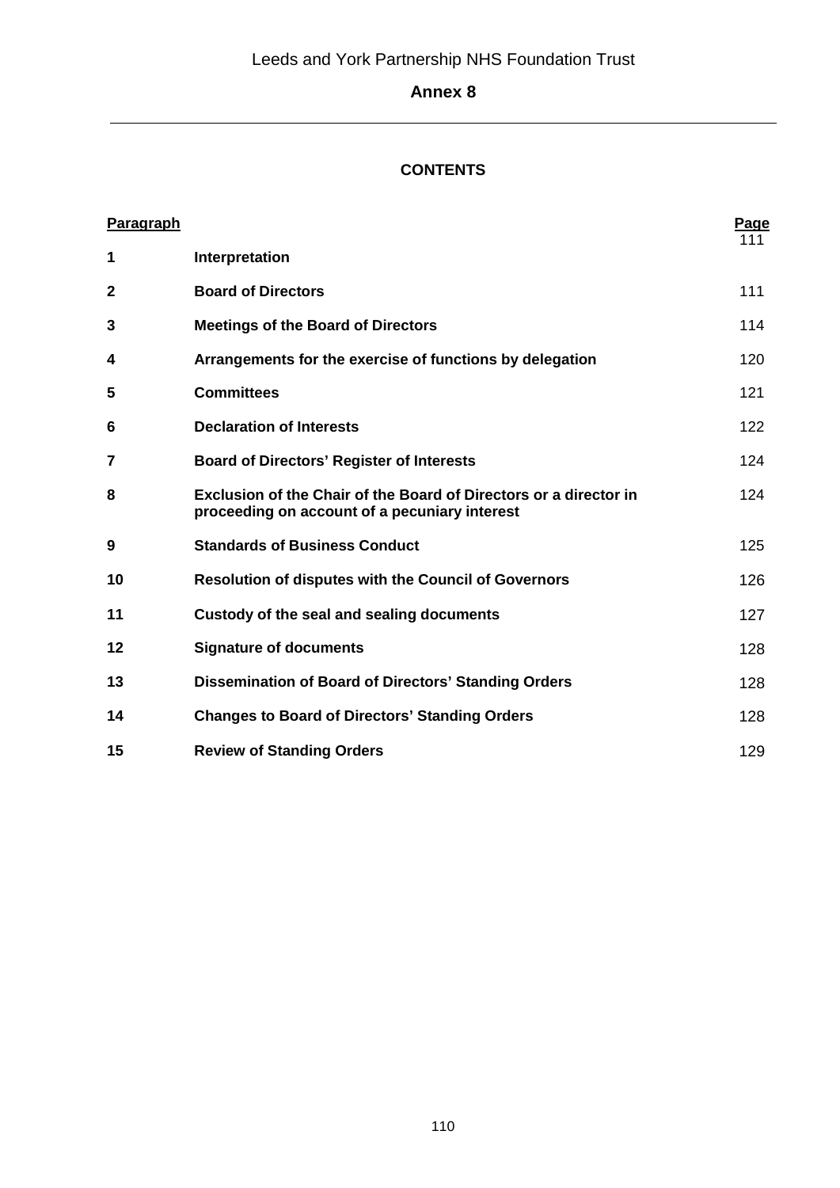Leeds and York Partnership NHS Foundation Trust

## Annex 8

### CONTENTS

| Paragraph | | Page |
|---|---|---|
| 1 | **Interpretation** | 111 |
| 2 | **Board of Directors** | 111 |
| 3 | **Meetings of the Board of Directors** | 114 |
| 4 | **Arrangements for the exercise of functions by delegation** | 120 |
| 5 | **Committees** | 121 |
| 6 | **Declaration of Interests** | 122 |
| 7 | **Board of Directors' Register of Interests** | 124 |
| 8 | **Exclusion of the Chair of the Board of Directors or a director in proceeding on account of a pecuniary interest** | 124 |
| 9 | **Standards of Business Conduct** | 125 |
| 10 | **Resolution of disputes with the Council of Governors** | 126 |
| 11 | **Custody of the seal and sealing documents** | 127 |
| 12 | **Signature of documents** | 128 |
| 13 | **Dissemination of Board of Directors' Standing Orders** | 128 |
| 14 | **Changes to Board of Directors' Standing Orders** | 128 |
| 15 | **Review of Standing Orders** | 129 |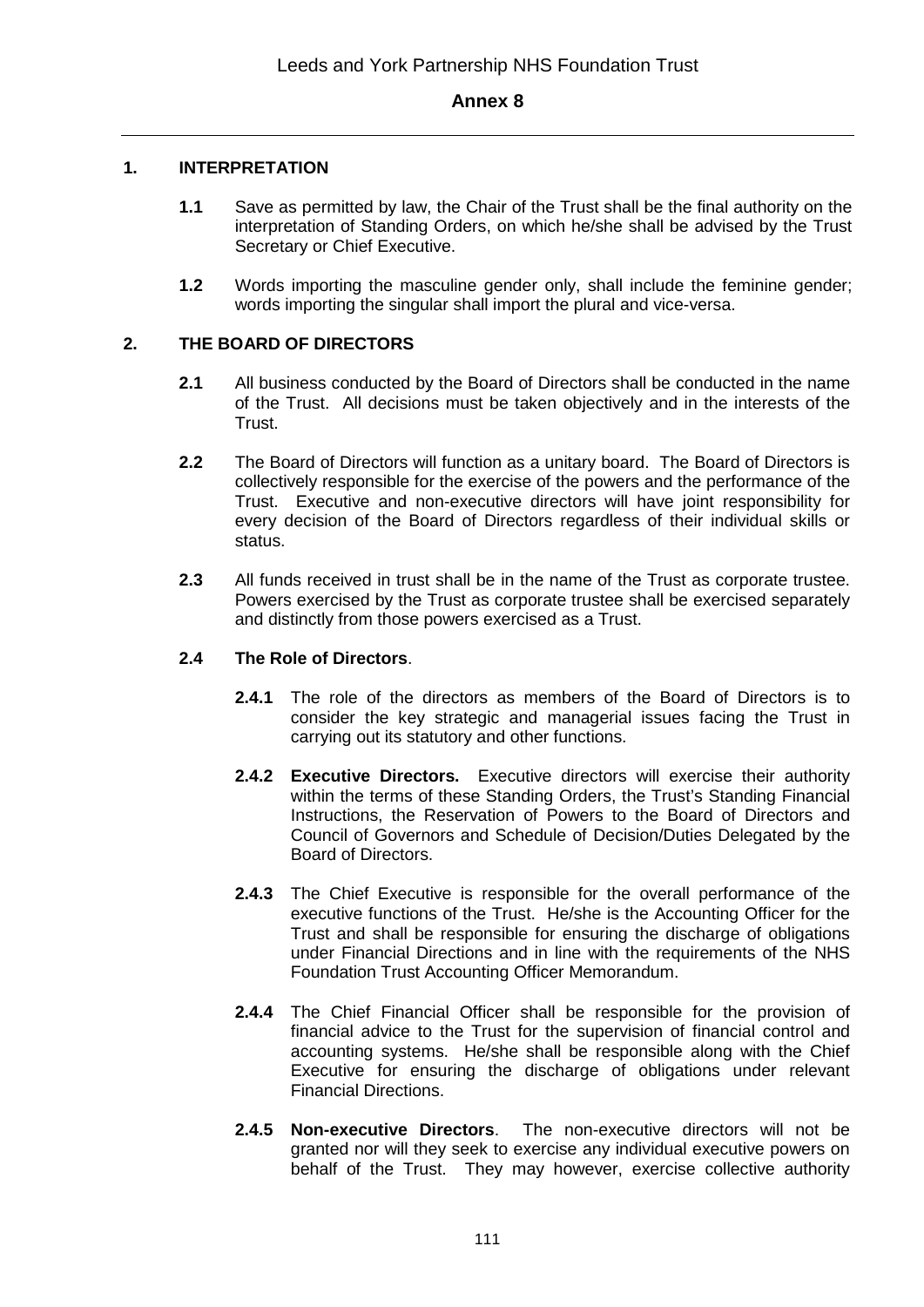# Annex 8

## 1. INTERPRETATION

**1.1** Save as permitted by law, the Chair of the Trust shall be the final authority on the interpretation of Standing Orders, on which he/she shall be advised by the Trust Secretary or Chief Executive.

**1.2** Words importing the masculine gender only, shall include the feminine gender; words importing the singular shall import the plural and vice-versa.

## 2. THE BOARD OF DIRECTORS

**2.1** All business conducted by the Board of Directors shall be conducted in the name of the Trust. All decisions must be taken objectively and in the interests of the Trust.

**2.2** The Board of Directors will function as a unitary board. The Board of Directors is collectively responsible for the exercise of the powers and the performance of the Trust. Executive and non-executive directors will have joint responsibility for every decision of the Board of Directors regardless of their individual skills or status.

**2.3** All funds received in trust shall be in the name of the Trust as corporate trustee. Powers exercised by the Trust as corporate trustee shall be exercised separately and distinctly from those powers exercised as a Trust.

**2.4 The Role of Directors**.

**2.4.1** The role of the directors as members of the Board of Directors is to consider the key strategic and managerial issues facing the Trust in carrying out its statutory and other functions.

**2.4.2 Executive Directors.** Executive directors will exercise their authority within the terms of these Standing Orders, the Trust's Standing Financial Instructions, the Reservation of Powers to the Board of Directors and Council of Governors and Schedule of Decision/Duties Delegated by the Board of Directors.

**2.4.3** The Chief Executive is responsible for the overall performance of the executive functions of the Trust. He/she is the Accounting Officer for the Trust and shall be responsible for ensuring the discharge of obligations under Financial Directions and in line with the requirements of the NHS Foundation Trust Accounting Officer Memorandum.

**2.4.4** The Chief Financial Officer shall be responsible for the provision of financial advice to the Trust for the supervision of financial control and accounting systems. He/she shall be responsible along with the Chief Executive for ensuring the discharge of obligations under relevant Financial Directions.

**2.4.5 Non-executive Directors**. The non-executive directors will not be granted nor will they seek to exercise any individual executive powers on behalf of the Trust. They may however, exercise collective authority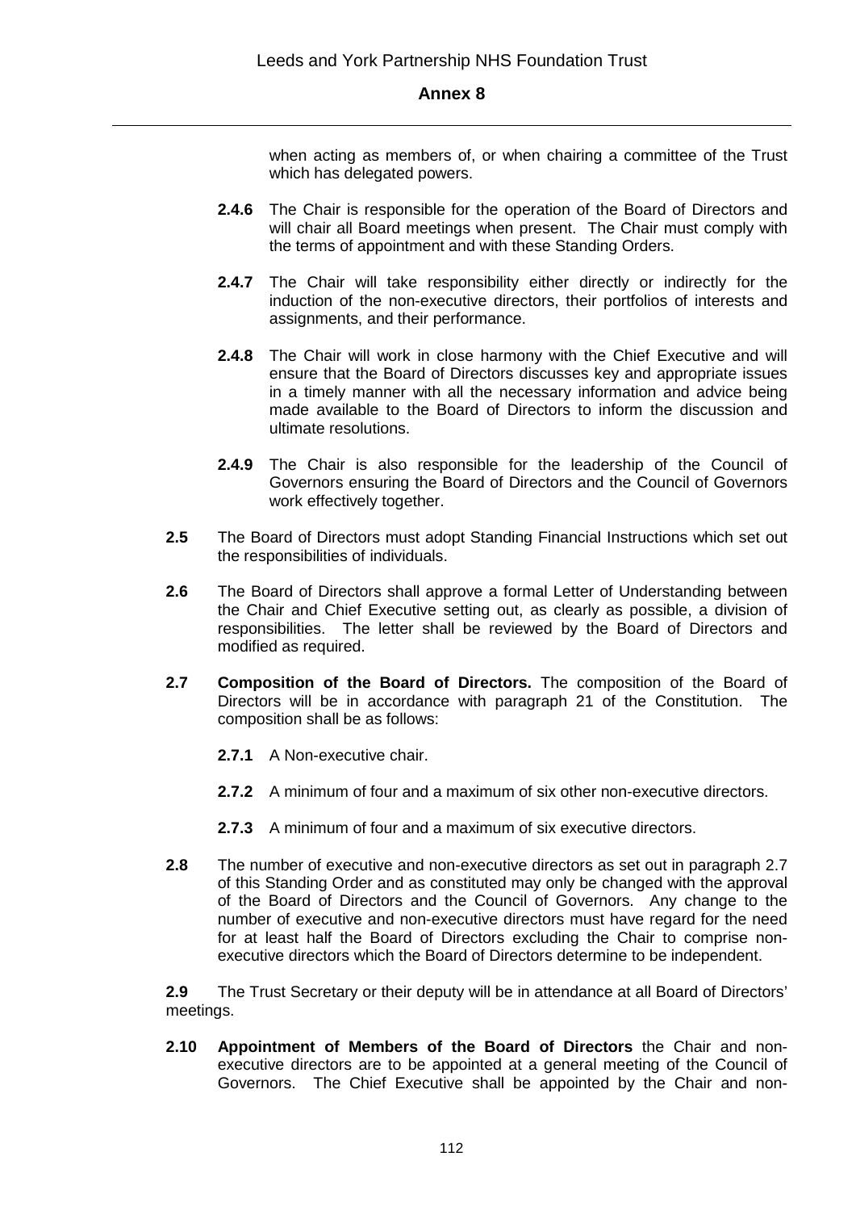when acting as members of, or when chairing a committee of the Trust which has delegated powers.

**2.4.6** The Chair is responsible for the operation of the Board of Directors and will chair all Board meetings when present. The Chair must comply with the terms of appointment and with these Standing Orders.

**2.4.7** The Chair will take responsibility either directly or indirectly for the induction of the non-executive directors, their portfolios of interests and assignments, and their performance.

**2.4.8** The Chair will work in close harmony with the Chief Executive and will ensure that the Board of Directors discusses key and appropriate issues in a timely manner with all the necessary information and advice being made available to the Board of Directors to inform the discussion and ultimate resolutions.

**2.4.9** The Chair is also responsible for the leadership of the Council of Governors ensuring the Board of Directors and the Council of Governors work effectively together.

**2.5** The Board of Directors must adopt Standing Financial Instructions which set out the responsibilities of individuals.

**2.6** The Board of Directors shall approve a formal Letter of Understanding between the Chair and Chief Executive setting out, as clearly as possible, a division of responsibilities. The letter shall be reviewed by the Board of Directors and modified as required.

**2.7** **Composition of the Board of Directors.** The composition of the Board of Directors will be in accordance with paragraph 21 of the Constitution. The composition shall be as follows:

**2.7.1** A Non-executive chair.

**2.7.2** A minimum of four and a maximum of six other non-executive directors.

**2.7.3** A minimum of four and a maximum of six executive directors.

**2.8** The number of executive and non-executive directors as set out in paragraph 2.7 of this Standing Order and as constituted may only be changed with the approval of the Board of Directors and the Council of Governors. Any change to the number of executive and non-executive directors must have regard for the need for at least half the Board of Directors excluding the Chair to comprise non-executive directors which the Board of Directors determine to be independent.

**2.9** The Trust Secretary or their deputy will be in attendance at all Board of Directors' meetings.

**2.10** **Appointment of Members of the Board of Directors** the Chair and non-executive directors are to be appointed at a general meeting of the Council of Governors. The Chief Executive shall be appointed by the Chair and non-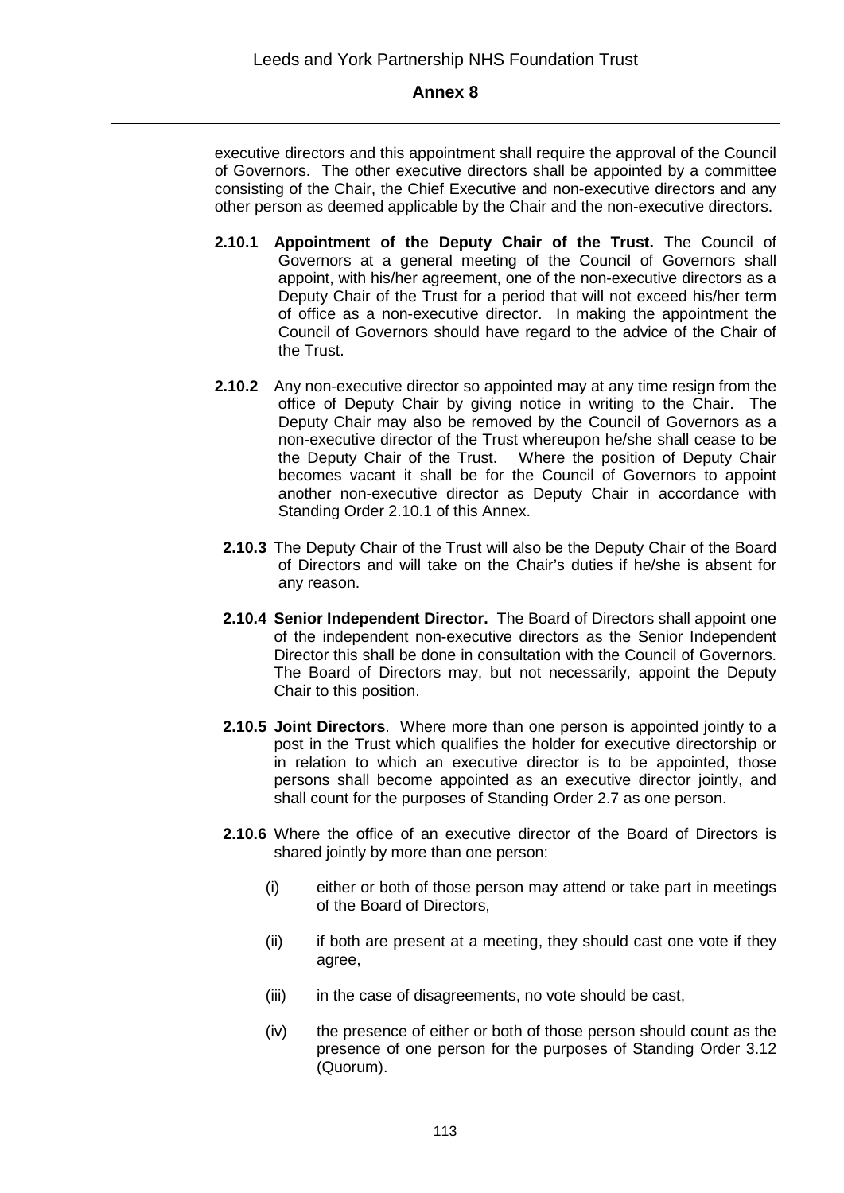executive directors and this appointment shall require the approval of the Council of Governors. The other executive directors shall be appointed by a committee consisting of the Chair, the Chief Executive and non-executive directors and any other person as deemed applicable by the Chair and the non-executive directors.

**2.10.1 Appointment of the Deputy Chair of the Trust.** The Council of Governors at a general meeting of the Council of Governors shall appoint, with his/her agreement, one of the non-executive directors as a Deputy Chair of the Trust for a period that will not exceed his/her term of office as a non-executive director. In making the appointment the Council of Governors should have regard to the advice of the Chair of the Trust.

**2.10.2** Any non-executive director so appointed may at any time resign from the office of Deputy Chair by giving notice in writing to the Chair. The Deputy Chair may also be removed by the Council of Governors as a non-executive director of the Trust whereupon he/she shall cease to be the Deputy Chair of the Trust. Where the position of Deputy Chair becomes vacant it shall be for the Council of Governors to appoint another non-executive director as Deputy Chair in accordance with Standing Order 2.10.1 of this Annex.

**2.10.3** The Deputy Chair of the Trust will also be the Deputy Chair of the Board of Directors and will take on the Chair's duties if he/she is absent for any reason.

**2.10.4 Senior Independent Director.** The Board of Directors shall appoint one of the independent non-executive directors as the Senior Independent Director this shall be done in consultation with the Council of Governors. The Board of Directors may, but not necessarily, appoint the Deputy Chair to this position.

**2.10.5 Joint Directors**. Where more than one person is appointed jointly to a post in the Trust which qualifies the holder for executive directorship or in relation to which an executive director is to be appointed, those persons shall become appointed as an executive director jointly, and shall count for the purposes of Standing Order 2.7 as one person.

**2.10.6** Where the office of an executive director of the Board of Directors is shared jointly by more than one person:

(i) either or both of those person may attend or take part in meetings of the Board of Directors,

(ii) if both are present at a meeting, they should cast one vote if they agree,

(iii) in the case of disagreements, no vote should be cast,

(iv) the presence of either or both of those person should count as the presence of one person for the purposes of Standing Order 3.12 (Quorum).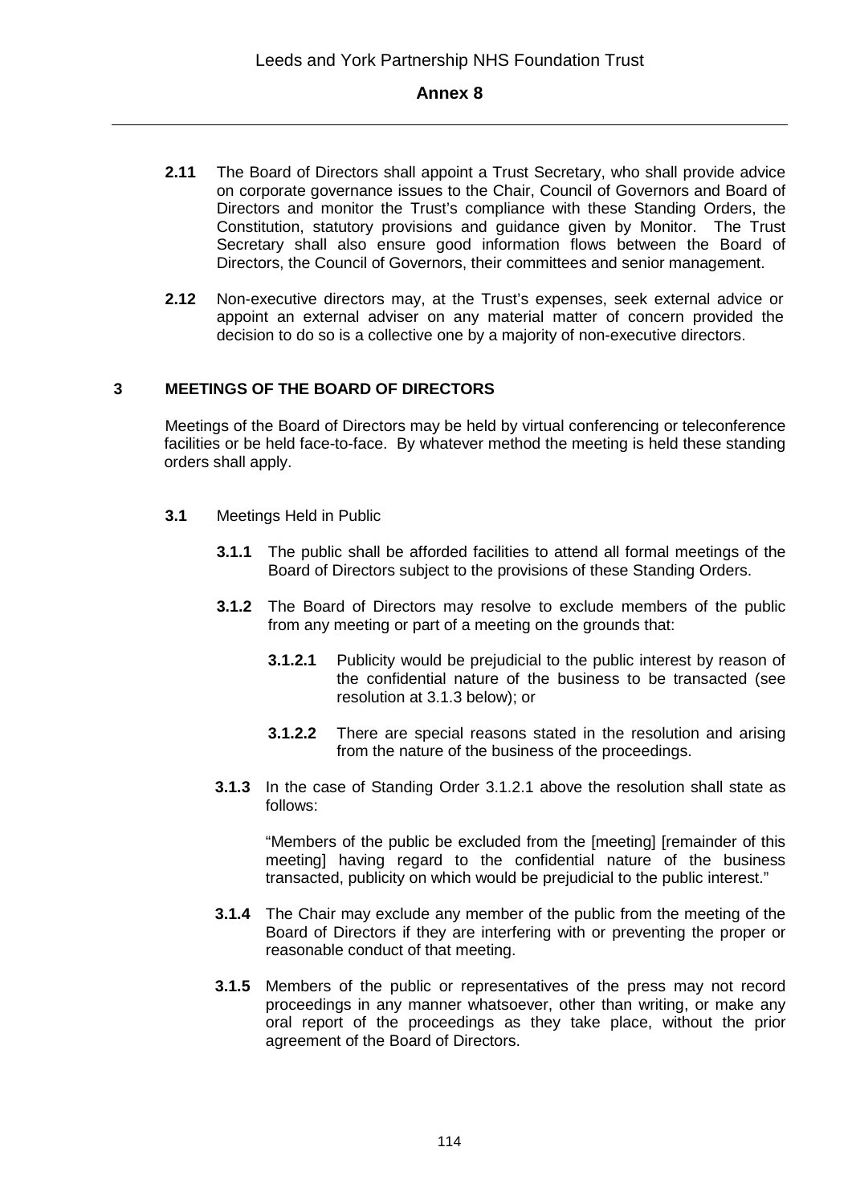**2.11** The Board of Directors shall appoint a Trust Secretary, who shall provide advice on corporate governance issues to the Chair, Council of Governors and Board of Directors and monitor the Trust's compliance with these Standing Orders, the Constitution, statutory provisions and guidance given by Monitor. The Trust Secretary shall also ensure good information flows between the Board of Directors, the Council of Governors, their committees and senior management.

**2.12** Non-executive directors may, at the Trust's expenses, seek external advice or appoint an external adviser on any material matter of concern provided the decision to do so is a collective one by a majority of non-executive directors.

## 3 MEETINGS OF THE BOARD OF DIRECTORS

Meetings of the Board of Directors may be held by virtual conferencing or teleconference facilities or be held face-to-face. By whatever method the meeting is held these standing orders shall apply.

**3.1** Meetings Held in Public

**3.1.1** The public shall be afforded facilities to attend all formal meetings of the Board of Directors subject to the provisions of these Standing Orders.

**3.1.2** The Board of Directors may resolve to exclude members of the public from any meeting or part of a meeting on the grounds that:

**3.1.2.1** Publicity would be prejudicial to the public interest by reason of the confidential nature of the business to be transacted (see resolution at 3.1.3 below); or

**3.1.2.2** There are special reasons stated in the resolution and arising from the nature of the business of the proceedings.

**3.1.3** In the case of Standing Order 3.1.2.1 above the resolution shall state as follows:

"Members of the public be excluded from the [meeting] [remainder of this meeting] having regard to the confidential nature of the business transacted, publicity on which would be prejudicial to the public interest."

**3.1.4** The Chair may exclude any member of the public from the meeting of the Board of Directors if they are interfering with or preventing the proper or reasonable conduct of that meeting.

**3.1.5** Members of the public or representatives of the press may not record proceedings in any manner whatsoever, other than writing, or make any oral report of the proceedings as they take place, without the prior agreement of the Board of Directors.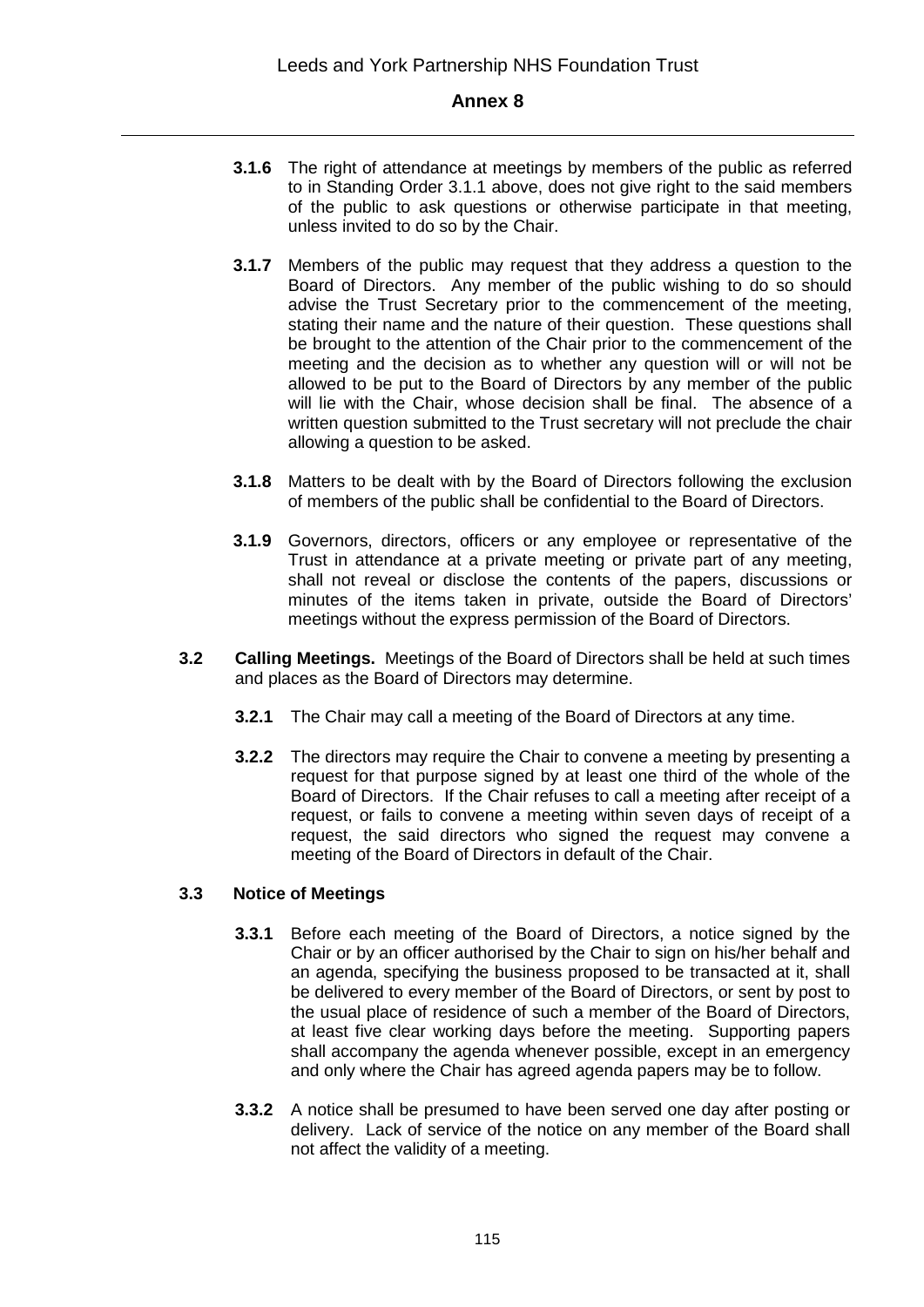**3.1.6** The right of attendance at meetings by members of the public as referred to in Standing Order 3.1.1 above, does not give right to the said members of the public to ask questions or otherwise participate in that meeting, unless invited to do so by the Chair.

**3.1.7** Members of the public may request that they address a question to the Board of Directors. Any member of the public wishing to do so should advise the Trust Secretary prior to the commencement of the meeting, stating their name and the nature of their question. These questions shall be brought to the attention of the Chair prior to the commencement of the meeting and the decision as to whether any question will or will not be allowed to be put to the Board of Directors by any member of the public will lie with the Chair, whose decision shall be final. The absence of a written question submitted to the Trust secretary will not preclude the chair allowing a question to be asked.

**3.1.8** Matters to be dealt with by the Board of Directors following the exclusion of members of the public shall be confidential to the Board of Directors.

**3.1.9** Governors, directors, officers or any employee or representative of the Trust in attendance at a private meeting or private part of any meeting, shall not reveal or disclose the contents of the papers, discussions or minutes of the items taken in private, outside the Board of Directors' meetings without the express permission of the Board of Directors.

**3.2 Calling Meetings.** Meetings of the Board of Directors shall be held at such times and places as the Board of Directors may determine.

**3.2.1** The Chair may call a meeting of the Board of Directors at any time.

**3.2.2** The directors may require the Chair to convene a meeting by presenting a request for that purpose signed by at least one third of the whole of the Board of Directors. If the Chair refuses to call a meeting after receipt of a request, or fails to convene a meeting within seven days of receipt of a request, the said directors who signed the request may convene a meeting of the Board of Directors in default of the Chair.

**3.3 Notice of Meetings**

**3.3.1** Before each meeting of the Board of Directors, a notice signed by the Chair or by an officer authorised by the Chair to sign on his/her behalf and an agenda, specifying the business proposed to be transacted at it, shall be delivered to every member of the Board of Directors, or sent by post to the usual place of residence of such a member of the Board of Directors, at least five clear working days before the meeting. Supporting papers shall accompany the agenda whenever possible, except in an emergency and only where the Chair has agreed agenda papers may be to follow.

**3.3.2** A notice shall be presumed to have been served one day after posting or delivery. Lack of service of the notice on any member of the Board shall not affect the validity of a meeting.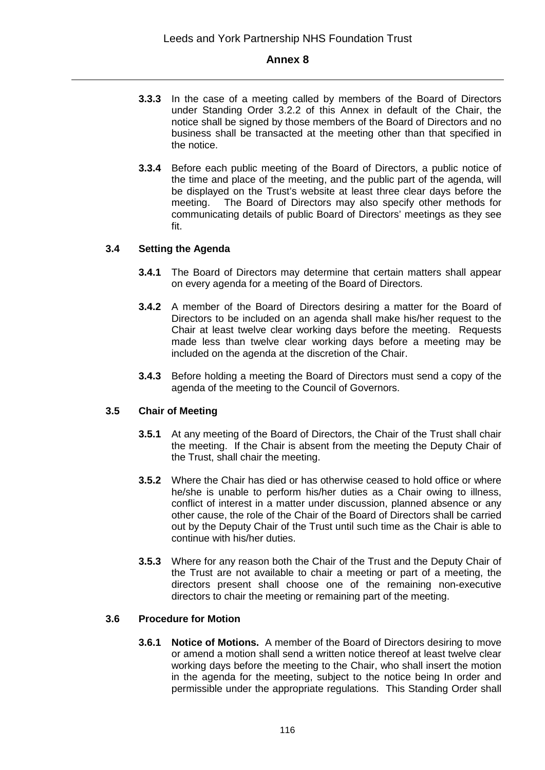**3.3.3** In the case of a meeting called by members of the Board of Directors under Standing Order 3.2.2 of this Annex in default of the Chair, the notice shall be signed by those members of the Board of Directors and no business shall be transacted at the meeting other than that specified in the notice.

**3.3.4** Before each public meeting of the Board of Directors, a public notice of the time and place of the meeting, and the public part of the agenda, will be displayed on the Trust's website at least three clear days before the meeting. The Board of Directors may also specify other methods for communicating details of public Board of Directors' meetings as they see fit.

### 3.4 Setting the Agenda

**3.4.1** The Board of Directors may determine that certain matters shall appear on every agenda for a meeting of the Board of Directors.

**3.4.2** A member of the Board of Directors desiring a matter for the Board of Directors to be included on an agenda shall make his/her request to the Chair at least twelve clear working days before the meeting. Requests made less than twelve clear working days before a meeting may be included on the agenda at the discretion of the Chair.

**3.4.3** Before holding a meeting the Board of Directors must send a copy of the agenda of the meeting to the Council of Governors.

### 3.5 Chair of Meeting

**3.5.1** At any meeting of the Board of Directors, the Chair of the Trust shall chair the meeting. If the Chair is absent from the meeting the Deputy Chair of the Trust, shall chair the meeting.

**3.5.2** Where the Chair has died or has otherwise ceased to hold office or where he/she is unable to perform his/her duties as a Chair owing to illness, conflict of interest in a matter under discussion, planned absence or any other cause, the role of the Chair of the Board of Directors shall be carried out by the Deputy Chair of the Trust until such time as the Chair is able to continue with his/her duties.

**3.5.3** Where for any reason both the Chair of the Trust and the Deputy Chair of the Trust are not available to chair a meeting or part of a meeting, the directors present shall choose one of the remaining non-executive directors to chair the meeting or remaining part of the meeting.

### 3.6 Procedure for Motion

**3.6.1** **Notice of Motions.** A member of the Board of Directors desiring to move or amend a motion shall send a written notice thereof at least twelve clear working days before the meeting to the Chair, who shall insert the motion in the agenda for the meeting, subject to the notice being In order and permissible under the appropriate regulations. This Standing Order shall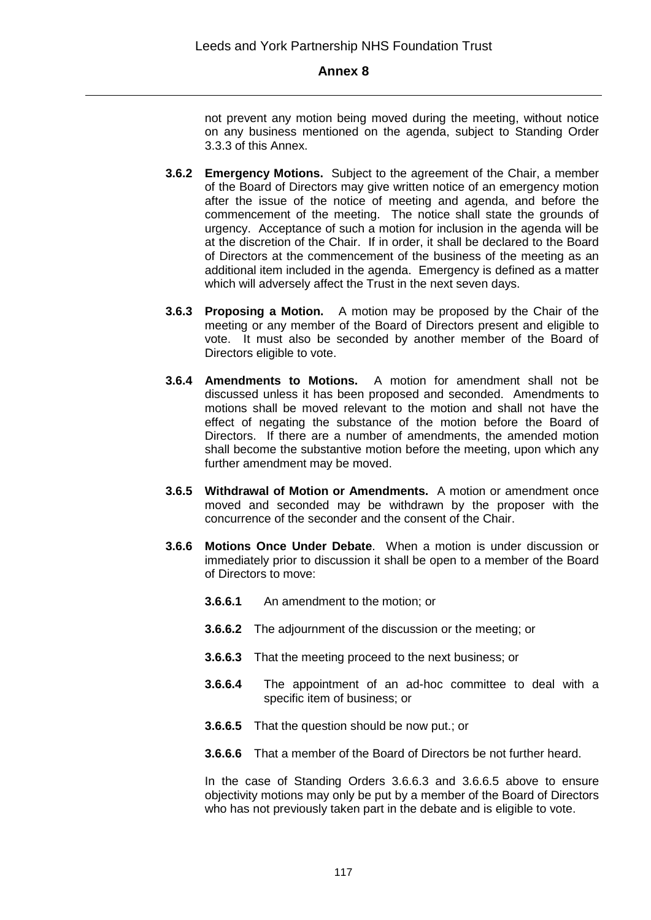not prevent any motion being moved during the meeting, without notice on any business mentioned on the agenda, subject to Standing Order 3.3.3 of this Annex.

**3.6.2 Emergency Motions.** Subject to the agreement of the Chair, a member of the Board of Directors may give written notice of an emergency motion after the issue of the notice of meeting and agenda, and before the commencement of the meeting. The notice shall state the grounds of urgency. Acceptance of such a motion for inclusion in the agenda will be at the discretion of the Chair. If in order, it shall be declared to the Board of Directors at the commencement of the business of the meeting as an additional item included in the agenda. Emergency is defined as a matter which will adversely affect the Trust in the next seven days.

**3.6.3 Proposing a Motion.** A motion may be proposed by the Chair of the meeting or any member of the Board of Directors present and eligible to vote. It must also be seconded by another member of the Board of Directors eligible to vote.

**3.6.4 Amendments to Motions.** A motion for amendment shall not be discussed unless it has been proposed and seconded. Amendments to motions shall be moved relevant to the motion and shall not have the effect of negating the substance of the motion before the Board of Directors. If there are a number of amendments, the amended motion shall become the substantive motion before the meeting, upon which any further amendment may be moved.

**3.6.5 Withdrawal of Motion or Amendments.** A motion or amendment once moved and seconded may be withdrawn by the proposer with the concurrence of the seconder and the consent of the Chair.

**3.6.6 Motions Once Under Debate**. When a motion is under discussion or immediately prior to discussion it shall be open to a member of the Board of Directors to move:

- **3.6.6.1** An amendment to the motion; or
- **3.6.6.2** The adjournment of the discussion or the meeting; or
- **3.6.6.3** That the meeting proceed to the next business; or
- **3.6.6.4** The appointment of an ad-hoc committee to deal with a specific item of business; or
- **3.6.6.5** That the question should be now put.; or
- **3.6.6.6** That a member of the Board of Directors be not further heard.

In the case of Standing Orders 3.6.6.3 and 3.6.6.5 above to ensure objectivity motions may only be put by a member of the Board of Directors who has not previously taken part in the debate and is eligible to vote.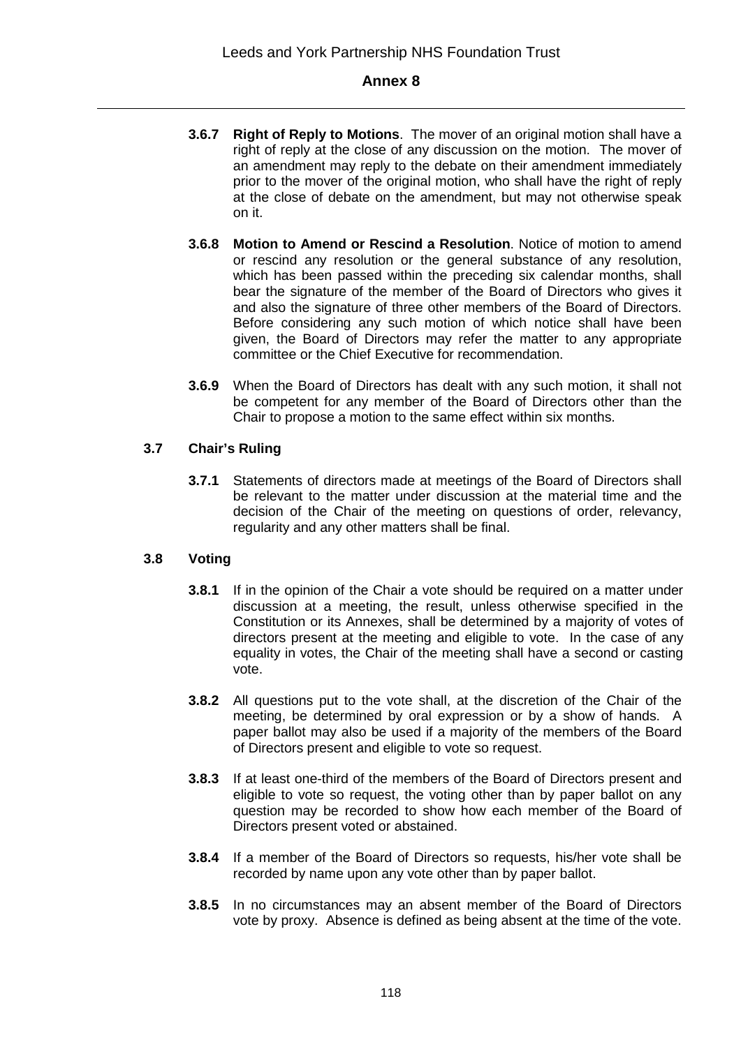**3.6.7 Right of Reply to Motions**. The mover of an original motion shall have a right of reply at the close of any discussion on the motion. The mover of an amendment may reply to the debate on their amendment immediately prior to the mover of the original motion, who shall have the right of reply at the close of debate on the amendment, but may not otherwise speak on it.

**3.6.8 Motion to Amend or Rescind a Resolution**. Notice of motion to amend or rescind any resolution or the general substance of any resolution, which has been passed within the preceding six calendar months, shall bear the signature of the member of the Board of Directors who gives it and also the signature of three other members of the Board of Directors. Before considering any such motion of which notice shall have been given, the Board of Directors may refer the matter to any appropriate committee or the Chief Executive for recommendation.

**3.6.9** When the Board of Directors has dealt with any such motion, it shall not be competent for any member of the Board of Directors other than the Chair to propose a motion to the same effect within six months.

### 3.7 Chair's Ruling

**3.7.1** Statements of directors made at meetings of the Board of Directors shall be relevant to the matter under discussion at the material time and the decision of the Chair of the meeting on questions of order, relevancy, regularity and any other matters shall be final.

### 3.8 Voting

**3.8.1** If in the opinion of the Chair a vote should be required on a matter under discussion at a meeting, the result, unless otherwise specified in the Constitution or its Annexes, shall be determined by a majority of votes of directors present at the meeting and eligible to vote. In the case of any equality in votes, the Chair of the meeting shall have a second or casting vote.

**3.8.2** All questions put to the vote shall, at the discretion of the Chair of the meeting, be determined by oral expression or by a show of hands. A paper ballot may also be used if a majority of the members of the Board of Directors present and eligible to vote so request.

**3.8.3** If at least one-third of the members of the Board of Directors present and eligible to vote so request, the voting other than by paper ballot on any question may be recorded to show how each member of the Board of Directors present voted or abstained.

**3.8.4** If a member of the Board of Directors so requests, his/her vote shall be recorded by name upon any vote other than by paper ballot.

**3.8.5** In no circumstances may an absent member of the Board of Directors vote by proxy. Absence is defined as being absent at the time of the vote.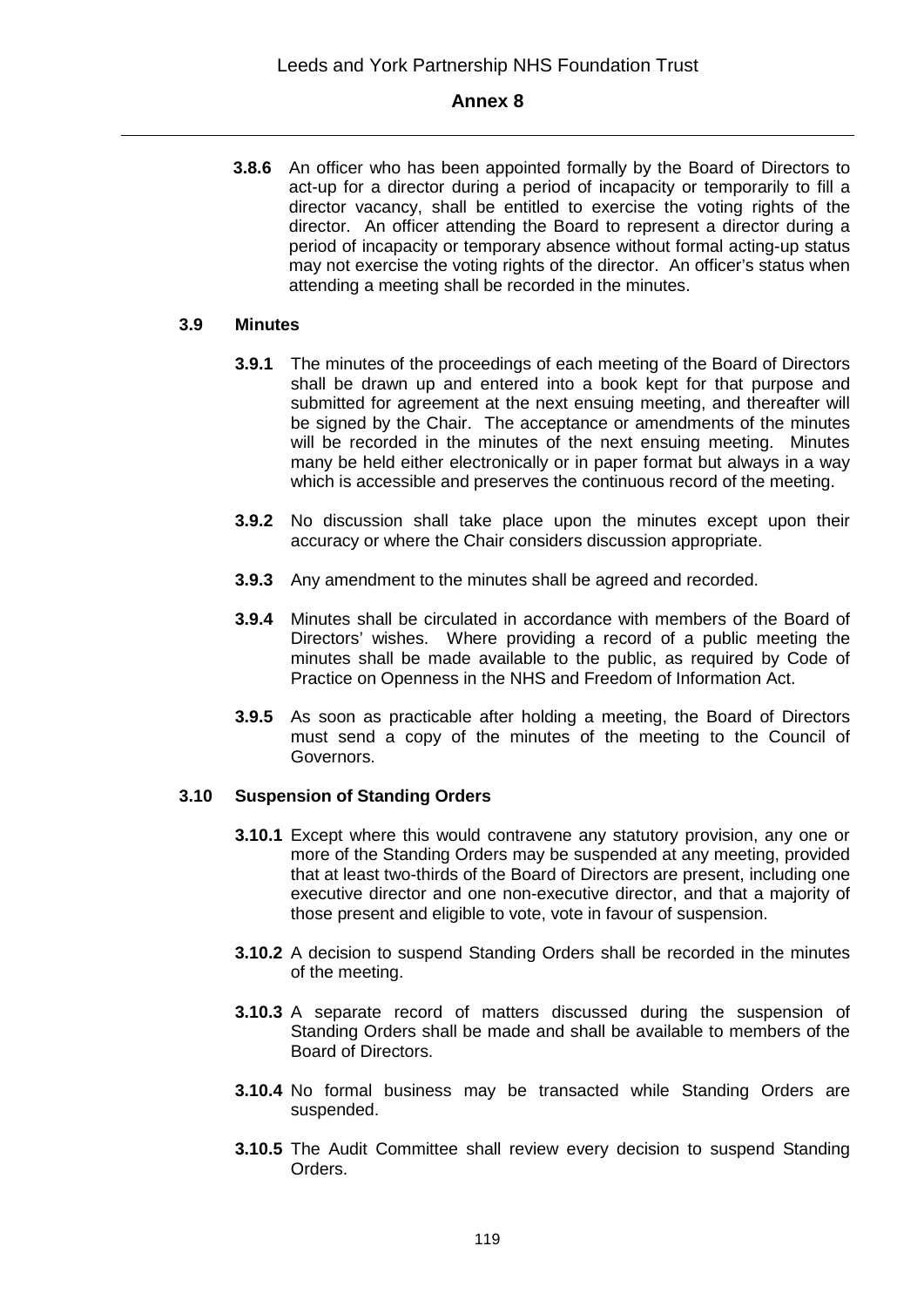**3.8.6** An officer who has been appointed formally by the Board of Directors to act-up for a director during a period of incapacity or temporarily to fill a director vacancy, shall be entitled to exercise the voting rights of the director. An officer attending the Board to represent a director during a period of incapacity or temporary absence without formal acting-up status may not exercise the voting rights of the director. An officer's status when attending a meeting shall be recorded in the minutes.

### 3.9 Minutes

**3.9.1** The minutes of the proceedings of each meeting of the Board of Directors shall be drawn up and entered into a book kept for that purpose and submitted for agreement at the next ensuing meeting, and thereafter will be signed by the Chair. The acceptance or amendments of the minutes will be recorded in the minutes of the next ensuing meeting. Minutes many be held either electronically or in paper format but always in a way which is accessible and preserves the continuous record of the meeting.

**3.9.2** No discussion shall take place upon the minutes except upon their accuracy or where the Chair considers discussion appropriate.

**3.9.3** Any amendment to the minutes shall be agreed and recorded.

**3.9.4** Minutes shall be circulated in accordance with members of the Board of Directors' wishes. Where providing a record of a public meeting the minutes shall be made available to the public, as required by Code of Practice on Openness in the NHS and Freedom of Information Act.

**3.9.5** As soon as practicable after holding a meeting, the Board of Directors must send a copy of the minutes of the meeting to the Council of Governors.

### 3.10 Suspension of Standing Orders

**3.10.1** Except where this would contravene any statutory provision, any one or more of the Standing Orders may be suspended at any meeting, provided that at least two-thirds of the Board of Directors are present, including one executive director and one non-executive director, and that a majority of those present and eligible to vote, vote in favour of suspension.

**3.10.2** A decision to suspend Standing Orders shall be recorded in the minutes of the meeting.

**3.10.3** A separate record of matters discussed during the suspension of Standing Orders shall be made and shall be available to members of the Board of Directors.

**3.10.4** No formal business may be transacted while Standing Orders are suspended.

**3.10.5** The Audit Committee shall review every decision to suspend Standing Orders.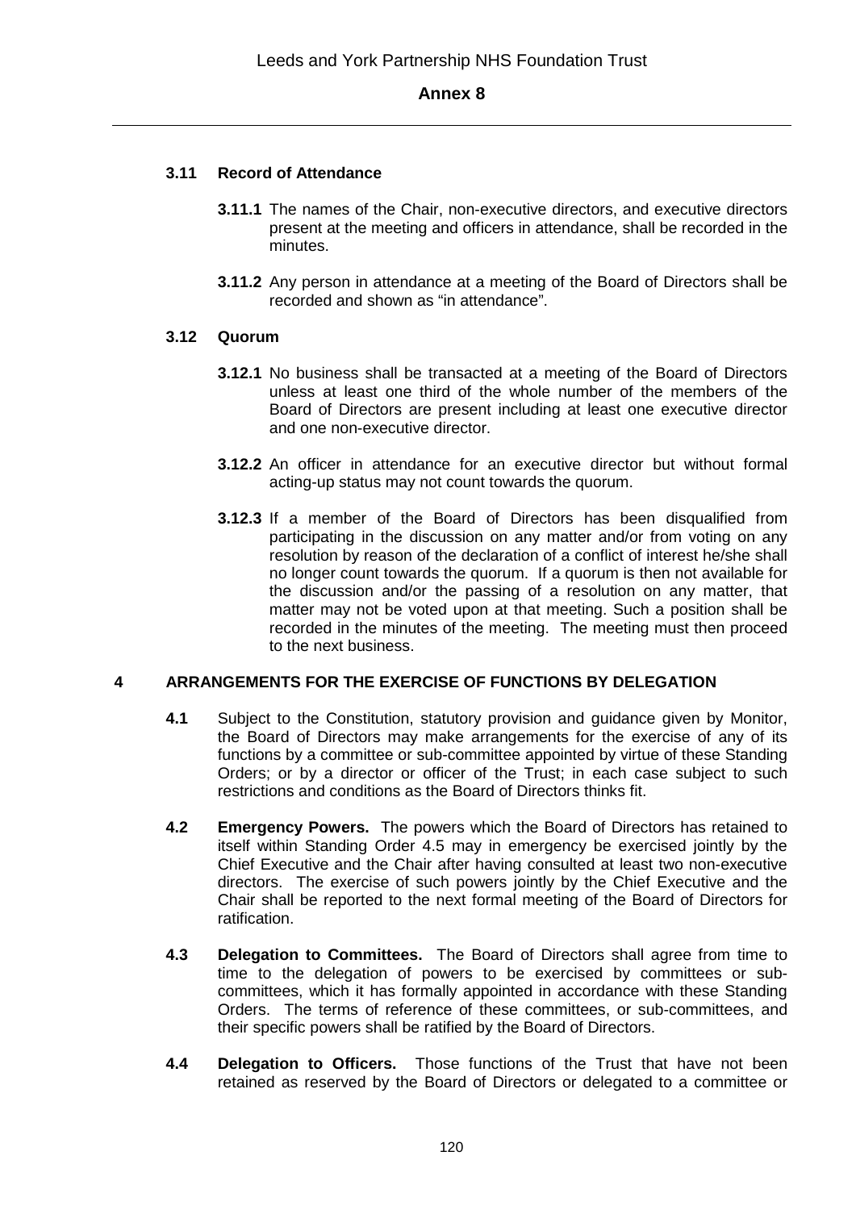### 3.11 Record of Attendance

**3.11.1** The names of the Chair, non-executive directors, and executive directors present at the meeting and officers in attendance, shall be recorded in the minutes.

**3.11.2** Any person in attendance at a meeting of the Board of Directors shall be recorded and shown as "in attendance".

### 3.12 Quorum

**3.12.1** No business shall be transacted at a meeting of the Board of Directors unless at least one third of the whole number of the members of the Board of Directors are present including at least one executive director and one non-executive director.

**3.12.2** An officer in attendance for an executive director but without formal acting-up status may not count towards the quorum.

**3.12.3** If a member of the Board of Directors has been disqualified from participating in the discussion on any matter and/or from voting on any resolution by reason of the declaration of a conflict of interest he/she shall no longer count towards the quorum. If a quorum is then not available for the discussion and/or the passing of a resolution on any matter, that matter may not be voted upon at that meeting. Such a position shall be recorded in the minutes of the meeting. The meeting must then proceed to the next business.

## 4 ARRANGEMENTS FOR THE EXERCISE OF FUNCTIONS BY DELEGATION

**4.1** Subject to the Constitution, statutory provision and guidance given by Monitor, the Board of Directors may make arrangements for the exercise of any of its functions by a committee or sub-committee appointed by virtue of these Standing Orders; or by a director or officer of the Trust; in each case subject to such restrictions and conditions as the Board of Directors thinks fit.

**4.2 Emergency Powers.** The powers which the Board of Directors has retained to itself within Standing Order 4.5 may in emergency be exercised jointly by the Chief Executive and the Chair after having consulted at least two non-executive directors. The exercise of such powers jointly by the Chief Executive and the Chair shall be reported to the next formal meeting of the Board of Directors for ratification.

**4.3 Delegation to Committees.** The Board of Directors shall agree from time to time to the delegation of powers to be exercised by committees or sub-committees, which it has formally appointed in accordance with these Standing Orders. The terms of reference of these committees, or sub-committees, and their specific powers shall be ratified by the Board of Directors.

**4.4 Delegation to Officers.** Those functions of the Trust that have not been retained as reserved by the Board of Directors or delegated to a committee or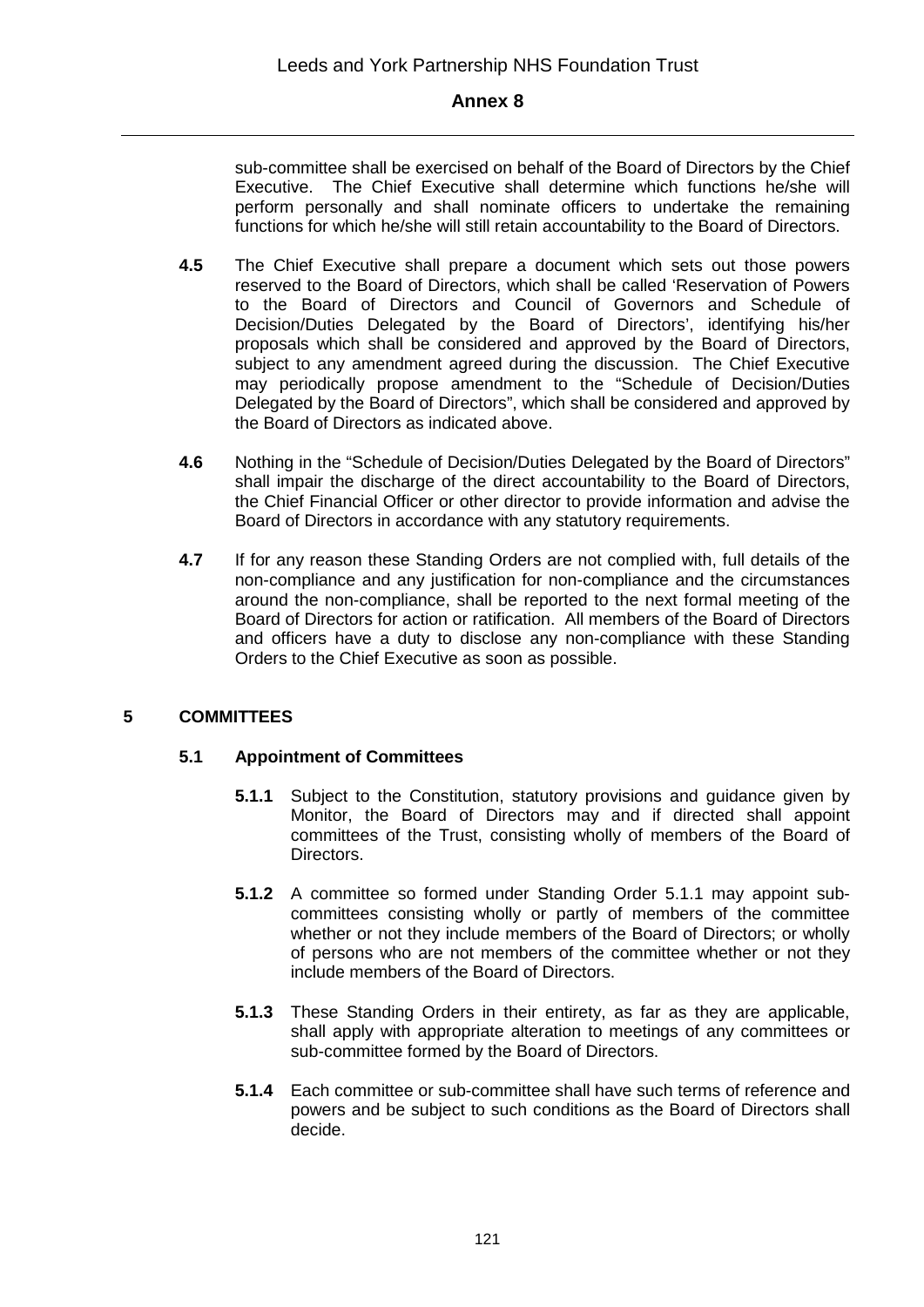sub-committee shall be exercised on behalf of the Board of Directors by the Chief Executive. The Chief Executive shall determine which functions he/she will perform personally and shall nominate officers to undertake the remaining functions for which he/she will still retain accountability to the Board of Directors.

**4.5** The Chief Executive shall prepare a document which sets out those powers reserved to the Board of Directors, which shall be called 'Reservation of Powers to the Board of Directors and Council of Governors and Schedule of Decision/Duties Delegated by the Board of Directors', identifying his/her proposals which shall be considered and approved by the Board of Directors, subject to any amendment agreed during the discussion. The Chief Executive may periodically propose amendment to the "Schedule of Decision/Duties Delegated by the Board of Directors", which shall be considered and approved by the Board of Directors as indicated above.

**4.6** Nothing in the "Schedule of Decision/Duties Delegated by the Board of Directors" shall impair the discharge of the direct accountability to the Board of Directors, the Chief Financial Officer or other director to provide information and advise the Board of Directors in accordance with any statutory requirements.

**4.7** If for any reason these Standing Orders are not complied with, full details of the non-compliance and any justification for non-compliance and the circumstances around the non-compliance, shall be reported to the next formal meeting of the Board of Directors for action or ratification. All members of the Board of Directors and officers have a duty to disclose any non-compliance with these Standing Orders to the Chief Executive as soon as possible.

## 5 COMMITTEES

### 5.1 Appointment of Committees

**5.1.1** Subject to the Constitution, statutory provisions and guidance given by Monitor, the Board of Directors may and if directed shall appoint committees of the Trust, consisting wholly of members of the Board of Directors.

**5.1.2** A committee so formed under Standing Order 5.1.1 may appoint sub-committees consisting wholly or partly of members of the committee whether or not they include members of the Board of Directors; or wholly of persons who are not members of the committee whether or not they include members of the Board of Directors.

**5.1.3** These Standing Orders in their entirety, as far as they are applicable, shall apply with appropriate alteration to meetings of any committees or sub-committee formed by the Board of Directors.

**5.1.4** Each committee or sub-committee shall have such terms of reference and powers and be subject to such conditions as the Board of Directors shall decide.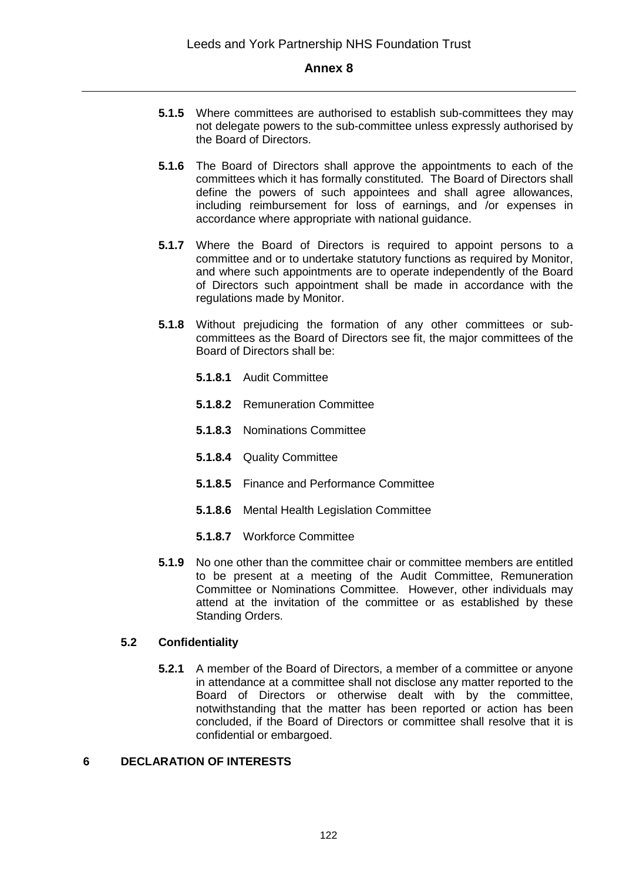**5.1.5** Where committees are authorised to establish sub-committees they may not delegate powers to the sub-committee unless expressly authorised by the Board of Directors.

**5.1.6** The Board of Directors shall approve the appointments to each of the committees which it has formally constituted. The Board of Directors shall define the powers of such appointees and shall agree allowances, including reimbursement for loss of earnings, and /or expenses in accordance where appropriate with national guidance.

**5.1.7** Where the Board of Directors is required to appoint persons to a committee and or to undertake statutory functions as required by Monitor, and where such appointments are to operate independently of the Board of Directors such appointment shall be made in accordance with the regulations made by Monitor.

**5.1.8** Without prejudicing the formation of any other committees or sub-committees as the Board of Directors see fit, the major committees of the Board of Directors shall be:

- **5.1.8.1** Audit Committee
- **5.1.8.2** Remuneration Committee
- **5.1.8.3** Nominations Committee
- **5.1.8.4** Quality Committee
- **5.1.8.5** Finance and Performance Committee
- **5.1.8.6** Mental Health Legislation Committee
- **5.1.8.7** Workforce Committee

**5.1.9** No one other than the committee chair or committee members are entitled to be present at a meeting of the Audit Committee, Remuneration Committee or Nominations Committee. However, other individuals may attend at the invitation of the committee or as established by these Standing Orders.

### 5.2 Confidentiality

**5.2.1** A member of the Board of Directors, a member of a committee or anyone in attendance at a committee shall not disclose any matter reported to the Board of Directors or otherwise dealt with by the committee, notwithstanding that the matter has been reported or action has been concluded, if the Board of Directors or committee shall resolve that it is confidential or embargoed.

## 6 DECLARATION OF INTERESTS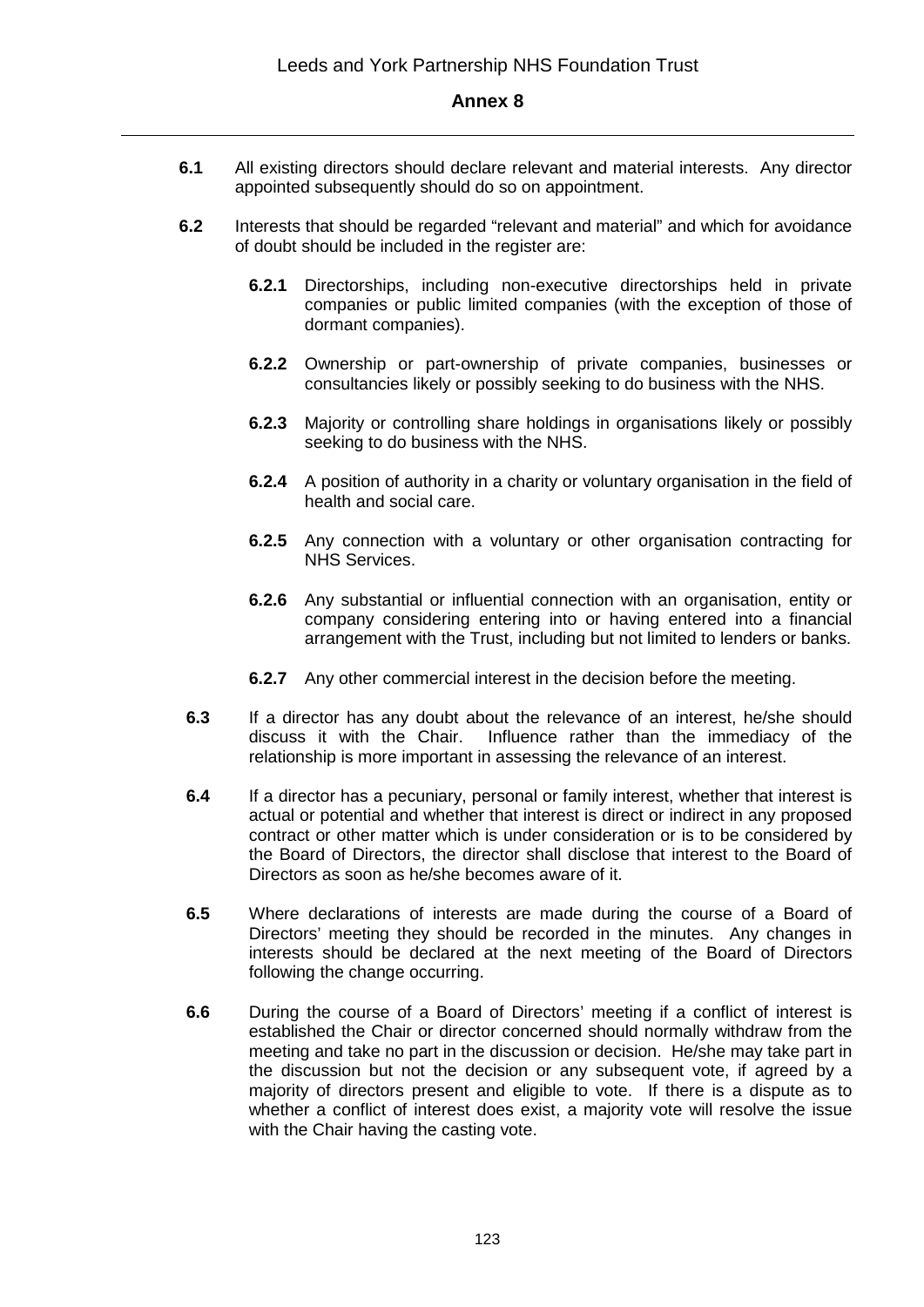**6.1** All existing directors should declare relevant and material interests. Any director appointed subsequently should do so on appointment.

**6.2** Interests that should be regarded "relevant and material" and which for avoidance of doubt should be included in the register are:

> **6.2.1** Directorships, including non-executive directorships held in private companies or public limited companies (with the exception of those of dormant companies).
>
> **6.2.2** Ownership or part-ownership of private companies, businesses or consultancies likely or possibly seeking to do business with the NHS.
>
> **6.2.3** Majority or controlling share holdings in organisations likely or possibly seeking to do business with the NHS.
>
> **6.2.4** A position of authority in a charity or voluntary organisation in the field of health and social care.
>
> **6.2.5** Any connection with a voluntary or other organisation contracting for NHS Services.
>
> **6.2.6** Any substantial or influential connection with an organisation, entity or company considering entering into or having entered into a financial arrangement with the Trust, including but not limited to lenders or banks.
>
> **6.2.7** Any other commercial interest in the decision before the meeting.

**6.3** If a director has any doubt about the relevance of an interest, he/she should discuss it with the Chair. Influence rather than the immediacy of the relationship is more important in assessing the relevance of an interest.

**6.4** If a director has a pecuniary, personal or family interest, whether that interest is actual or potential and whether that interest is direct or indirect in any proposed contract or other matter which is under consideration or is to be considered by the Board of Directors, the director shall disclose that interest to the Board of Directors as soon as he/she becomes aware of it.

**6.5** Where declarations of interests are made during the course of a Board of Directors' meeting they should be recorded in the minutes. Any changes in interests should be declared at the next meeting of the Board of Directors following the change occurring.

**6.6** During the course of a Board of Directors' meeting if a conflict of interest is established the Chair or director concerned should normally withdraw from the meeting and take no part in the discussion or decision. He/she may take part in the discussion but not the decision or any subsequent vote, if agreed by a majority of directors present and eligible to vote. If there is a dispute as to whether a conflict of interest does exist, a majority vote will resolve the issue with the Chair having the casting vote.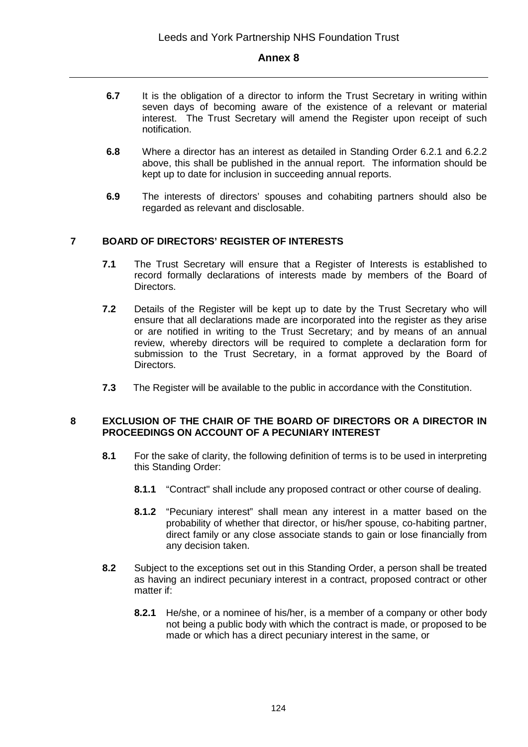**6.7** It is the obligation of a director to inform the Trust Secretary in writing within seven days of becoming aware of the existence of a relevant or material interest. The Trust Secretary will amend the Register upon receipt of such notification.

**6.8** Where a director has an interest as detailed in Standing Order 6.2.1 and 6.2.2 above, this shall be published in the annual report. The information should be kept up to date for inclusion in succeeding annual reports.

**6.9** The interests of directors' spouses and cohabiting partners should also be regarded as relevant and disclosable.

## 7 BOARD OF DIRECTORS' REGISTER OF INTERESTS

**7.1** The Trust Secretary will ensure that a Register of Interests is established to record formally declarations of interests made by members of the Board of Directors.

**7.2** Details of the Register will be kept up to date by the Trust Secretary who will ensure that all declarations made are incorporated into the register as they arise or are notified in writing to the Trust Secretary; and by means of an annual review, whereby directors will be required to complete a declaration form for submission to the Trust Secretary, in a format approved by the Board of Directors.

**7.3** The Register will be available to the public in accordance with the Constitution.

## 8 EXCLUSION OF THE CHAIR OF THE BOARD OF DIRECTORS OR A DIRECTOR IN PROCEEDINGS ON ACCOUNT OF A PECUNIARY INTEREST

**8.1** For the sake of clarity, the following definition of terms is to be used in interpreting this Standing Order:

**8.1.1** "Contract" shall include any proposed contract or other course of dealing.

**8.1.2** "Pecuniary interest" shall mean any interest in a matter based on the probability of whether that director, or his/her spouse, co-habiting partner, direct family or any close associate stands to gain or lose financially from any decision taken.

**8.2** Subject to the exceptions set out in this Standing Order, a person shall be treated as having an indirect pecuniary interest in a contract, proposed contract or other matter if:

**8.2.1** He/she, or a nominee of his/her, is a member of a company or other body not being a public body with which the contract is made, or proposed to be made or which has a direct pecuniary interest in the same, or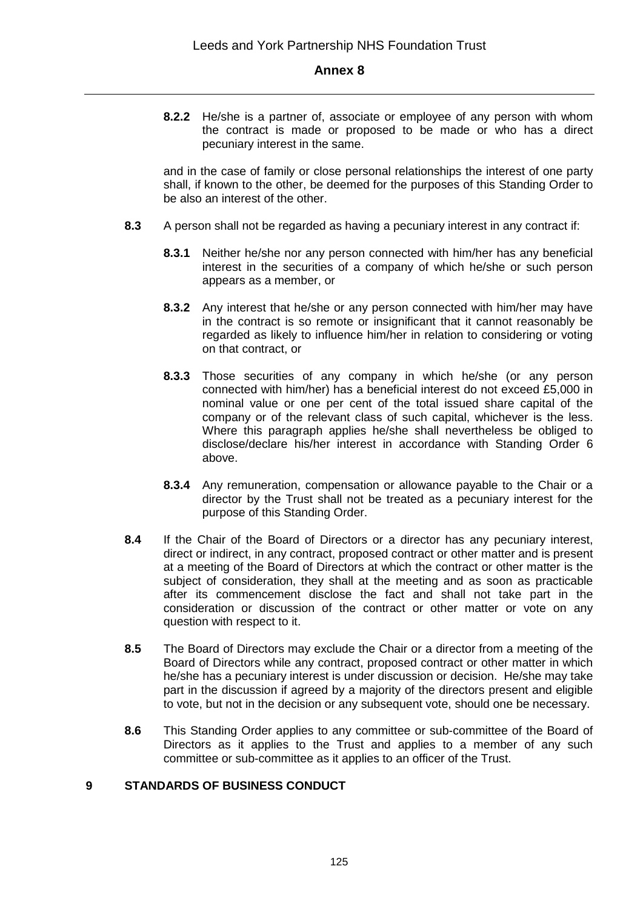**8.2.2** He/she is a partner of, associate or employee of any person with whom the contract is made or proposed to be made or who has a direct pecuniary interest in the same.

and in the case of family or close personal relationships the interest of one party shall, if known to the other, be deemed for the purposes of this Standing Order to be also an interest of the other.

**8.3** A person shall not be regarded as having a pecuniary interest in any contract if:

**8.3.1** Neither he/she nor any person connected with him/her has any beneficial interest in the securities of a company of which he/she or such person appears as a member, or

**8.3.2** Any interest that he/she or any person connected with him/her may have in the contract is so remote or insignificant that it cannot reasonably be regarded as likely to influence him/her in relation to considering or voting on that contract, or

**8.3.3** Those securities of any company in which he/she (or any person connected with him/her) has a beneficial interest do not exceed £5,000 in nominal value or one per cent of the total issued share capital of the company or of the relevant class of such capital, whichever is the less. Where this paragraph applies he/she shall nevertheless be obliged to disclose/declare his/her interest in accordance with Standing Order 6 above.

**8.3.4** Any remuneration, compensation or allowance payable to the Chair or a director by the Trust shall not be treated as a pecuniary interest for the purpose of this Standing Order.

**8.4** If the Chair of the Board of Directors or a director has any pecuniary interest, direct or indirect, in any contract, proposed contract or other matter and is present at a meeting of the Board of Directors at which the contract or other matter is the subject of consideration, they shall at the meeting and as soon as practicable after its commencement disclose the fact and shall not take part in the consideration or discussion of the contract or other matter or vote on any question with respect to it.

**8.5** The Board of Directors may exclude the Chair or a director from a meeting of the Board of Directors while any contract, proposed contract or other matter in which he/she has a pecuniary interest is under discussion or decision. He/she may take part in the discussion if agreed by a majority of the directors present and eligible to vote, but not in the decision or any subsequent vote, should one be necessary.

**8.6** This Standing Order applies to any committee or sub-committee of the Board of Directors as it applies to the Trust and applies to a member of any such committee or sub-committee as it applies to an officer of the Trust.

## 9 STANDARDS OF BUSINESS CONDUCT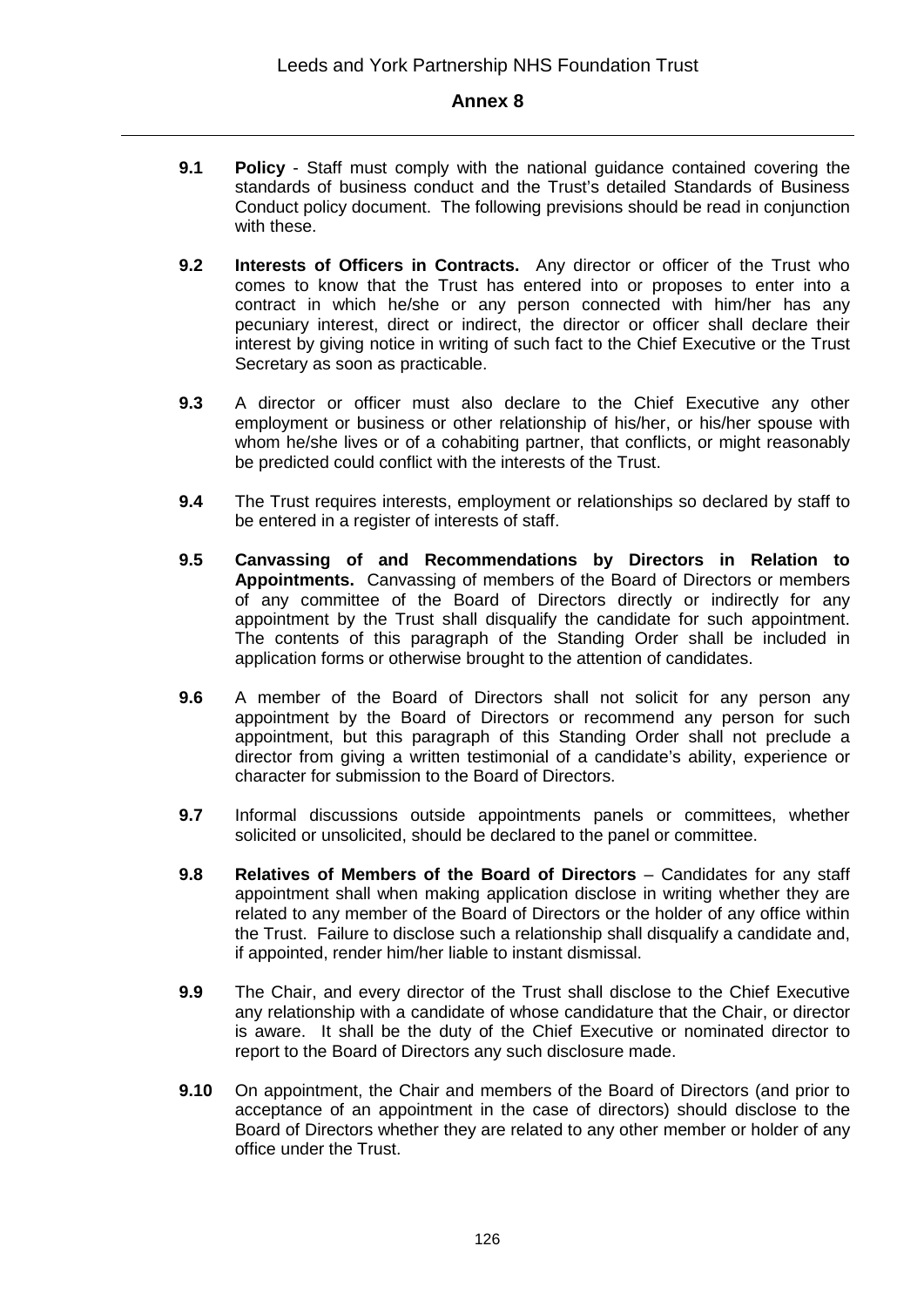## Annex 8

**9.1** **Policy** - Staff must comply with the national guidance contained covering the standards of business conduct and the Trust's detailed Standards of Business Conduct policy document. The following previsions should be read in conjunction with these.

**9.2** **Interests of Officers in Contracts.** Any director or officer of the Trust who comes to know that the Trust has entered into or proposes to enter into a contract in which he/she or any person connected with him/her has any pecuniary interest, direct or indirect, the director or officer shall declare their interest by giving notice in writing of such fact to the Chief Executive or the Trust Secretary as soon as practicable.

**9.3** A director or officer must also declare to the Chief Executive any other employment or business or other relationship of his/her, or his/her spouse with whom he/she lives or of a cohabiting partner, that conflicts, or might reasonably be predicted could conflict with the interests of the Trust.

**9.4** The Trust requires interests, employment or relationships so declared by staff to be entered in a register of interests of staff.

**9.5** **Canvassing of and Recommendations by Directors in Relation to Appointments.** Canvassing of members of the Board of Directors or members of any committee of the Board of Directors directly or indirectly for any appointment by the Trust shall disqualify the candidate for such appointment. The contents of this paragraph of the Standing Order shall be included in application forms or otherwise brought to the attention of candidates.

**9.6** A member of the Board of Directors shall not solicit for any person any appointment by the Board of Directors or recommend any person for such appointment, but this paragraph of this Standing Order shall not preclude a director from giving a written testimonial of a candidate's ability, experience or character for submission to the Board of Directors.

**9.7** Informal discussions outside appointments panels or committees, whether solicited or unsolicited, should be declared to the panel or committee.

**9.8** **Relatives of Members of the Board of Directors** – Candidates for any staff appointment shall when making application disclose in writing whether they are related to any member of the Board of Directors or the holder of any office within the Trust. Failure to disclose such a relationship shall disqualify a candidate and, if appointed, render him/her liable to instant dismissal.

**9.9** The Chair, and every director of the Trust shall disclose to the Chief Executive any relationship with a candidate of whose candidature that the Chair, or director is aware. It shall be the duty of the Chief Executive or nominated director to report to the Board of Directors any such disclosure made.

**9.10** On appointment, the Chair and members of the Board of Directors (and prior to acceptance of an appointment in the case of directors) should disclose to the Board of Directors whether they are related to any other member or holder of any office under the Trust.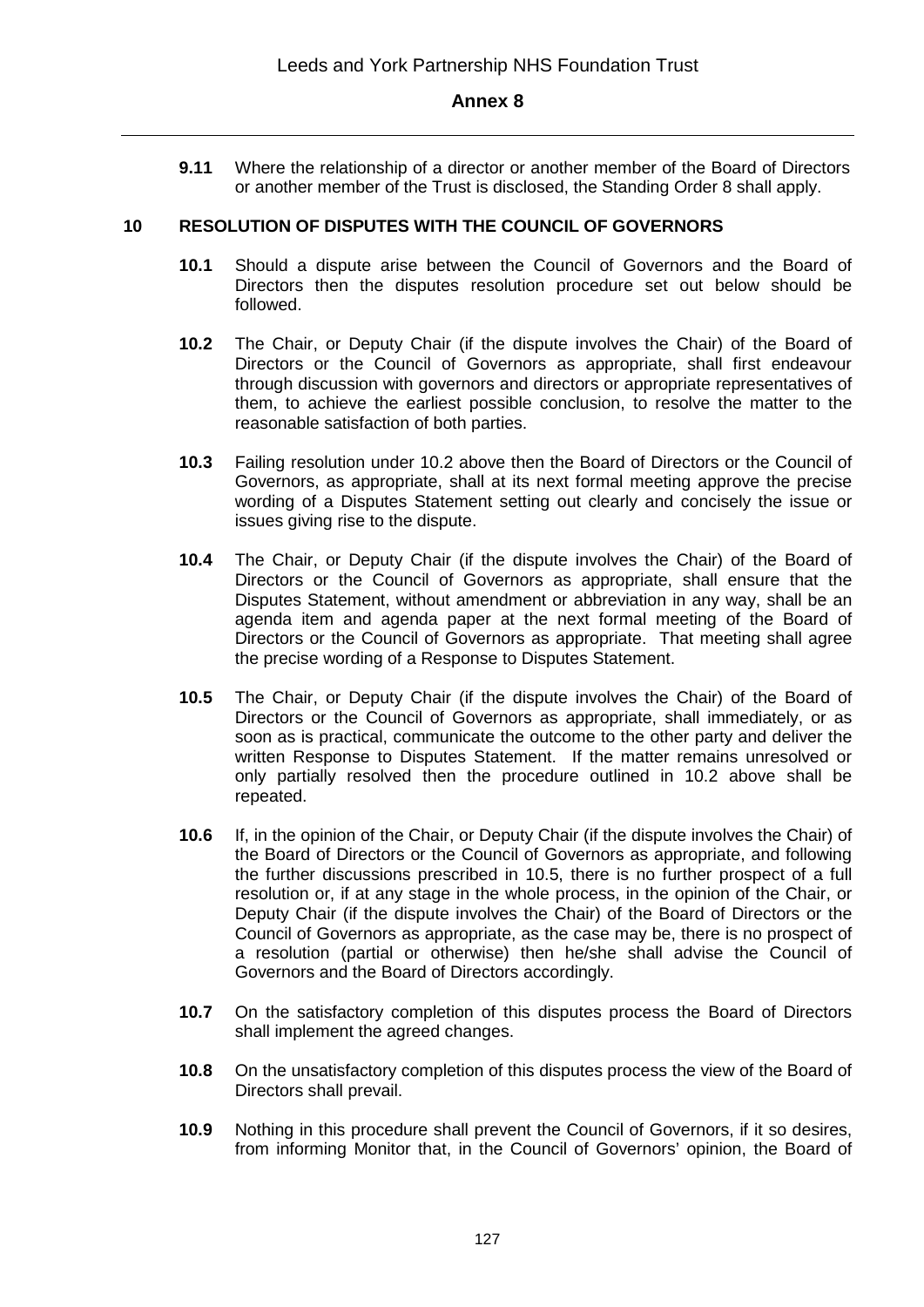**9.11** Where the relationship of a director or another member of the Board of Directors or another member of the Trust is disclosed, the Standing Order 8 shall apply.

## 10 RESOLUTION OF DISPUTES WITH THE COUNCIL OF GOVERNORS

**10.1** Should a dispute arise between the Council of Governors and the Board of Directors then the disputes resolution procedure set out below should be followed.

**10.2** The Chair, or Deputy Chair (if the dispute involves the Chair) of the Board of Directors or the Council of Governors as appropriate, shall first endeavour through discussion with governors and directors or appropriate representatives of them, to achieve the earliest possible conclusion, to resolve the matter to the reasonable satisfaction of both parties.

**10.3** Failing resolution under 10.2 above then the Board of Directors or the Council of Governors, as appropriate, shall at its next formal meeting approve the precise wording of a Disputes Statement setting out clearly and concisely the issue or issues giving rise to the dispute.

**10.4** The Chair, or Deputy Chair (if the dispute involves the Chair) of the Board of Directors or the Council of Governors as appropriate, shall ensure that the Disputes Statement, without amendment or abbreviation in any way, shall be an agenda item and agenda paper at the next formal meeting of the Board of Directors or the Council of Governors as appropriate. That meeting shall agree the precise wording of a Response to Disputes Statement.

**10.5** The Chair, or Deputy Chair (if the dispute involves the Chair) of the Board of Directors or the Council of Governors as appropriate, shall immediately, or as soon as is practical, communicate the outcome to the other party and deliver the written Response to Disputes Statement. If the matter remains unresolved or only partially resolved then the procedure outlined in 10.2 above shall be repeated.

**10.6** If, in the opinion of the Chair, or Deputy Chair (if the dispute involves the Chair) of the Board of Directors or the Council of Governors as appropriate, and following the further discussions prescribed in 10.5, there is no further prospect of a full resolution or, if at any stage in the whole process, in the opinion of the Chair, or Deputy Chair (if the dispute involves the Chair) of the Board of Directors or the Council of Governors as appropriate, as the case may be, there is no prospect of a resolution (partial or otherwise) then he/she shall advise the Council of Governors and the Board of Directors accordingly.

**10.7** On the satisfactory completion of this disputes process the Board of Directors shall implement the agreed changes.

**10.8** On the unsatisfactory completion of this disputes process the view of the Board of Directors shall prevail.

**10.9** Nothing in this procedure shall prevent the Council of Governors, if it so desires, from informing Monitor that, in the Council of Governors' opinion, the Board of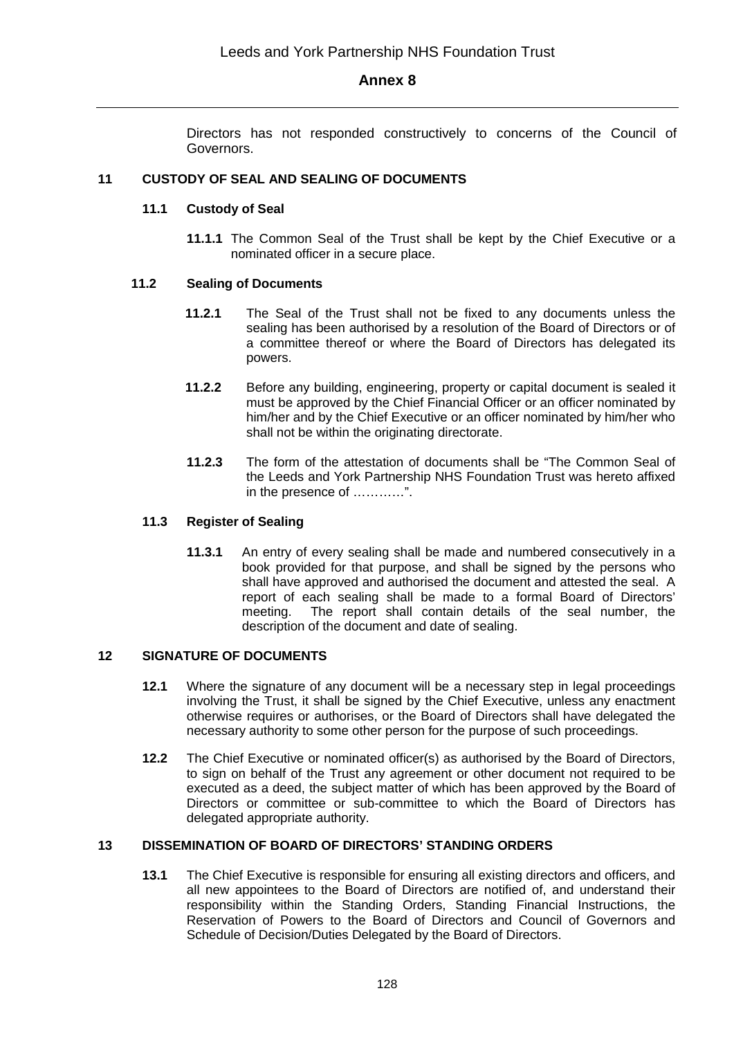Directors has not responded constructively to concerns of the Council of Governors.

## 11 CUSTODY OF SEAL AND SEALING OF DOCUMENTS

### 11.1 Custody of Seal

**11.1.1** The Common Seal of the Trust shall be kept by the Chief Executive or a nominated officer in a secure place.

### 11.2 Sealing of Documents

**11.2.1** The Seal of the Trust shall not be fixed to any documents unless the sealing has been authorised by a resolution of the Board of Directors or of a committee thereof or where the Board of Directors has delegated its powers.

**11.2.2** Before any building, engineering, property or capital document is sealed it must be approved by the Chief Financial Officer or an officer nominated by him/her and by the Chief Executive or an officer nominated by him/her who shall not be within the originating directorate.

**11.2.3** The form of the attestation of documents shall be "The Common Seal of the Leeds and York Partnership NHS Foundation Trust was hereto affixed in the presence of …………".

### 11.3 Register of Sealing

**11.3.1** An entry of every sealing shall be made and numbered consecutively in a book provided for that purpose, and shall be signed by the persons who shall have approved and authorised the document and attested the seal. A report of each sealing shall be made to a formal Board of Directors' meeting. The report shall contain details of the seal number, the description of the document and date of sealing.

## 12 SIGNATURE OF DOCUMENTS

**12.1** Where the signature of any document will be a necessary step in legal proceedings involving the Trust, it shall be signed by the Chief Executive, unless any enactment otherwise requires or authorises, or the Board of Directors shall have delegated the necessary authority to some other person for the purpose of such proceedings.

**12.2** The Chief Executive or nominated officer(s) as authorised by the Board of Directors, to sign on behalf of the Trust any agreement or other document not required to be executed as a deed, the subject matter of which has been approved by the Board of Directors or committee or sub-committee to which the Board of Directors has delegated appropriate authority.

## 13 DISSEMINATION OF BOARD OF DIRECTORS' STANDING ORDERS

**13.1** The Chief Executive is responsible for ensuring all existing directors and officers, and all new appointees to the Board of Directors are notified of, and understand their responsibility within the Standing Orders, Standing Financial Instructions, the Reservation of Powers to the Board of Directors and Council of Governors and Schedule of Decision/Duties Delegated by the Board of Directors.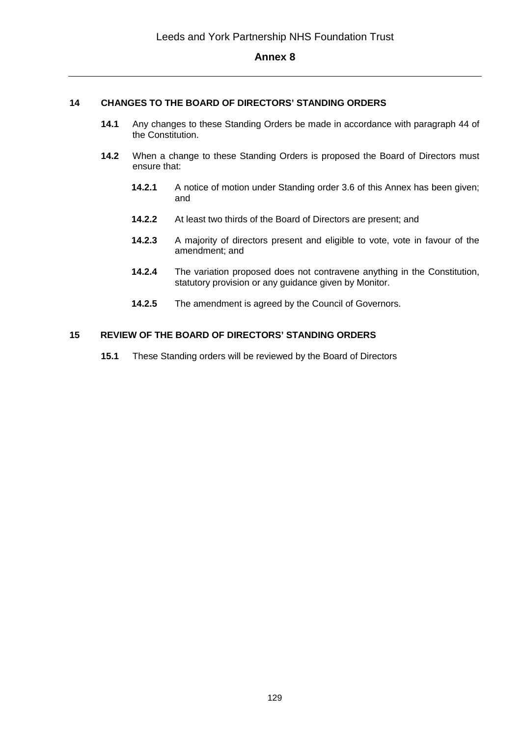## 14 CHANGES TO THE BOARD OF DIRECTORS' STANDING ORDERS

**14.1** Any changes to these Standing Orders be made in accordance with paragraph 44 of the Constitution.

**14.2** When a change to these Standing Orders is proposed the Board of Directors must ensure that:

**14.2.1** A notice of motion under Standing order 3.6 of this Annex has been given; and

**14.2.2** At least two thirds of the Board of Directors are present; and

**14.2.3** A majority of directors present and eligible to vote, vote in favour of the amendment; and

**14.2.4** The variation proposed does not contravene anything in the Constitution, statutory provision or any guidance given by Monitor.

**14.2.5** The amendment is agreed by the Council of Governors.

## 15 REVIEW OF THE BOARD OF DIRECTORS' STANDING ORDERS

**15.1** These Standing orders will be reviewed by the Board of Directors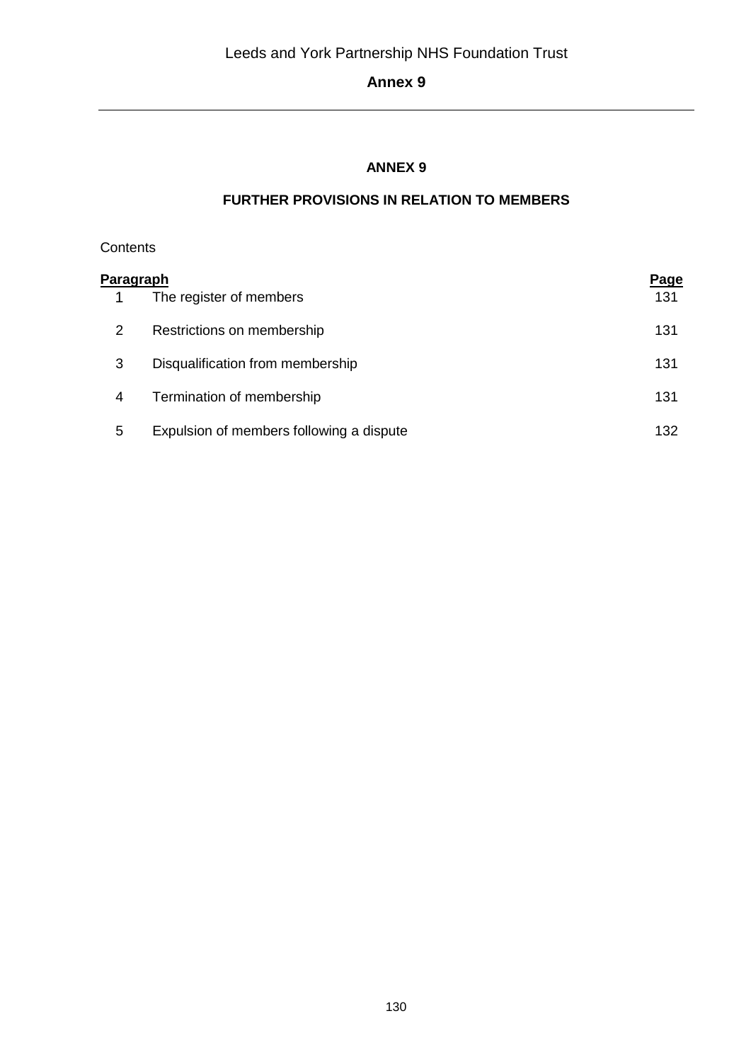# ANNEX 9

## FURTHER PROVISIONS IN RELATION TO MEMBERS

Contents

| Paragraph | | Page |
|---|---|---|
| 1 | The register of members | 131 |
| 2 | Restrictions on membership | 131 |
| 3 | Disqualification from membership | 131 |
| 4 | Termination of membership | 131 |
| 5 | Expulsion of members following a dispute | 132 |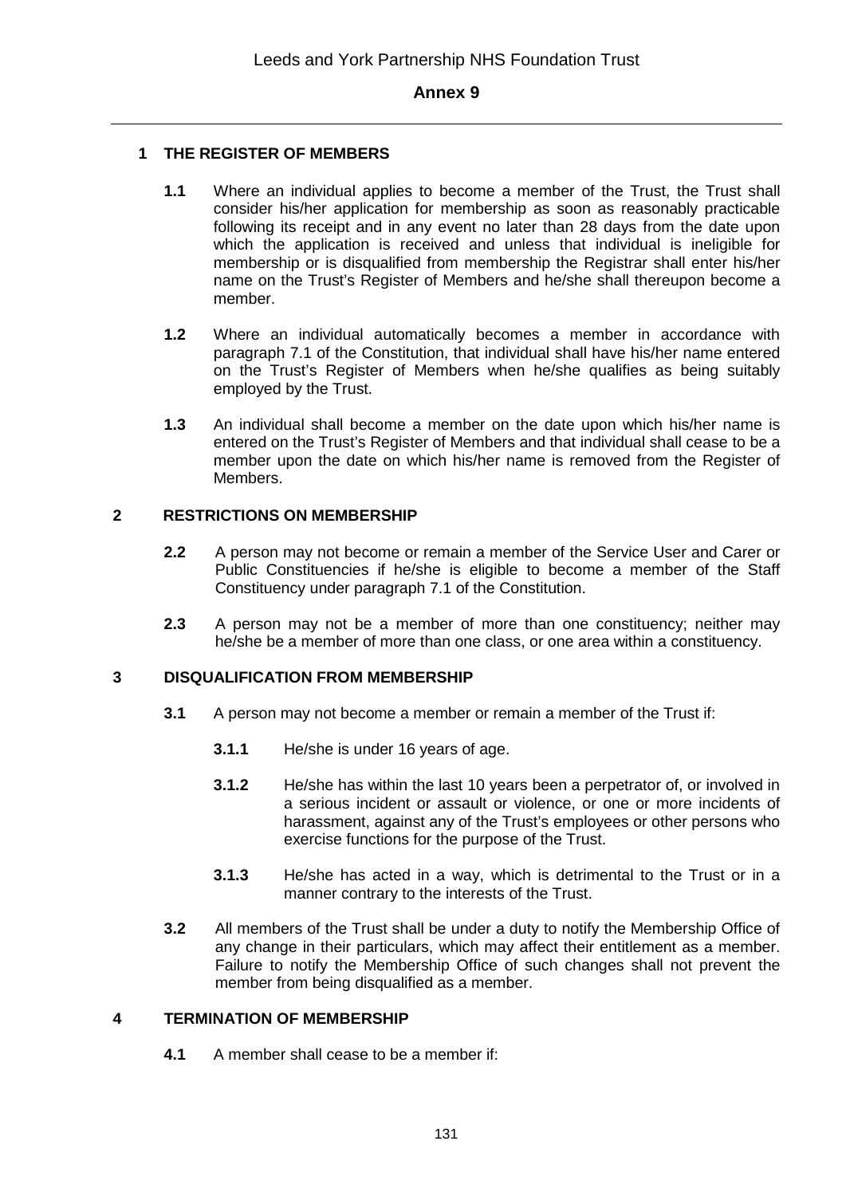## Annex 9

### 1 THE REGISTER OF MEMBERS

**1.1** Where an individual applies to become a member of the Trust, the Trust shall consider his/her application for membership as soon as reasonably practicable following its receipt and in any event no later than 28 days from the date upon which the application is received and unless that individual is ineligible for membership or is disqualified from membership the Registrar shall enter his/her name on the Trust's Register of Members and he/she shall thereupon become a member.

**1.2** Where an individual automatically becomes a member in accordance with paragraph 7.1 of the Constitution, that individual shall have his/her name entered on the Trust's Register of Members when he/she qualifies as being suitably employed by the Trust.

**1.3** An individual shall become a member on the date upon which his/her name is entered on the Trust's Register of Members and that individual shall cease to be a member upon the date on which his/her name is removed from the Register of Members.

### 2 RESTRICTIONS ON MEMBERSHIP

**2.2** A person may not become or remain a member of the Service User and Carer or Public Constituencies if he/she is eligible to become a member of the Staff Constituency under paragraph 7.1 of the Constitution.

**2.3** A person may not be a member of more than one constituency; neither may he/she be a member of more than one class, or one area within a constituency.

### 3 DISQUALIFICATION FROM MEMBERSHIP

**3.1** A person may not become a member or remain a member of the Trust if:

**3.1.1** He/she is under 16 years of age.

**3.1.2** He/she has within the last 10 years been a perpetrator of, or involved in a serious incident or assault or violence, or one or more incidents of harassment, against any of the Trust's employees or other persons who exercise functions for the purpose of the Trust.

**3.1.3** He/she has acted in a way, which is detrimental to the Trust or in a manner contrary to the interests of the Trust.

**3.2** All members of the Trust shall be under a duty to notify the Membership Office of any change in their particulars, which may affect their entitlement as a member. Failure to notify the Membership Office of such changes shall not prevent the member from being disqualified as a member.

### 4 TERMINATION OF MEMBERSHIP

**4.1** A member shall cease to be a member if: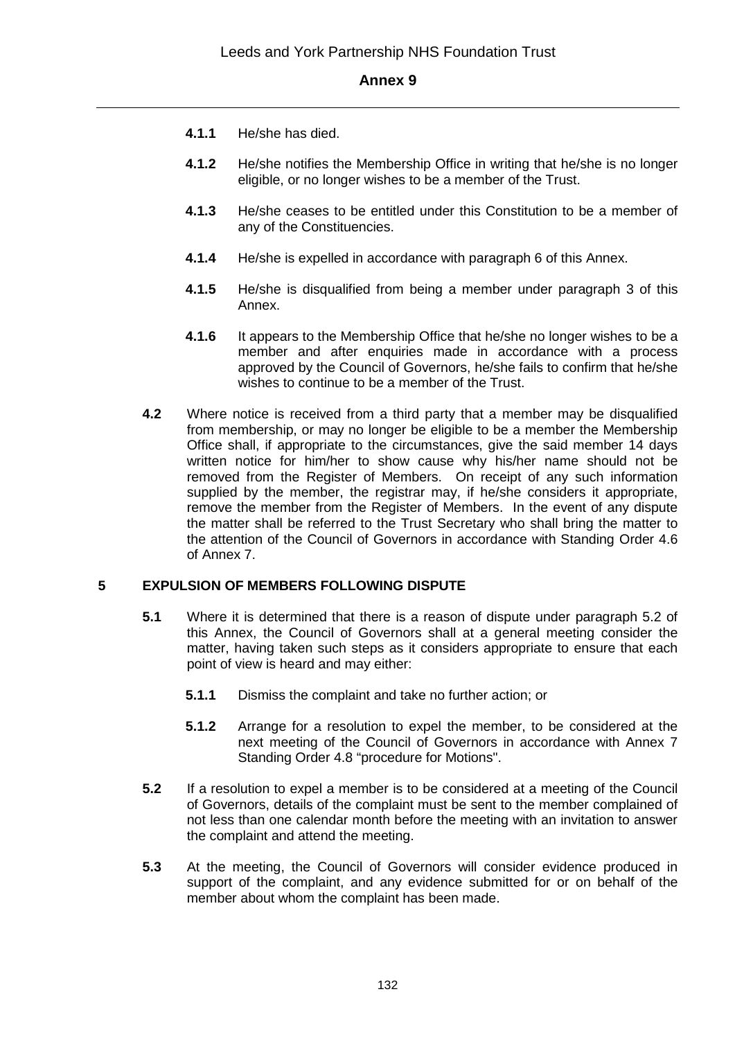**4.1.1** He/she has died.

**4.1.2** He/she notifies the Membership Office in writing that he/she is no longer eligible, or no longer wishes to be a member of the Trust.

**4.1.3** He/she ceases to be entitled under this Constitution to be a member of any of the Constituencies.

**4.1.4** He/she is expelled in accordance with paragraph 6 of this Annex.

**4.1.5** He/she is disqualified from being a member under paragraph 3 of this Annex.

**4.1.6** It appears to the Membership Office that he/she no longer wishes to be a member and after enquiries made in accordance with a process approved by the Council of Governors, he/she fails to confirm that he/she wishes to continue to be a member of the Trust.

**4.2** Where notice is received from a third party that a member may be disqualified from membership, or may no longer be eligible to be a member the Membership Office shall, if appropriate to the circumstances, give the said member 14 days written notice for him/her to show cause why his/her name should not be removed from the Register of Members. On receipt of any such information supplied by the member, the registrar may, if he/she considers it appropriate, remove the member from the Register of Members. In the event of any dispute the matter shall be referred to the Trust Secretary who shall bring the matter to the attention of the Council of Governors in accordance with Standing Order 4.6 of Annex 7.

## 5 EXPULSION OF MEMBERS FOLLOWING DISPUTE

**5.1** Where it is determined that there is a reason of dispute under paragraph 5.2 of this Annex, the Council of Governors shall at a general meeting consider the matter, having taken such steps as it considers appropriate to ensure that each point of view is heard and may either:

**5.1.1** Dismiss the complaint and take no further action; or

**5.1.2** Arrange for a resolution to expel the member, to be considered at the next meeting of the Council of Governors in accordance with Annex 7 Standing Order 4.8 "procedure for Motions".

**5.2** If a resolution to expel a member is to be considered at a meeting of the Council of Governors, details of the complaint must be sent to the member complained of not less than one calendar month before the meeting with an invitation to answer the complaint and attend the meeting.

**5.3** At the meeting, the Council of Governors will consider evidence produced in support of the complaint, and any evidence submitted for or on behalf of the member about whom the complaint has been made.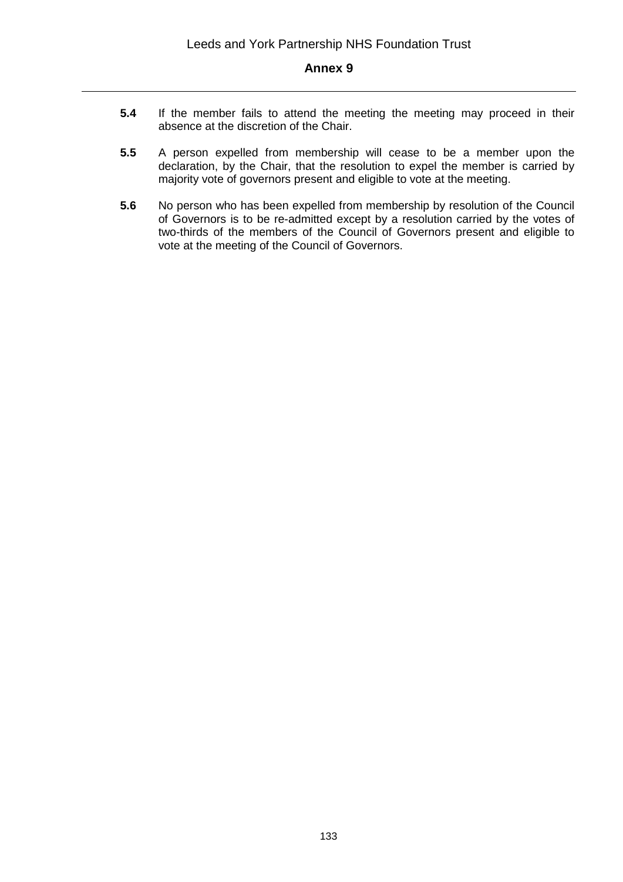**5.4** If the member fails to attend the meeting the meeting may proceed in their absence at the discretion of the Chair.

**5.5** A person expelled from membership will cease to be a member upon the declaration, by the Chair, that the resolution to expel the member is carried by majority vote of governors present and eligible to vote at the meeting.

**5.6** No person who has been expelled from membership by resolution of the Council of Governors is to be re-admitted except by a resolution carried by the votes of two-thirds of the members of the Council of Governors present and eligible to vote at the meeting of the Council of Governors.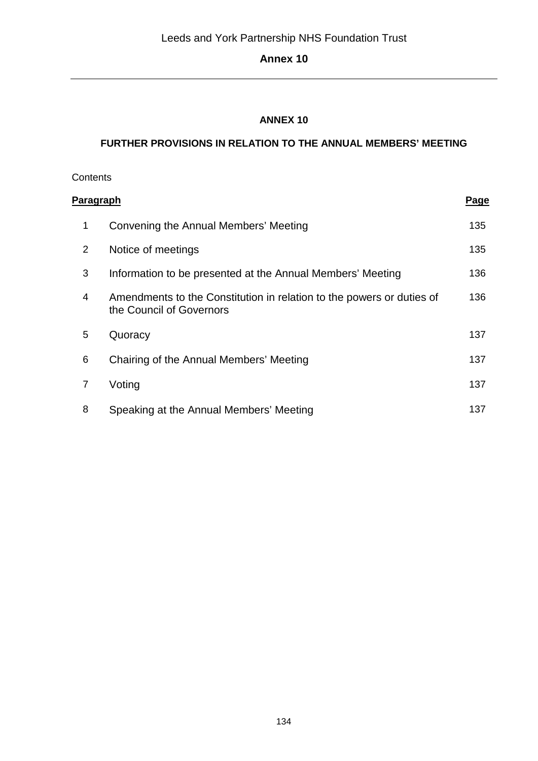# ANNEX 10

## FURTHER PROVISIONS IN RELATION TO THE ANNUAL MEMBERS' MEETING

Contents

| Paragraph | | Page |
|---|---|---|
| 1 | Convening the Annual Members' Meeting | 135 |
| 2 | Notice of meetings | 135 |
| 3 | Information to be presented at the Annual Members' Meeting | 136 |
| 4 | Amendments to the Constitution in relation to the powers or duties of the Council of Governors | 136 |
| 5 | Quoracy | 137 |
| 6 | Chairing of the Annual Members' Meeting | 137 |
| 7 | Voting | 137 |
| 8 | Speaking at the Annual Members' Meeting | 137 |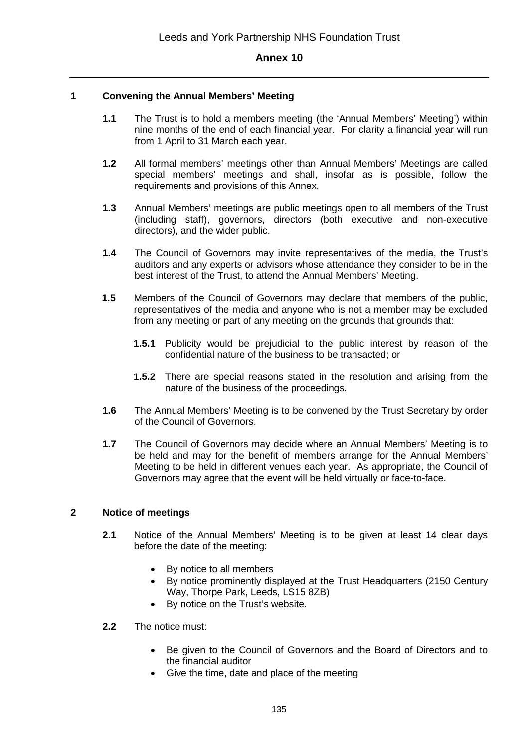Leeds and York Partnership NHS Foundation Trust

## Annex 10

### 1 Convening the Annual Members' Meeting

**1.1** The Trust is to hold a members meeting (the 'Annual Members' Meeting') within nine months of the end of each financial year. For clarity a financial year will run from 1 April to 31 March each year.

**1.2** All formal members' meetings other than Annual Members' Meetings are called special members' meetings and shall, insofar as is possible, follow the requirements and provisions of this Annex.

**1.3** Annual Members' meetings are public meetings open to all members of the Trust (including staff), governors, directors (both executive and non-executive directors), and the wider public.

**1.4** The Council of Governors may invite representatives of the media, the Trust's auditors and any experts or advisors whose attendance they consider to be in the best interest of the Trust, to attend the Annual Members' Meeting.

**1.5** Members of the Council of Governors may declare that members of the public, representatives of the media and anyone who is not a member may be excluded from any meeting or part of any meeting on the grounds that grounds that:

**1.5.1** Publicity would be prejudicial to the public interest by reason of the confidential nature of the business to be transacted; or

**1.5.2** There are special reasons stated in the resolution and arising from the nature of the business of the proceedings.

**1.6** The Annual Members' Meeting is to be convened by the Trust Secretary by order of the Council of Governors.

**1.7** The Council of Governors may decide where an Annual Members' Meeting is to be held and may for the benefit of members arrange for the Annual Members' Meeting to be held in different venues each year. As appropriate, the Council of Governors may agree that the event will be held virtually or face-to-face.

### 2 Notice of meetings

**2.1** Notice of the Annual Members' Meeting is to be given at least 14 clear days before the date of the meeting:

- By notice to all members
- By notice prominently displayed at the Trust Headquarters (2150 Century Way, Thorpe Park, Leeds, LS15 8ZB)
- By notice on the Trust's website.

**2.2** The notice must:

- Be given to the Council of Governors and the Board of Directors and to the financial auditor
- Give the time, date and place of the meeting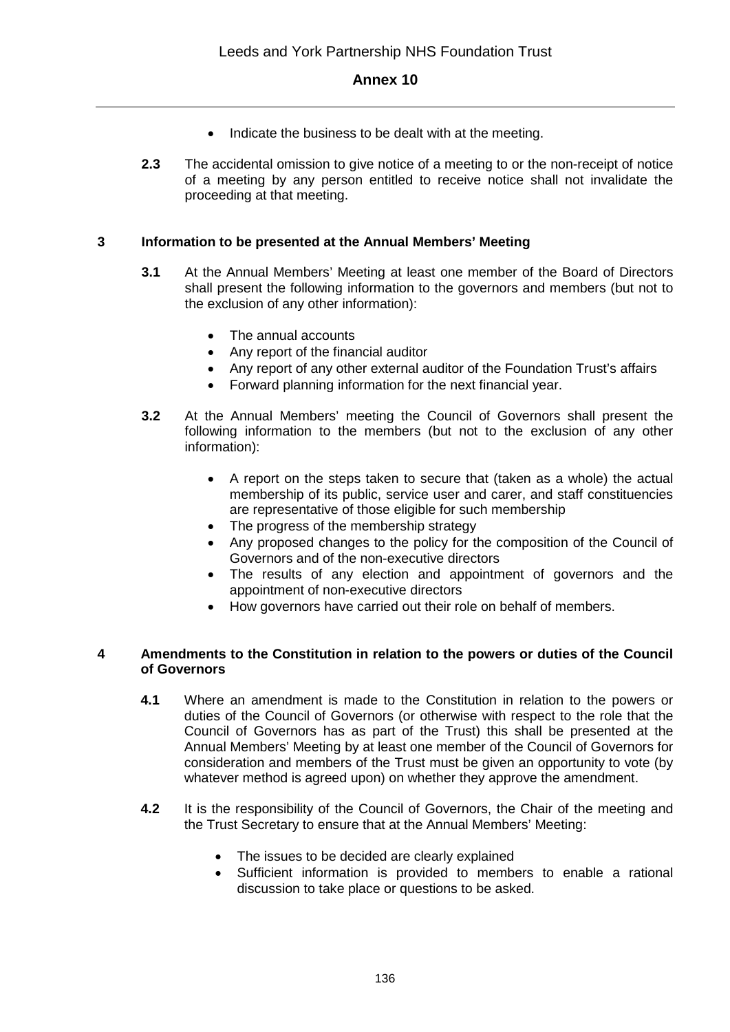- Indicate the business to be dealt with at the meeting.

**2.3** The accidental omission to give notice of a meeting to or the non-receipt of notice of a meeting by any person entitled to receive notice shall not invalidate the proceeding at that meeting.

## 3 Information to be presented at the Annual Members' Meeting

**3.1** At the Annual Members' Meeting at least one member of the Board of Directors shall present the following information to the governors and members (but not to the exclusion of any other information):

- The annual accounts
- Any report of the financial auditor
- Any report of any other external auditor of the Foundation Trust's affairs
- Forward planning information for the next financial year.

**3.2** At the Annual Members' meeting the Council of Governors shall present the following information to the members (but not to the exclusion of any other information):

- A report on the steps taken to secure that (taken as a whole) the actual membership of its public, service user and carer, and staff constituencies are representative of those eligible for such membership
- The progress of the membership strategy
- Any proposed changes to the policy for the composition of the Council of Governors and of the non-executive directors
- The results of any election and appointment of governors and the appointment of non-executive directors
- How governors have carried out their role on behalf of members.

## 4 Amendments to the Constitution in relation to the powers or duties of the Council of Governors

**4.1** Where an amendment is made to the Constitution in relation to the powers or duties of the Council of Governors (or otherwise with respect to the role that the Council of Governors has as part of the Trust) this shall be presented at the Annual Members' Meeting by at least one member of the Council of Governors for consideration and members of the Trust must be given an opportunity to vote (by whatever method is agreed upon) on whether they approve the amendment.

**4.2** It is the responsibility of the Council of Governors, the Chair of the meeting and the Trust Secretary to ensure that at the Annual Members' Meeting:

- The issues to be decided are clearly explained
- Sufficient information is provided to members to enable a rational discussion to take place or questions to be asked.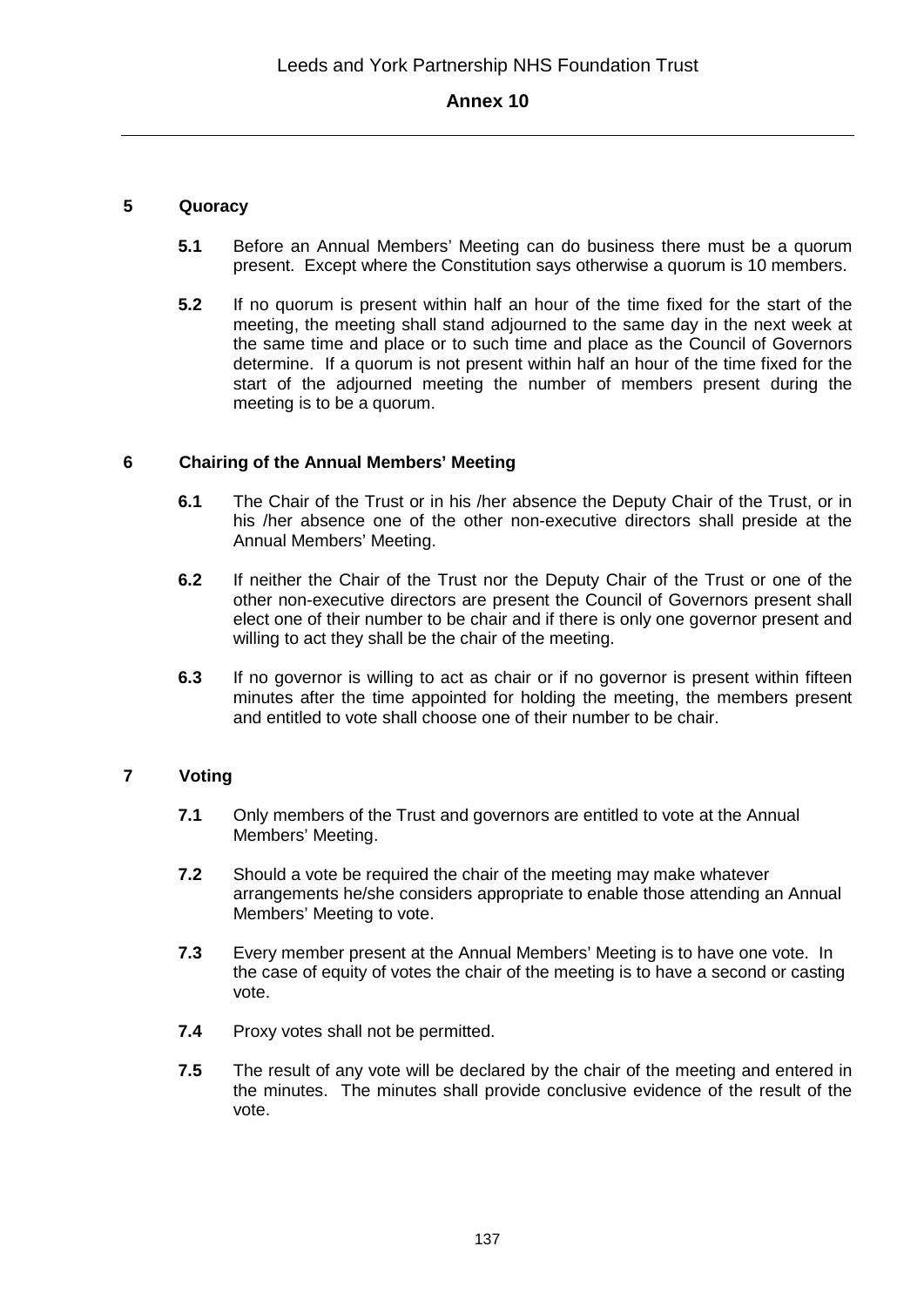## 5 Quoracy

**5.1** Before an Annual Members' Meeting can do business there must be a quorum present. Except where the Constitution says otherwise a quorum is 10 members.

**5.2** If no quorum is present within half an hour of the time fixed for the start of the meeting, the meeting shall stand adjourned to the same day in the next week at the same time and place or to such time and place as the Council of Governors determine. If a quorum is not present within half an hour of the time fixed for the start of the adjourned meeting the number of members present during the meeting is to be a quorum.

## 6 Chairing of the Annual Members' Meeting

**6.1** The Chair of the Trust or in his /her absence the Deputy Chair of the Trust, or in his /her absence one of the other non-executive directors shall preside at the Annual Members' Meeting.

**6.2** If neither the Chair of the Trust nor the Deputy Chair of the Trust or one of the other non-executive directors are present the Council of Governors present shall elect one of their number to be chair and if there is only one governor present and willing to act they shall be the chair of the meeting.

**6.3** If no governor is willing to act as chair or if no governor is present within fifteen minutes after the time appointed for holding the meeting, the members present and entitled to vote shall choose one of their number to be chair.

## 7 Voting

**7.1** Only members of the Trust and governors are entitled to vote at the Annual Members' Meeting.

**7.2** Should a vote be required the chair of the meeting may make whatever arrangements he/she considers appropriate to enable those attending an Annual Members' Meeting to vote.

**7.3** Every member present at the Annual Members' Meeting is to have one vote. In the case of equity of votes the chair of the meeting is to have a second or casting vote.

**7.4** Proxy votes shall not be permitted.

**7.5** The result of any vote will be declared by the chair of the meeting and entered in the minutes. The minutes shall provide conclusive evidence of the result of the vote.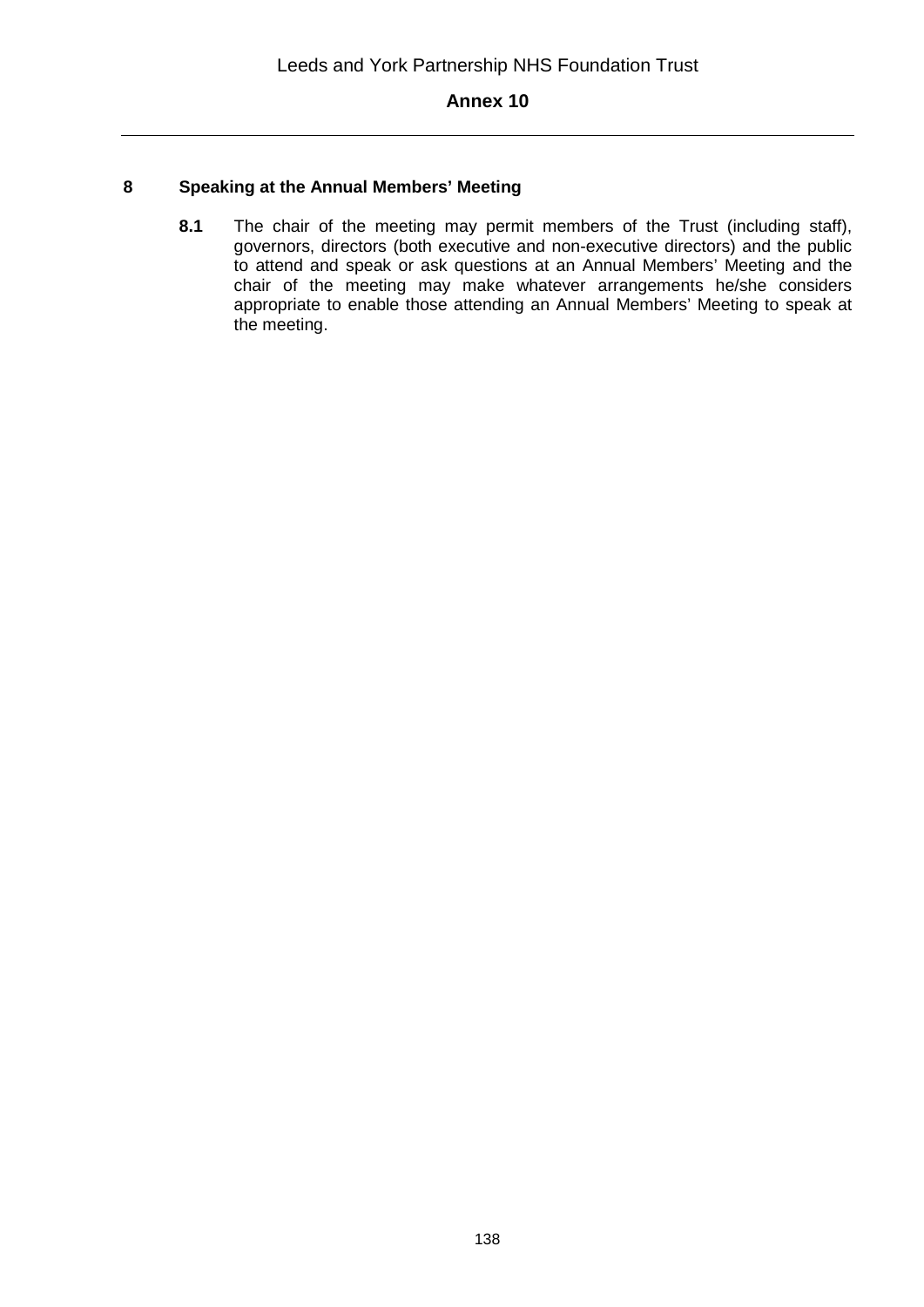## 8 Speaking at the Annual Members' Meeting

**8.1** The chair of the meeting may permit members of the Trust (including staff), governors, directors (both executive and non-executive directors) and the public to attend and speak or ask questions at an Annual Members' Meeting and the chair of the meeting may make whatever arrangements he/she considers appropriate to enable those attending an Annual Members' Meeting to speak at the meeting.